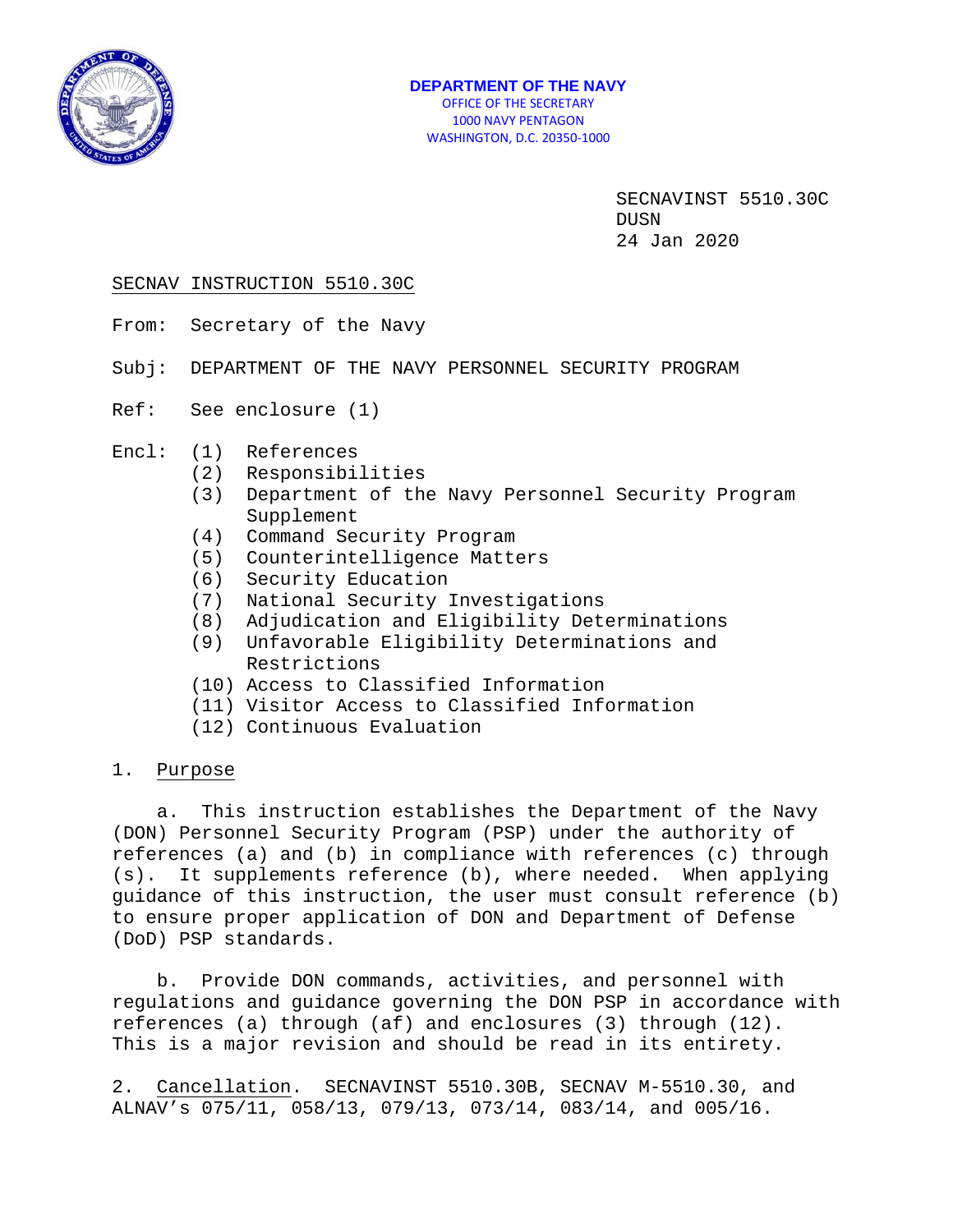**DEPARTMENT OF THE NAVY**
OFFICE OF THE SECRETARY
1000 NAVY PENTAGON
WASHINGTON, D.C. 20350-1000

SECNAVINST 5510.30C
DUSN
24 Jan 2020

SECNAV INSTRUCTION 5510.30C

From: Secretary of the Navy

Subj: DEPARTMENT OF THE NAVY PERSONNEL SECURITY PROGRAM

Ref: See enclosure (1)

Encl:
(1) References
(2) Responsibilities
(3) Department of the Navy Personnel Security Program Supplement
(4) Command Security Program
(5) Counterintelligence Matters
(6) Security Education
(7) National Security Investigations
(8) Adjudication and Eligibility Determinations
(9) Unfavorable Eligibility Determinations and Restrictions
(10) Access to Classified Information
(11) Visitor Access to Classified Information
(12) Continuous Evaluation

1. Purpose

a. This instruction establishes the Department of the Navy (DON) Personnel Security Program (PSP) under the authority of references (a) and (b) in compliance with references (c) through (s). It supplements reference (b), where needed. When applying guidance of this instruction, the user must consult reference (b) to ensure proper application of DON and Department of Defense (DoD) PSP standards.

b. Provide DON commands, activities, and personnel with regulations and guidance governing the DON PSP in accordance with references (a) through (af) and enclosures (3) through (12). This is a major revision and should be read in its entirety.

2. Cancellation. SECNAVINST 5510.30B, SECNAV M-5510.30, and ALNAV's 075/11, 058/13, 079/13, 073/14, 083/14, and 005/16.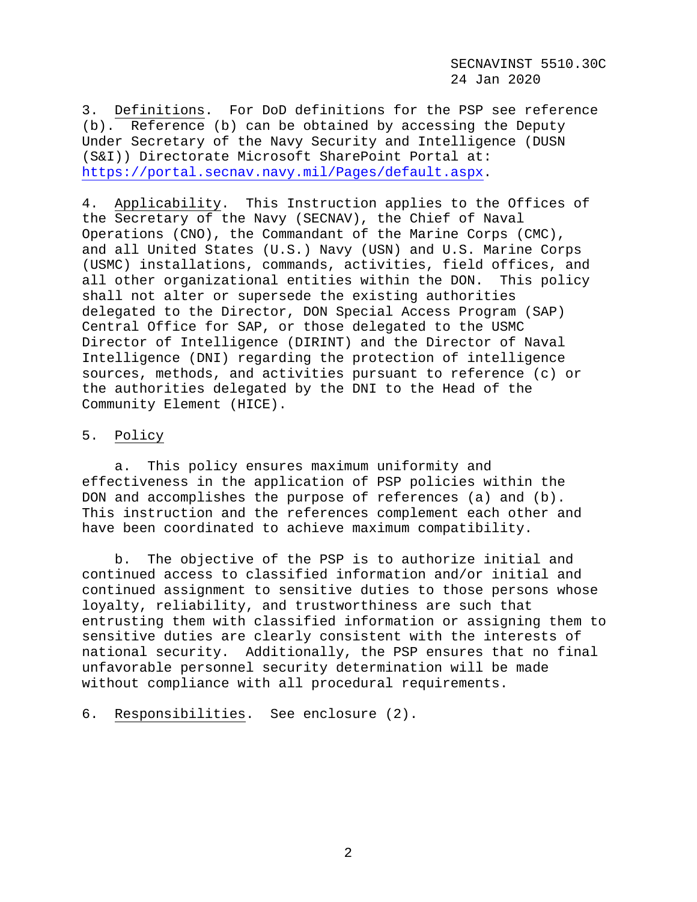3. Definitions. For DoD definitions for the PSP see reference (b). Reference (b) can be obtained by accessing the Deputy Under Secretary of the Navy Security and Intelligence (DUSN (S&I)) Directorate Microsoft SharePoint Portal at: https://portal.secnav.navy.mil/Pages/default.aspx.

4. Applicability. This Instruction applies to the Offices of the Secretary of the Navy (SECNAV), the Chief of Naval Operations (CNO), the Commandant of the Marine Corps (CMC), and all United States (U.S.) Navy (USN) and U.S. Marine Corps (USMC) installations, commands, activities, field offices, and all other organizational entities within the DON. This policy shall not alter or supersede the existing authorities delegated to the Director, DON Special Access Program (SAP) Central Office for SAP, or those delegated to the USMC Director of Intelligence (DIRINT) and the Director of Naval Intelligence (DNI) regarding the protection of intelligence sources, methods, and activities pursuant to reference (c) or the authorities delegated by the DNI to the Head of the Community Element (HICE).

5. Policy

a. This policy ensures maximum uniformity and effectiveness in the application of PSP policies within the DON and accomplishes the purpose of references (a) and (b). This instruction and the references complement each other and have been coordinated to achieve maximum compatibility.

b. The objective of the PSP is to authorize initial and continued access to classified information and/or initial and continued assignment to sensitive duties to those persons whose loyalty, reliability, and trustworthiness are such that entrusting them with classified information or assigning them to sensitive duties are clearly consistent with the interests of national security. Additionally, the PSP ensures that no final unfavorable personnel security determination will be made without compliance with all procedural requirements.

6. Responsibilities. See enclosure (2).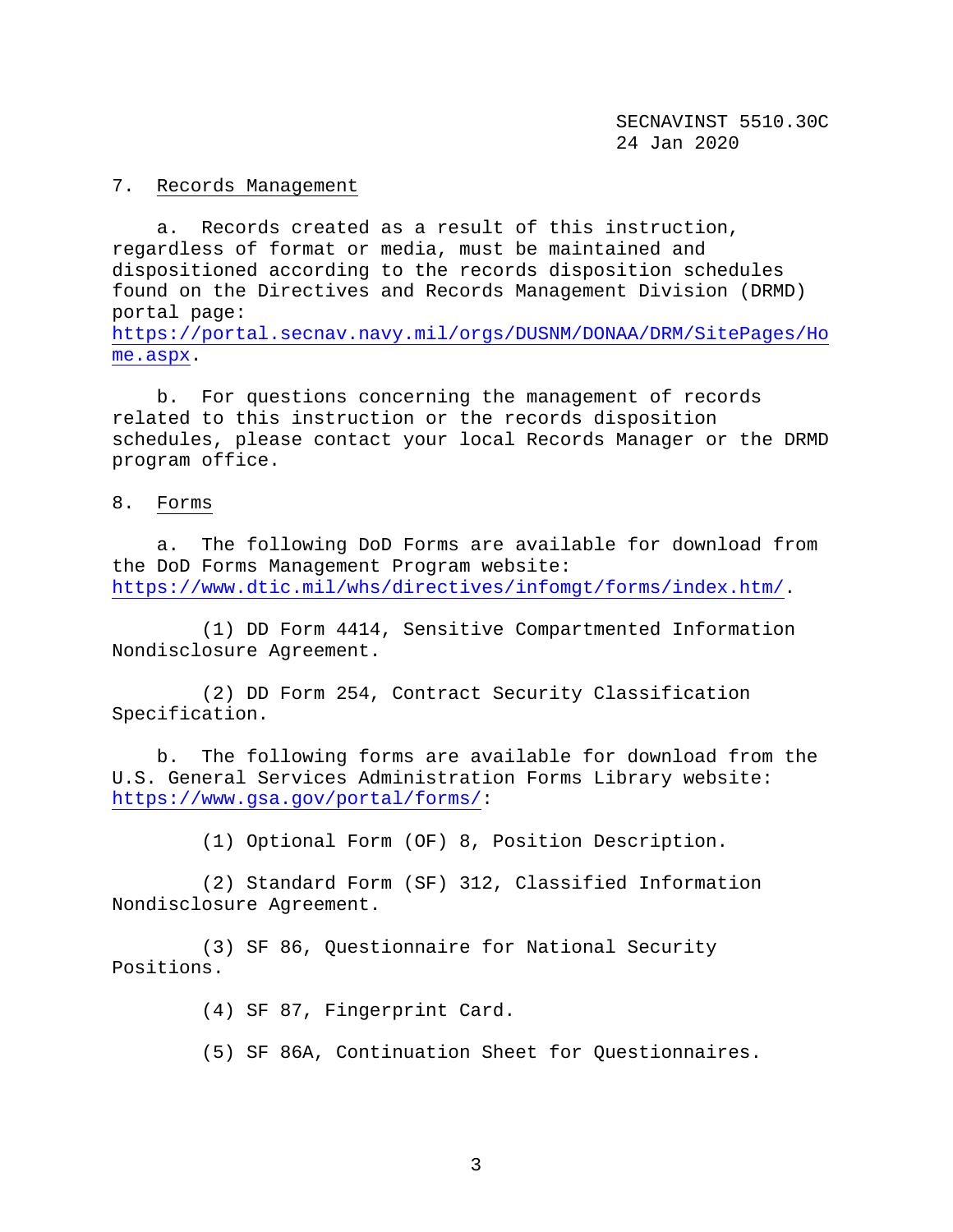7. Records Management

a. Records created as a result of this instruction, regardless of format or media, must be maintained and dispositioned according to the records disposition schedules found on the Directives and Records Management Division (DRMD) portal page: https://portal.secnav.navy.mil/orgs/DUSNM/DONAA/DRM/SitePages/Home.aspx.

b. For questions concerning the management of records related to this instruction or the records disposition schedules, please contact your local Records Manager or the DRMD program office.

8. Forms

a. The following DoD Forms are available for download from the DoD Forms Management Program website: https://www.dtic.mil/whs/directives/infomgt/forms/index.htm/.

(1) DD Form 4414, Sensitive Compartmented Information Nondisclosure Agreement.

(2) DD Form 254, Contract Security Classification Specification.

b. The following forms are available for download from the U.S. General Services Administration Forms Library website: https://www.gsa.gov/portal/forms/:

(1) Optional Form (OF) 8, Position Description.

(2) Standard Form (SF) 312, Classified Information Nondisclosure Agreement.

(3) SF 86, Questionnaire for National Security Positions.

(4) SF 87, Fingerprint Card.

(5) SF 86A, Continuation Sheet for Questionnaires.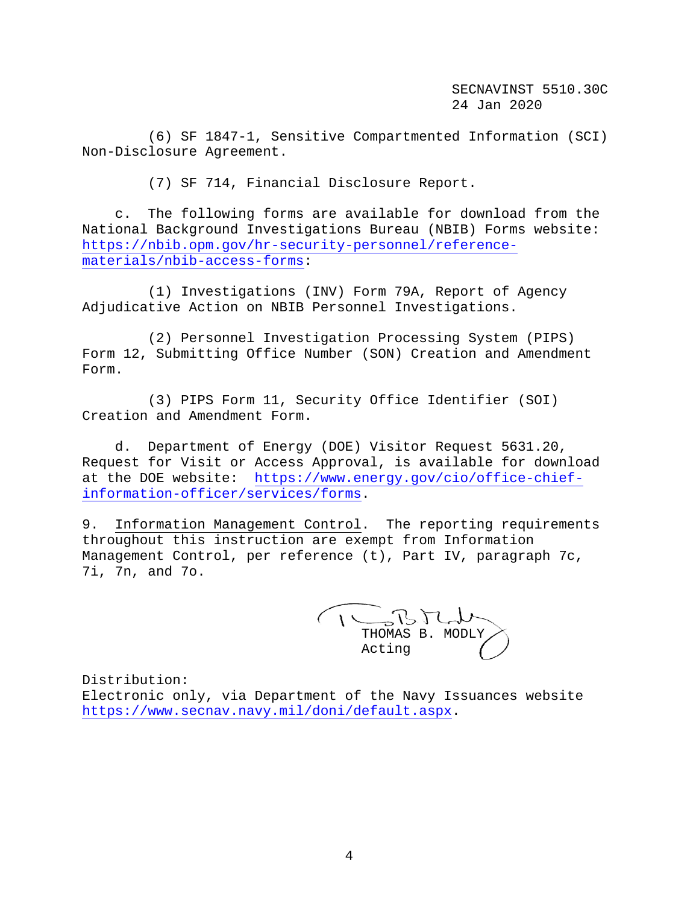(6) SF 1847-1, Sensitive Compartmented Information (SCI) Non-Disclosure Agreement.

(7) SF 714, Financial Disclosure Report.

c. The following forms are available for download from the National Background Investigations Bureau (NBIB) Forms website: https://nbib.opm.gov/hr-security-personnel/reference-materials/nbib-access-forms:

(1) Investigations (INV) Form 79A, Report of Agency Adjudicative Action on NBIB Personnel Investigations.

(2) Personnel Investigation Processing System (PIPS) Form 12, Submitting Office Number (SON) Creation and Amendment Form.

(3) PIPS Form 11, Security Office Identifier (SOI) Creation and Amendment Form.

d. Department of Energy (DOE) Visitor Request 5631.20, Request for Visit or Access Approval, is available for download at the DOE website: https://www.energy.gov/cio/office-chief-information-officer/services/forms.

9. Information Management Control. The reporting requirements throughout this instruction are exempt from Information Management Control, per reference (t), Part IV, paragraph 7c, 7i, 7n, and 7o.

THOMAS B. MODLY
Acting

Distribution:
Electronic only, via Department of the Navy Issuances website https://www.secnav.navy.mil/doni/default.aspx.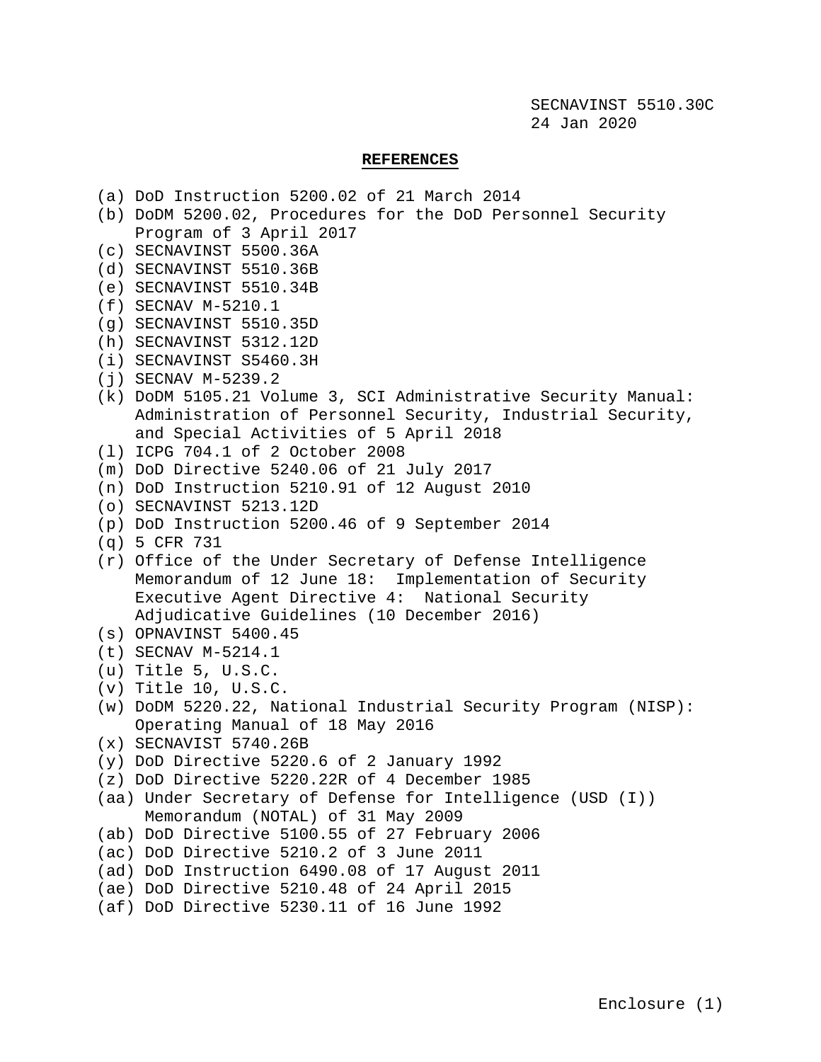**REFERENCES**

(a) DoD Instruction 5200.02 of 21 March 2014
(b) DoDM 5200.02, Procedures for the DoD Personnel Security Program of 3 April 2017
(c) SECNAVINST 5500.36A
(d) SECNAVINST 5510.36B
(e) SECNAVINST 5510.34B
(f) SECNAV M-5210.1
(g) SECNAVINST 5510.35D
(h) SECNAVINST 5312.12D
(i) SECNAVINST S5460.3H
(j) SECNAV M-5239.2
(k) DoDM 5105.21 Volume 3, SCI Administrative Security Manual: Administration of Personnel Security, Industrial Security, and Special Activities of 5 April 2018
(l) ICPG 704.1 of 2 October 2008
(m) DoD Directive 5240.06 of 21 July 2017
(n) DoD Instruction 5210.91 of 12 August 2010
(o) SECNAVINST 5213.12D
(p) DoD Instruction 5200.46 of 9 September 2014
(q) 5 CFR 731
(r) Office of the Under Secretary of Defense Intelligence Memorandum of 12 June 18: Implementation of Security Executive Agent Directive 4: National Security Adjudicative Guidelines (10 December 2016)
(s) OPNAVINST 5400.45
(t) SECNAV M-5214.1
(u) Title 5, U.S.C.
(v) Title 10, U.S.C.
(w) DoDM 5220.22, National Industrial Security Program (NISP): Operating Manual of 18 May 2016
(x) SECNAVIST 5740.26B
(y) DoD Directive 5220.6 of 2 January 1992
(z) DoD Directive 5220.22R of 4 December 1985
(aa) Under Secretary of Defense for Intelligence (USD (I)) Memorandum (NOTAL) of 31 May 2009
(ab) DoD Directive 5100.55 of 27 February 2006
(ac) DoD Directive 5210.2 of 3 June 2011
(ad) DoD Instruction 6490.08 of 17 August 2011
(ae) DoD Directive 5210.48 of 24 April 2015
(af) DoD Directive 5230.11 of 16 June 1992

Enclosure (1)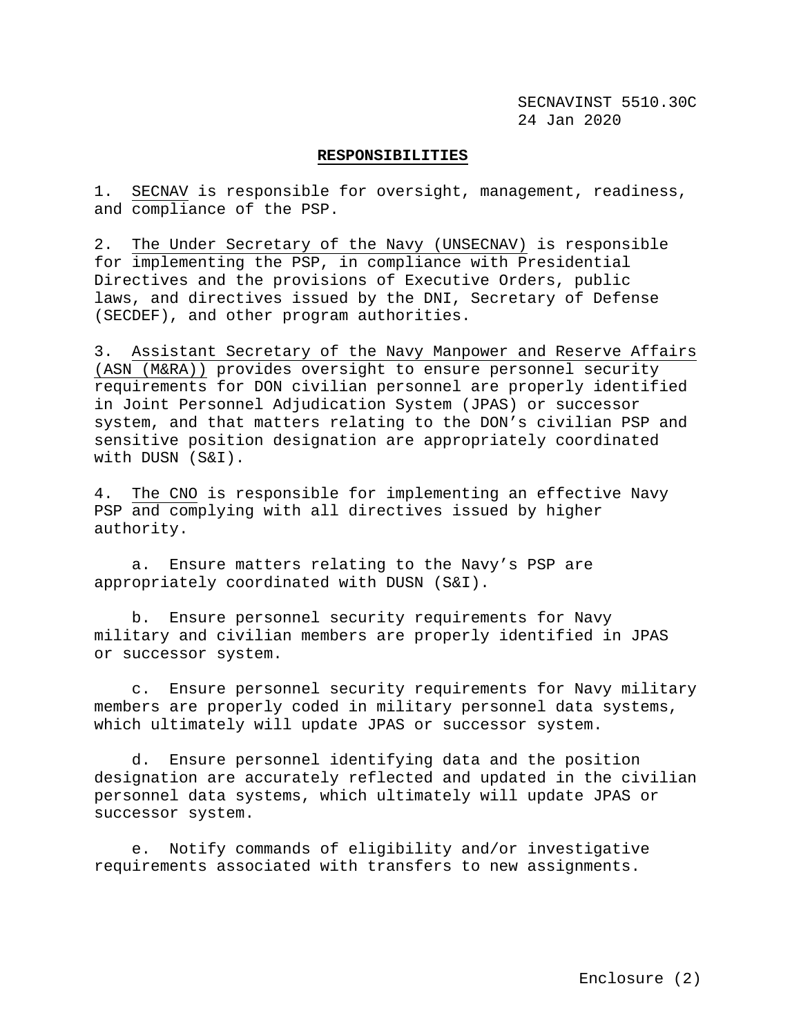## RESPONSIBILITIES

1. SECNAV is responsible for oversight, management, readiness, and compliance of the PSP.

2. The Under Secretary of the Navy (UNSECNAV) is responsible for implementing the PSP, in compliance with Presidential Directives and the provisions of Executive Orders, public laws, and directives issued by the DNI, Secretary of Defense (SECDEF), and other program authorities.

3. Assistant Secretary of the Navy Manpower and Reserve Affairs (ASN (M&RA)) provides oversight to ensure personnel security requirements for DON civilian personnel are properly identified in Joint Personnel Adjudication System (JPAS) or successor system, and that matters relating to the DON's civilian PSP and sensitive position designation are appropriately coordinated with DUSN (S&I).

4. The CNO is responsible for implementing an effective Navy PSP and complying with all directives issued by higher authority.

   a. Ensure matters relating to the Navy's PSP are appropriately coordinated with DUSN (S&I).

   b. Ensure personnel security requirements for Navy military and civilian members are properly identified in JPAS or successor system.

   c. Ensure personnel security requirements for Navy military members are properly coded in military personnel data systems, which ultimately will update JPAS or successor system.

   d. Ensure personnel identifying data and the position designation are accurately reflected and updated in the civilian personnel data systems, which ultimately will update JPAS or successor system.

   e. Notify commands of eligibility and/or investigative requirements associated with transfers to new assignments.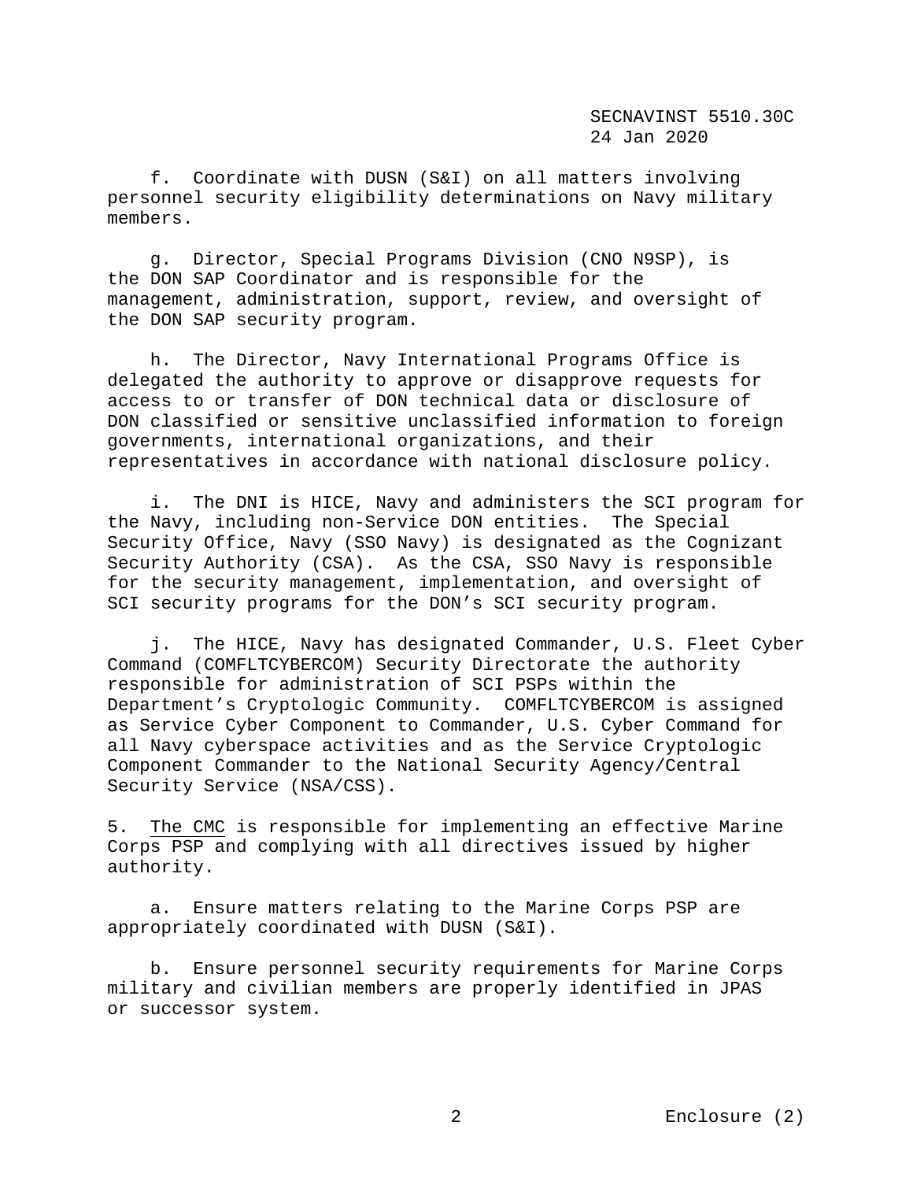f. Coordinate with DUSN (S&I) on all matters involving personnel security eligibility determinations on Navy military members.

g. Director, Special Programs Division (CNO N9SP), is the DON SAP Coordinator and is responsible for the management, administration, support, review, and oversight of the DON SAP security program.

h. The Director, Navy International Programs Office is delegated the authority to approve or disapprove requests for access to or transfer of DON technical data or disclosure of DON classified or sensitive unclassified information to foreign governments, international organizations, and their representatives in accordance with national disclosure policy.

i. The DNI is HICE, Navy and administers the SCI program for the Navy, including non-Service DON entities. The Special Security Office, Navy (SSO Navy) is designated as the Cognizant Security Authority (CSA). As the CSA, SSO Navy is responsible for the security management, implementation, and oversight of SCI security programs for the DON's SCI security program.

j. The HICE, Navy has designated Commander, U.S. Fleet Cyber Command (COMFLTCYBERCOM) Security Directorate the authority responsible for administration of SCI PSPs within the Department's Cryptologic Community. COMFLTCYBERCOM is assigned as Service Cyber Component to Commander, U.S. Cyber Command for all Navy cyberspace activities and as the Service Cryptologic Component Commander to the National Security Agency/Central Security Service (NSA/CSS).

5. <u>The CMC</u> is responsible for implementing an effective Marine Corps PSP and complying with all directives issued by higher authority.

a. Ensure matters relating to the Marine Corps PSP are appropriately coordinated with DUSN (S&I).

b. Ensure personnel security requirements for Marine Corps military and civilian members are properly identified in JPAS or successor system.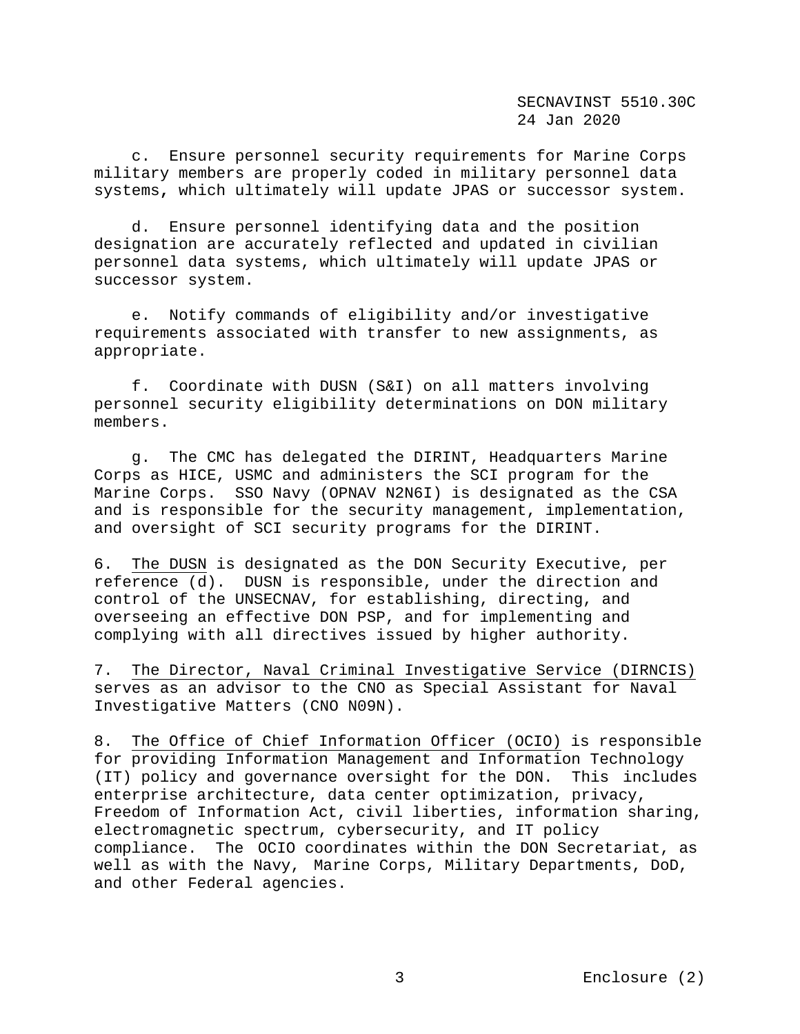c. Ensure personnel security requirements for Marine Corps military members are properly coded in military personnel data systems, which ultimately will update JPAS or successor system.

d. Ensure personnel identifying data and the position designation are accurately reflected and updated in civilian personnel data systems, which ultimately will update JPAS or successor system.

e. Notify commands of eligibility and/or investigative requirements associated with transfer to new assignments, as appropriate.

f. Coordinate with DUSN (S&I) on all matters involving personnel security eligibility determinations on DON military members.

g. The CMC has delegated the DIRINT, Headquarters Marine Corps as HICE, USMC and administers the SCI program for the Marine Corps. SSO Navy (OPNAV N2N6I) is designated as the CSA and is responsible for the security management, implementation, and oversight of SCI security programs for the DIRINT.

6. <u>The DUSN</u> is designated as the DON Security Executive, per reference (d). DUSN is responsible, under the direction and control of the UNSECNAV, for establishing, directing, and overseeing an effective DON PSP, and for implementing and complying with all directives issued by higher authority.

7. <u>The Director, Naval Criminal Investigative Service (DIRNCIS)</u> serves as an advisor to the CNO as Special Assistant for Naval Investigative Matters (CNO N09N).

8. <u>The Office of Chief Information Officer (OCIO)</u> is responsible for providing Information Management and Information Technology (IT) policy and governance oversight for the DON. This includes enterprise architecture, data center optimization, privacy, Freedom of Information Act, civil liberties, information sharing, electromagnetic spectrum, cybersecurity, and IT policy compliance. The OCIO coordinates within the DON Secretariat, as well as with the Navy, Marine Corps, Military Departments, DoD, and other Federal agencies.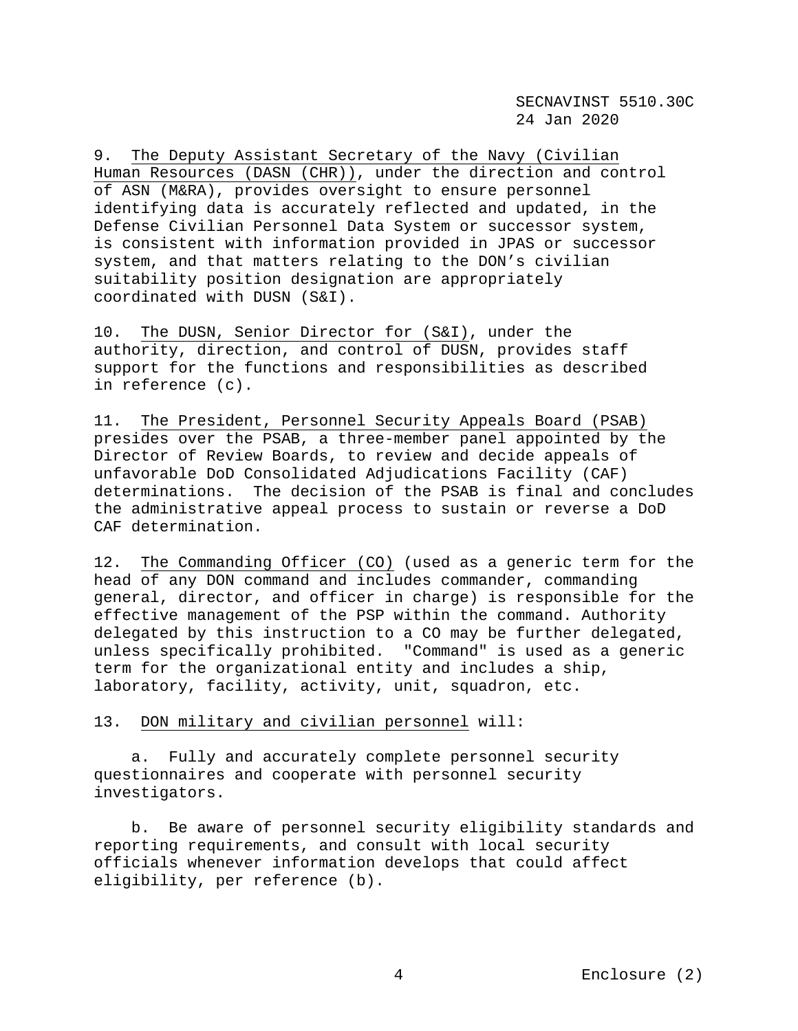9. The Deputy Assistant Secretary of the Navy (Civilian Human Resources (DASN (CHR)), under the direction and control of ASN (M&RA), provides oversight to ensure personnel identifying data is accurately reflected and updated, in the Defense Civilian Personnel Data System or successor system, is consistent with information provided in JPAS or successor system, and that matters relating to the DON's civilian suitability position designation are appropriately coordinated with DUSN (S&I).

10. The DUSN, Senior Director for (S&I), under the authority, direction, and control of DUSN, provides staff support for the functions and responsibilities as described in reference (c).

11. The President, Personnel Security Appeals Board (PSAB) presides over the PSAB, a three-member panel appointed by the Director of Review Boards, to review and decide appeals of unfavorable DoD Consolidated Adjudications Facility (CAF) determinations. The decision of the PSAB is final and concludes the administrative appeal process to sustain or reverse a DoD CAF determination.

12. The Commanding Officer (CO) (used as a generic term for the head of any DON command and includes commander, commanding general, director, and officer in charge) is responsible for the effective management of the PSP within the command. Authority delegated by this instruction to a CO may be further delegated, unless specifically prohibited. "Command" is used as a generic term for the organizational entity and includes a ship, laboratory, facility, activity, unit, squadron, etc.

13. DON military and civilian personnel will:

a. Fully and accurately complete personnel security questionnaires and cooperate with personnel security investigators.

b. Be aware of personnel security eligibility standards and reporting requirements, and consult with local security officials whenever information develops that could affect eligibility, per reference (b).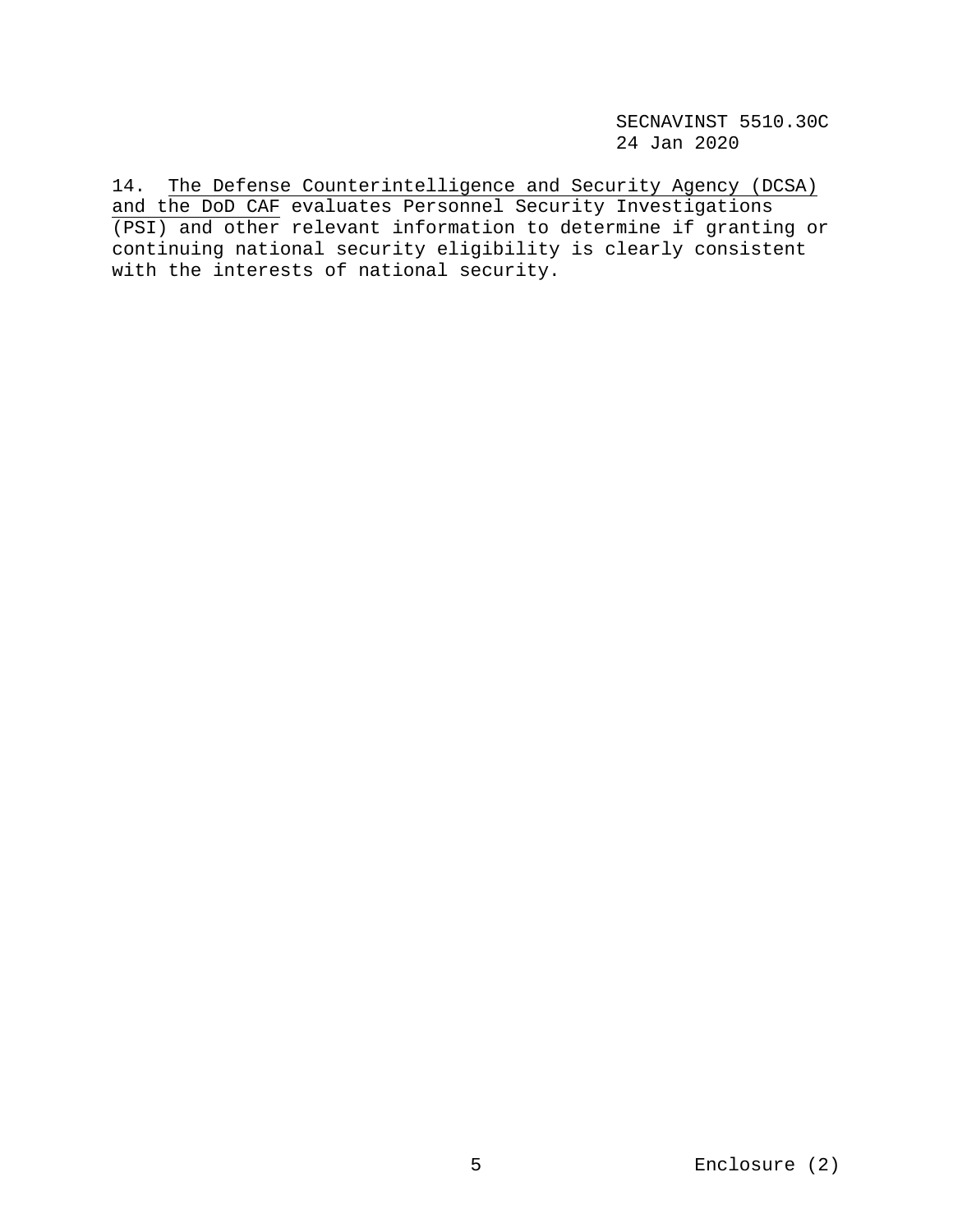14. The Defense Counterintelligence and Security Agency (DCSA) and the DoD CAF evaluates Personnel Security Investigations (PSI) and other relevant information to determine if granting or continuing national security eligibility is clearly consistent with the interests of national security.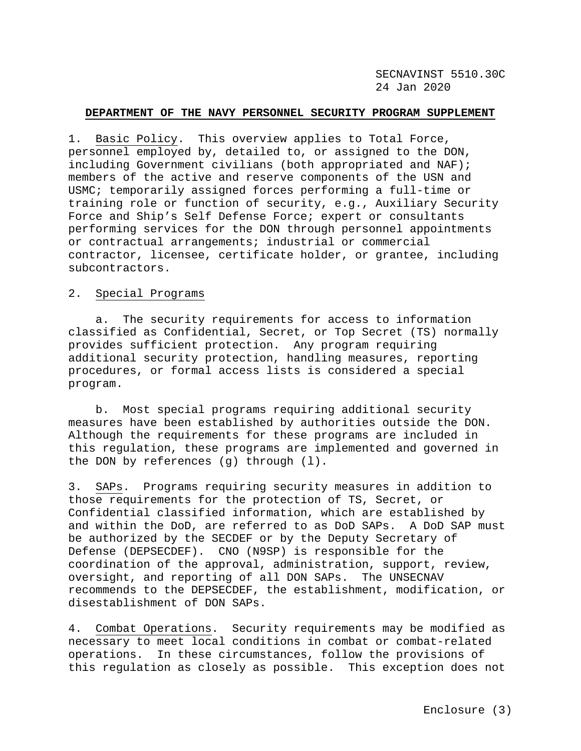**DEPARTMENT OF THE NAVY PERSONNEL SECURITY PROGRAM SUPPLEMENT**

1. Basic Policy. This overview applies to Total Force, personnel employed by, detailed to, or assigned to the DON, including Government civilians (both appropriated and NAF); members of the active and reserve components of the USN and USMC; temporarily assigned forces performing a full-time or training role or function of security, e.g., Auxiliary Security Force and Ship's Self Defense Force; expert or consultants performing services for the DON through personnel appointments or contractual arrangements; industrial or commercial contractor, licensee, certificate holder, or grantee, including subcontractors.

2. Special Programs

a. The security requirements for access to information classified as Confidential, Secret, or Top Secret (TS) normally provides sufficient protection. Any program requiring additional security protection, handling measures, reporting procedures, or formal access lists is considered a special program.

b. Most special programs requiring additional security measures have been established by authorities outside the DON. Although the requirements for these programs are included in this regulation, these programs are implemented and governed in the DON by references (g) through (l).

3. SAPs. Programs requiring security measures in addition to those requirements for the protection of TS, Secret, or Confidential classified information, which are established by and within the DoD, are referred to as DoD SAPs. A DoD SAP must be authorized by the SECDEF or by the Deputy Secretary of Defense (DEPSECDEF). CNO (N9SP) is responsible for the coordination of the approval, administration, support, review, oversight, and reporting of all DON SAPs. The UNSECNAV recommends to the DEPSECDEF, the establishment, modification, or disestablishment of DON SAPs.

4. Combat Operations. Security requirements may be modified as necessary to meet local conditions in combat or combat-related operations. In these circumstances, follow the provisions of this regulation as closely as possible. This exception does not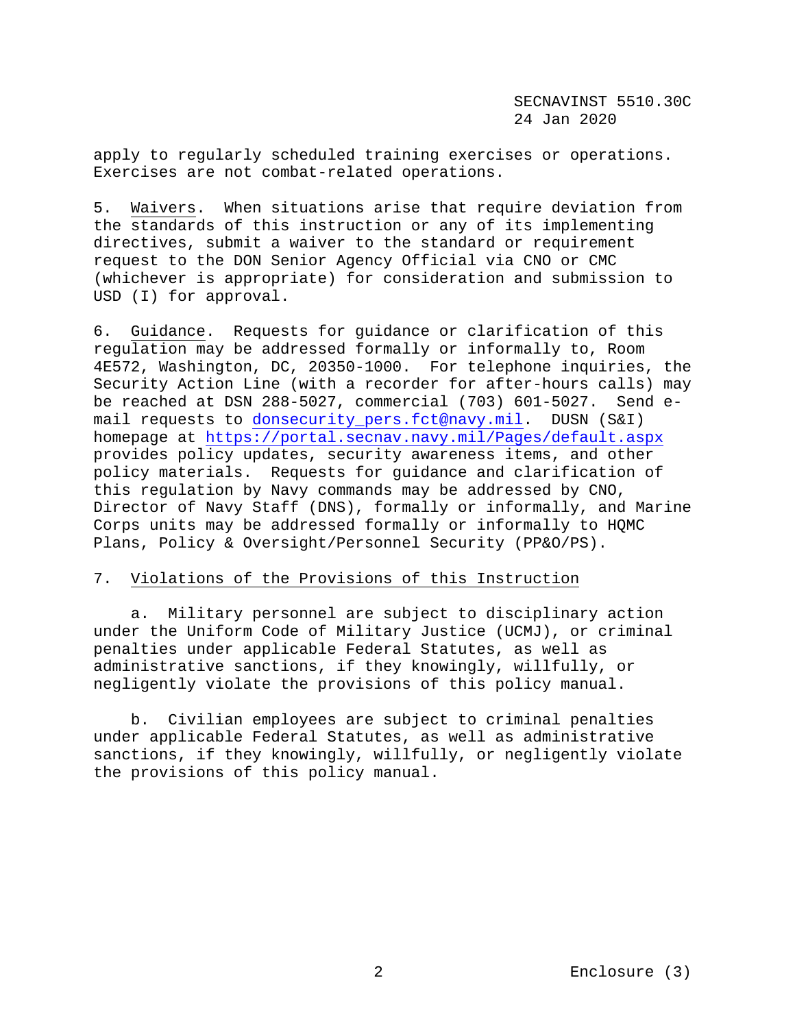apply to regularly scheduled training exercises or operations. Exercises are not combat-related operations.

5. Waivers. When situations arise that require deviation from the standards of this instruction or any of its implementing directives, submit a waiver to the standard or requirement request to the DON Senior Agency Official via CNO or CMC (whichever is appropriate) for consideration and submission to USD (I) for approval.

6. Guidance. Requests for guidance or clarification of this regulation may be addressed formally or informally to, Room 4E572, Washington, DC, 20350-1000. For telephone inquiries, the Security Action Line (with a recorder for after-hours calls) may be reached at DSN 288-5027, commercial (703) 601-5027. Send e-mail requests to donsecurity_pers.fct@navy.mil. DUSN (S&I) homepage at https://portal.secnav.navy.mil/Pages/default.aspx provides policy updates, security awareness items, and other policy materials. Requests for guidance and clarification of this regulation by Navy commands may be addressed by CNO, Director of Navy Staff (DNS), formally or informally, and Marine Corps units may be addressed formally or informally to HQMC Plans, Policy & Oversight/Personnel Security (PP&O/PS).

7. Violations of the Provisions of this Instruction

a. Military personnel are subject to disciplinary action under the Uniform Code of Military Justice (UCMJ), or criminal penalties under applicable Federal Statutes, as well as administrative sanctions, if they knowingly, willfully, or negligently violate the provisions of this policy manual.

b. Civilian employees are subject to criminal penalties under applicable Federal Statutes, as well as administrative sanctions, if they knowingly, willfully, or negligently violate the provisions of this policy manual.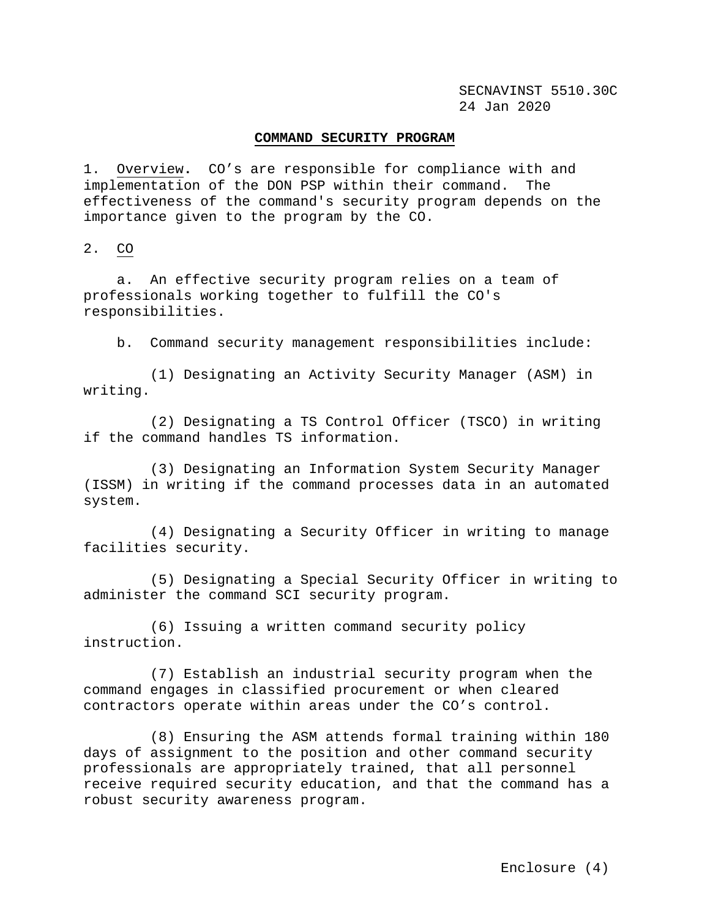## COMMAND SECURITY PROGRAM

1. Overview. CO's are responsible for compliance with and implementation of the DON PSP within their command. The effectiveness of the command's security program depends on the importance given to the program by the CO.

2. CO

    a. An effective security program relies on a team of professionals working together to fulfill the CO's responsibilities.

    b. Command security management responsibilities include:

        (1) Designating an Activity Security Manager (ASM) in writing.

        (2) Designating a TS Control Officer (TSCO) in writing if the command handles TS information.

        (3) Designating an Information System Security Manager (ISSM) in writing if the command processes data in an automated system.

        (4) Designating a Security Officer in writing to manage facilities security.

        (5) Designating a Special Security Officer in writing to administer the command SCI security program.

        (6) Issuing a written command security policy instruction.

        (7) Establish an industrial security program when the command engages in classified procurement or when cleared contractors operate within areas under the CO's control.

        (8) Ensuring the ASM attends formal training within 180 days of assignment to the position and other command security professionals are appropriately trained, that all personnel receive required security education, and that the command has a robust security awareness program.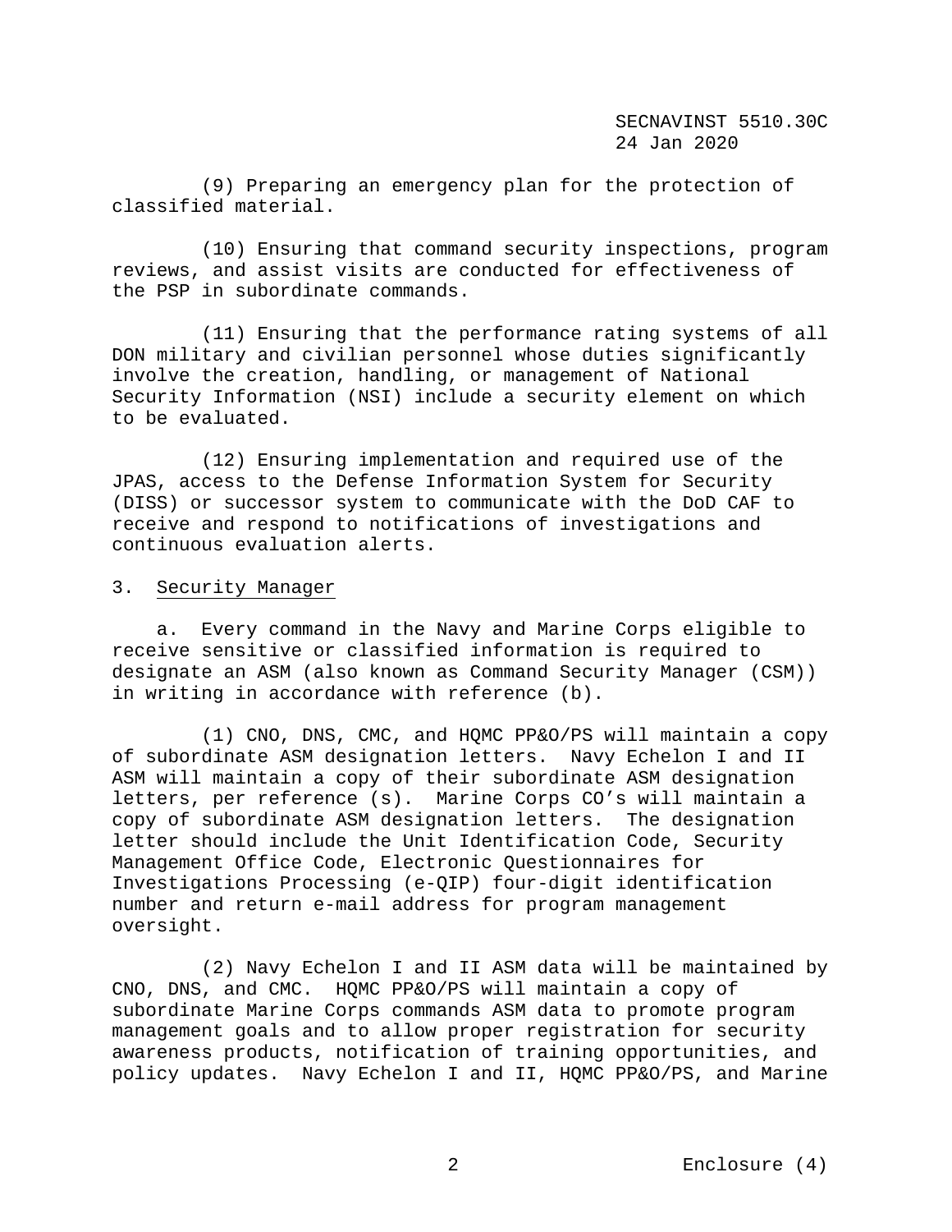(9) Preparing an emergency plan for the protection of classified material.

(10) Ensuring that command security inspections, program reviews, and assist visits are conducted for effectiveness of the PSP in subordinate commands.

(11) Ensuring that the performance rating systems of all DON military and civilian personnel whose duties significantly involve the creation, handling, or management of National Security Information (NSI) include a security element on which to be evaluated.

(12) Ensuring implementation and required use of the JPAS, access to the Defense Information System for Security (DISS) or successor system to communicate with the DoD CAF to receive and respond to notifications of investigations and continuous evaluation alerts.

3. Security Manager

a. Every command in the Navy and Marine Corps eligible to receive sensitive or classified information is required to designate an ASM (also known as Command Security Manager (CSM)) in writing in accordance with reference (b).

(1) CNO, DNS, CMC, and HQMC PP&O/PS will maintain a copy of subordinate ASM designation letters. Navy Echelon I and II ASM will maintain a copy of their subordinate ASM designation letters, per reference (s). Marine Corps CO's will maintain a copy of subordinate ASM designation letters. The designation letter should include the Unit Identification Code, Security Management Office Code, Electronic Questionnaires for Investigations Processing (e-QIP) four-digit identification number and return e-mail address for program management oversight.

(2) Navy Echelon I and II ASM data will be maintained by CNO, DNS, and CMC. HQMC PP&O/PS will maintain a copy of subordinate Marine Corps commands ASM data to promote program management goals and to allow proper registration for security awareness products, notification of training opportunities, and policy updates. Navy Echelon I and II, HQMC PP&O/PS, and Marine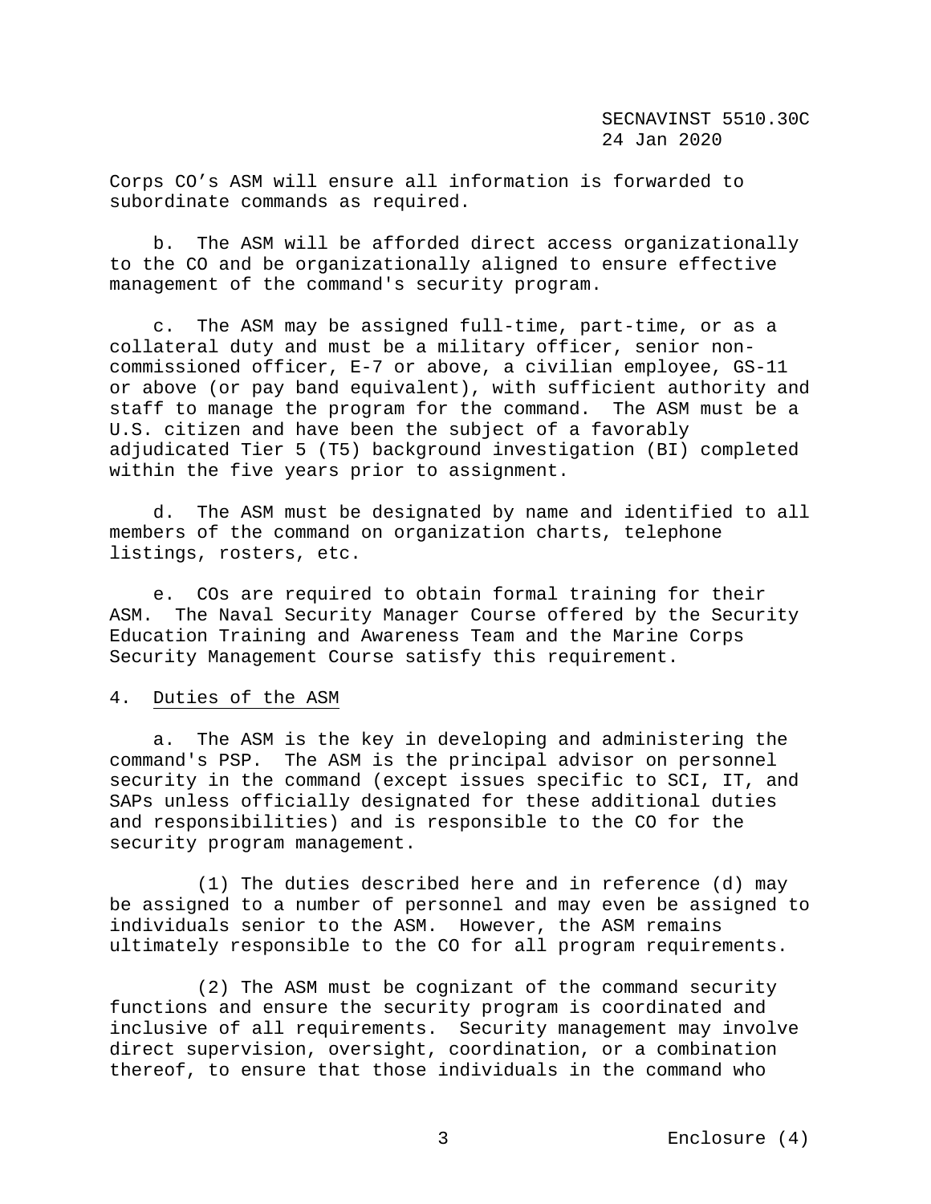Corps CO's ASM will ensure all information is forwarded to subordinate commands as required.

b. The ASM will be afforded direct access organizationally to the CO and be organizationally aligned to ensure effective management of the command's security program.

c. The ASM may be assigned full-time, part-time, or as a collateral duty and must be a military officer, senior non-commissioned officer, E-7 or above, a civilian employee, GS-11 or above (or pay band equivalent), with sufficient authority and staff to manage the program for the command. The ASM must be a U.S. citizen and have been the subject of a favorably adjudicated Tier 5 (T5) background investigation (BI) completed within the five years prior to assignment.

d. The ASM must be designated by name and identified to all members of the command on organization charts, telephone listings, rosters, etc.

e. COs are required to obtain formal training for their ASM. The Naval Security Manager Course offered by the Security Education Training and Awareness Team and the Marine Corps Security Management Course satisfy this requirement.

4. Duties of the ASM

a. The ASM is the key in developing and administering the command's PSP. The ASM is the principal advisor on personnel security in the command (except issues specific to SCI, IT, and SAPs unless officially designated for these additional duties and responsibilities) and is responsible to the CO for the security program management.

(1) The duties described here and in reference (d) may be assigned to a number of personnel and may even be assigned to individuals senior to the ASM. However, the ASM remains ultimately responsible to the CO for all program requirements.

(2) The ASM must be cognizant of the command security functions and ensure the security program is coordinated and inclusive of all requirements. Security management may involve direct supervision, oversight, coordination, or a combination thereof, to ensure that those individuals in the command who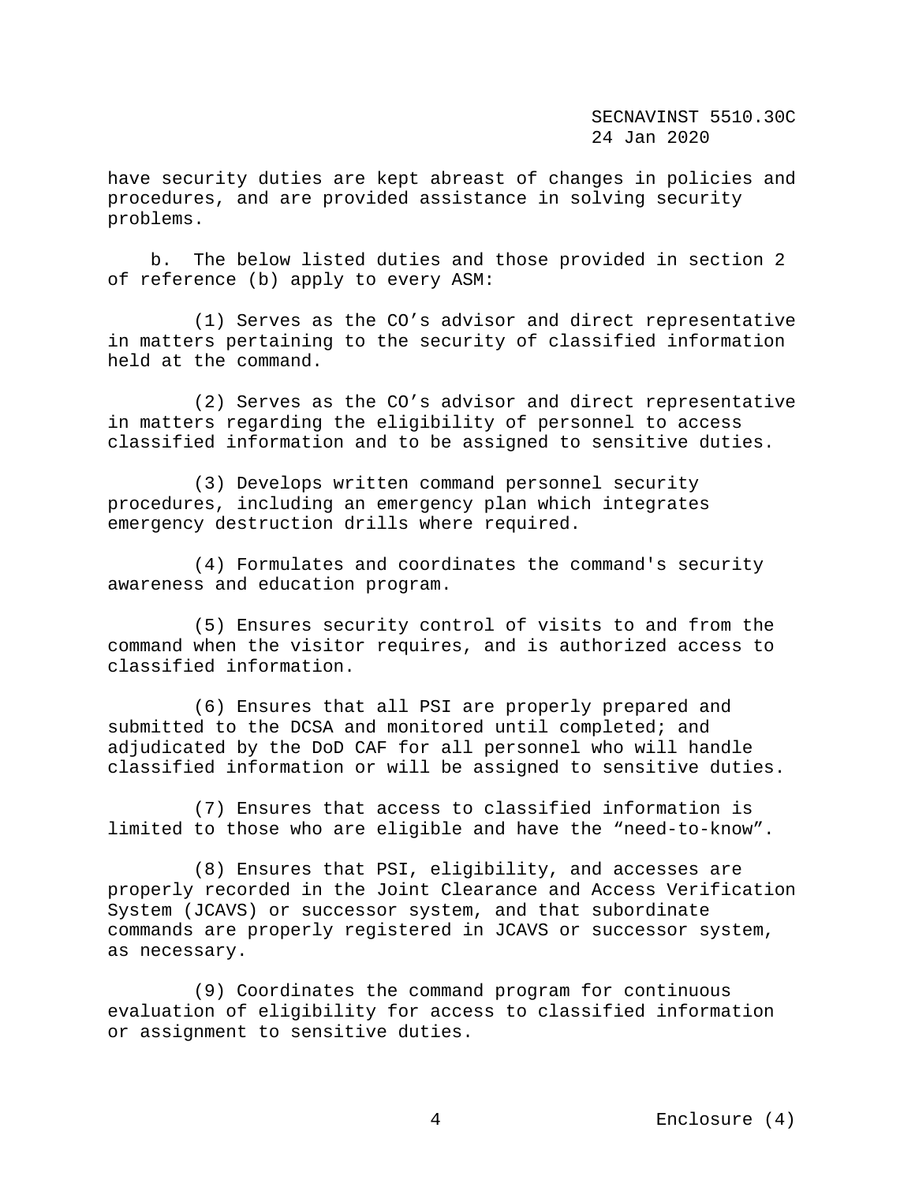have security duties are kept abreast of changes in policies and procedures, and are provided assistance in solving security problems.

b. The below listed duties and those provided in section 2 of reference (b) apply to every ASM:

(1) Serves as the CO's advisor and direct representative in matters pertaining to the security of classified information held at the command.

(2) Serves as the CO's advisor and direct representative in matters regarding the eligibility of personnel to access classified information and to be assigned to sensitive duties.

(3) Develops written command personnel security procedures, including an emergency plan which integrates emergency destruction drills where required.

(4) Formulates and coordinates the command's security awareness and education program.

(5) Ensures security control of visits to and from the command when the visitor requires, and is authorized access to classified information.

(6) Ensures that all PSI are properly prepared and submitted to the DCSA and monitored until completed; and adjudicated by the DoD CAF for all personnel who will handle classified information or will be assigned to sensitive duties.

(7) Ensures that access to classified information is limited to those who are eligible and have the "need-to-know".

(8) Ensures that PSI, eligibility, and accesses are properly recorded in the Joint Clearance and Access Verification System (JCAVS) or successor system, and that subordinate commands are properly registered in JCAVS or successor system, as necessary.

(9) Coordinates the command program for continuous evaluation of eligibility for access to classified information or assignment to sensitive duties.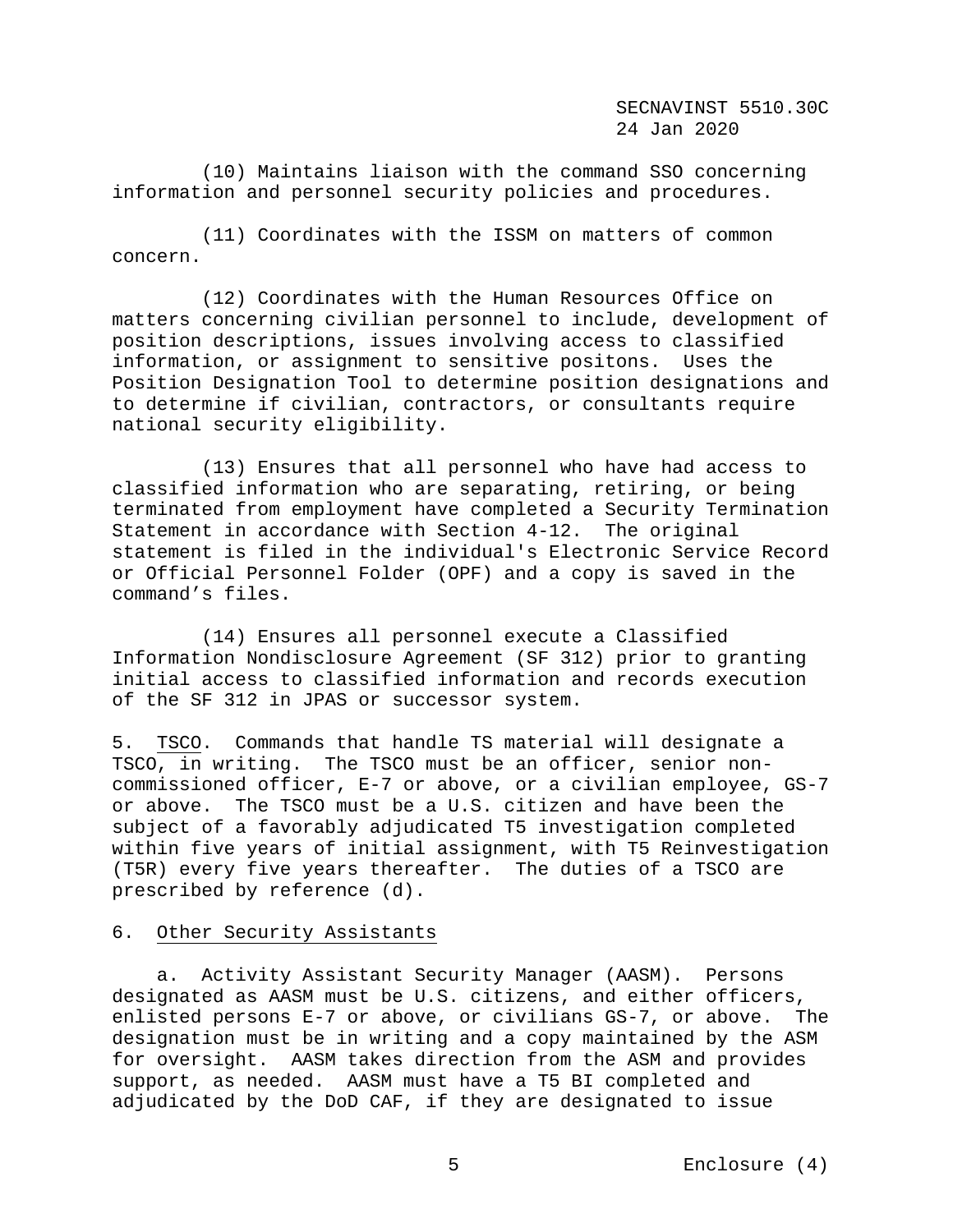(10) Maintains liaison with the command SSO concerning information and personnel security policies and procedures.

(11) Coordinates with the ISSM on matters of common concern.

(12) Coordinates with the Human Resources Office on matters concerning civilian personnel to include, development of position descriptions, issues involving access to classified information, or assignment to sensitive positons. Uses the Position Designation Tool to determine position designations and to determine if civilian, contractors, or consultants require national security eligibility.

(13) Ensures that all personnel who have had access to classified information who are separating, retiring, or being terminated from employment have completed a Security Termination Statement in accordance with Section 4-12. The original statement is filed in the individual's Electronic Service Record or Official Personnel Folder (OPF) and a copy is saved in the command's files.

(14) Ensures all personnel execute a Classified Information Nondisclosure Agreement (SF 312) prior to granting initial access to classified information and records execution of the SF 312 in JPAS or successor system.

5. TSCO. Commands that handle TS material will designate a TSCO, in writing. The TSCO must be an officer, senior non-commissioned officer, E-7 or above, or a civilian employee, GS-7 or above. The TSCO must be a U.S. citizen and have been the subject of a favorably adjudicated T5 investigation completed within five years of initial assignment, with T5 Reinvestigation (T5R) every five years thereafter. The duties of a TSCO are prescribed by reference (d).

6. Other Security Assistants

a. Activity Assistant Security Manager (AASM). Persons designated as AASM must be U.S. citizens, and either officers, enlisted persons E-7 or above, or civilians GS-7, or above. The designation must be in writing and a copy maintained by the ASM for oversight. AASM takes direction from the ASM and provides support, as needed. AASM must have a T5 BI completed and adjudicated by the DoD CAF, if they are designated to issue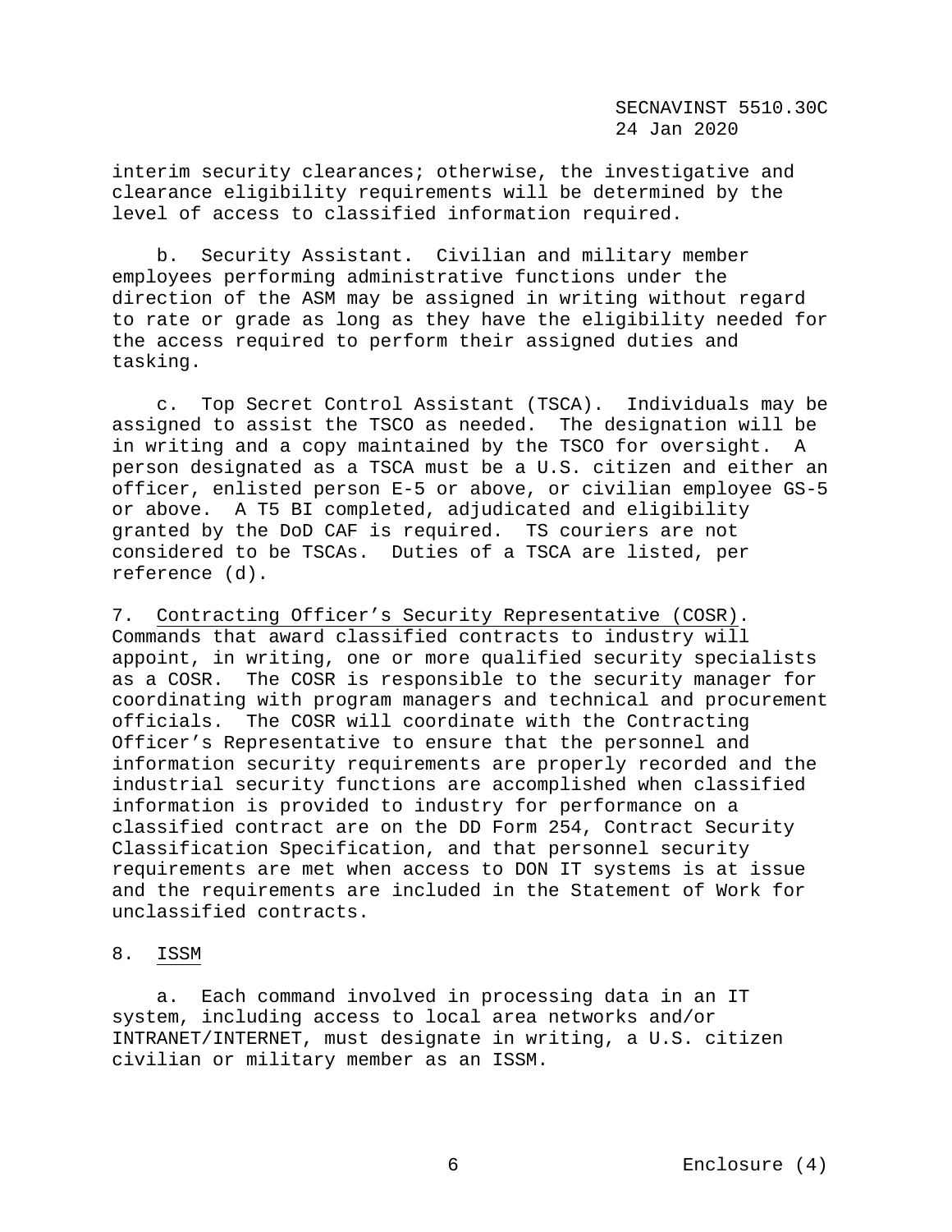interim security clearances; otherwise, the investigative and clearance eligibility requirements will be determined by the level of access to classified information required.

b. Security Assistant. Civilian and military member employees performing administrative functions under the direction of the ASM may be assigned in writing without regard to rate or grade as long as they have the eligibility needed for the access required to perform their assigned duties and tasking.

c. Top Secret Control Assistant (TSCA). Individuals may be assigned to assist the TSCO as needed. The designation will be in writing and a copy maintained by the TSCO for oversight. A person designated as a TSCA must be a U.S. citizen and either an officer, enlisted person E-5 or above, or civilian employee GS-5 or above. A T5 BI completed, adjudicated and eligibility granted by the DoD CAF is required. TS couriers are not considered to be TSCAs. Duties of a TSCA are listed, per reference (d).

7. Contracting Officer's Security Representative (COSR). Commands that award classified contracts to industry will appoint, in writing, one or more qualified security specialists as a COSR. The COSR is responsible to the security manager for coordinating with program managers and technical and procurement officials. The COSR will coordinate with the Contracting Officer's Representative to ensure that the personnel and information security requirements are properly recorded and the industrial security functions are accomplished when classified information is provided to industry for performance on a classified contract are on the DD Form 254, Contract Security Classification Specification, and that personnel security requirements are met when access to DON IT systems is at issue and the requirements are included in the Statement of Work for unclassified contracts.

8. ISSM

a. Each command involved in processing data in an IT system, including access to local area networks and/or INTRANET/INTERNET, must designate in writing, a U.S. citizen civilian or military member as an ISSM.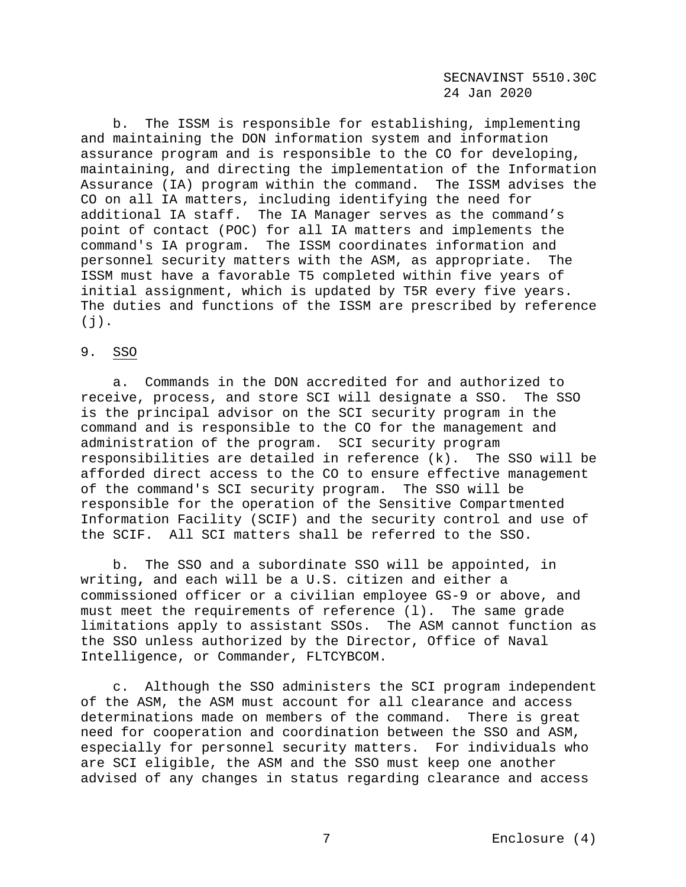b. The ISSM is responsible for establishing, implementing and maintaining the DON information system and information assurance program and is responsible to the CO for developing, maintaining, and directing the implementation of the Information Assurance (IA) program within the command. The ISSM advises the CO on all IA matters, including identifying the need for additional IA staff. The IA Manager serves as the command's point of contact (POC) for all IA matters and implements the command's IA program. The ISSM coordinates information and personnel security matters with the ASM, as appropriate. The ISSM must have a favorable T5 completed within five years of initial assignment, which is updated by T5R every five years. The duties and functions of the ISSM are prescribed by reference (j).

9. SSO

a. Commands in the DON accredited for and authorized to receive, process, and store SCI will designate a SSO. The SSO is the principal advisor on the SCI security program in the command and is responsible to the CO for the management and administration of the program. SCI security program responsibilities are detailed in reference (k). The SSO will be afforded direct access to the CO to ensure effective management of the command's SCI security program. The SSO will be responsible for the operation of the Sensitive Compartmented Information Facility (SCIF) and the security control and use of the SCIF. All SCI matters shall be referred to the SSO.

b. The SSO and a subordinate SSO will be appointed, in writing, and each will be a U.S. citizen and either a commissioned officer or a civilian employee GS-9 or above, and must meet the requirements of reference (l). The same grade limitations apply to assistant SSOs. The ASM cannot function as the SSO unless authorized by the Director, Office of Naval Intelligence, or Commander, FLTCYBCOM.

c. Although the SSO administers the SCI program independent of the ASM, the ASM must account for all clearance and access determinations made on members of the command. There is great need for cooperation and coordination between the SSO and ASM, especially for personnel security matters. For individuals who are SCI eligible, the ASM and the SSO must keep one another advised of any changes in status regarding clearance and access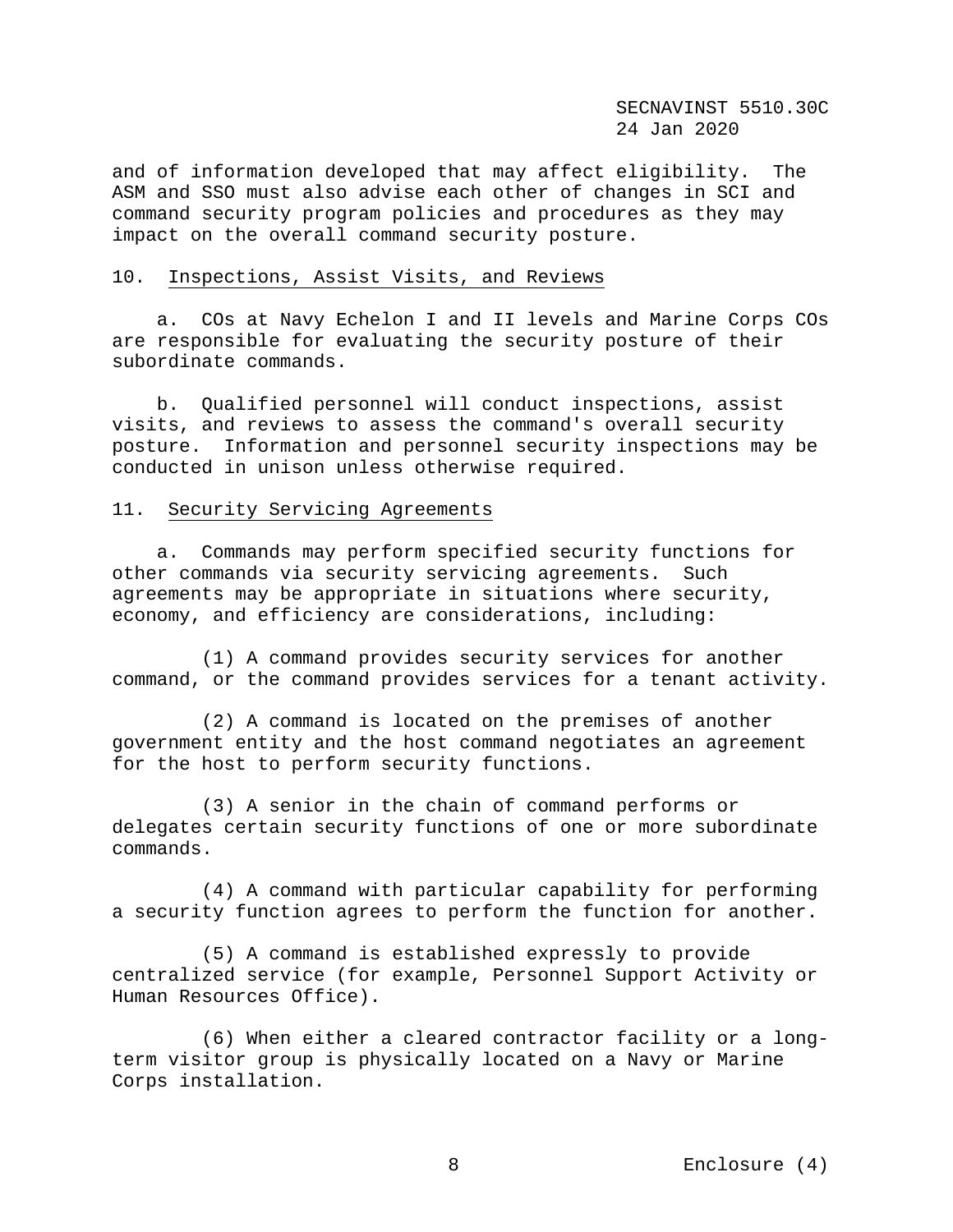and of information developed that may affect eligibility. The ASM and SSO must also advise each other of changes in SCI and command security program policies and procedures as they may impact on the overall command security posture.

10. Inspections, Assist Visits, and Reviews

a. COs at Navy Echelon I and II levels and Marine Corps COs are responsible for evaluating the security posture of their subordinate commands.

b. Qualified personnel will conduct inspections, assist visits, and reviews to assess the command's overall security posture. Information and personnel security inspections may be conducted in unison unless otherwise required.

11. Security Servicing Agreements

a. Commands may perform specified security functions for other commands via security servicing agreements. Such agreements may be appropriate in situations where security, economy, and efficiency are considerations, including:

(1) A command provides security services for another command, or the command provides services for a tenant activity.

(2) A command is located on the premises of another government entity and the host command negotiates an agreement for the host to perform security functions.

(3) A senior in the chain of command performs or delegates certain security functions of one or more subordinate commands.

(4) A command with particular capability for performing a security function agrees to perform the function for another.

(5) A command is established expressly to provide centralized service (for example, Personnel Support Activity or Human Resources Office).

(6) When either a cleared contractor facility or a long-term visitor group is physically located on a Navy or Marine Corps installation.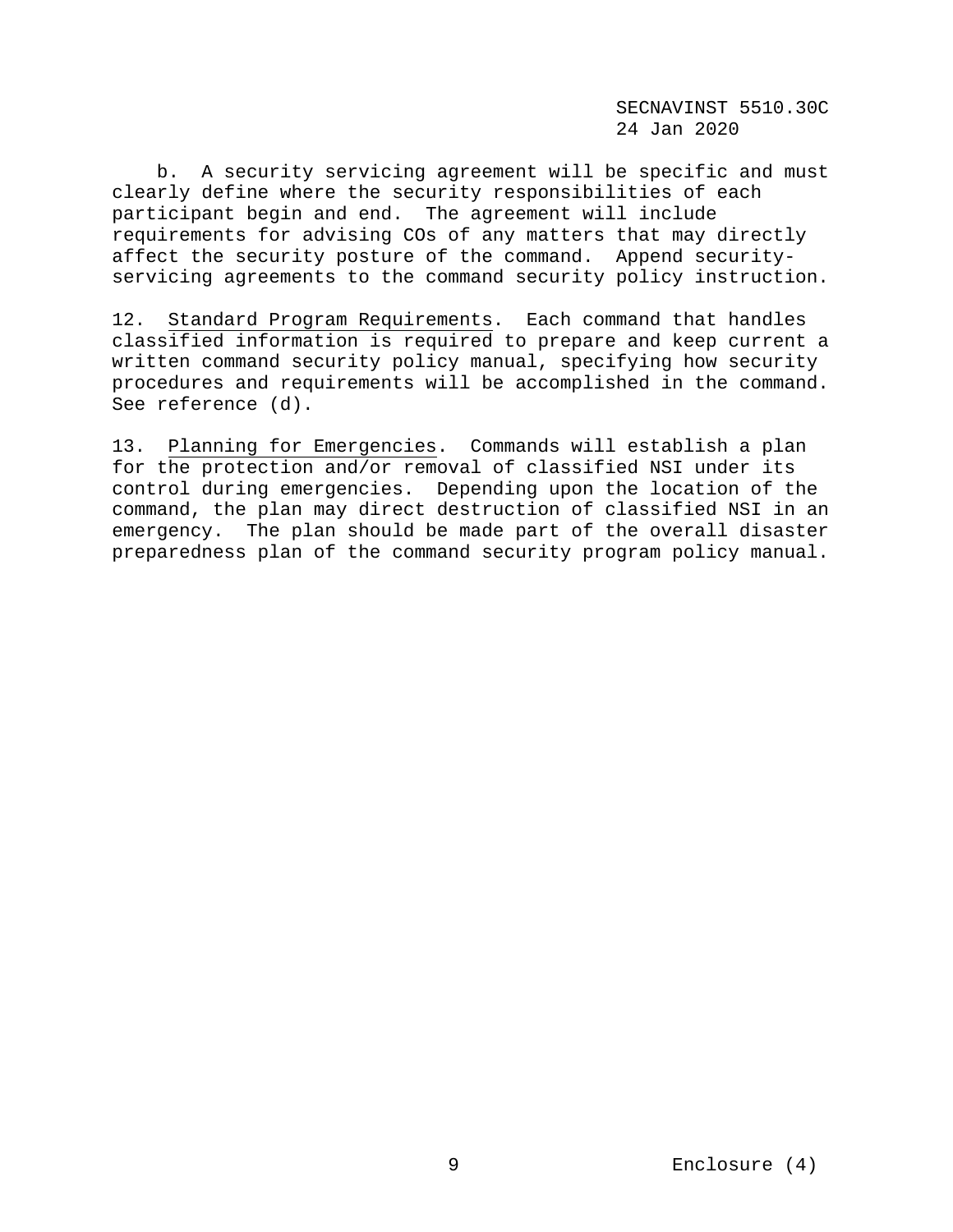b. A security servicing agreement will be specific and must clearly define where the security responsibilities of each participant begin and end. The agreement will include requirements for advising COs of any matters that may directly affect the security posture of the command. Append security-servicing agreements to the command security policy instruction.

12. Standard Program Requirements. Each command that handles classified information is required to prepare and keep current a written command security policy manual, specifying how security procedures and requirements will be accomplished in the command. See reference (d).

13. Planning for Emergencies. Commands will establish a plan for the protection and/or removal of classified NSI under its control during emergencies. Depending upon the location of the command, the plan may direct destruction of classified NSI in an emergency. The plan should be made part of the overall disaster preparedness plan of the command security program policy manual.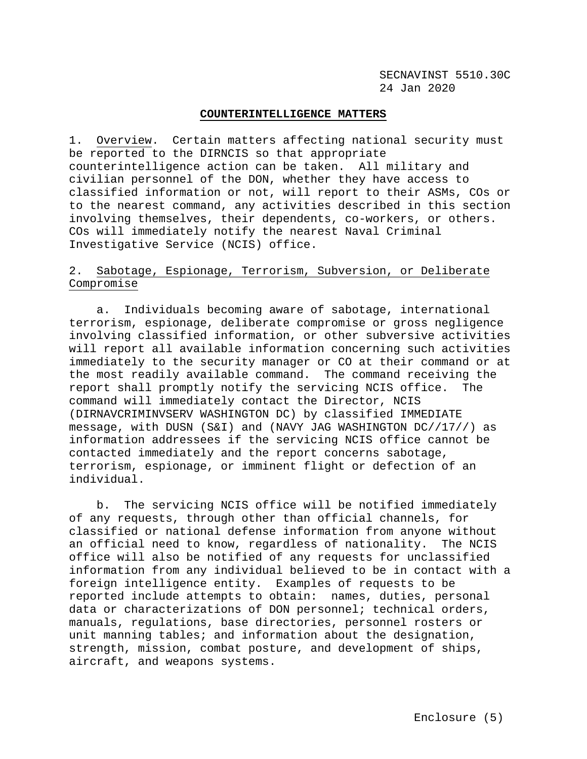## COUNTERINTELLIGENCE MATTERS

1. Overview. Certain matters affecting national security must be reported to the DIRNCIS so that appropriate counterintelligence action can be taken. All military and civilian personnel of the DON, whether they have access to classified information or not, will report to their ASMs, COs or to the nearest command, any activities described in this section involving themselves, their dependents, co-workers, or others. COs will immediately notify the nearest Naval Criminal Investigative Service (NCIS) office.

2. Sabotage, Espionage, Terrorism, Subversion, or Deliberate Compromise

a. Individuals becoming aware of sabotage, international terrorism, espionage, deliberate compromise or gross negligence involving classified information, or other subversive activities will report all available information concerning such activities immediately to the security manager or CO at their command or at the most readily available command. The command receiving the report shall promptly notify the servicing NCIS office. The command will immediately contact the Director, NCIS (DIRNAVCRIMINVSERV WASHINGTON DC) by classified IMMEDIATE message, with DUSN (S&I) and (NAVY JAG WASHINGTON DC//17//) as information addressees if the servicing NCIS office cannot be contacted immediately and the report concerns sabotage, terrorism, espionage, or imminent flight or defection of an individual.

b. The servicing NCIS office will be notified immediately of any requests, through other than official channels, for classified or national defense information from anyone without an official need to know, regardless of nationality. The NCIS office will also be notified of any requests for unclassified information from any individual believed to be in contact with a foreign intelligence entity. Examples of requests to be reported include attempts to obtain: names, duties, personal data or characterizations of DON personnel; technical orders, manuals, regulations, base directories, personnel rosters or unit manning tables; and information about the designation, strength, mission, combat posture, and development of ships, aircraft, and weapons systems.

Enclosure (5)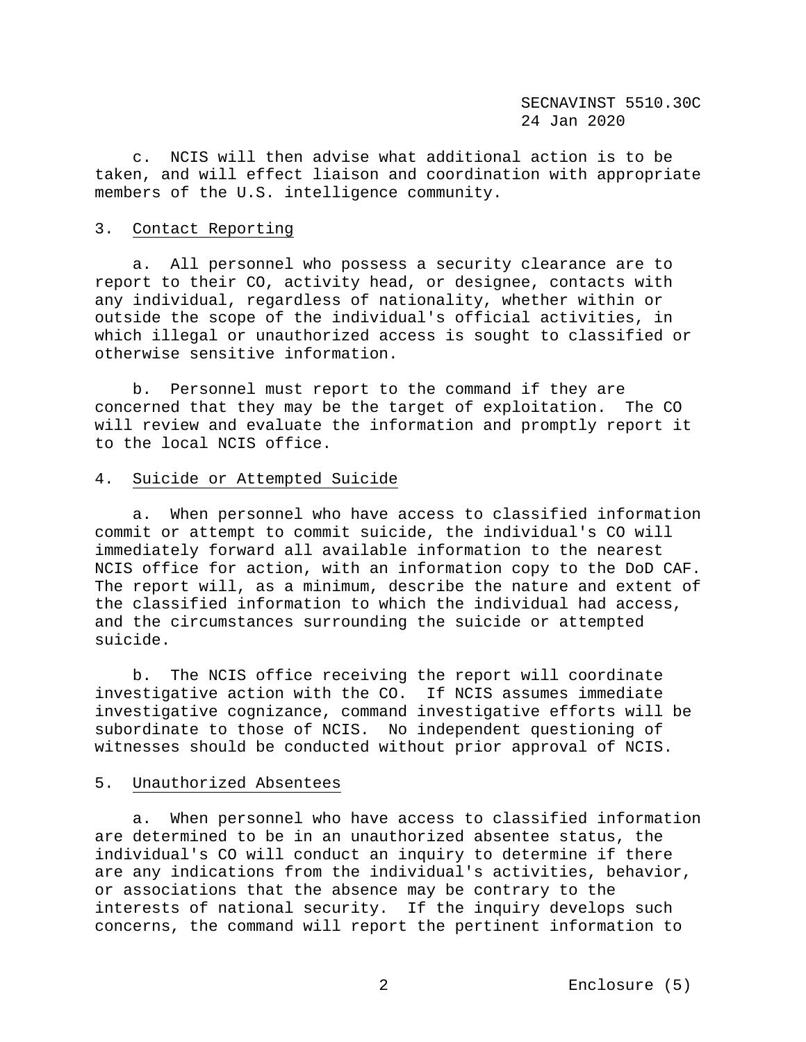c. NCIS will then advise what additional action is to be taken, and will effect liaison and coordination with appropriate members of the U.S. intelligence community.

3. Contact Reporting

a. All personnel who possess a security clearance are to report to their CO, activity head, or designee, contacts with any individual, regardless of nationality, whether within or outside the scope of the individual's official activities, in which illegal or unauthorized access is sought to classified or otherwise sensitive information.

b. Personnel must report to the command if they are concerned that they may be the target of exploitation. The CO will review and evaluate the information and promptly report it to the local NCIS office.

4. Suicide or Attempted Suicide

a. When personnel who have access to classified information commit or attempt to commit suicide, the individual's CO will immediately forward all available information to the nearest NCIS office for action, with an information copy to the DoD CAF. The report will, as a minimum, describe the nature and extent of the classified information to which the individual had access, and the circumstances surrounding the suicide or attempted suicide.

b. The NCIS office receiving the report will coordinate investigative action with the CO. If NCIS assumes immediate investigative cognizance, command investigative efforts will be subordinate to those of NCIS. No independent questioning of witnesses should be conducted without prior approval of NCIS.

5. Unauthorized Absentees

a. When personnel who have access to classified information are determined to be in an unauthorized absentee status, the individual's CO will conduct an inquiry to determine if there are any indications from the individual's activities, behavior, or associations that the absence may be contrary to the interests of national security. If the inquiry develops such concerns, the command will report the pertinent information to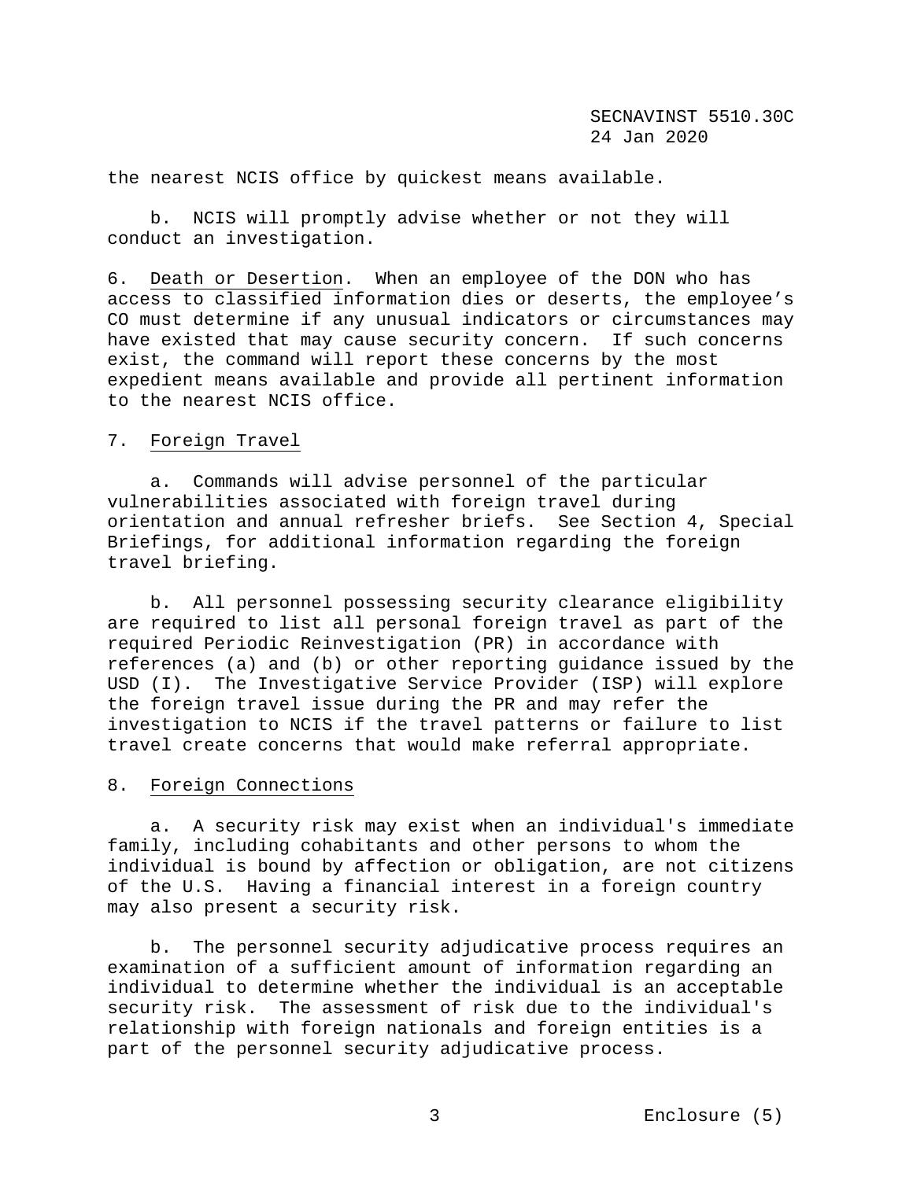the nearest NCIS office by quickest means available.

b. NCIS will promptly advise whether or not they will conduct an investigation.

6. Death or Desertion. When an employee of the DON who has access to classified information dies or deserts, the employee's CO must determine if any unusual indicators or circumstances may have existed that may cause security concern. If such concerns exist, the command will report these concerns by the most expedient means available and provide all pertinent information to the nearest NCIS office.

7. Foreign Travel

a. Commands will advise personnel of the particular vulnerabilities associated with foreign travel during orientation and annual refresher briefs. See Section 4, Special Briefings, for additional information regarding the foreign travel briefing.

b. All personnel possessing security clearance eligibility are required to list all personal foreign travel as part of the required Periodic Reinvestigation (PR) in accordance with references (a) and (b) or other reporting guidance issued by the USD (I). The Investigative Service Provider (ISP) will explore the foreign travel issue during the PR and may refer the investigation to NCIS if the travel patterns or failure to list travel create concerns that would make referral appropriate.

8. Foreign Connections

a. A security risk may exist when an individual's immediate family, including cohabitants and other persons to whom the individual is bound by affection or obligation, are not citizens of the U.S. Having a financial interest in a foreign country may also present a security risk.

b. The personnel security adjudicative process requires an examination of a sufficient amount of information regarding an individual to determine whether the individual is an acceptable security risk. The assessment of risk due to the individual's relationship with foreign nationals and foreign entities is a part of the personnel security adjudicative process.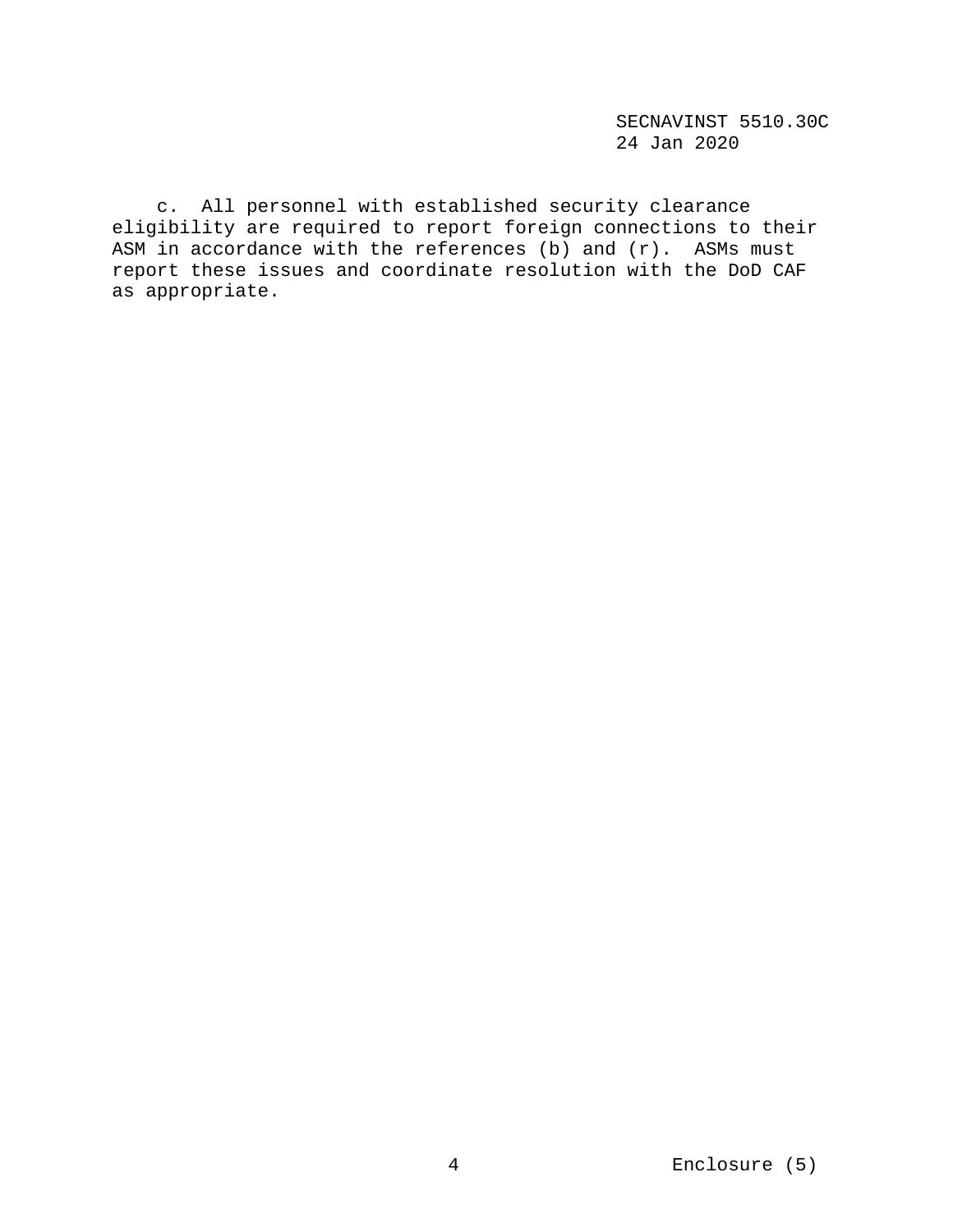c. All personnel with established security clearance eligibility are required to report foreign connections to their ASM in accordance with the references (b) and (r). ASMs must report these issues and coordinate resolution with the DoD CAF as appropriate.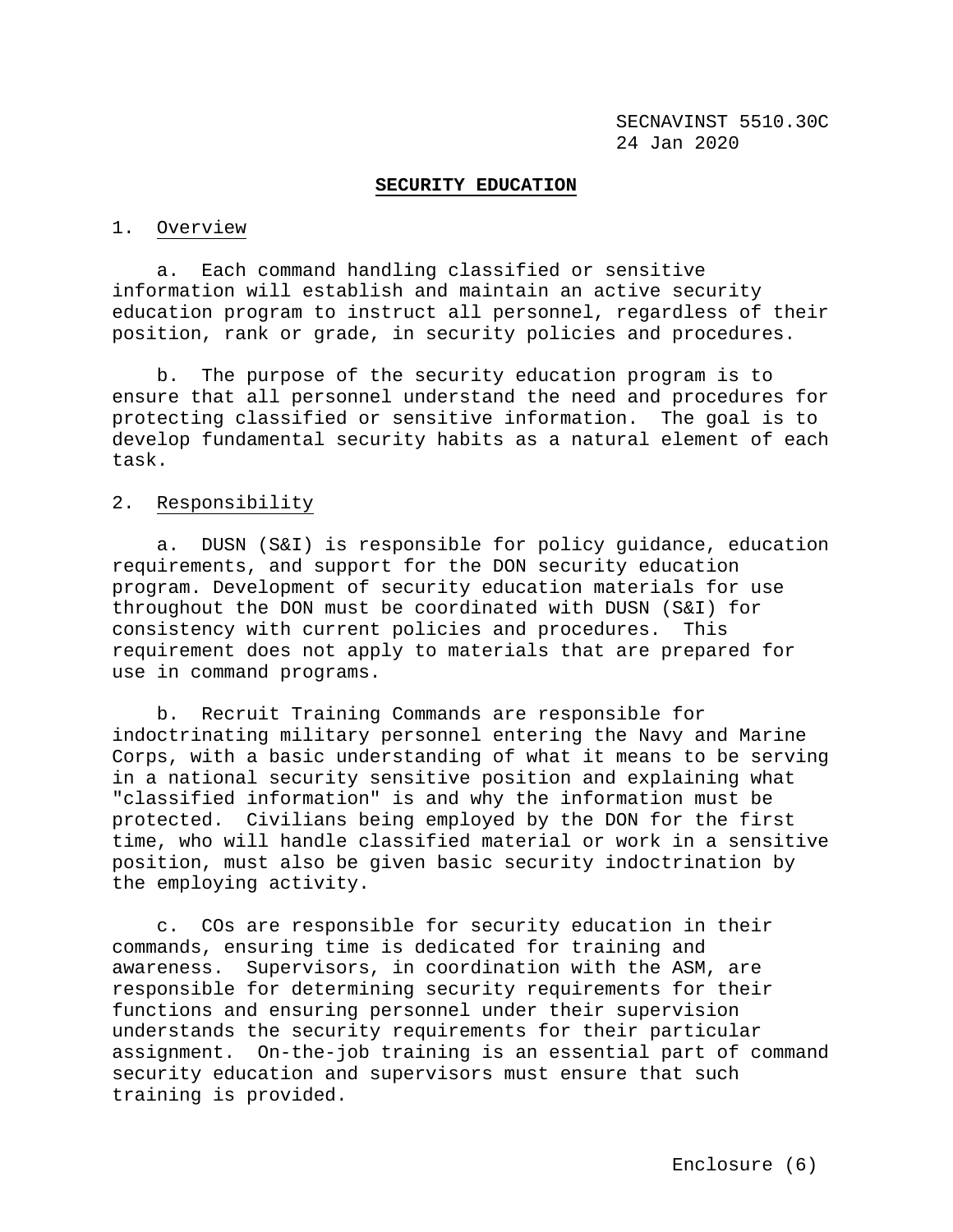## SECURITY EDUCATION

1. Overview

a. Each command handling classified or sensitive information will establish and maintain an active security education program to instruct all personnel, regardless of their position, rank or grade, in security policies and procedures.

b. The purpose of the security education program is to ensure that all personnel understand the need and procedures for protecting classified or sensitive information. The goal is to develop fundamental security habits as a natural element of each task.

2. Responsibility

a. DUSN (S&I) is responsible for policy guidance, education requirements, and support for the DON security education program. Development of security education materials for use throughout the DON must be coordinated with DUSN (S&I) for consistency with current policies and procedures. This requirement does not apply to materials that are prepared for use in command programs.

b. Recruit Training Commands are responsible for indoctrinating military personnel entering the Navy and Marine Corps, with a basic understanding of what it means to be serving in a national security sensitive position and explaining what "classified information" is and why the information must be protected. Civilians being employed by the DON for the first time, who will handle classified material or work in a sensitive position, must also be given basic security indoctrination by the employing activity.

c. COs are responsible for security education in their commands, ensuring time is dedicated for training and awareness. Supervisors, in coordination with the ASM, are responsible for determining security requirements for their functions and ensuring personnel under their supervision understands the security requirements for their particular assignment. On-the-job training is an essential part of command security education and supervisors must ensure that such training is provided.

Enclosure (6)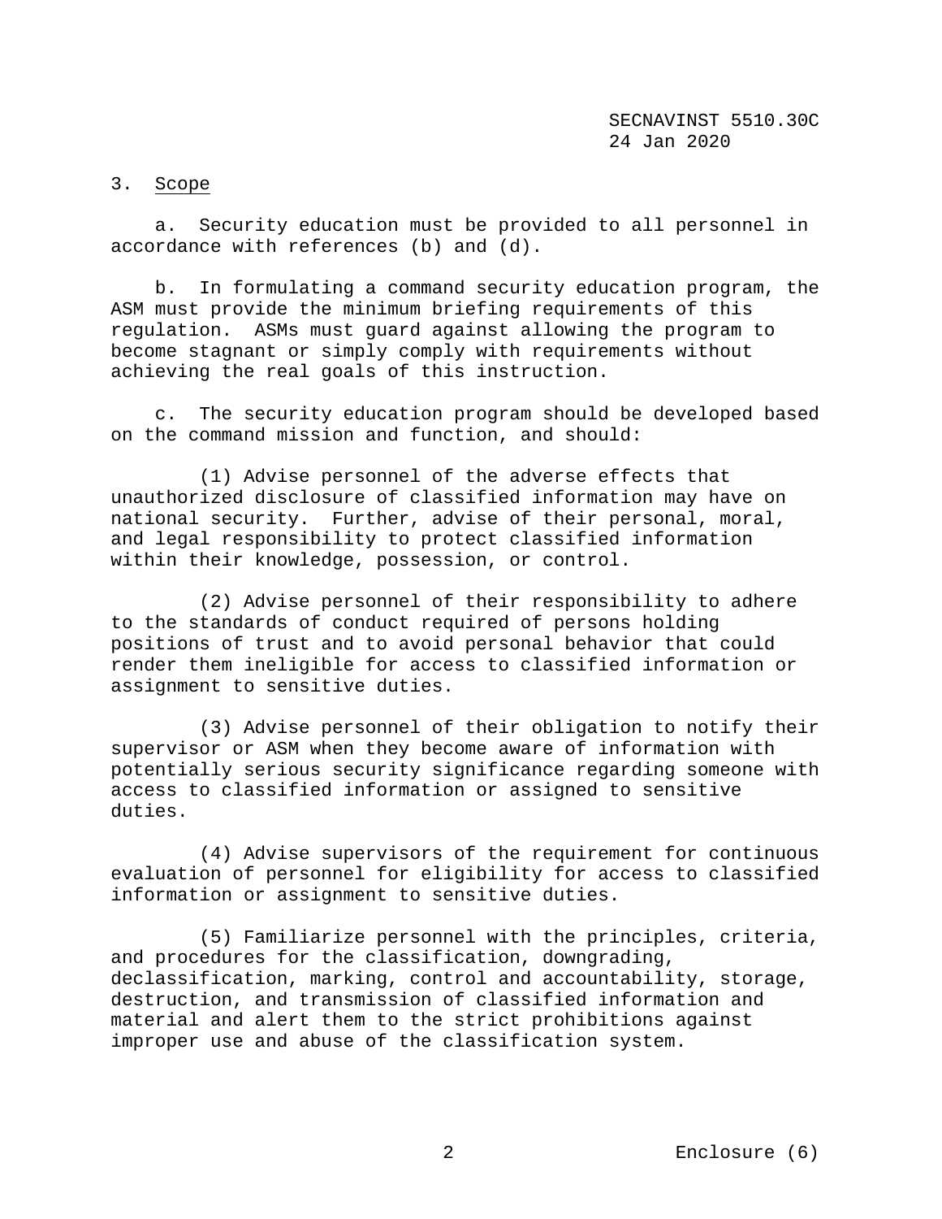3. Scope

a. Security education must be provided to all personnel in accordance with references (b) and (d).

b. In formulating a command security education program, the ASM must provide the minimum briefing requirements of this regulation. ASMs must guard against allowing the program to become stagnant or simply comply with requirements without achieving the real goals of this instruction.

c. The security education program should be developed based on the command mission and function, and should:

(1) Advise personnel of the adverse effects that unauthorized disclosure of classified information may have on national security. Further, advise of their personal, moral, and legal responsibility to protect classified information within their knowledge, possession, or control.

(2) Advise personnel of their responsibility to adhere to the standards of conduct required of persons holding positions of trust and to avoid personal behavior that could render them ineligible for access to classified information or assignment to sensitive duties.

(3) Advise personnel of their obligation to notify their supervisor or ASM when they become aware of information with potentially serious security significance regarding someone with access to classified information or assigned to sensitive duties.

(4) Advise supervisors of the requirement for continuous evaluation of personnel for eligibility for access to classified information or assignment to sensitive duties.

(5) Familiarize personnel with the principles, criteria, and procedures for the classification, downgrading, declassification, marking, control and accountability, storage, destruction, and transmission of classified information and material and alert them to the strict prohibitions against improper use and abuse of the classification system.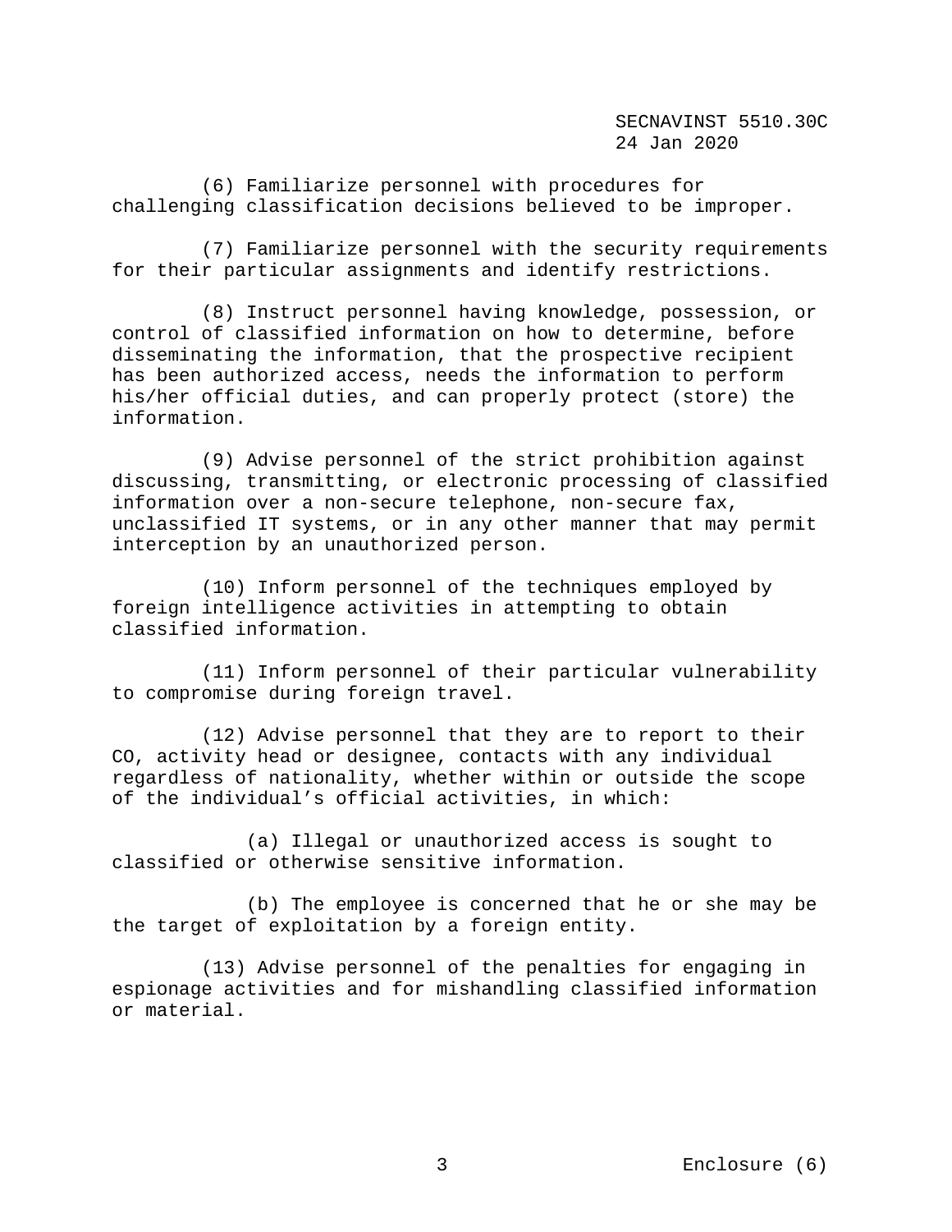(6) Familiarize personnel with procedures for challenging classification decisions believed to be improper.

(7) Familiarize personnel with the security requirements for their particular assignments and identify restrictions.

(8) Instruct personnel having knowledge, possession, or control of classified information on how to determine, before disseminating the information, that the prospective recipient has been authorized access, needs the information to perform his/her official duties, and can properly protect (store) the information.

(9) Advise personnel of the strict prohibition against discussing, transmitting, or electronic processing of classified information over a non-secure telephone, non-secure fax, unclassified IT systems, or in any other manner that may permit interception by an unauthorized person.

(10) Inform personnel of the techniques employed by foreign intelligence activities in attempting to obtain classified information.

(11) Inform personnel of their particular vulnerability to compromise during foreign travel.

(12) Advise personnel that they are to report to their CO, activity head or designee, contacts with any individual regardless of nationality, whether within or outside the scope of the individual's official activities, in which:

(a) Illegal or unauthorized access is sought to classified or otherwise sensitive information.

(b) The employee is concerned that he or she may be the target of exploitation by a foreign entity.

(13) Advise personnel of the penalties for engaging in espionage activities and for mishandling classified information or material.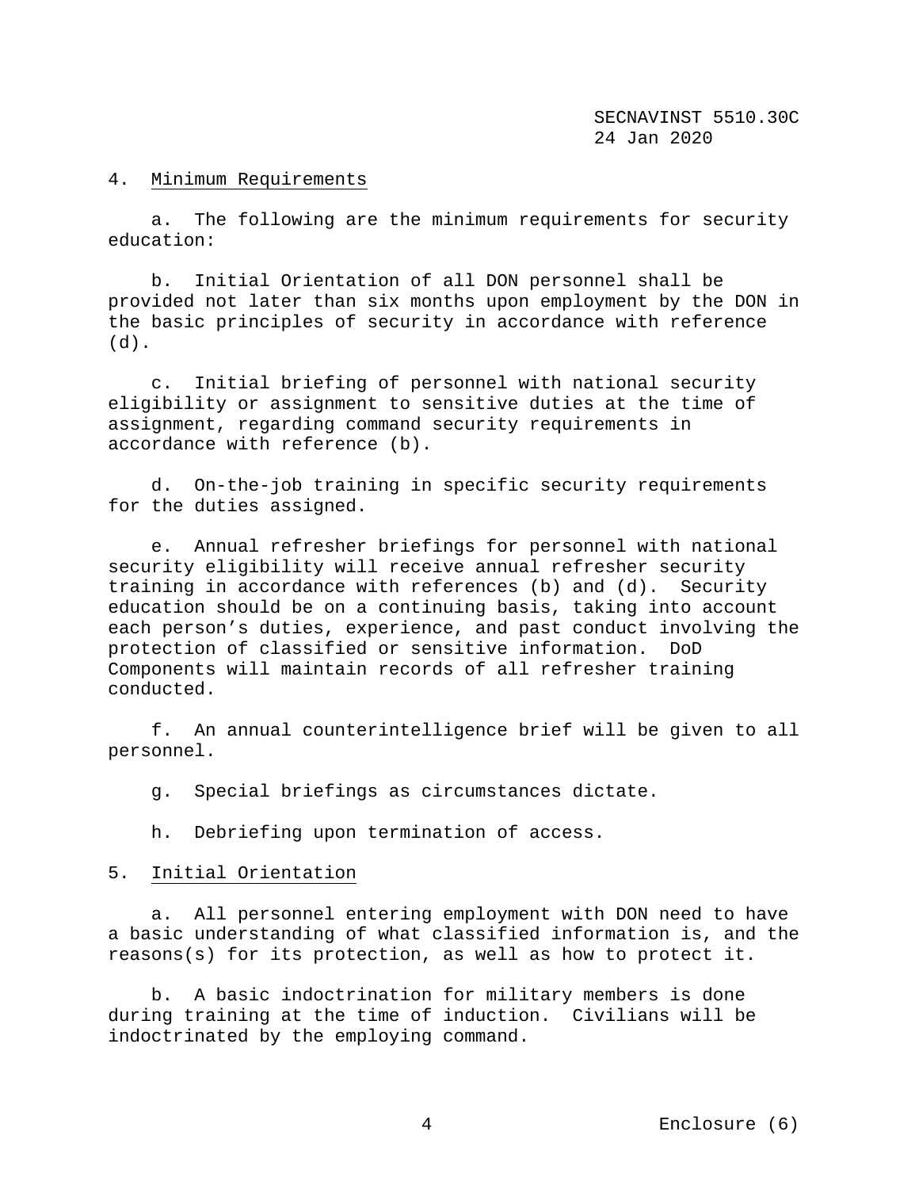4. Minimum Requirements

a. The following are the minimum requirements for security education:

b. Initial Orientation of all DON personnel shall be provided not later than six months upon employment by the DON in the basic principles of security in accordance with reference (d).

c. Initial briefing of personnel with national security eligibility or assignment to sensitive duties at the time of assignment, regarding command security requirements in accordance with reference (b).

d. On-the-job training in specific security requirements for the duties assigned.

e. Annual refresher briefings for personnel with national security eligibility will receive annual refresher security training in accordance with references (b) and (d). Security education should be on a continuing basis, taking into account each person's duties, experience, and past conduct involving the protection of classified or sensitive information. DoD Components will maintain records of all refresher training conducted.

f. An annual counterintelligence brief will be given to all personnel.

g. Special briefings as circumstances dictate.

h. Debriefing upon termination of access.

5. Initial Orientation

a. All personnel entering employment with DON need to have a basic understanding of what classified information is, and the reasons(s) for its protection, as well as how to protect it.

b. A basic indoctrination for military members is done during training at the time of induction. Civilians will be indoctrinated by the employing command.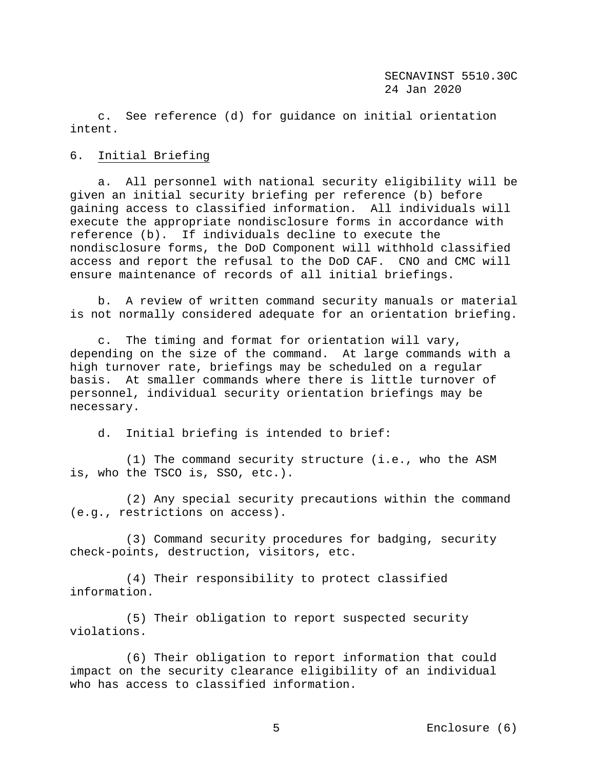c. See reference (d) for guidance on initial orientation intent.

6. Initial Briefing

a. All personnel with national security eligibility will be given an initial security briefing per reference (b) before gaining access to classified information. All individuals will execute the appropriate nondisclosure forms in accordance with reference (b). If individuals decline to execute the nondisclosure forms, the DoD Component will withhold classified access and report the refusal to the DoD CAF. CNO and CMC will ensure maintenance of records of all initial briefings.

b. A review of written command security manuals or material is not normally considered adequate for an orientation briefing.

c. The timing and format for orientation will vary, depending on the size of the command. At large commands with a high turnover rate, briefings may be scheduled on a regular basis. At smaller commands where there is little turnover of personnel, individual security orientation briefings may be necessary.

d. Initial briefing is intended to brief:

(1) The command security structure (i.e., who the ASM is, who the TSCO is, SSO, etc.).

(2) Any special security precautions within the command (e.g., restrictions on access).

(3) Command security procedures for badging, security check-points, destruction, visitors, etc.

(4) Their responsibility to protect classified information.

(5) Their obligation to report suspected security violations.

(6) Their obligation to report information that could impact on the security clearance eligibility of an individual who has access to classified information.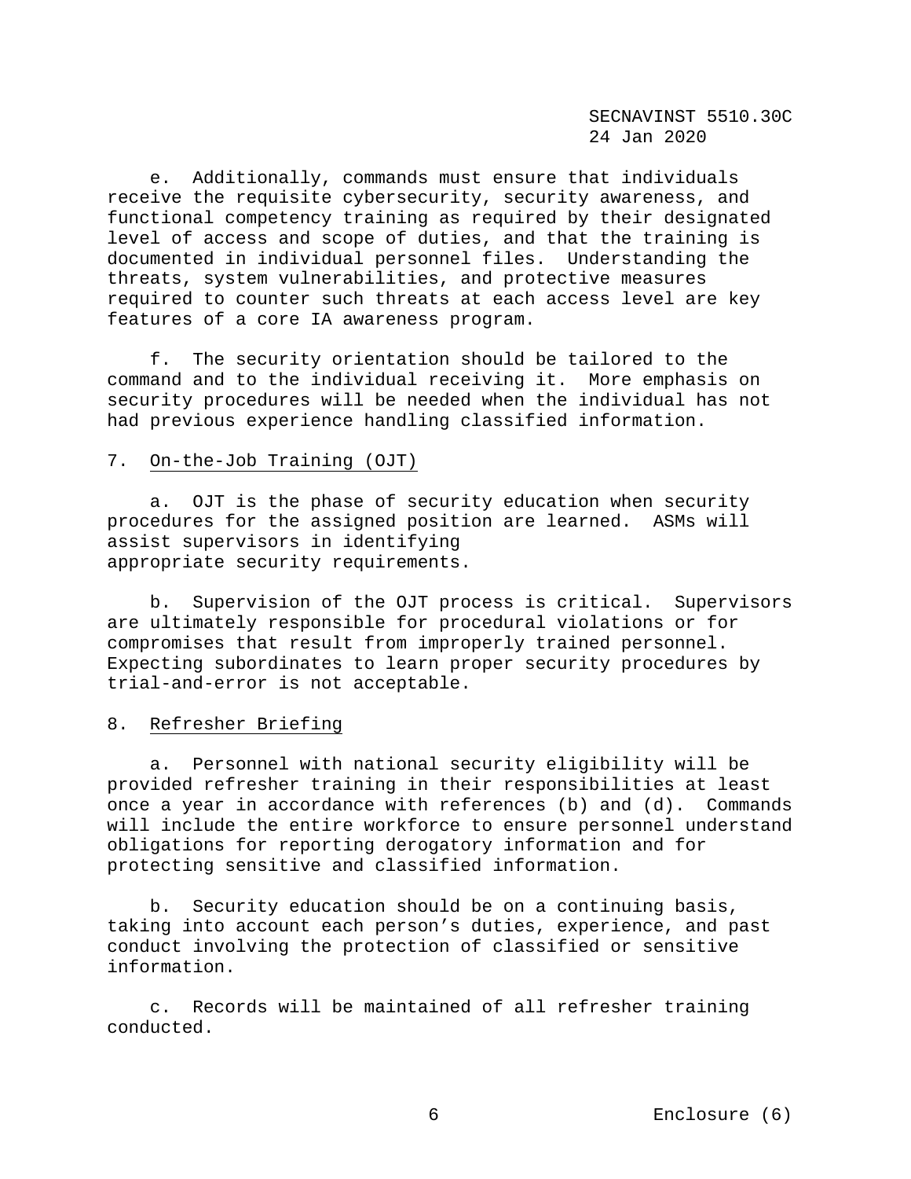e. Additionally, commands must ensure that individuals receive the requisite cybersecurity, security awareness, and functional competency training as required by their designated level of access and scope of duties, and that the training is documented in individual personnel files. Understanding the threats, system vulnerabilities, and protective measures required to counter such threats at each access level are key features of a core IA awareness program.

f. The security orientation should be tailored to the command and to the individual receiving it. More emphasis on security procedures will be needed when the individual has not had previous experience handling classified information.

7. <u>On-the-Job Training (OJT)</u>

a. OJT is the phase of security education when security procedures for the assigned position are learned. ASMs will assist supervisors in identifying appropriate security requirements.

b. Supervision of the OJT process is critical. Supervisors are ultimately responsible for procedural violations or for compromises that result from improperly trained personnel. Expecting subordinates to learn proper security procedures by trial-and-error is not acceptable.

8. <u>Refresher Briefing</u>

a. Personnel with national security eligibility will be provided refresher training in their responsibilities at least once a year in accordance with references (b) and (d). Commands will include the entire workforce to ensure personnel understand obligations for reporting derogatory information and for protecting sensitive and classified information.

b. Security education should be on a continuing basis, taking into account each person's duties, experience, and past conduct involving the protection of classified or sensitive information.

c. Records will be maintained of all refresher training conducted.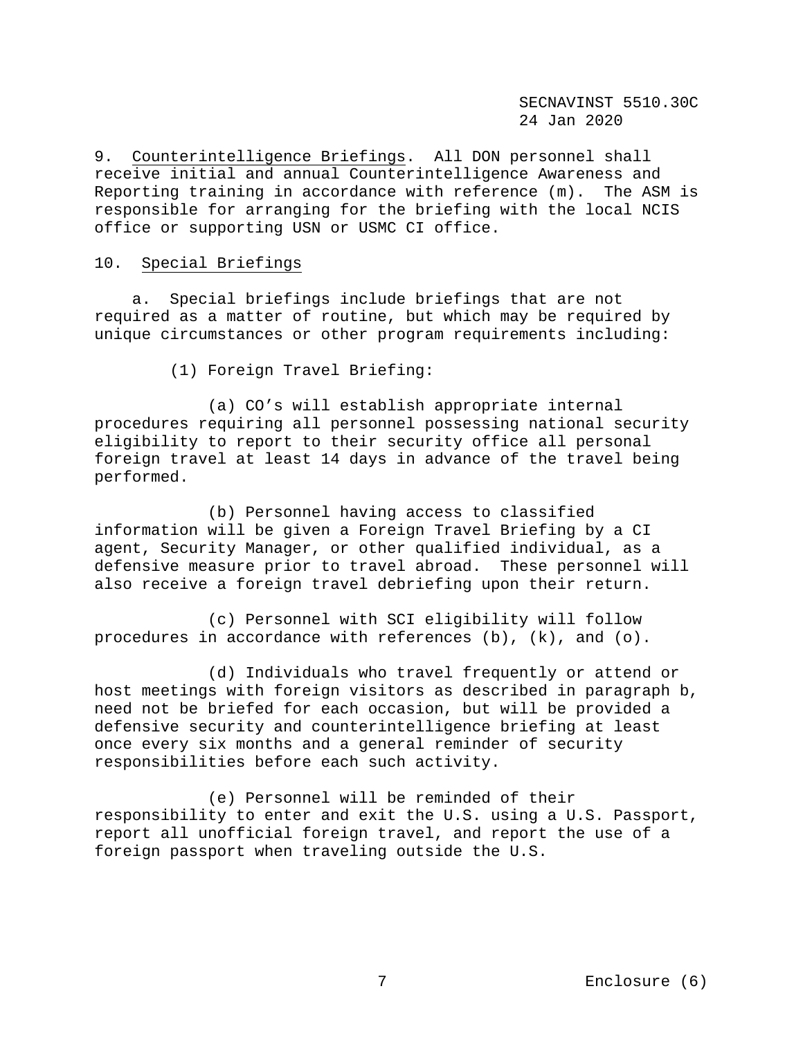9. Counterintelligence Briefings. All DON personnel shall receive initial and annual Counterintelligence Awareness and Reporting training in accordance with reference (m). The ASM is responsible for arranging for the briefing with the local NCIS office or supporting USN or USMC CI office.

10. Special Briefings

a. Special briefings include briefings that are not required as a matter of routine, but which may be required by unique circumstances or other program requirements including:

(1) Foreign Travel Briefing:

(a) CO's will establish appropriate internal procedures requiring all personnel possessing national security eligibility to report to their security office all personal foreign travel at least 14 days in advance of the travel being performed.

(b) Personnel having access to classified information will be given a Foreign Travel Briefing by a CI agent, Security Manager, or other qualified individual, as a defensive measure prior to travel abroad. These personnel will also receive a foreign travel debriefing upon their return.

(c) Personnel with SCI eligibility will follow procedures in accordance with references (b), (k), and (o).

(d) Individuals who travel frequently or attend or host meetings with foreign visitors as described in paragraph b, need not be briefed for each occasion, but will be provided a defensive security and counterintelligence briefing at least once every six months and a general reminder of security responsibilities before each such activity.

(e) Personnel will be reminded of their responsibility to enter and exit the U.S. using a U.S. Passport, report all unofficial foreign travel, and report the use of a foreign passport when traveling outside the U.S.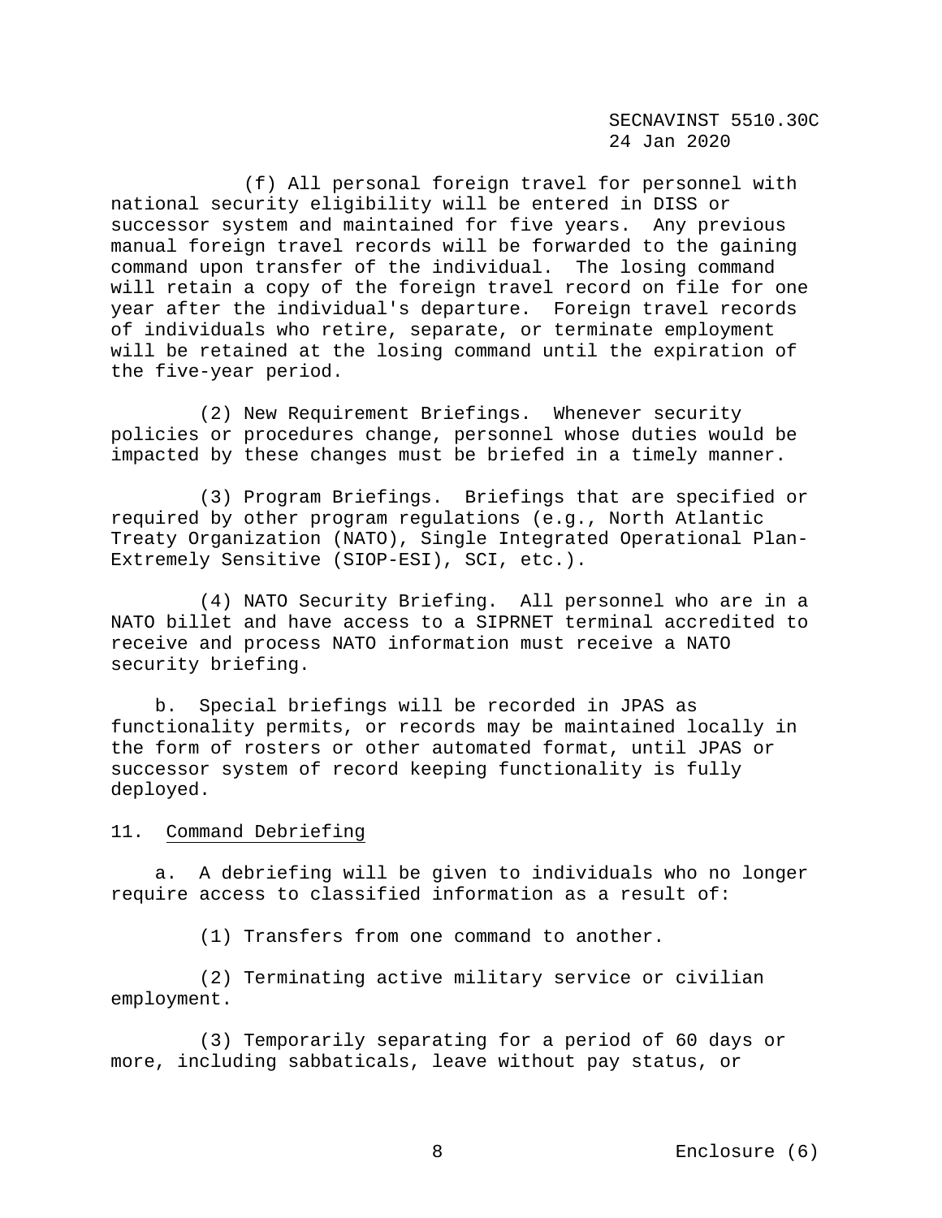(f) All personal foreign travel for personnel with national security eligibility will be entered in DISS or successor system and maintained for five years. Any previous manual foreign travel records will be forwarded to the gaining command upon transfer of the individual. The losing command will retain a copy of the foreign travel record on file for one year after the individual's departure. Foreign travel records of individuals who retire, separate, or terminate employment will be retained at the losing command until the expiration of the five-year period.

(2) New Requirement Briefings. Whenever security policies or procedures change, personnel whose duties would be impacted by these changes must be briefed in a timely manner.

(3) Program Briefings. Briefings that are specified or required by other program regulations (e.g., North Atlantic Treaty Organization (NATO), Single Integrated Operational Plan-Extremely Sensitive (SIOP-ESI), SCI, etc.).

(4) NATO Security Briefing. All personnel who are in a NATO billet and have access to a SIPRNET terminal accredited to receive and process NATO information must receive a NATO security briefing.

b. Special briefings will be recorded in JPAS as functionality permits, or records may be maintained locally in the form of rosters or other automated format, until JPAS or successor system of record keeping functionality is fully deployed.

11. Command Debriefing

a. A debriefing will be given to individuals who no longer require access to classified information as a result of:

(1) Transfers from one command to another.

(2) Terminating active military service or civilian employment.

(3) Temporarily separating for a period of 60 days or more, including sabbaticals, leave without pay status, or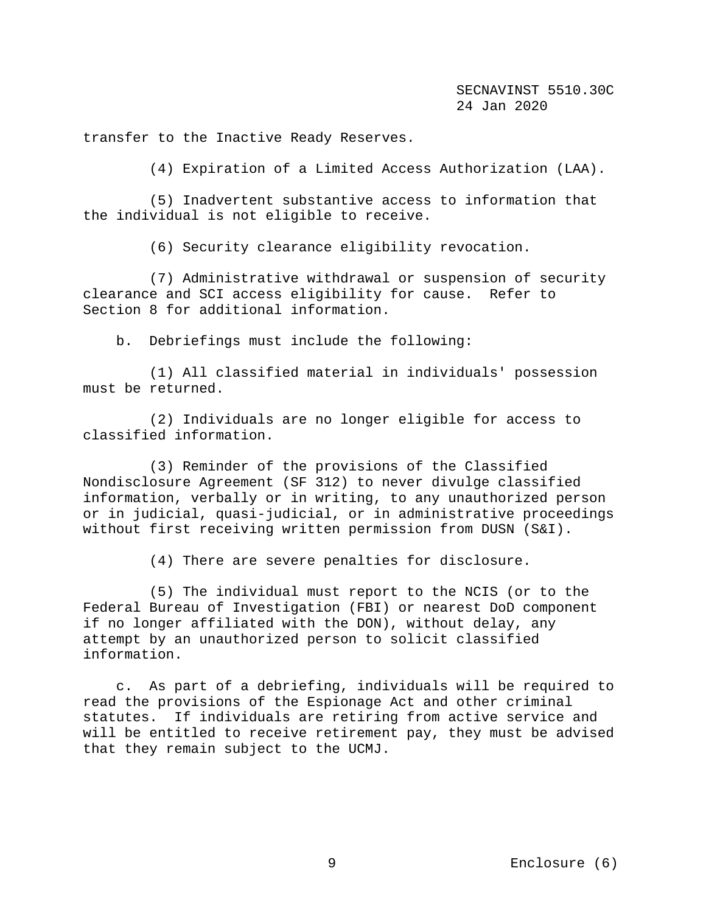transfer to the Inactive Ready Reserves.

(4) Expiration of a Limited Access Authorization (LAA).

(5) Inadvertent substantive access to information that the individual is not eligible to receive.

(6) Security clearance eligibility revocation.

(7) Administrative withdrawal or suspension of security clearance and SCI access eligibility for cause. Refer to Section 8 for additional information.

b. Debriefings must include the following:

(1) All classified material in individuals' possession must be returned.

(2) Individuals are no longer eligible for access to classified information.

(3) Reminder of the provisions of the Classified Nondisclosure Agreement (SF 312) to never divulge classified information, verbally or in writing, to any unauthorized person or in judicial, quasi-judicial, or in administrative proceedings without first receiving written permission from DUSN (S&I).

(4) There are severe penalties for disclosure.

(5) The individual must report to the NCIS (or to the Federal Bureau of Investigation (FBI) or nearest DoD component if no longer affiliated with the DON), without delay, any attempt by an unauthorized person to solicit classified information.

c. As part of a debriefing, individuals will be required to read the provisions of the Espionage Act and other criminal statutes. If individuals are retiring from active service and will be entitled to receive retirement pay, they must be advised that they remain subject to the UCMJ.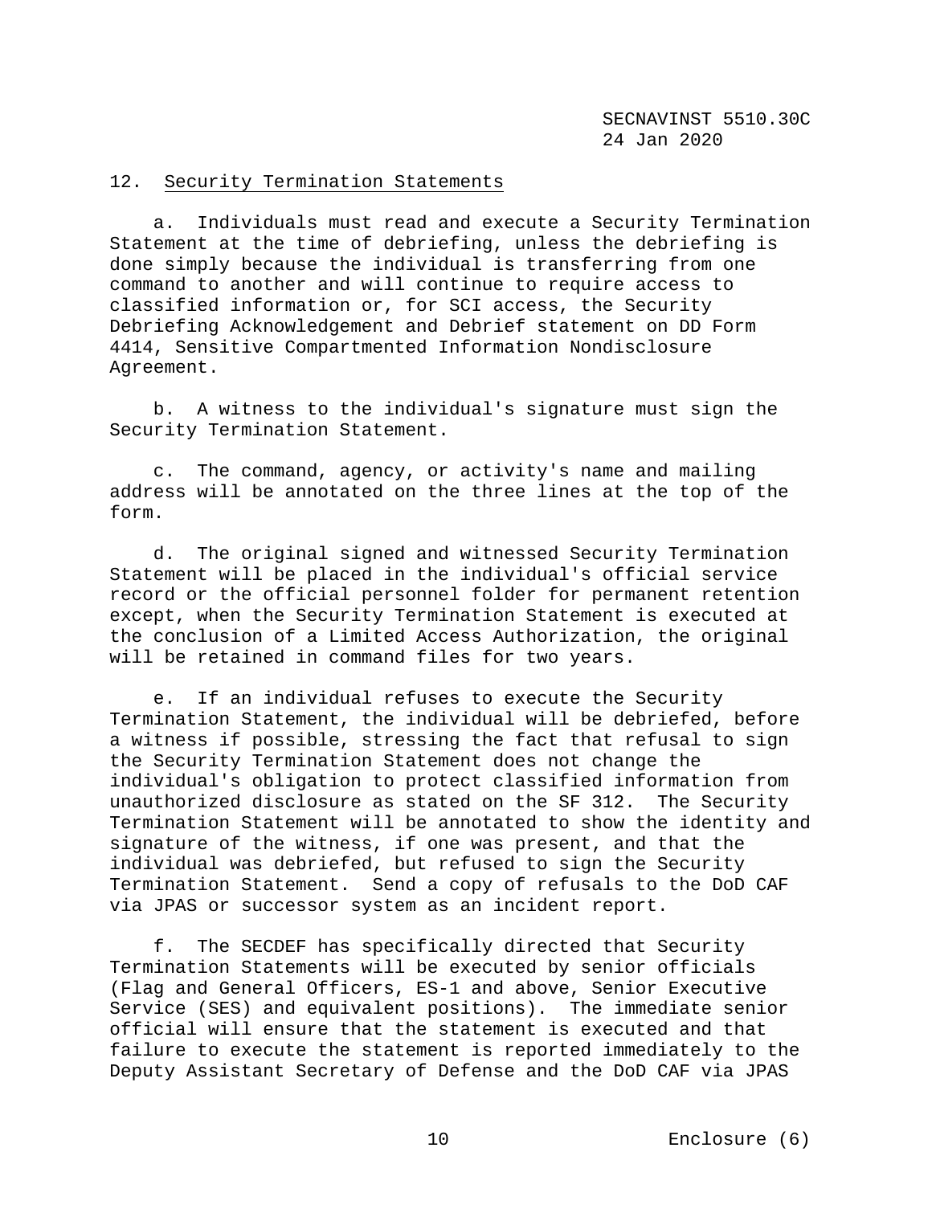12. Security Termination Statements

a. Individuals must read and execute a Security Termination Statement at the time of debriefing, unless the debriefing is done simply because the individual is transferring from one command to another and will continue to require access to classified information or, for SCI access, the Security Debriefing Acknowledgement and Debrief statement on DD Form 4414, Sensitive Compartmented Information Nondisclosure Agreement.

b. A witness to the individual's signature must sign the Security Termination Statement.

c. The command, agency, or activity's name and mailing address will be annotated on the three lines at the top of the form.

d. The original signed and witnessed Security Termination Statement will be placed in the individual's official service record or the official personnel folder for permanent retention except, when the Security Termination Statement is executed at the conclusion of a Limited Access Authorization, the original will be retained in command files for two years.

e. If an individual refuses to execute the Security Termination Statement, the individual will be debriefed, before a witness if possible, stressing the fact that refusal to sign the Security Termination Statement does not change the individual's obligation to protect classified information from unauthorized disclosure as stated on the SF 312. The Security Termination Statement will be annotated to show the identity and signature of the witness, if one was present, and that the individual was debriefed, but refused to sign the Security Termination Statement. Send a copy of refusals to the DoD CAF via JPAS or successor system as an incident report.

f. The SECDEF has specifically directed that Security Termination Statements will be executed by senior officials (Flag and General Officers, ES-1 and above, Senior Executive Service (SES) and equivalent positions). The immediate senior official will ensure that the statement is executed and that failure to execute the statement is reported immediately to the Deputy Assistant Secretary of Defense and the DoD CAF via JPAS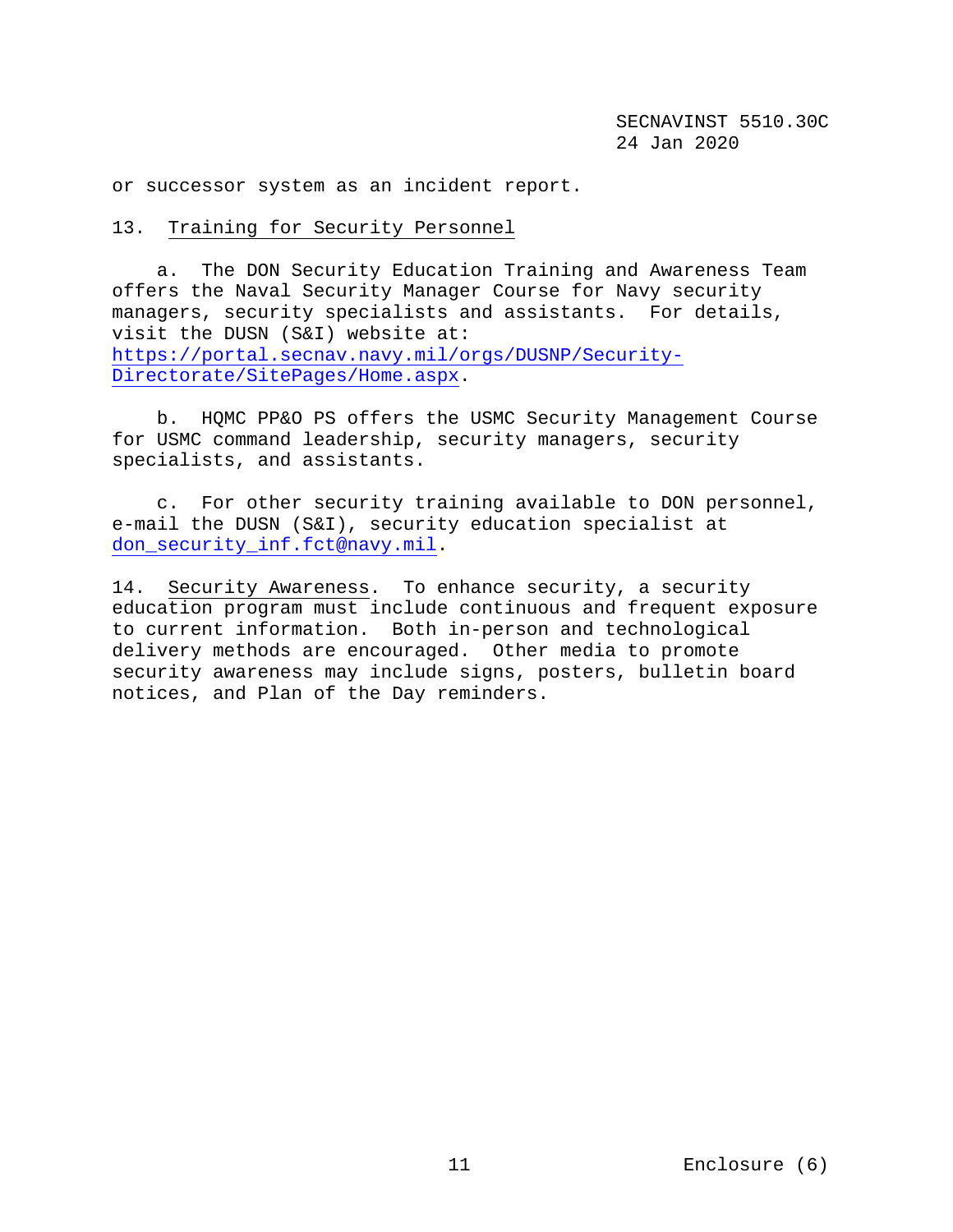or successor system as an incident report.

13. Training for Security Personnel

a. The DON Security Education Training and Awareness Team offers the Naval Security Manager Course for Navy security managers, security specialists and assistants. For details, visit the DUSN (S&I) website at: https://portal.secnav.navy.mil/orgs/DUSNP/Security-Directorate/SitePages/Home.aspx.

b. HQMC PP&O PS offers the USMC Security Management Course for USMC command leadership, security managers, security specialists, and assistants.

c. For other security training available to DON personnel, e-mail the DUSN (S&I), security education specialist at don_security_inf.fct@navy.mil.

14. Security Awareness. To enhance security, a security education program must include continuous and frequent exposure to current information. Both in-person and technological delivery methods are encouraged. Other media to promote security awareness may include signs, posters, bulletin board notices, and Plan of the Day reminders.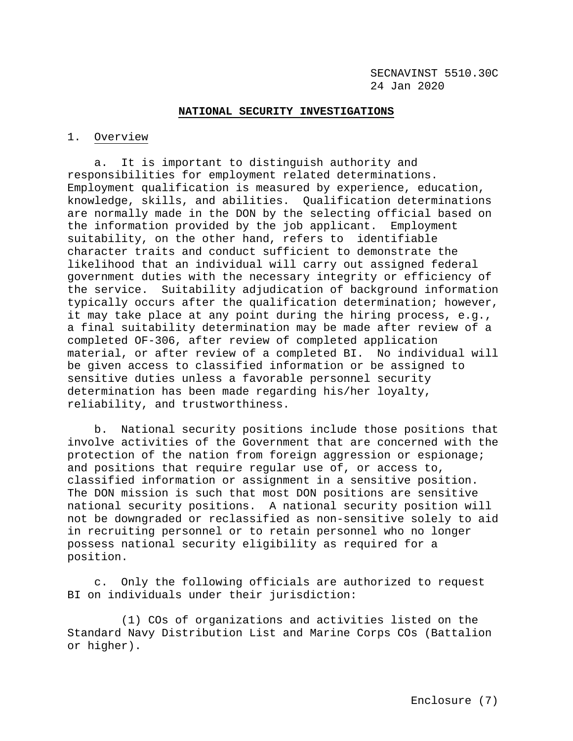## NATIONAL SECURITY INVESTIGATIONS

1. Overview

a. It is important to distinguish authority and responsibilities for employment related determinations. Employment qualification is measured by experience, education, knowledge, skills, and abilities. Qualification determinations are normally made in the DON by the selecting official based on the information provided by the job applicant. Employment suitability, on the other hand, refers to identifiable character traits and conduct sufficient to demonstrate the likelihood that an individual will carry out assigned federal government duties with the necessary integrity or efficiency of the service. Suitability adjudication of background information typically occurs after the qualification determination; however, it may take place at any point during the hiring process, e.g., a final suitability determination may be made after review of a completed OF-306, after review of completed application material, or after review of a completed BI. No individual will be given access to classified information or be assigned to sensitive duties unless a favorable personnel security determination has been made regarding his/her loyalty, reliability, and trustworthiness.

b. National security positions include those positions that involve activities of the Government that are concerned with the protection of the nation from foreign aggression or espionage; and positions that require regular use of, or access to, classified information or assignment in a sensitive position. The DON mission is such that most DON positions are sensitive national security positions. A national security position will not be downgraded or reclassified as non-sensitive solely to aid in recruiting personnel or to retain personnel who no longer possess national security eligibility as required for a position.

c. Only the following officials are authorized to request BI on individuals under their jurisdiction:

(1) COs of organizations and activities listed on the Standard Navy Distribution List and Marine Corps COs (Battalion or higher).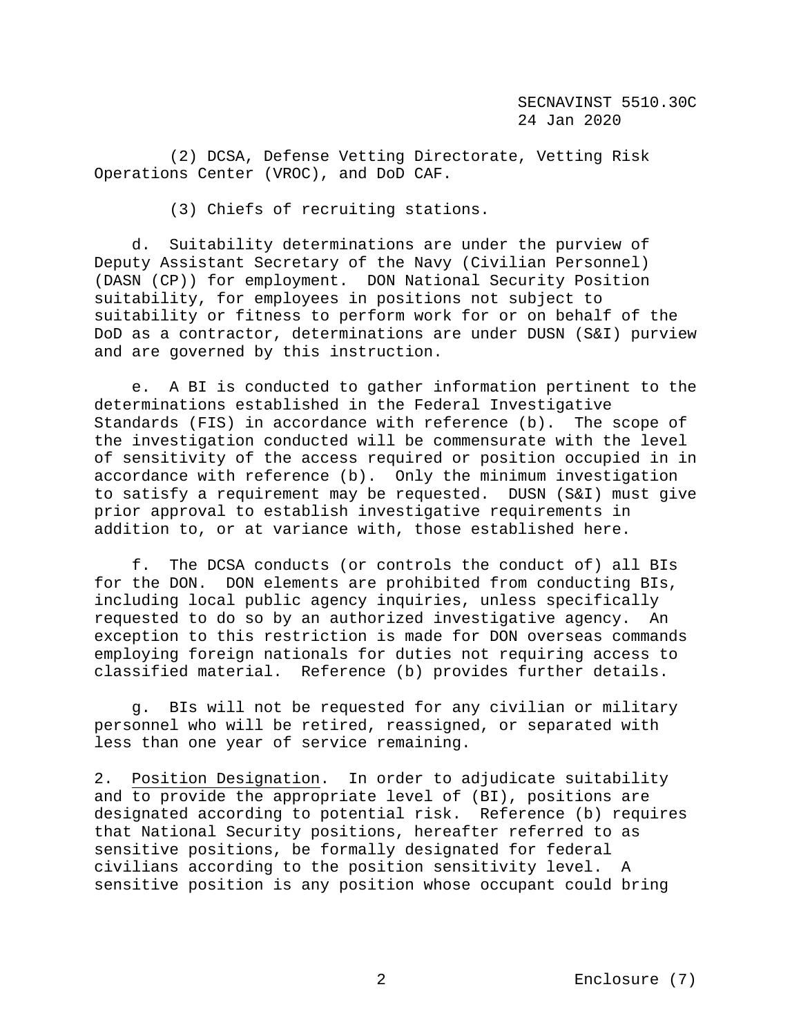(2) DCSA, Defense Vetting Directorate, Vetting Risk Operations Center (VROC), and DoD CAF.

(3) Chiefs of recruiting stations.

d. Suitability determinations are under the purview of Deputy Assistant Secretary of the Navy (Civilian Personnel) (DASN (CP)) for employment. DON National Security Position suitability, for employees in positions not subject to suitability or fitness to perform work for or on behalf of the DoD as a contractor, determinations are under DUSN (S&I) purview and are governed by this instruction.

e. A BI is conducted to gather information pertinent to the determinations established in the Federal Investigative Standards (FIS) in accordance with reference (b). The scope of the investigation conducted will be commensurate with the level of sensitivity of the access required or position occupied in in accordance with reference (b). Only the minimum investigation to satisfy a requirement may be requested. DUSN (S&I) must give prior approval to establish investigative requirements in addition to, or at variance with, those established here.

f. The DCSA conducts (or controls the conduct of) all BIs for the DON. DON elements are prohibited from conducting BIs, including local public agency inquiries, unless specifically requested to do so by an authorized investigative agency. An exception to this restriction is made for DON overseas commands employing foreign nationals for duties not requiring access to classified material. Reference (b) provides further details.

g. BIs will not be requested for any civilian or military personnel who will be retired, reassigned, or separated with less than one year of service remaining.

2. Position Designation. In order to adjudicate suitability and to provide the appropriate level of (BI), positions are designated according to potential risk. Reference (b) requires that National Security positions, hereafter referred to as sensitive positions, be formally designated for federal civilians according to the position sensitivity level. A sensitive position is any position whose occupant could bring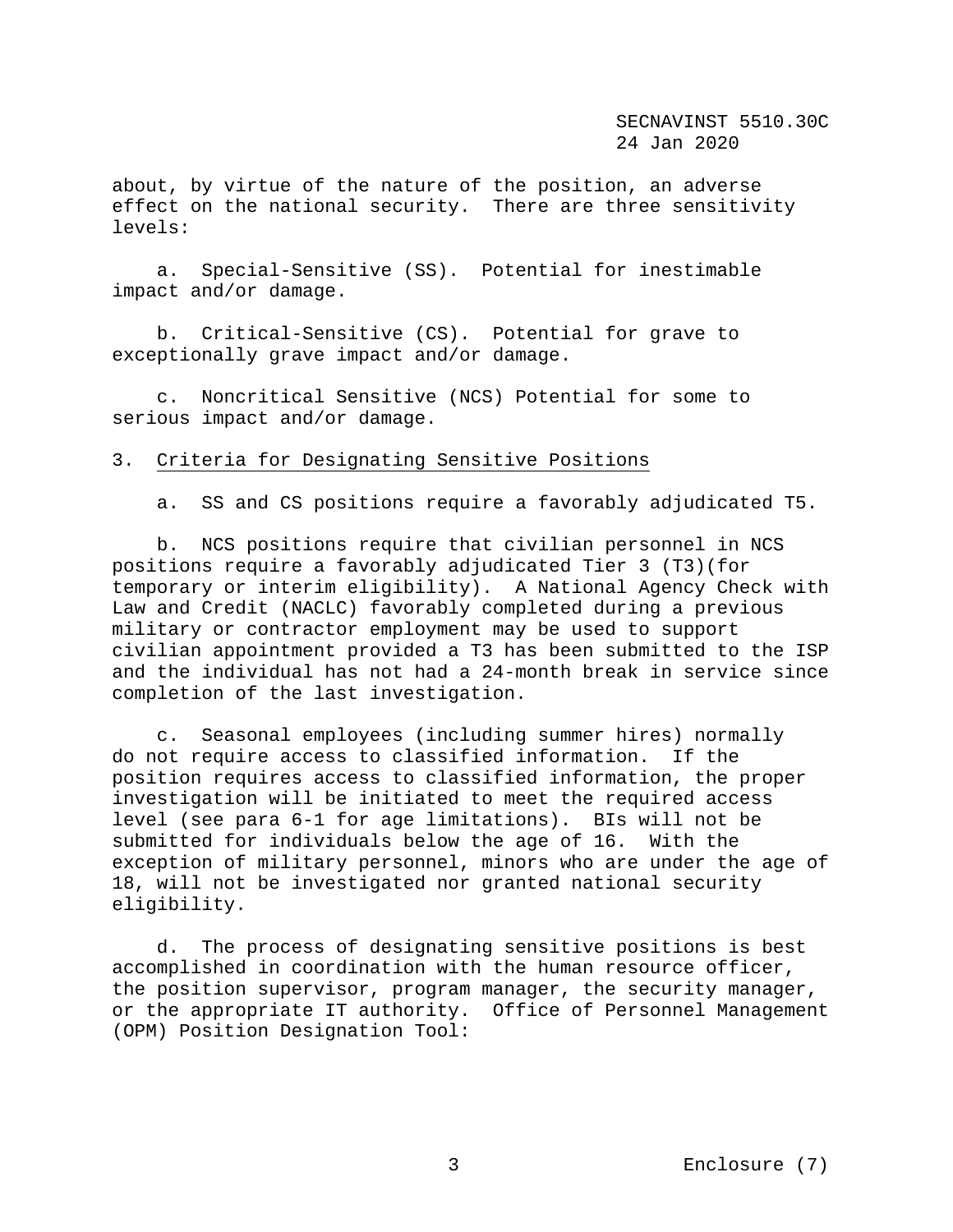about, by virtue of the nature of the position, an adverse effect on the national security. There are three sensitivity levels:

a. Special-Sensitive (SS). Potential for inestimable impact and/or damage.

b. Critical-Sensitive (CS). Potential for grave to exceptionally grave impact and/or damage.

c. Noncritical Sensitive (NCS) Potential for some to serious impact and/or damage.

3. Criteria for Designating Sensitive Positions

a. SS and CS positions require a favorably adjudicated T5.

b. NCS positions require that civilian personnel in NCS positions require a favorably adjudicated Tier 3 (T3)(for temporary or interim eligibility). A National Agency Check with Law and Credit (NACLC) favorably completed during a previous military or contractor employment may be used to support civilian appointment provided a T3 has been submitted to the ISP and the individual has not had a 24-month break in service since completion of the last investigation.

c. Seasonal employees (including summer hires) normally do not require access to classified information. If the position requires access to classified information, the proper investigation will be initiated to meet the required access level (see para 6-1 for age limitations). BIs will not be submitted for individuals below the age of 16. With the exception of military personnel, minors who are under the age of 18, will not be investigated nor granted national security eligibility.

d. The process of designating sensitive positions is best accomplished in coordination with the human resource officer, the position supervisor, program manager, the security manager, or the appropriate IT authority. Office of Personnel Management (OPM) Position Designation Tool: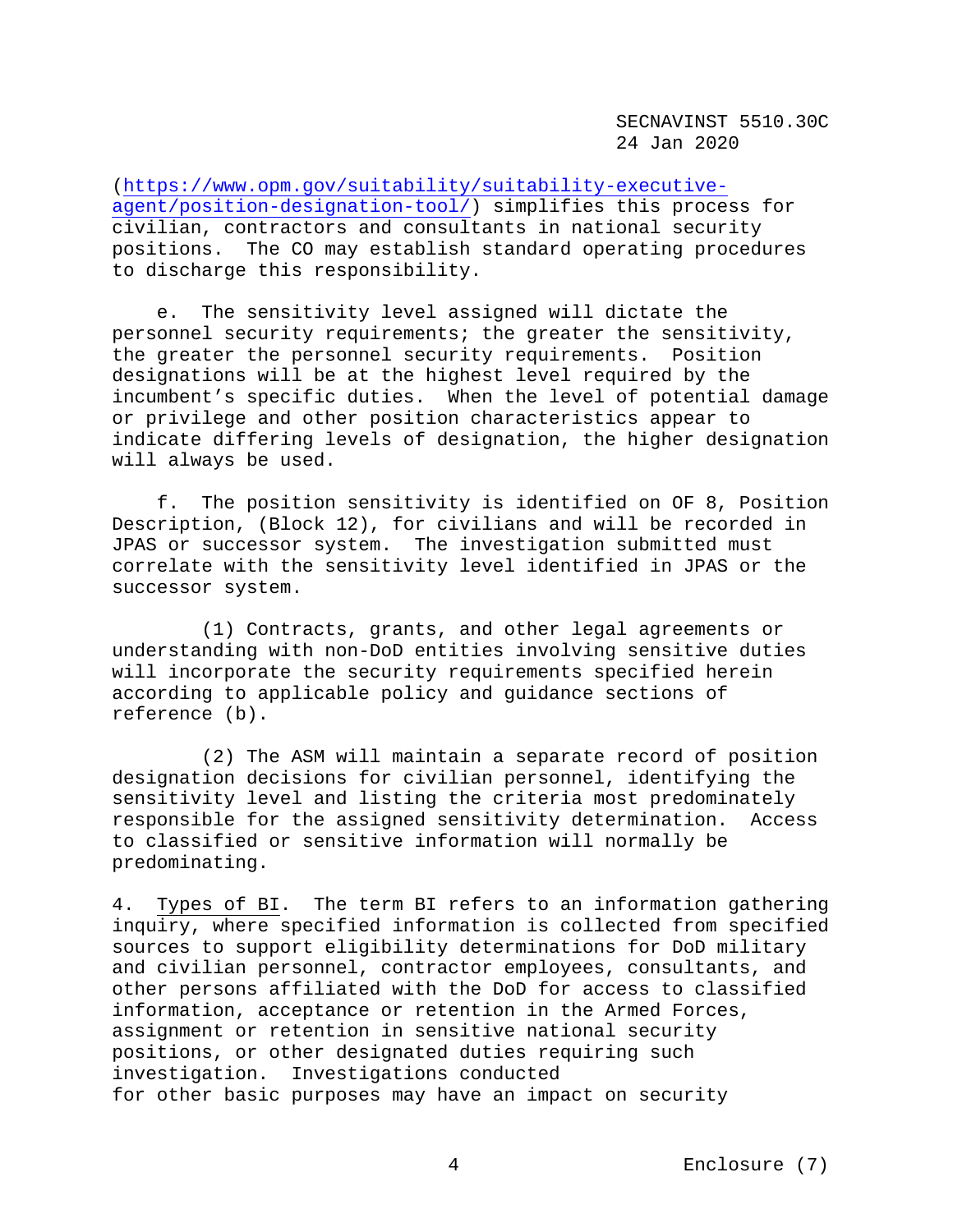(https://www.opm.gov/suitability/suitability-executive-agent/position-designation-tool/) simplifies this process for civilian, contractors and consultants in national security positions. The CO may establish standard operating procedures to discharge this responsibility.

e. The sensitivity level assigned will dictate the personnel security requirements; the greater the sensitivity, the greater the personnel security requirements. Position designations will be at the highest level required by the incumbent's specific duties. When the level of potential damage or privilege and other position characteristics appear to indicate differing levels of designation, the higher designation will always be used.

f. The position sensitivity is identified on OF 8, Position Description, (Block 12), for civilians and will be recorded in JPAS or successor system. The investigation submitted must correlate with the sensitivity level identified in JPAS or the successor system.

(1) Contracts, grants, and other legal agreements or understanding with non-DoD entities involving sensitive duties will incorporate the security requirements specified herein according to applicable policy and guidance sections of reference (b).

(2) The ASM will maintain a separate record of position designation decisions for civilian personnel, identifying the sensitivity level and listing the criteria most predominately responsible for the assigned sensitivity determination. Access to classified or sensitive information will normally be predominating.

4. Types of BI. The term BI refers to an information gathering inquiry, where specified information is collected from specified sources to support eligibility determinations for DoD military and civilian personnel, contractor employees, consultants, and other persons affiliated with the DoD for access to classified information, acceptance or retention in the Armed Forces, assignment or retention in sensitive national security positions, or other designated duties requiring such investigation. Investigations conducted for other basic purposes may have an impact on security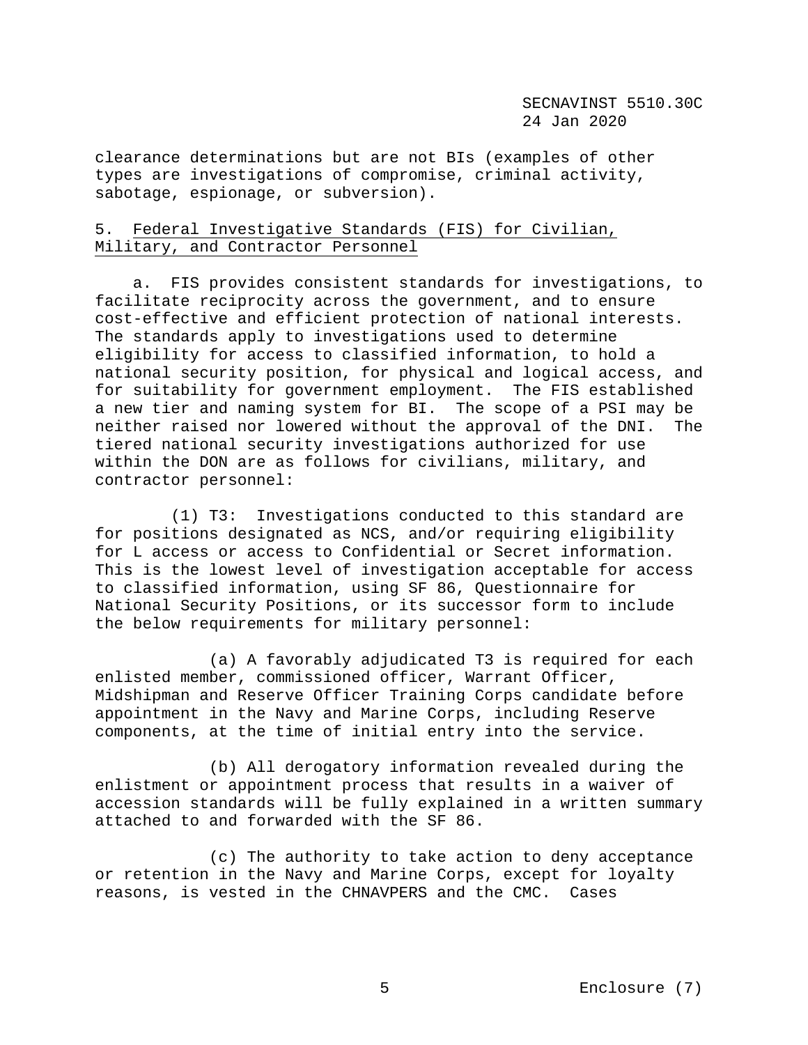clearance determinations but are not BIs (examples of other types are investigations of compromise, criminal activity, sabotage, espionage, or subversion).

5. Federal Investigative Standards (FIS) for Civilian, Military, and Contractor Personnel

a. FIS provides consistent standards for investigations, to facilitate reciprocity across the government, and to ensure cost-effective and efficient protection of national interests. The standards apply to investigations used to determine eligibility for access to classified information, to hold a national security position, for physical and logical access, and for suitability for government employment. The FIS established a new tier and naming system for BI. The scope of a PSI may be neither raised nor lowered without the approval of the DNI. The tiered national security investigations authorized for use within the DON are as follows for civilians, military, and contractor personnel:

(1) T3: Investigations conducted to this standard are for positions designated as NCS, and/or requiring eligibility for L access or access to Confidential or Secret information. This is the lowest level of investigation acceptable for access to classified information, using SF 86, Questionnaire for National Security Positions, or its successor form to include the below requirements for military personnel:

(a) A favorably adjudicated T3 is required for each enlisted member, commissioned officer, Warrant Officer, Midshipman and Reserve Officer Training Corps candidate before appointment in the Navy and Marine Corps, including Reserve components, at the time of initial entry into the service.

(b) All derogatory information revealed during the enlistment or appointment process that results in a waiver of accession standards will be fully explained in a written summary attached to and forwarded with the SF 86.

(c) The authority to take action to deny acceptance or retention in the Navy and Marine Corps, except for loyalty reasons, is vested in the CHNAVPERS and the CMC. Cases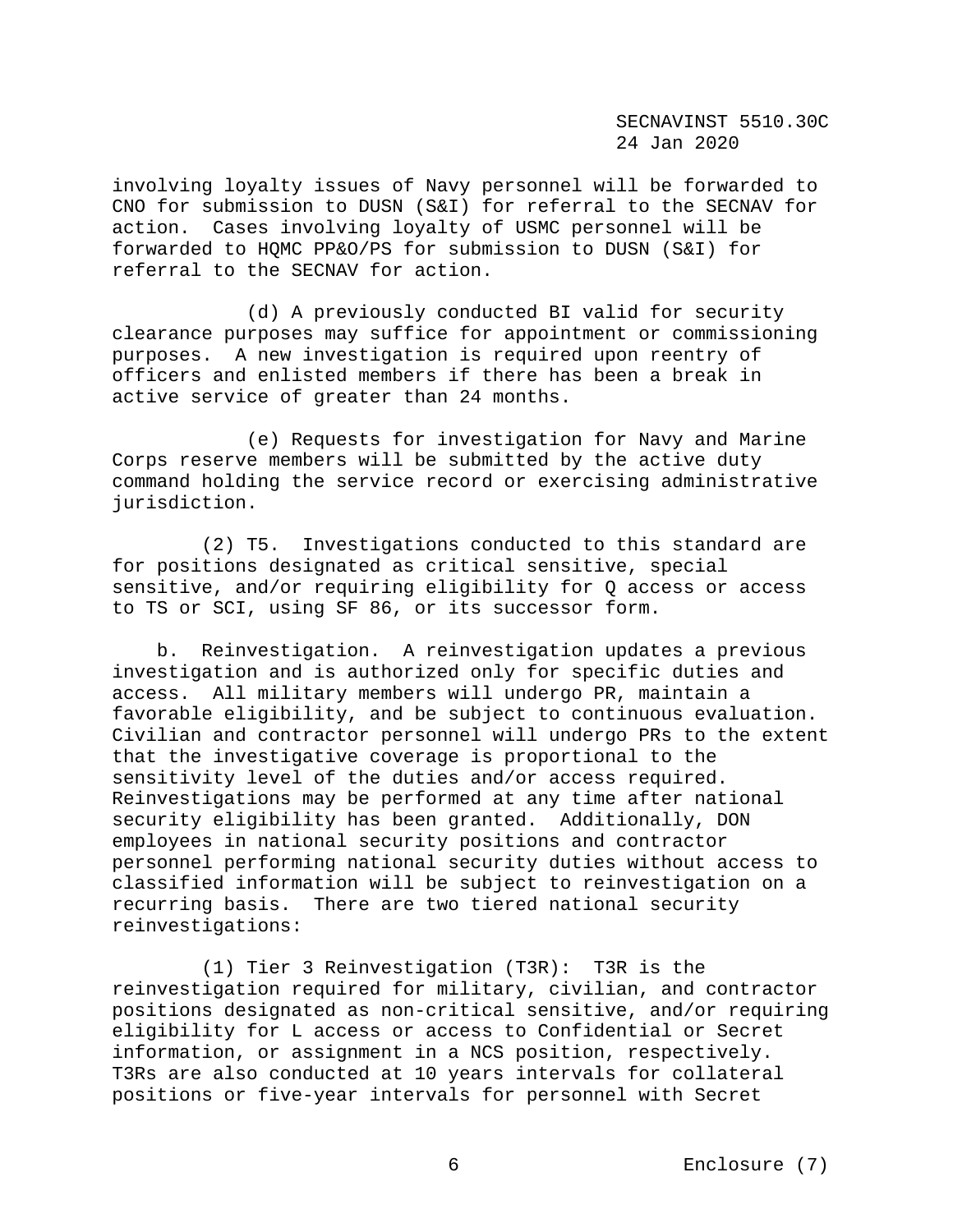involving loyalty issues of Navy personnel will be forwarded to CNO for submission to DUSN (S&I) for referral to the SECNAV for action. Cases involving loyalty of USMC personnel will be forwarded to HQMC PP&O/PS for submission to DUSN (S&I) for referral to the SECNAV for action.

(d) A previously conducted BI valid for security clearance purposes may suffice for appointment or commissioning purposes. A new investigation is required upon reentry of officers and enlisted members if there has been a break in active service of greater than 24 months.

(e) Requests for investigation for Navy and Marine Corps reserve members will be submitted by the active duty command holding the service record or exercising administrative jurisdiction.

(2) T5. Investigations conducted to this standard are for positions designated as critical sensitive, special sensitive, and/or requiring eligibility for Q access or access to TS or SCI, using SF 86, or its successor form.

b. Reinvestigation. A reinvestigation updates a previous investigation and is authorized only for specific duties and access. All military members will undergo PR, maintain a favorable eligibility, and be subject to continuous evaluation. Civilian and contractor personnel will undergo PRs to the extent that the investigative coverage is proportional to the sensitivity level of the duties and/or access required. Reinvestigations may be performed at any time after national security eligibility has been granted. Additionally, DON employees in national security positions and contractor personnel performing national security duties without access to classified information will be subject to reinvestigation on a recurring basis. There are two tiered national security reinvestigations:

(1) Tier 3 Reinvestigation (T3R): T3R is the reinvestigation required for military, civilian, and contractor positions designated as non-critical sensitive, and/or requiring eligibility for L access or access to Confidential or Secret information, or assignment in a NCS position, respectively. T3Rs are also conducted at 10 years intervals for collateral positions or five-year intervals for personnel with Secret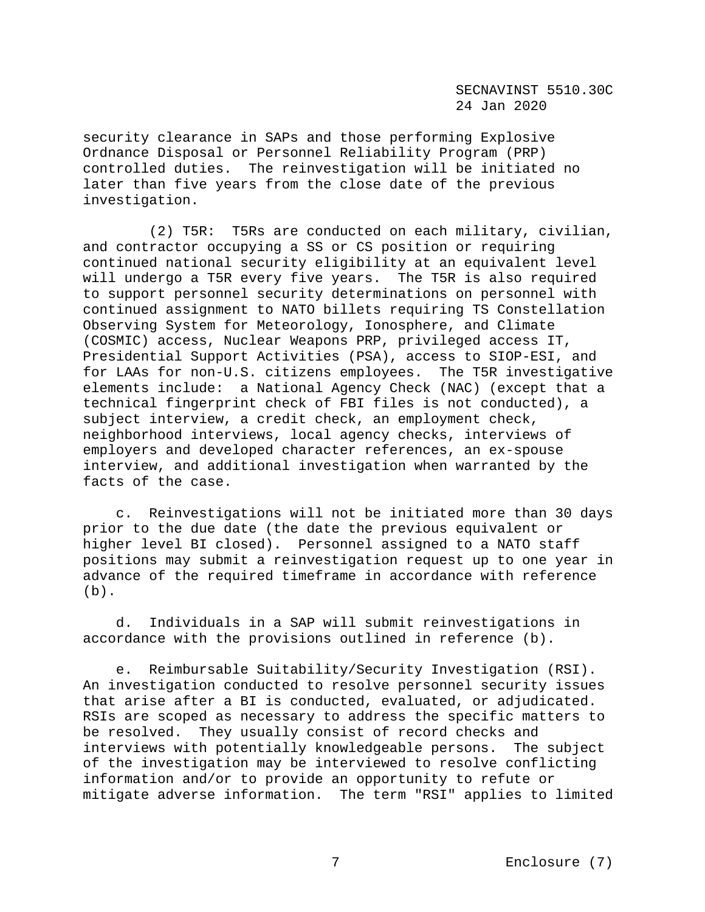security clearance in SAPs and those performing Explosive Ordnance Disposal or Personnel Reliability Program (PRP) controlled duties. The reinvestigation will be initiated no later than five years from the close date of the previous investigation.

(2) T5R: T5Rs are conducted on each military, civilian, and contractor occupying a SS or CS position or requiring continued national security eligibility at an equivalent level will undergo a T5R every five years. The T5R is also required to support personnel security determinations on personnel with continued assignment to NATO billets requiring TS Constellation Observing System for Meteorology, Ionosphere, and Climate (COSMIC) access, Nuclear Weapons PRP, privileged access IT, Presidential Support Activities (PSA), access to SIOP-ESI, and for LAAs for non-U.S. citizens employees. The T5R investigative elements include: a National Agency Check (NAC) (except that a technical fingerprint check of FBI files is not conducted), a subject interview, a credit check, an employment check, neighborhood interviews, local agency checks, interviews of employers and developed character references, an ex-spouse interview, and additional investigation when warranted by the facts of the case.

c. Reinvestigations will not be initiated more than 30 days prior to the due date (the date the previous equivalent or higher level BI closed). Personnel assigned to a NATO staff positions may submit a reinvestigation request up to one year in advance of the required timeframe in accordance with reference (b).

d. Individuals in a SAP will submit reinvestigations in accordance with the provisions outlined in reference (b).

e. Reimbursable Suitability/Security Investigation (RSI). An investigation conducted to resolve personnel security issues that arise after a BI is conducted, evaluated, or adjudicated. RSIs are scoped as necessary to address the specific matters to be resolved. They usually consist of record checks and interviews with potentially knowledgeable persons. The subject of the investigation may be interviewed to resolve conflicting information and/or to provide an opportunity to refute or mitigate adverse information. The term "RSI" applies to limited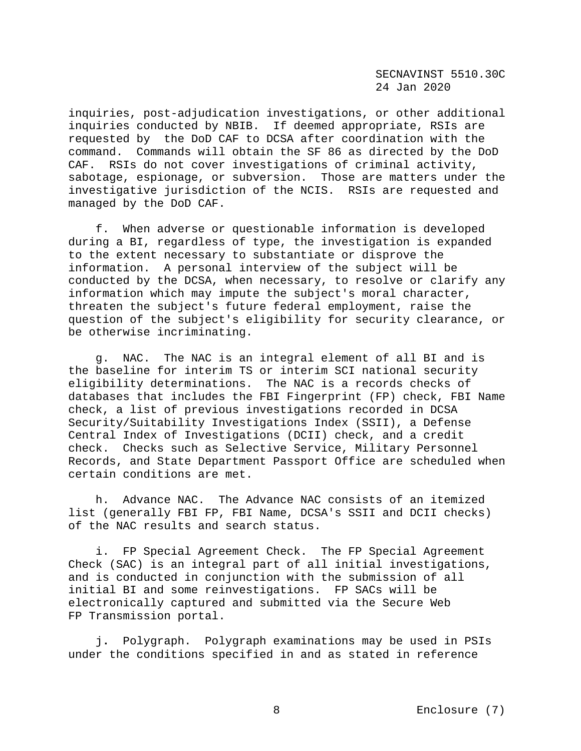inquiries, post-adjudication investigations, or other additional inquiries conducted by NBIB. If deemed appropriate, RSIs are requested by the DoD CAF to DCSA after coordination with the command. Commands will obtain the SF 86 as directed by the DoD CAF. RSIs do not cover investigations of criminal activity, sabotage, espionage, or subversion. Those are matters under the investigative jurisdiction of the NCIS. RSIs are requested and managed by the DoD CAF.

f. When adverse or questionable information is developed during a BI, regardless of type, the investigation is expanded to the extent necessary to substantiate or disprove the information. A personal interview of the subject will be conducted by the DCSA, when necessary, to resolve or clarify any information which may impute the subject's moral character, threaten the subject's future federal employment, raise the question of the subject's eligibility for security clearance, or be otherwise incriminating.

g. NAC. The NAC is an integral element of all BI and is the baseline for interim TS or interim SCI national security eligibility determinations. The NAC is a records checks of databases that includes the FBI Fingerprint (FP) check, FBI Name check, a list of previous investigations recorded in DCSA Security/Suitability Investigations Index (SSII), a Defense Central Index of Investigations (DCII) check, and a credit check. Checks such as Selective Service, Military Personnel Records, and State Department Passport Office are scheduled when certain conditions are met.

h. Advance NAC. The Advance NAC consists of an itemized list (generally FBI FP, FBI Name, DCSA's SSII and DCII checks) of the NAC results and search status.

i. FP Special Agreement Check. The FP Special Agreement Check (SAC) is an integral part of all initial investigations, and is conducted in conjunction with the submission of all initial BI and some reinvestigations. FP SACs will be electronically captured and submitted via the Secure Web FP Transmission portal.

j. Polygraph. Polygraph examinations may be used in PSIs under the conditions specified in and as stated in reference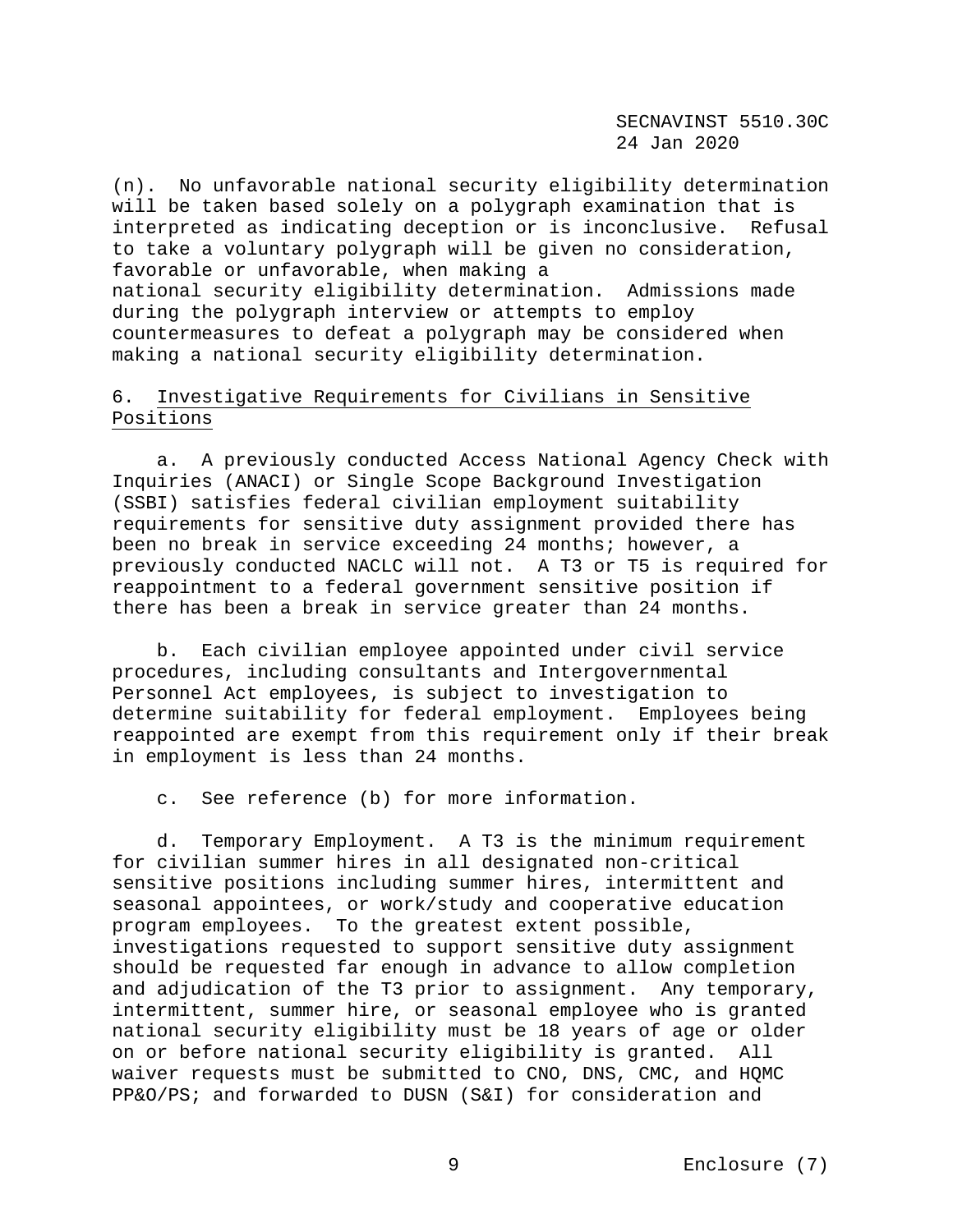(n). No unfavorable national security eligibility determination will be taken based solely on a polygraph examination that is interpreted as indicating deception or is inconclusive. Refusal to take a voluntary polygraph will be given no consideration, favorable or unfavorable, when making a national security eligibility determination. Admissions made during the polygraph interview or attempts to employ countermeasures to defeat a polygraph may be considered when making a national security eligibility determination.

6. Investigative Requirements for Civilians in Sensitive Positions

a. A previously conducted Access National Agency Check with Inquiries (ANACI) or Single Scope Background Investigation (SSBI) satisfies federal civilian employment suitability requirements for sensitive duty assignment provided there has been no break in service exceeding 24 months; however, a previously conducted NACLC will not. A T3 or T5 is required for reappointment to a federal government sensitive position if there has been a break in service greater than 24 months.

b. Each civilian employee appointed under civil service procedures, including consultants and Intergovernmental Personnel Act employees, is subject to investigation to determine suitability for federal employment. Employees being reappointed are exempt from this requirement only if their break in employment is less than 24 months.

c. See reference (b) for more information.

d. Temporary Employment. A T3 is the minimum requirement for civilian summer hires in all designated non-critical sensitive positions including summer hires, intermittent and seasonal appointees, or work/study and cooperative education program employees. To the greatest extent possible, investigations requested to support sensitive duty assignment should be requested far enough in advance to allow completion and adjudication of the T3 prior to assignment. Any temporary, intermittent, summer hire, or seasonal employee who is granted national security eligibility must be 18 years of age or older on or before national security eligibility is granted. All waiver requests must be submitted to CNO, DNS, CMC, and HQMC PP&O/PS; and forwarded to DUSN (S&I) for consideration and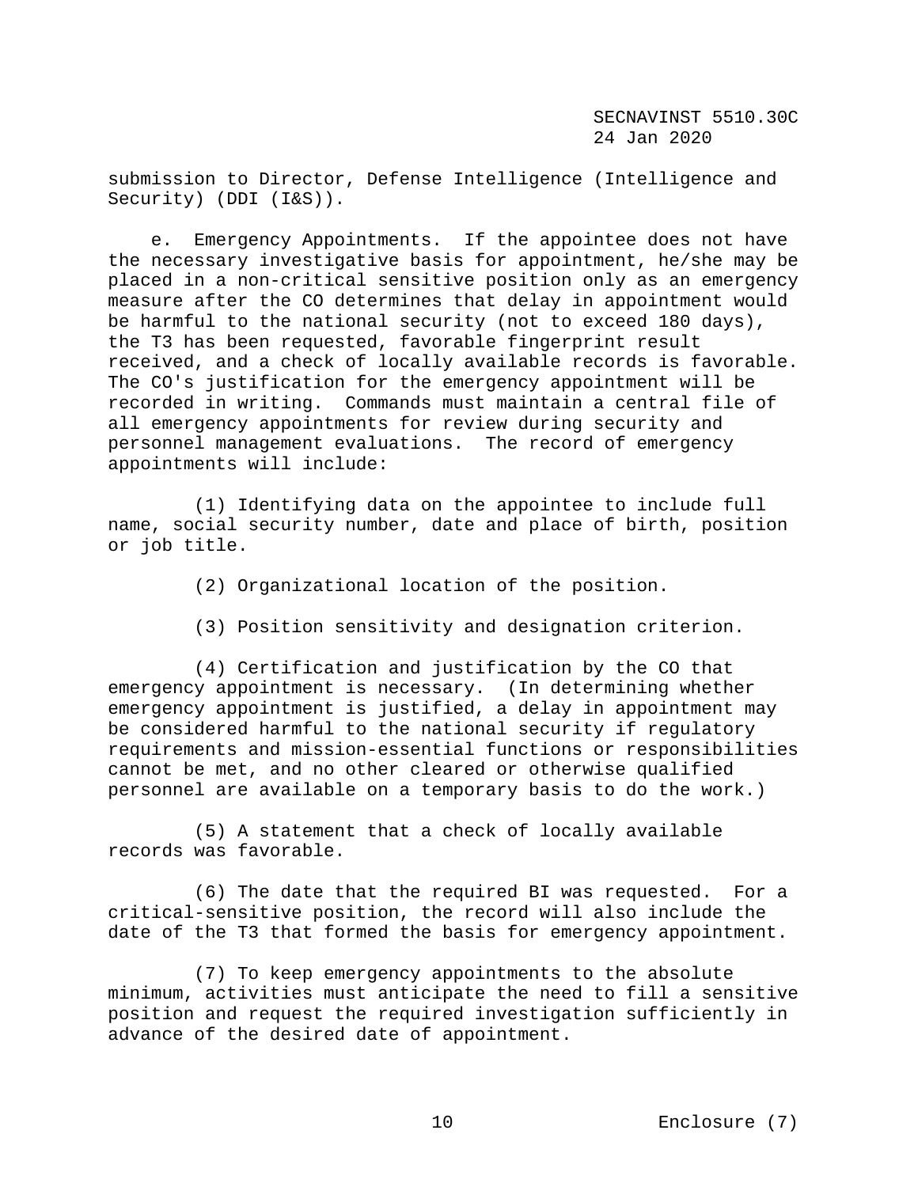submission to Director, Defense Intelligence (Intelligence and Security) (DDI (I&S)).

e. Emergency Appointments. If the appointee does not have the necessary investigative basis for appointment, he/she may be placed in a non-critical sensitive position only as an emergency measure after the CO determines that delay in appointment would be harmful to the national security (not to exceed 180 days), the T3 has been requested, favorable fingerprint result received, and a check of locally available records is favorable. The CO's justification for the emergency appointment will be recorded in writing. Commands must maintain a central file of all emergency appointments for review during security and personnel management evaluations. The record of emergency appointments will include:

(1) Identifying data on the appointee to include full name, social security number, date and place of birth, position or job title.

(2) Organizational location of the position.

(3) Position sensitivity and designation criterion.

(4) Certification and justification by the CO that emergency appointment is necessary. (In determining whether emergency appointment is justified, a delay in appointment may be considered harmful to the national security if regulatory requirements and mission-essential functions or responsibilities cannot be met, and no other cleared or otherwise qualified personnel are available on a temporary basis to do the work.)

(5) A statement that a check of locally available records was favorable.

(6) The date that the required BI was requested. For a critical-sensitive position, the record will also include the date of the T3 that formed the basis for emergency appointment.

(7) To keep emergency appointments to the absolute minimum, activities must anticipate the need to fill a sensitive position and request the required investigation sufficiently in advance of the desired date of appointment.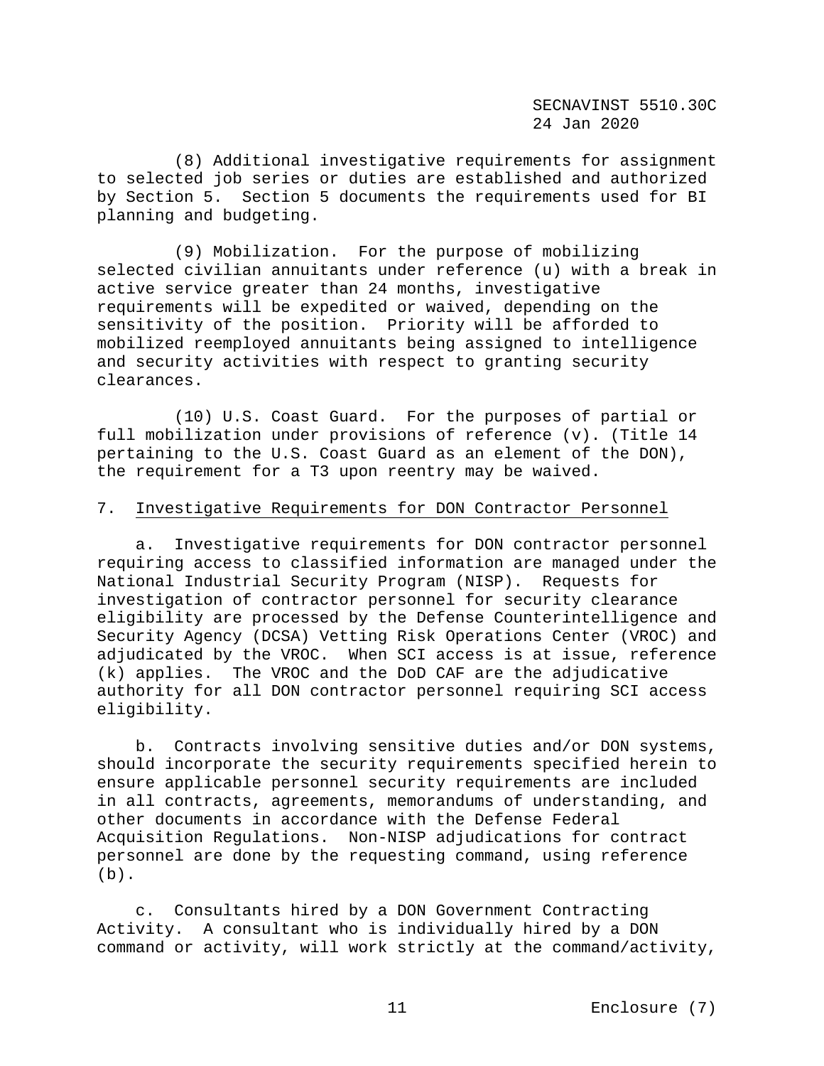(8) Additional investigative requirements for assignment to selected job series or duties are established and authorized by Section 5. Section 5 documents the requirements used for BI planning and budgeting.

(9) Mobilization. For the purpose of mobilizing selected civilian annuitants under reference (u) with a break in active service greater than 24 months, investigative requirements will be expedited or waived, depending on the sensitivity of the position. Priority will be afforded to mobilized reemployed annuitants being assigned to intelligence and security activities with respect to granting security clearances.

(10) U.S. Coast Guard. For the purposes of partial or full mobilization under provisions of reference (v). (Title 14 pertaining to the U.S. Coast Guard as an element of the DON), the requirement for a T3 upon reentry may be waived.

7. Investigative Requirements for DON Contractor Personnel

a. Investigative requirements for DON contractor personnel requiring access to classified information are managed under the National Industrial Security Program (NISP). Requests for investigation of contractor personnel for security clearance eligibility are processed by the Defense Counterintelligence and Security Agency (DCSA) Vetting Risk Operations Center (VROC) and adjudicated by the VROC. When SCI access is at issue, reference (k) applies. The VROC and the DoD CAF are the adjudicative authority for all DON contractor personnel requiring SCI access eligibility.

b. Contracts involving sensitive duties and/or DON systems, should incorporate the security requirements specified herein to ensure applicable personnel security requirements are included in all contracts, agreements, memorandums of understanding, and other documents in accordance with the Defense Federal Acquisition Regulations. Non-NISP adjudications for contract personnel are done by the requesting command, using reference (b).

c. Consultants hired by a DON Government Contracting Activity. A consultant who is individually hired by a DON command or activity, will work strictly at the command/activity,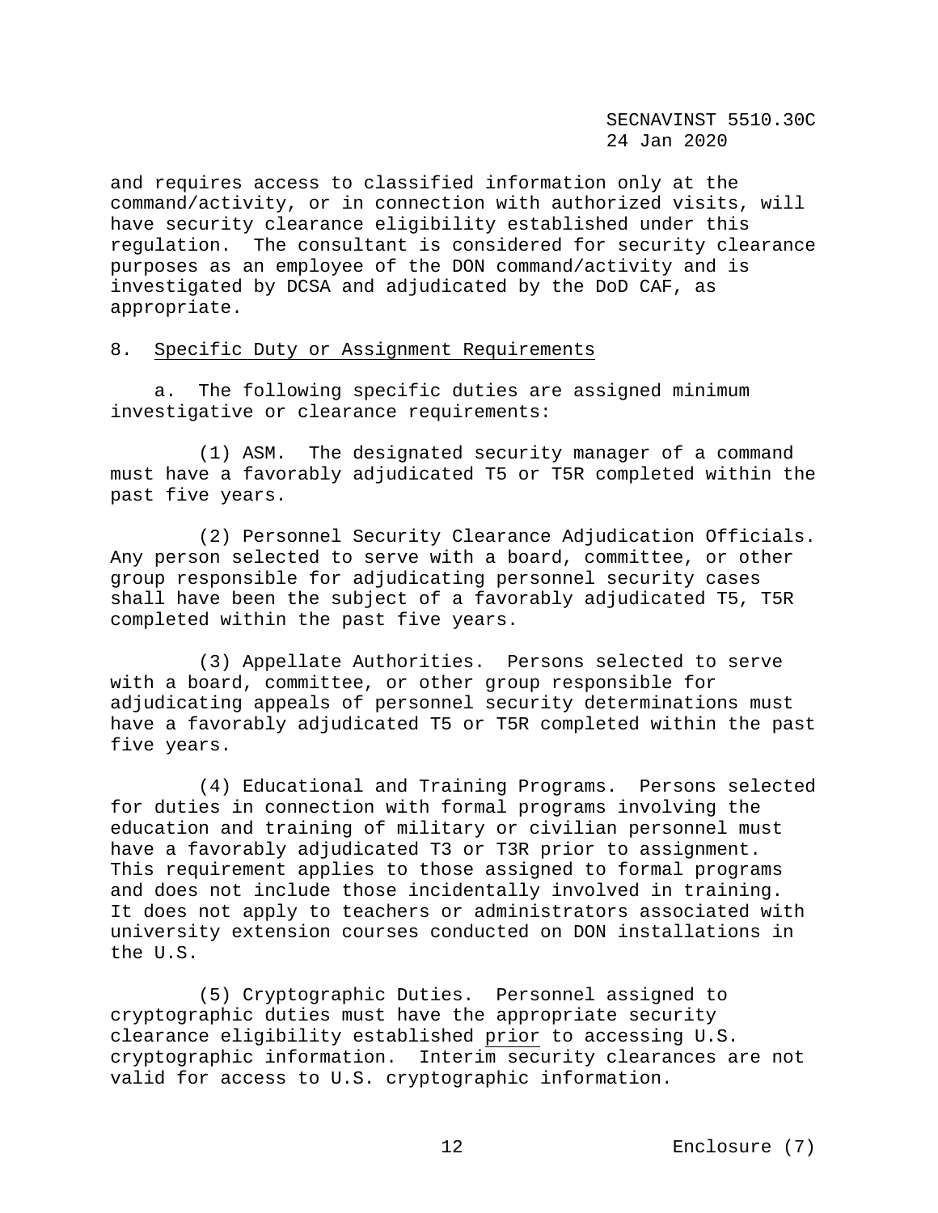and requires access to classified information only at the command/activity, or in connection with authorized visits, will have security clearance eligibility established under this regulation. The consultant is considered for security clearance purposes as an employee of the DON command/activity and is investigated by DCSA and adjudicated by the DoD CAF, as appropriate.

8. Specific Duty or Assignment Requirements

a. The following specific duties are assigned minimum investigative or clearance requirements:

(1) ASM. The designated security manager of a command must have a favorably adjudicated T5 or T5R completed within the past five years.

(2) Personnel Security Clearance Adjudication Officials. Any person selected to serve with a board, committee, or other group responsible for adjudicating personnel security cases shall have been the subject of a favorably adjudicated T5, T5R completed within the past five years.

(3) Appellate Authorities. Persons selected to serve with a board, committee, or other group responsible for adjudicating appeals of personnel security determinations must have a favorably adjudicated T5 or T5R completed within the past five years.

(4) Educational and Training Programs. Persons selected for duties in connection with formal programs involving the education and training of military or civilian personnel must have a favorably adjudicated T3 or T3R prior to assignment. This requirement applies to those assigned to formal programs and does not include those incidentally involved in training. It does not apply to teachers or administrators associated with university extension courses conducted on DON installations in the U.S.

(5) Cryptographic Duties. Personnel assigned to cryptographic duties must have the appropriate security clearance eligibility established prior to accessing U.S. cryptographic information. Interim security clearances are not valid for access to U.S. cryptographic information.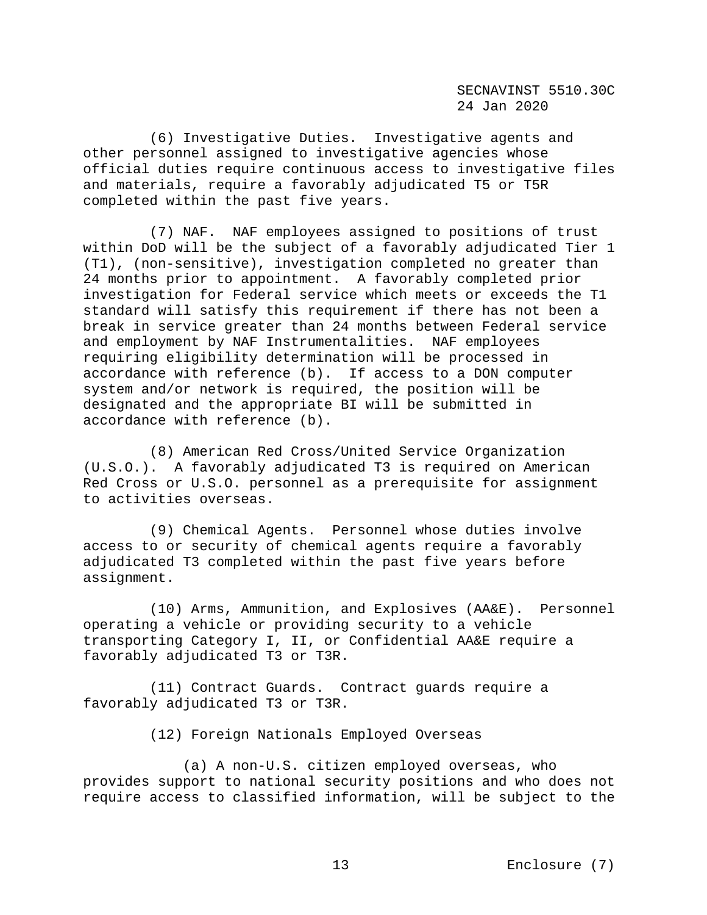(6) Investigative Duties. Investigative agents and other personnel assigned to investigative agencies whose official duties require continuous access to investigative files and materials, require a favorably adjudicated T5 or T5R completed within the past five years.

(7) NAF. NAF employees assigned to positions of trust within DoD will be the subject of a favorably adjudicated Tier 1 (T1), (non-sensitive), investigation completed no greater than 24 months prior to appointment. A favorably completed prior investigation for Federal service which meets or exceeds the T1 standard will satisfy this requirement if there has not been a break in service greater than 24 months between Federal service and employment by NAF Instrumentalities. NAF employees requiring eligibility determination will be processed in accordance with reference (b). If access to a DON computer system and/or network is required, the position will be designated and the appropriate BI will be submitted in accordance with reference (b).

(8) American Red Cross/United Service Organization (U.S.O.). A favorably adjudicated T3 is required on American Red Cross or U.S.O. personnel as a prerequisite for assignment to activities overseas.

(9) Chemical Agents. Personnel whose duties involve access to or security of chemical agents require a favorably adjudicated T3 completed within the past five years before assignment.

(10) Arms, Ammunition, and Explosives (AA&E). Personnel operating a vehicle or providing security to a vehicle transporting Category I, II, or Confidential AA&E require a favorably adjudicated T3 or T3R.

(11) Contract Guards. Contract guards require a favorably adjudicated T3 or T3R.

(12) Foreign Nationals Employed Overseas

(a) A non-U.S. citizen employed overseas, who provides support to national security positions and who does not require access to classified information, will be subject to the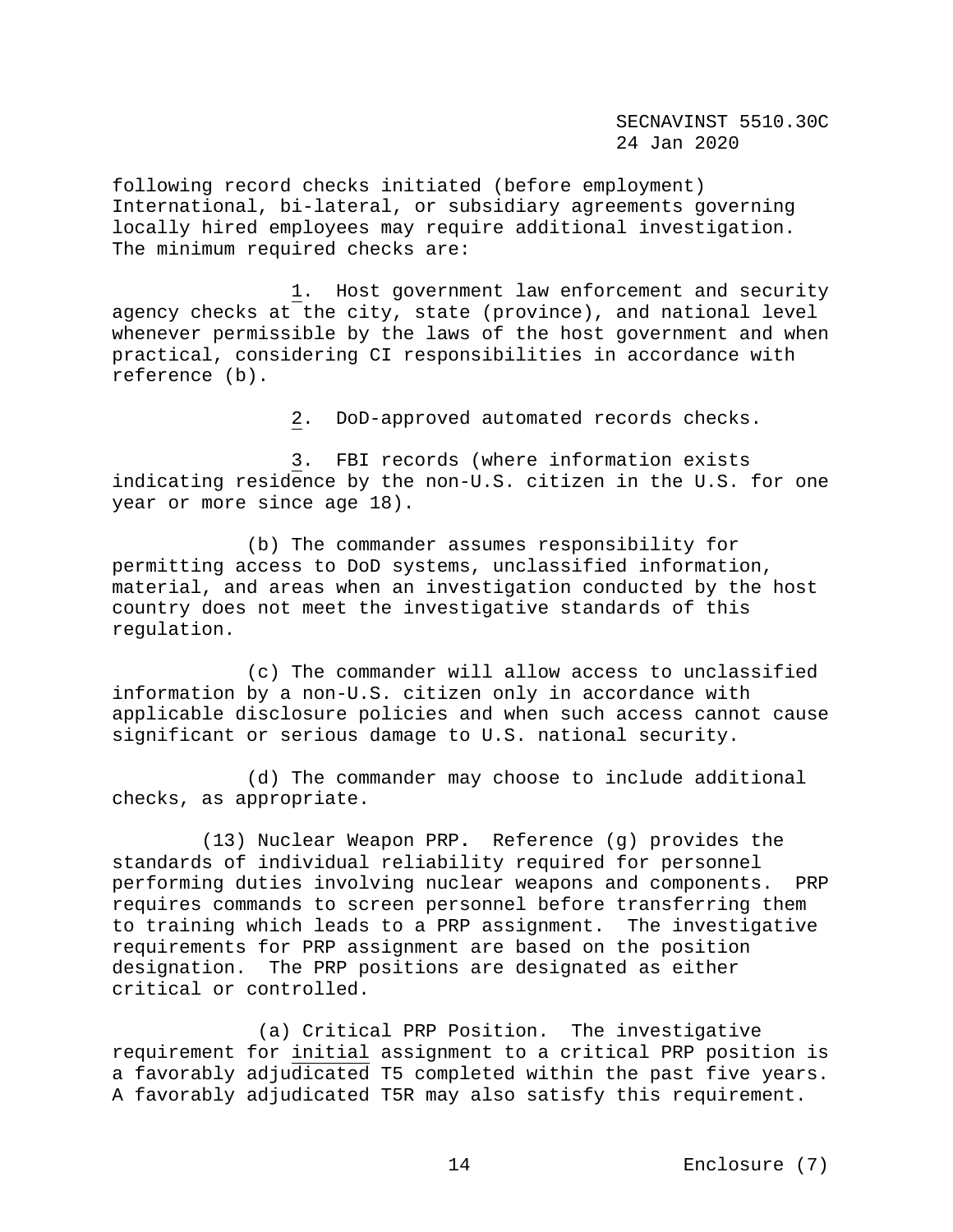following record checks initiated (before employment) International, bi-lateral, or subsidiary agreements governing locally hired employees may require additional investigation. The minimum required checks are:

1. Host government law enforcement and security agency checks at the city, state (province), and national level whenever permissible by the laws of the host government and when practical, considering CI responsibilities in accordance with reference (b).

2. DoD-approved automated records checks.

3. FBI records (where information exists indicating residence by the non-U.S. citizen in the U.S. for one year or more since age 18).

(b) The commander assumes responsibility for permitting access to DoD systems, unclassified information, material, and areas when an investigation conducted by the host country does not meet the investigative standards of this regulation.

(c) The commander will allow access to unclassified information by a non-U.S. citizen only in accordance with applicable disclosure policies and when such access cannot cause significant or serious damage to U.S. national security.

(d) The commander may choose to include additional checks, as appropriate.

(13) Nuclear Weapon PRP**.** Reference (g) provides the standards of individual reliability required for personnel performing duties involving nuclear weapons and components. PRP requires commands to screen personnel before transferring them to training which leads to a PRP assignment. The investigative requirements for PRP assignment are based on the position designation. The PRP positions are designated as either critical or controlled.

(a) Critical PRP Position. The investigative requirement for initial assignment to a critical PRP position is a favorably adjudicated T5 completed within the past five years. A favorably adjudicated T5R may also satisfy this requirement.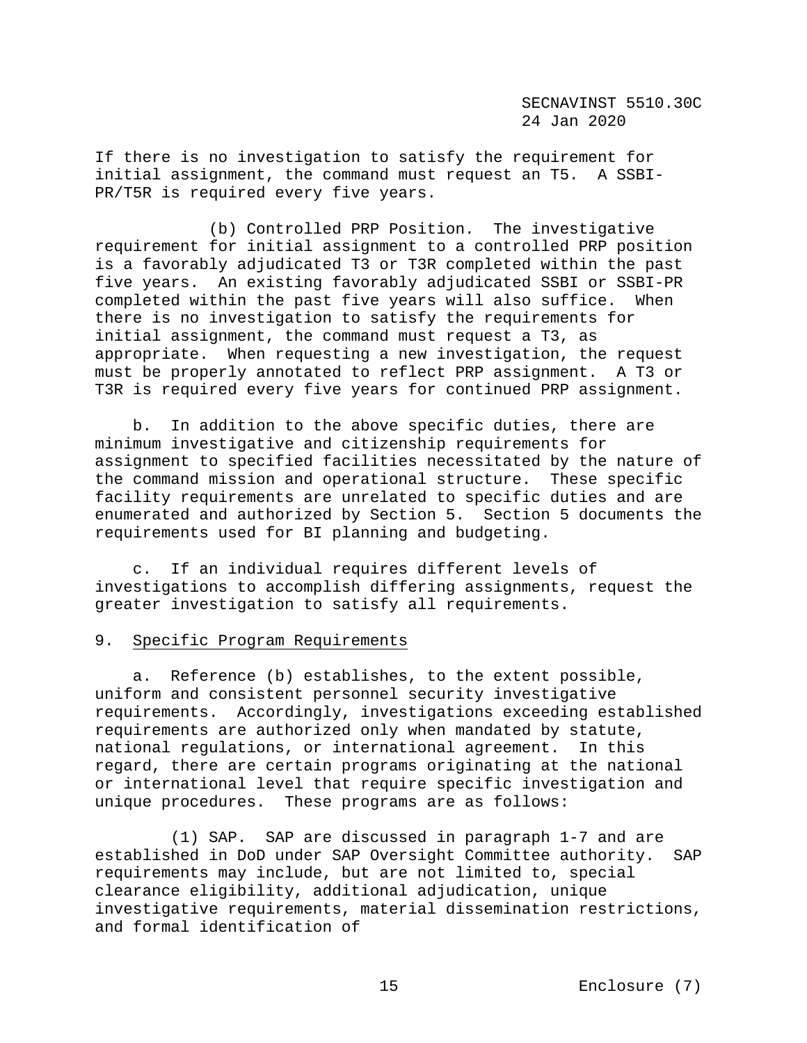If there is no investigation to satisfy the requirement for initial assignment, the command must request an T5. A SSBI-PR/T5R is required every five years.

(b) Controlled PRP Position. The investigative requirement for initial assignment to a controlled PRP position is a favorably adjudicated T3 or T3R completed within the past five years. An existing favorably adjudicated SSBI or SSBI-PR completed within the past five years will also suffice. When there is no investigation to satisfy the requirements for initial assignment, the command must request a T3, as appropriate. When requesting a new investigation, the request must be properly annotated to reflect PRP assignment. A T3 or T3R is required every five years for continued PRP assignment.

b. In addition to the above specific duties, there are minimum investigative and citizenship requirements for assignment to specified facilities necessitated by the nature of the command mission and operational structure. These specific facility requirements are unrelated to specific duties and are enumerated and authorized by Section 5. Section 5 documents the requirements used for BI planning and budgeting.

c. If an individual requires different levels of investigations to accomplish differing assignments, request the greater investigation to satisfy all requirements.

9. <u>Specific Program Requirements</u>

a. Reference (b) establishes, to the extent possible, uniform and consistent personnel security investigative requirements. Accordingly, investigations exceeding established requirements are authorized only when mandated by statute, national regulations, or international agreement. In this regard, there are certain programs originating at the national or international level that require specific investigation and unique procedures. These programs are as follows:

(1) SAP. SAP are discussed in paragraph 1-7 and are established in DoD under SAP Oversight Committee authority. SAP requirements may include, but are not limited to, special clearance eligibility, additional adjudication, unique investigative requirements, material dissemination restrictions, and formal identification of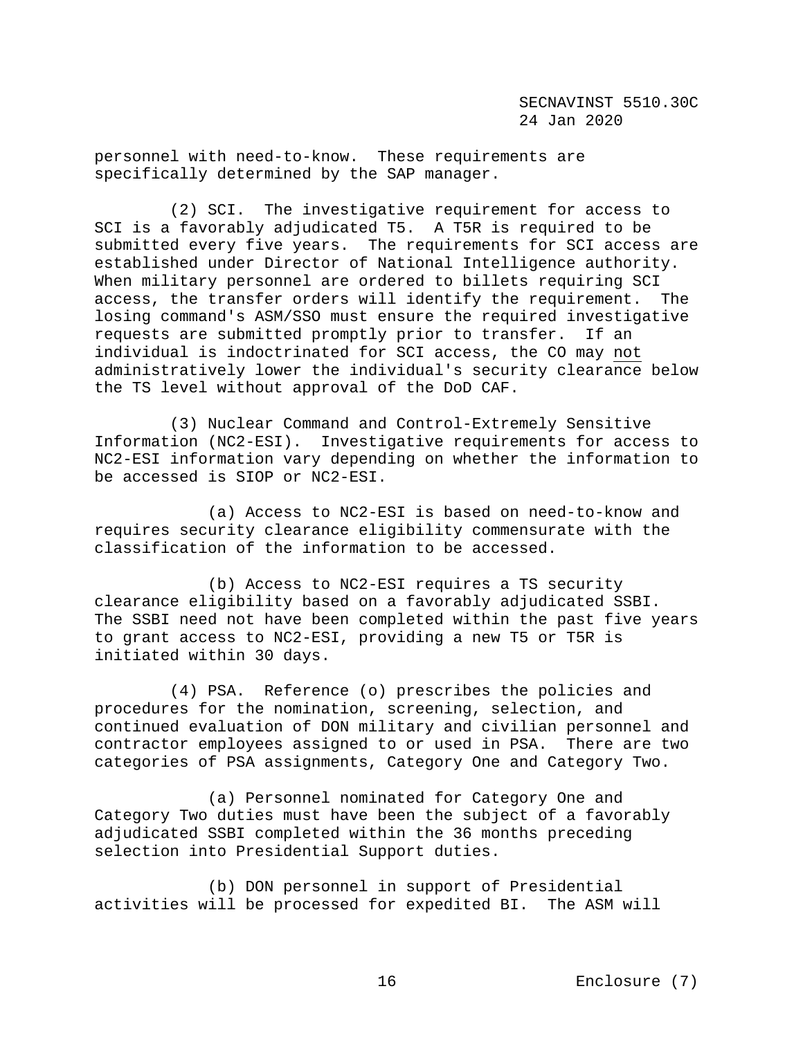personnel with need-to-know. These requirements are specifically determined by the SAP manager.

(2) SCI. The investigative requirement for access to SCI is a favorably adjudicated T5. A T5R is required to be submitted every five years. The requirements for SCI access are established under Director of National Intelligence authority. When military personnel are ordered to billets requiring SCI access, the transfer orders will identify the requirement. The losing command's ASM/SSO must ensure the required investigative requests are submitted promptly prior to transfer. If an individual is indoctrinated for SCI access, the CO may <u>not</u> administratively lower the individual's security clearance below the TS level without approval of the DoD CAF.

(3) Nuclear Command and Control-Extremely Sensitive Information (NC2-ESI). Investigative requirements for access to NC2-ESI information vary depending on whether the information to be accessed is SIOP or NC2-ESI.

(a) Access to NC2-ESI is based on need-to-know and requires security clearance eligibility commensurate with the classification of the information to be accessed.

(b) Access to NC2-ESI requires a TS security clearance eligibility based on a favorably adjudicated SSBI. The SSBI need not have been completed within the past five years to grant access to NC2-ESI, providing a new T5 or T5R is initiated within 30 days.

(4) PSA. Reference (o) prescribes the policies and procedures for the nomination, screening, selection, and continued evaluation of DON military and civilian personnel and contractor employees assigned to or used in PSA. There are two categories of PSA assignments, Category One and Category Two.

(a) Personnel nominated for Category One and Category Two duties must have been the subject of a favorably adjudicated SSBI completed within the 36 months preceding selection into Presidential Support duties.

(b) DON personnel in support of Presidential activities will be processed for expedited BI. The ASM will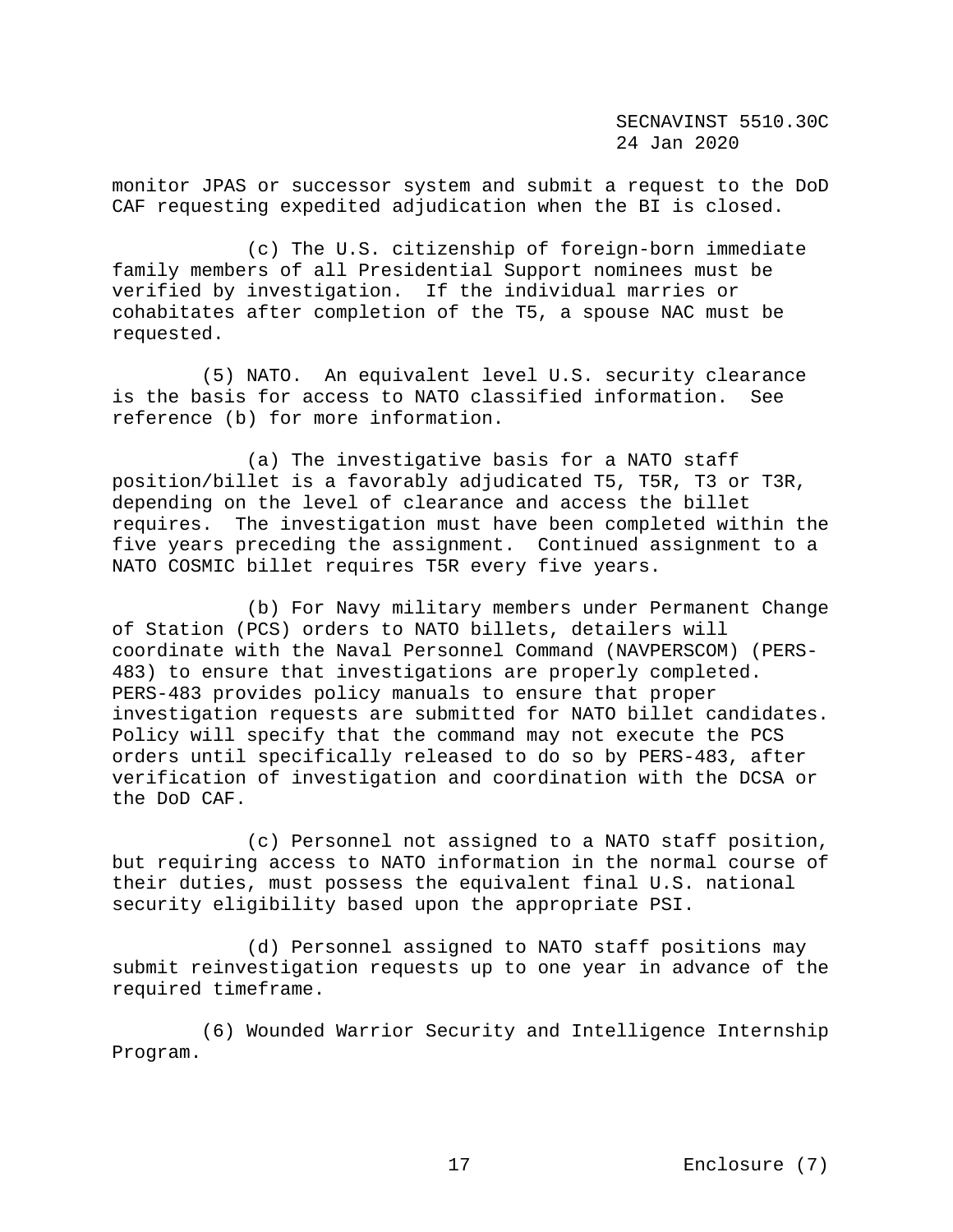monitor JPAS or successor system and submit a request to the DoD CAF requesting expedited adjudication when the BI is closed.

(c) The U.S. citizenship of foreign-born immediate family members of all Presidential Support nominees must be verified by investigation. If the individual marries or cohabitates after completion of the T5, a spouse NAC must be requested.

(5) NATO. An equivalent level U.S. security clearance is the basis for access to NATO classified information. See reference (b) for more information.

(a) The investigative basis for a NATO staff position/billet is a favorably adjudicated T5, T5R, T3 or T3R, depending on the level of clearance and access the billet requires. The investigation must have been completed within the five years preceding the assignment. Continued assignment to a NATO COSMIC billet requires T5R every five years.

(b) For Navy military members under Permanent Change of Station (PCS) orders to NATO billets, detailers will coordinate with the Naval Personnel Command (NAVPERSCOM) (PERS-483) to ensure that investigations are properly completed. PERS-483 provides policy manuals to ensure that proper investigation requests are submitted for NATO billet candidates. Policy will specify that the command may not execute the PCS orders until specifically released to do so by PERS-483, after verification of investigation and coordination with the DCSA or the DoD CAF.

(c) Personnel not assigned to a NATO staff position, but requiring access to NATO information in the normal course of their duties, must possess the equivalent final U.S. national security eligibility based upon the appropriate PSI.

(d) Personnel assigned to NATO staff positions may submit reinvestigation requests up to one year in advance of the required timeframe.

(6) Wounded Warrior Security and Intelligence Internship Program.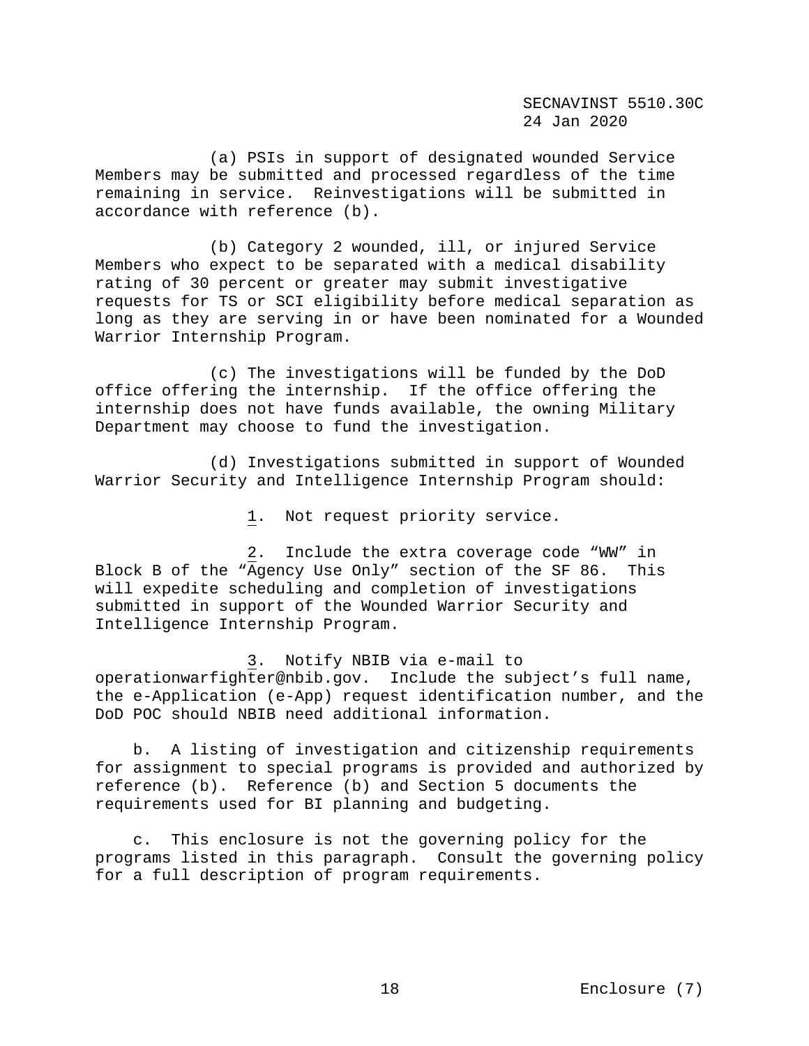(a) PSIs in support of designated wounded Service Members may be submitted and processed regardless of the time remaining in service. Reinvestigations will be submitted in accordance with reference (b).

(b) Category 2 wounded, ill, or injured Service Members who expect to be separated with a medical disability rating of 30 percent or greater may submit investigative requests for TS or SCI eligibility before medical separation as long as they are serving in or have been nominated for a Wounded Warrior Internship Program.

(c) The investigations will be funded by the DoD office offering the internship. If the office offering the internship does not have funds available, the owning Military Department may choose to fund the investigation.

(d) Investigations submitted in support of Wounded Warrior Security and Intelligence Internship Program should:

<u>1</u>. Not request priority service.

<u>2</u>. Include the extra coverage code "WW" in Block B of the "Agency Use Only" section of the SF 86. This will expedite scheduling and completion of investigations submitted in support of the Wounded Warrior Security and Intelligence Internship Program.

<u>3</u>. Notify NBIB via e-mail to operationwarfighter@nbib.gov. Include the subject's full name, the e-Application (e-App) request identification number, and the DoD POC should NBIB need additional information.

b. A listing of investigation and citizenship requirements for assignment to special programs is provided and authorized by reference (b). Reference (b) and Section 5 documents the requirements used for BI planning and budgeting.

c. This enclosure is not the governing policy for the programs listed in this paragraph. Consult the governing policy for a full description of program requirements.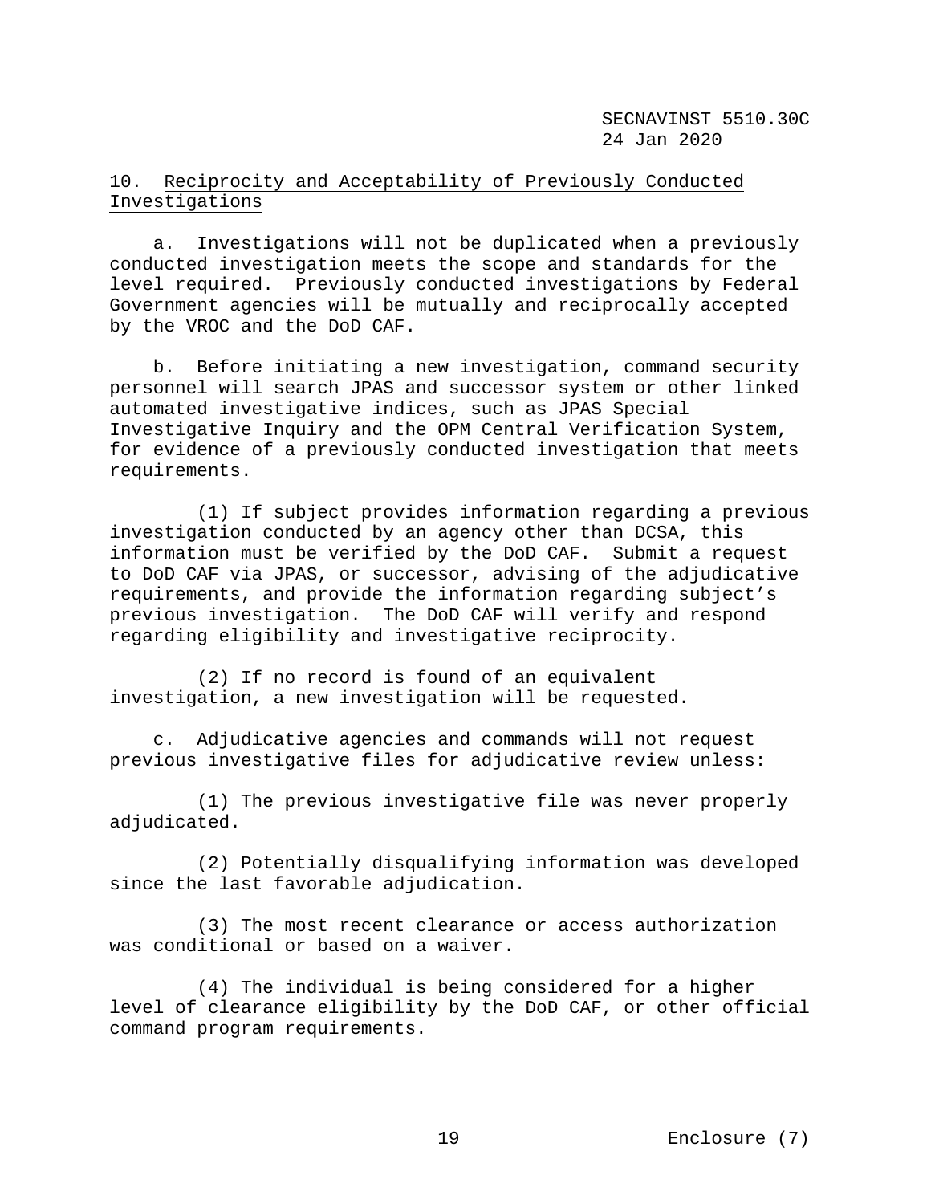## 10. Reciprocity and Acceptability of Previously Conducted Investigations

a. Investigations will not be duplicated when a previously conducted investigation meets the scope and standards for the level required. Previously conducted investigations by Federal Government agencies will be mutually and reciprocally accepted by the VROC and the DoD CAF.

b. Before initiating a new investigation, command security personnel will search JPAS and successor system or other linked automated investigative indices, such as JPAS Special Investigative Inquiry and the OPM Central Verification System, for evidence of a previously conducted investigation that meets requirements.

(1) If subject provides information regarding a previous investigation conducted by an agency other than DCSA, this information must be verified by the DoD CAF. Submit a request to DoD CAF via JPAS, or successor, advising of the adjudicative requirements, and provide the information regarding subject's previous investigation. The DoD CAF will verify and respond regarding eligibility and investigative reciprocity.

(2) If no record is found of an equivalent investigation, a new investigation will be requested.

c. Adjudicative agencies and commands will not request previous investigative files for adjudicative review unless:

(1) The previous investigative file was never properly adjudicated.

(2) Potentially disqualifying information was developed since the last favorable adjudication.

(3) The most recent clearance or access authorization was conditional or based on a waiver.

(4) The individual is being considered for a higher level of clearance eligibility by the DoD CAF, or other official command program requirements.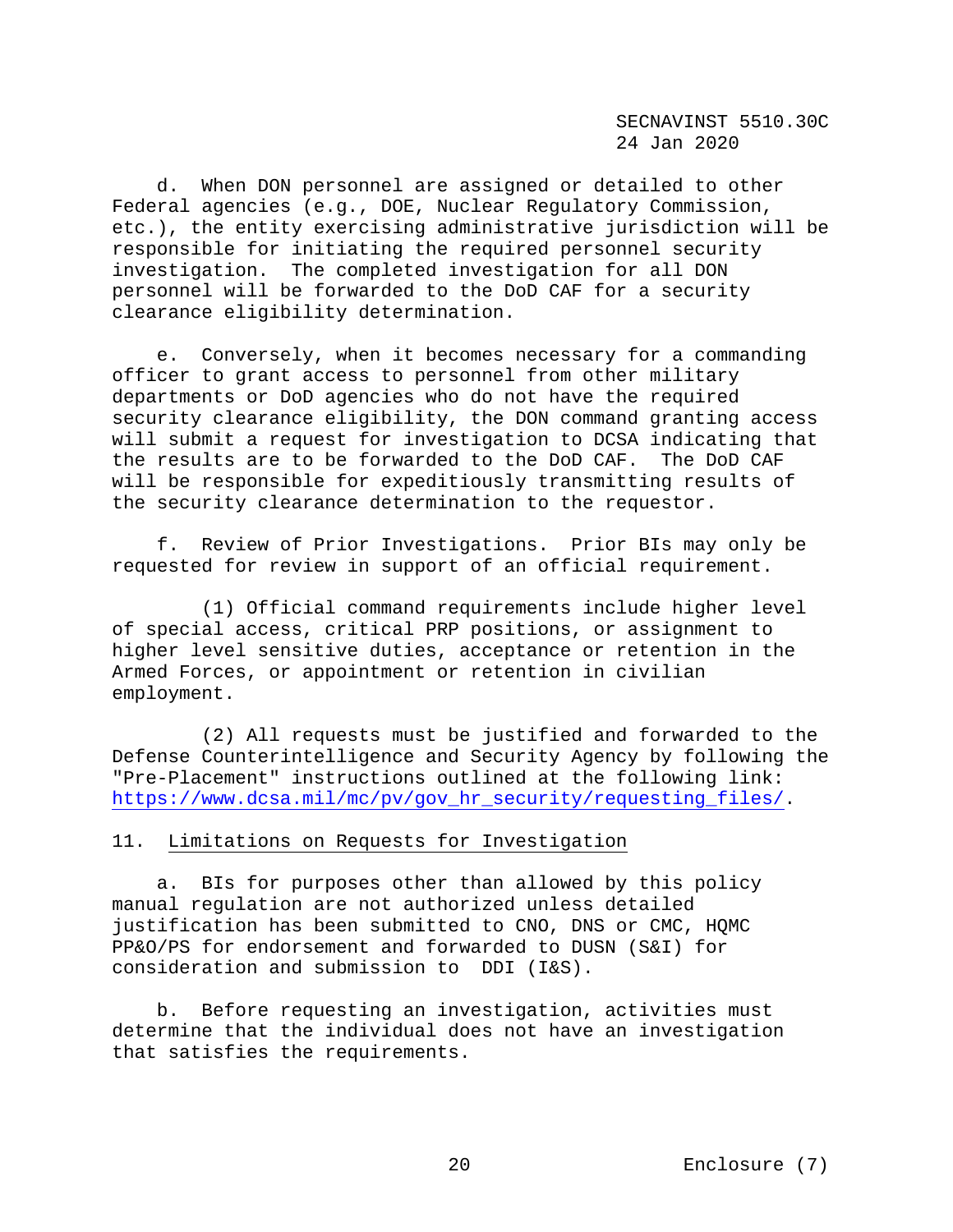d. When DON personnel are assigned or detailed to other Federal agencies (e.g., DOE, Nuclear Regulatory Commission, etc.), the entity exercising administrative jurisdiction will be responsible for initiating the required personnel security investigation. The completed investigation for all DON personnel will be forwarded to the DoD CAF for a security clearance eligibility determination.

e. Conversely, when it becomes necessary for a commanding officer to grant access to personnel from other military departments or DoD agencies who do not have the required security clearance eligibility, the DON command granting access will submit a request for investigation to DCSA indicating that the results are to be forwarded to the DoD CAF. The DoD CAF will be responsible for expeditiously transmitting results of the security clearance determination to the requestor.

f. Review of Prior Investigations. Prior BIs may only be requested for review in support of an official requirement.

(1) Official command requirements include higher level of special access, critical PRP positions, or assignment to higher level sensitive duties, acceptance or retention in the Armed Forces, or appointment or retention in civilian employment.

(2) All requests must be justified and forwarded to the Defense Counterintelligence and Security Agency by following the "Pre-Placement" instructions outlined at the following link: https://www.dcsa.mil/mc/pv/gov_hr_security/requesting_files/.

## 11. Limitations on Requests for Investigation

a. BIs for purposes other than allowed by this policy manual regulation are not authorized unless detailed justification has been submitted to CNO, DNS or CMC, HQMC PP&O/PS for endorsement and forwarded to DUSN (S&I) for consideration and submission to DDI (I&S).

b. Before requesting an investigation, activities must determine that the individual does not have an investigation that satisfies the requirements.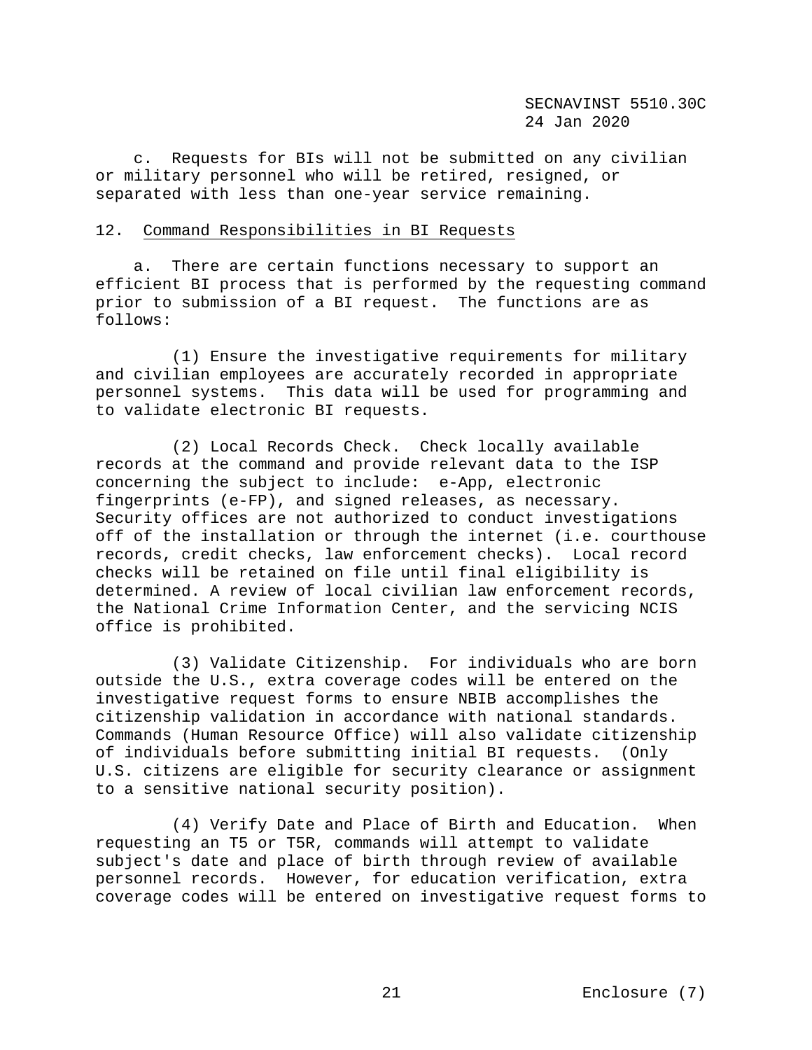c. Requests for BIs will not be submitted on any civilian or military personnel who will be retired, resigned, or separated with less than one-year service remaining.

12. Command Responsibilities in BI Requests

a. There are certain functions necessary to support an efficient BI process that is performed by the requesting command prior to submission of a BI request. The functions are as follows:

(1) Ensure the investigative requirements for military and civilian employees are accurately recorded in appropriate personnel systems. This data will be used for programming and to validate electronic BI requests.

(2) Local Records Check. Check locally available records at the command and provide relevant data to the ISP concerning the subject to include: e-App, electronic fingerprints (e-FP), and signed releases, as necessary. Security offices are not authorized to conduct investigations off of the installation or through the internet (i.e. courthouse records, credit checks, law enforcement checks). Local record checks will be retained on file until final eligibility is determined. A review of local civilian law enforcement records, the National Crime Information Center, and the servicing NCIS office is prohibited.

(3) Validate Citizenship. For individuals who are born outside the U.S., extra coverage codes will be entered on the investigative request forms to ensure NBIB accomplishes the citizenship validation in accordance with national standards. Commands (Human Resource Office) will also validate citizenship of individuals before submitting initial BI requests. (Only U.S. citizens are eligible for security clearance or assignment to a sensitive national security position).

(4) Verify Date and Place of Birth and Education. When requesting an T5 or T5R, commands will attempt to validate subject's date and place of birth through review of available personnel records. However, for education verification, extra coverage codes will be entered on investigative request forms to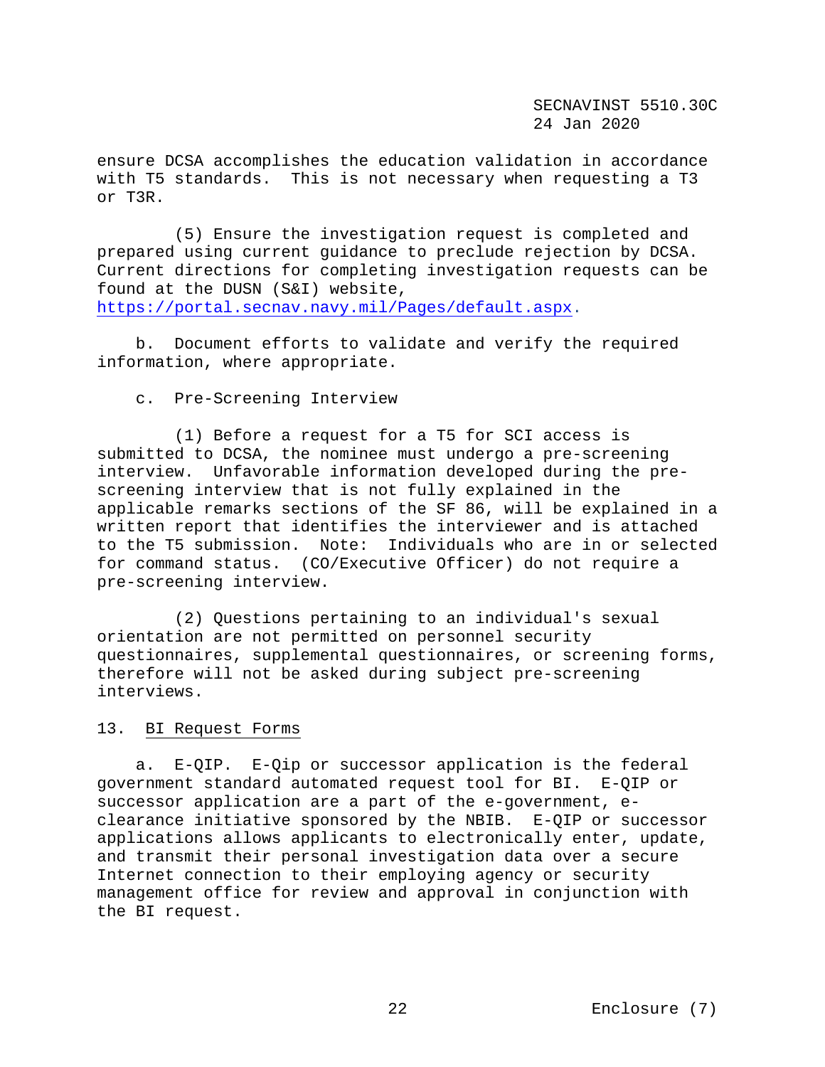ensure DCSA accomplishes the education validation in accordance with T5 standards. This is not necessary when requesting a T3 or T3R.

(5) Ensure the investigation request is completed and prepared using current guidance to preclude rejection by DCSA. Current directions for completing investigation requests can be found at the DUSN (S&I) website, https://portal.secnav.navy.mil/Pages/default.aspx.

b. Document efforts to validate and verify the required information, where appropriate.

c. Pre-Screening Interview

(1) Before a request for a T5 for SCI access is submitted to DCSA, the nominee must undergo a pre-screening interview. Unfavorable information developed during the pre-screening interview that is not fully explained in the applicable remarks sections of the SF 86, will be explained in a written report that identifies the interviewer and is attached to the T5 submission. Note: Individuals who are in or selected for command status. (CO/Executive Officer) do not require a pre-screening interview.

(2) Questions pertaining to an individual's sexual orientation are not permitted on personnel security questionnaires, supplemental questionnaires, or screening forms, therefore will not be asked during subject pre-screening interviews.

13. BI Request Forms

a. E-QIP. E-Qip or successor application is the federal government standard automated request tool for BI. E-QIP or successor application are a part of the e-government, e-clearance initiative sponsored by the NBIB. E-QIP or successor applications allows applicants to electronically enter, update, and transmit their personal investigation data over a secure Internet connection to their employing agency or security management office for review and approval in conjunction with the BI request.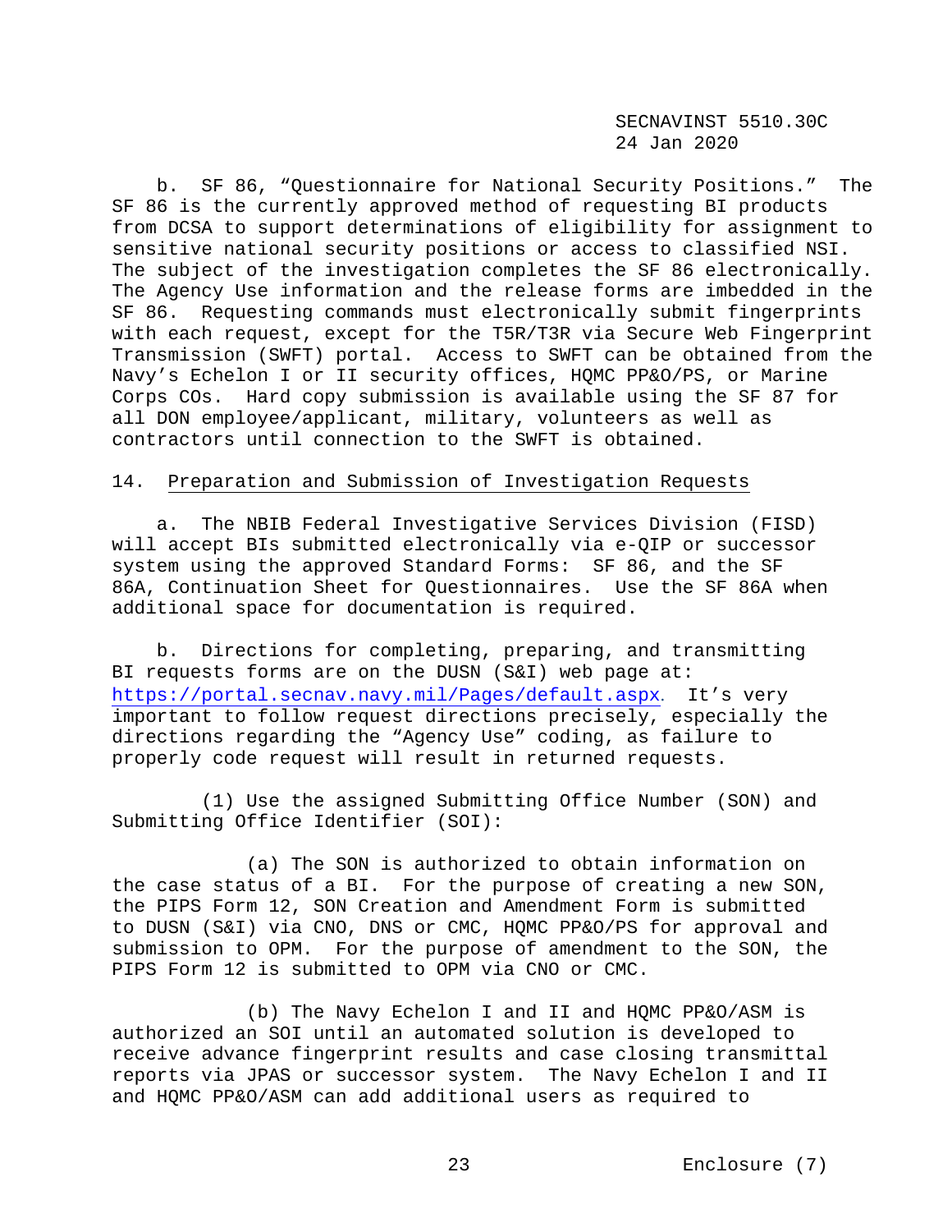b. SF 86, "Questionnaire for National Security Positions." The SF 86 is the currently approved method of requesting BI products from DCSA to support determinations of eligibility for assignment to sensitive national security positions or access to classified NSI. The subject of the investigation completes the SF 86 electronically. The Agency Use information and the release forms are imbedded in the SF 86. Requesting commands must electronically submit fingerprints with each request, except for the T5R/T3R via Secure Web Fingerprint Transmission (SWFT) portal. Access to SWFT can be obtained from the Navy's Echelon I or II security offices, HQMC PP&O/PS, or Marine Corps COs. Hard copy submission is available using the SF 87 for all DON employee/applicant, military, volunteers as well as contractors until connection to the SWFT is obtained.

14. Preparation and Submission of Investigation Requests

a. The NBIB Federal Investigative Services Division (FISD) will accept BIs submitted electronically via e-QIP or successor system using the approved Standard Forms: SF 86, and the SF 86A, Continuation Sheet for Questionnaires. Use the SF 86A when additional space for documentation is required.

b. Directions for completing, preparing, and transmitting BI requests forms are on the DUSN (S&I) web page at: https://portal.secnav.navy.mil/Pages/default.aspx. It's very important to follow request directions precisely, especially the directions regarding the "Agency Use" coding, as failure to properly code request will result in returned requests.

(1) Use the assigned Submitting Office Number (SON) and Submitting Office Identifier (SOI):

(a) The SON is authorized to obtain information on the case status of a BI. For the purpose of creating a new SON, the PIPS Form 12, SON Creation and Amendment Form is submitted to DUSN (S&I) via CNO, DNS or CMC, HQMC PP&O/PS for approval and submission to OPM. For the purpose of amendment to the SON, the PIPS Form 12 is submitted to OPM via CNO or CMC.

(b) The Navy Echelon I and II and HQMC PP&O/ASM is authorized an SOI until an automated solution is developed to receive advance fingerprint results and case closing transmittal reports via JPAS or successor system. The Navy Echelon I and II and HQMC PP&O/ASM can add additional users as required to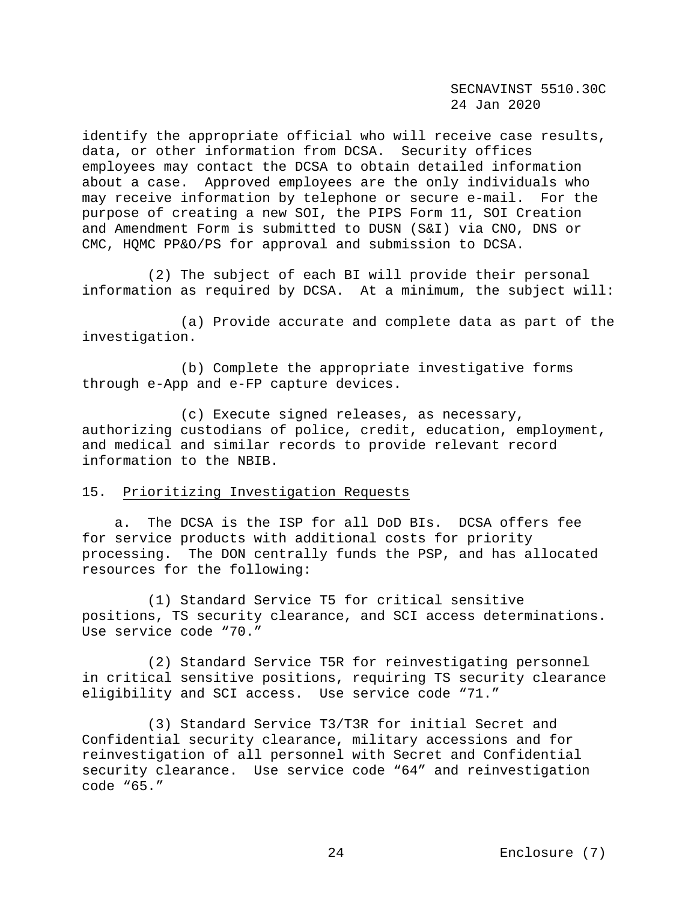identify the appropriate official who will receive case results, data, or other information from DCSA. Security offices employees may contact the DCSA to obtain detailed information about a case. Approved employees are the only individuals who may receive information by telephone or secure e-mail. For the purpose of creating a new SOI, the PIPS Form 11, SOI Creation and Amendment Form is submitted to DUSN (S&I) via CNO, DNS or CMC, HQMC PP&O/PS for approval and submission to DCSA.

(2) The subject of each BI will provide their personal information as required by DCSA. At a minimum, the subject will:

(a) Provide accurate and complete data as part of the investigation.

(b) Complete the appropriate investigative forms through e-App and e-FP capture devices.

(c) Execute signed releases, as necessary, authorizing custodians of police, credit, education, employment, and medical and similar records to provide relevant record information to the NBIB.

15. <u>Prioritizing Investigation Requests</u>

a. The DCSA is the ISP for all DoD BIs. DCSA offers fee for service products with additional costs for priority processing. The DON centrally funds the PSP, and has allocated resources for the following:

(1) Standard Service T5 for critical sensitive positions, TS security clearance, and SCI access determinations. Use service code “70.”

(2) Standard Service T5R for reinvestigating personnel in critical sensitive positions, requiring TS security clearance eligibility and SCI access. Use service code “71.”

(3) Standard Service T3/T3R for initial Secret and Confidential security clearance, military accessions and for reinvestigation of all personnel with Secret and Confidential security clearance. Use service code “64” and reinvestigation code “65.”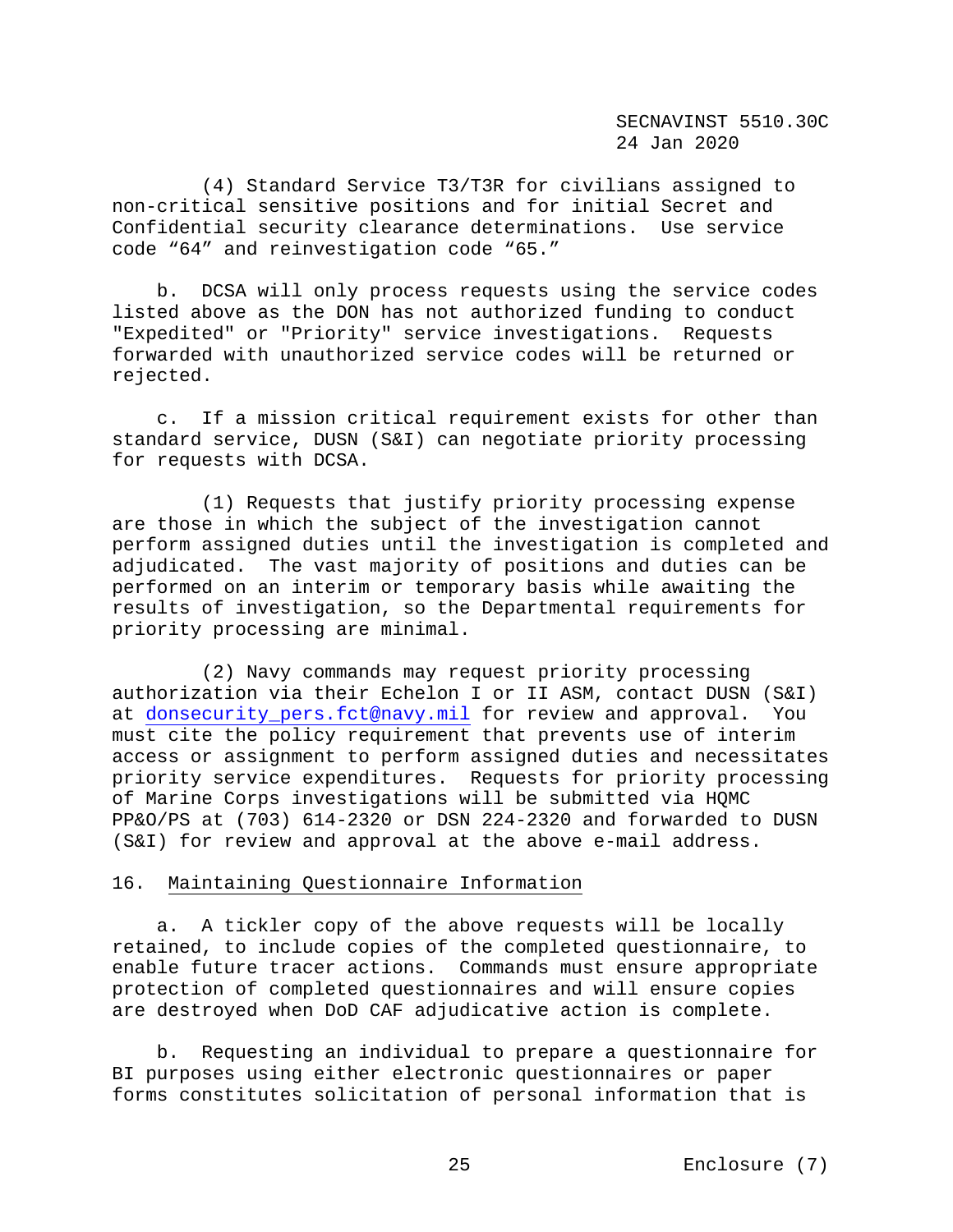(4) Standard Service T3/T3R for civilians assigned to non-critical sensitive positions and for initial Secret and Confidential security clearance determinations. Use service code "64" and reinvestigation code "65."

b. DCSA will only process requests using the service codes listed above as the DON has not authorized funding to conduct "Expedited" or "Priority" service investigations. Requests forwarded with unauthorized service codes will be returned or rejected.

c. If a mission critical requirement exists for other than standard service, DUSN (S&I) can negotiate priority processing for requests with DCSA.

(1) Requests that justify priority processing expense are those in which the subject of the investigation cannot perform assigned duties until the investigation is completed and adjudicated. The vast majority of positions and duties can be performed on an interim or temporary basis while awaiting the results of investigation, so the Departmental requirements for priority processing are minimal.

(2) Navy commands may request priority processing authorization via their Echelon I or II ASM, contact DUSN (S&I) at donsecurity_pers.fct@navy.mil for review and approval. You must cite the policy requirement that prevents use of interim access or assignment to perform assigned duties and necessitates priority service expenditures. Requests for priority processing of Marine Corps investigations will be submitted via HQMC PP&O/PS at (703) 614-2320 or DSN 224-2320 and forwarded to DUSN (S&I) for review and approval at the above e-mail address.

16. Maintaining Questionnaire Information

a. A tickler copy of the above requests will be locally retained, to include copies of the completed questionnaire, to enable future tracer actions. Commands must ensure appropriate protection of completed questionnaires and will ensure copies are destroyed when DoD CAF adjudicative action is complete.

b. Requesting an individual to prepare a questionnaire for BI purposes using either electronic questionnaires or paper forms constitutes solicitation of personal information that is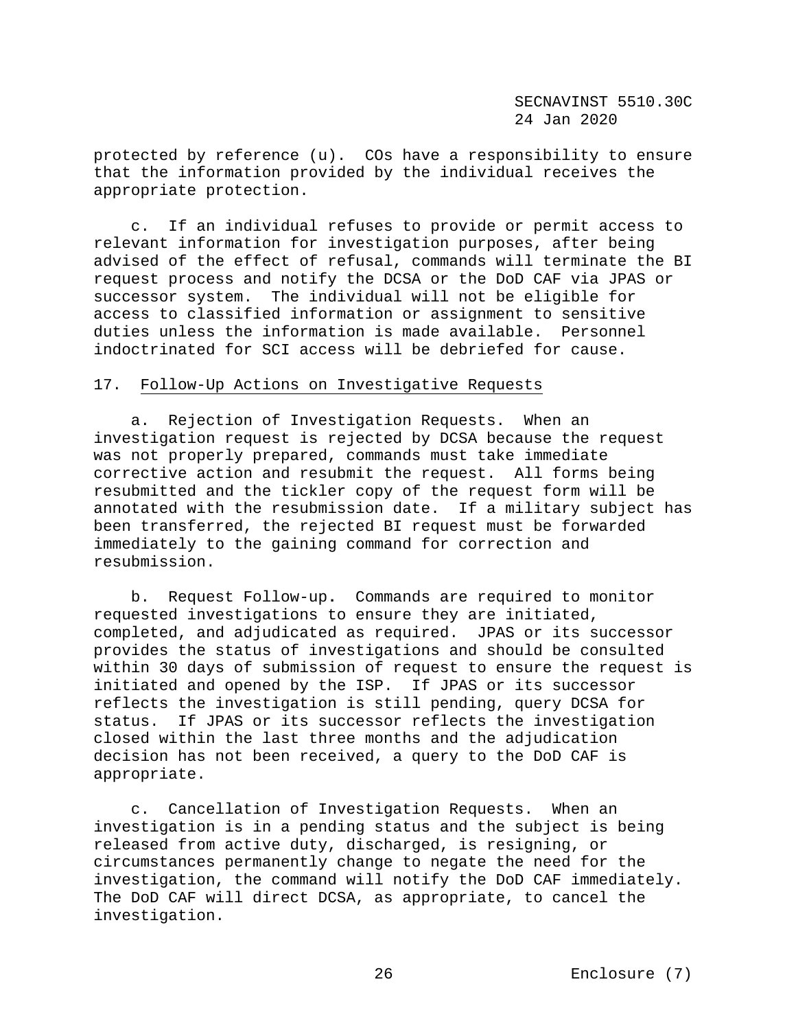protected by reference (u). COs have a responsibility to ensure that the information provided by the individual receives the appropriate protection.

c. If an individual refuses to provide or permit access to relevant information for investigation purposes, after being advised of the effect of refusal, commands will terminate the BI request process and notify the DCSA or the DoD CAF via JPAS or successor system. The individual will not be eligible for access to classified information or assignment to sensitive duties unless the information is made available. Personnel indoctrinated for SCI access will be debriefed for cause.

17. Follow-Up Actions on Investigative Requests

a. Rejection of Investigation Requests. When an investigation request is rejected by DCSA because the request was not properly prepared, commands must take immediate corrective action and resubmit the request. All forms being resubmitted and the tickler copy of the request form will be annotated with the resubmission date. If a military subject has been transferred, the rejected BI request must be forwarded immediately to the gaining command for correction and resubmission.

b. Request Follow-up. Commands are required to monitor requested investigations to ensure they are initiated, completed, and adjudicated as required. JPAS or its successor provides the status of investigations and should be consulted within 30 days of submission of request to ensure the request is initiated and opened by the ISP. If JPAS or its successor reflects the investigation is still pending, query DCSA for status. If JPAS or its successor reflects the investigation closed within the last three months and the adjudication decision has not been received, a query to the DoD CAF is appropriate.

c. Cancellation of Investigation Requests. When an investigation is in a pending status and the subject is being released from active duty, discharged, is resigning, or circumstances permanently change to negate the need for the investigation, the command will notify the DoD CAF immediately. The DoD CAF will direct DCSA, as appropriate, to cancel the investigation.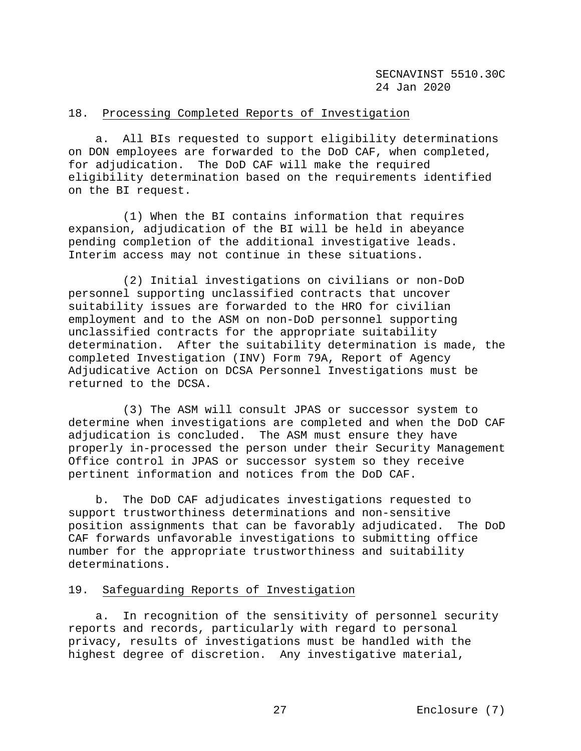18. Processing Completed Reports of Investigation

a. All BIs requested to support eligibility determinations on DON employees are forwarded to the DoD CAF, when completed, for adjudication. The DoD CAF will make the required eligibility determination based on the requirements identified on the BI request.

(1) When the BI contains information that requires expansion, adjudication of the BI will be held in abeyance pending completion of the additional investigative leads. Interim access may not continue in these situations.

(2) Initial investigations on civilians or non-DoD personnel supporting unclassified contracts that uncover suitability issues are forwarded to the HRO for civilian employment and to the ASM on non-DoD personnel supporting unclassified contracts for the appropriate suitability determination. After the suitability determination is made, the completed Investigation (INV) Form 79A, Report of Agency Adjudicative Action on DCSA Personnel Investigations must be returned to the DCSA.

(3) The ASM will consult JPAS or successor system to determine when investigations are completed and when the DoD CAF adjudication is concluded. The ASM must ensure they have properly in-processed the person under their Security Management Office control in JPAS or successor system so they receive pertinent information and notices from the DoD CAF.

b. The DoD CAF adjudicates investigations requested to support trustworthiness determinations and non-sensitive position assignments that can be favorably adjudicated. The DoD CAF forwards unfavorable investigations to submitting office number for the appropriate trustworthiness and suitability determinations.

19. Safeguarding Reports of Investigation

a. In recognition of the sensitivity of personnel security reports and records, particularly with regard to personal privacy, results of investigations must be handled with the highest degree of discretion. Any investigative material,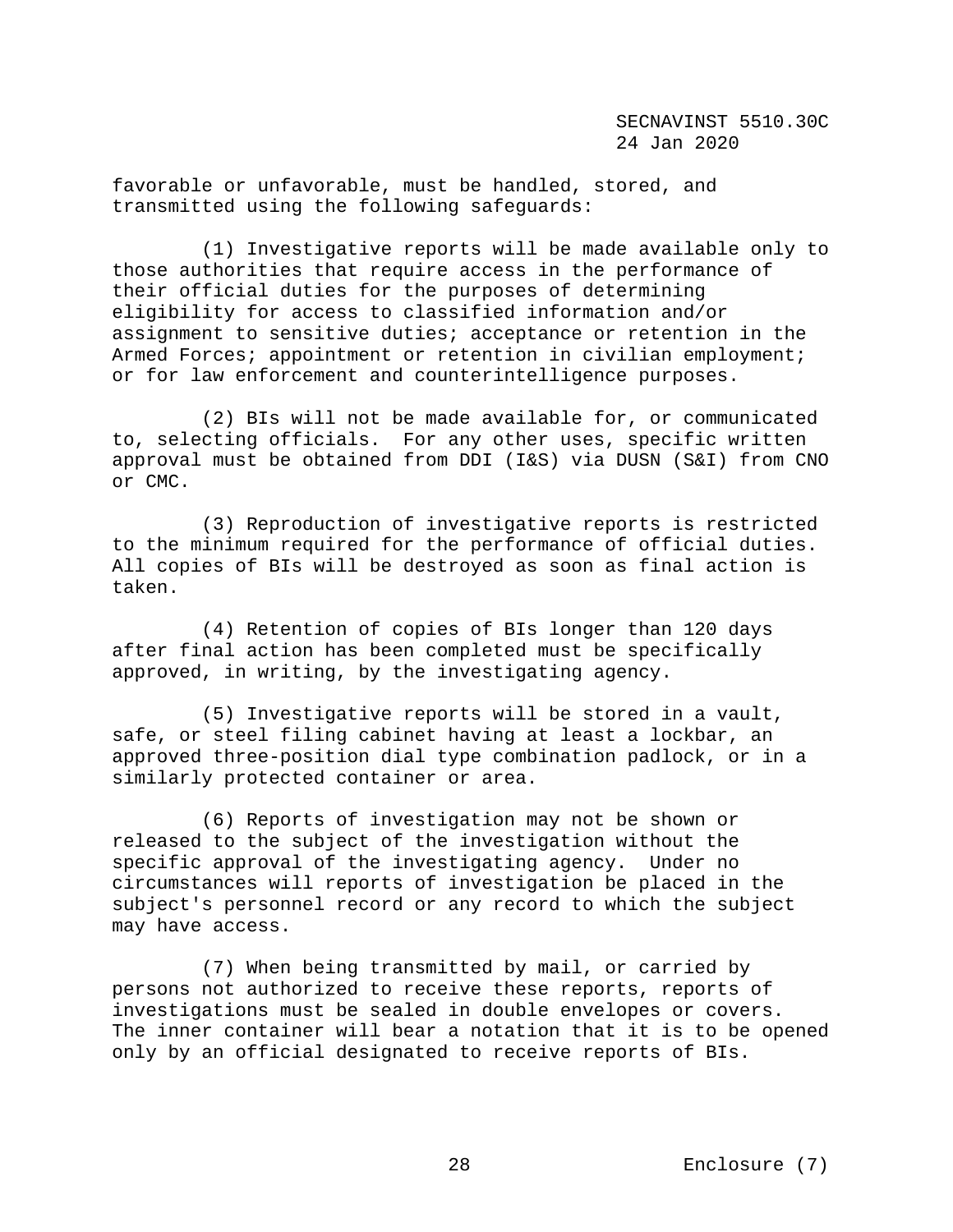favorable or unfavorable, must be handled, stored, and transmitted using the following safeguards:

(1) Investigative reports will be made available only to those authorities that require access in the performance of their official duties for the purposes of determining eligibility for access to classified information and/or assignment to sensitive duties; acceptance or retention in the Armed Forces; appointment or retention in civilian employment; or for law enforcement and counterintelligence purposes.

(2) BIs will not be made available for, or communicated to, selecting officials. For any other uses, specific written approval must be obtained from DDI (I&S) via DUSN (S&I) from CNO or CMC.

(3) Reproduction of investigative reports is restricted to the minimum required for the performance of official duties. All copies of BIs will be destroyed as soon as final action is taken.

(4) Retention of copies of BIs longer than 120 days after final action has been completed must be specifically approved, in writing, by the investigating agency.

(5) Investigative reports will be stored in a vault, safe, or steel filing cabinet having at least a lockbar, an approved three-position dial type combination padlock, or in a similarly protected container or area.

(6) Reports of investigation may not be shown or released to the subject of the investigation without the specific approval of the investigating agency. Under no circumstances will reports of investigation be placed in the subject's personnel record or any record to which the subject may have access.

(7) When being transmitted by mail, or carried by persons not authorized to receive these reports, reports of investigations must be sealed in double envelopes or covers. The inner container will bear a notation that it is to be opened only by an official designated to receive reports of BIs.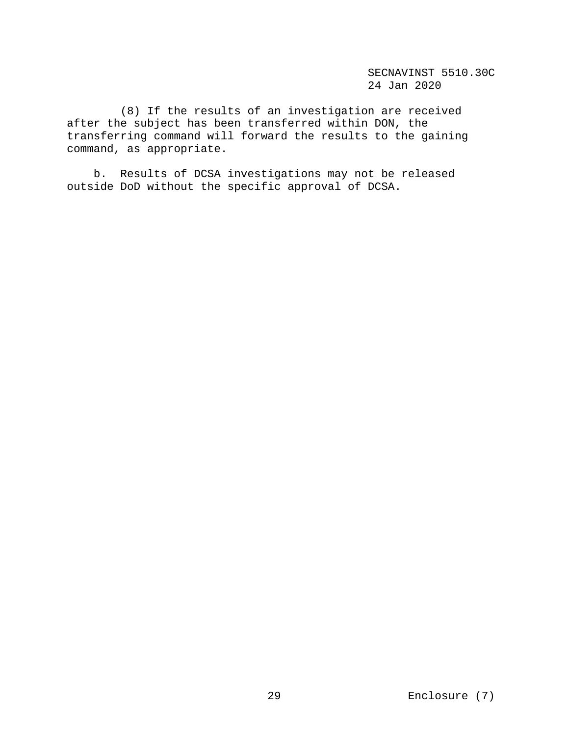(8) If the results of an investigation are received after the subject has been transferred within DON, the transferring command will forward the results to the gaining command, as appropriate.

b. Results of DCSA investigations may not be released outside DoD without the specific approval of DCSA.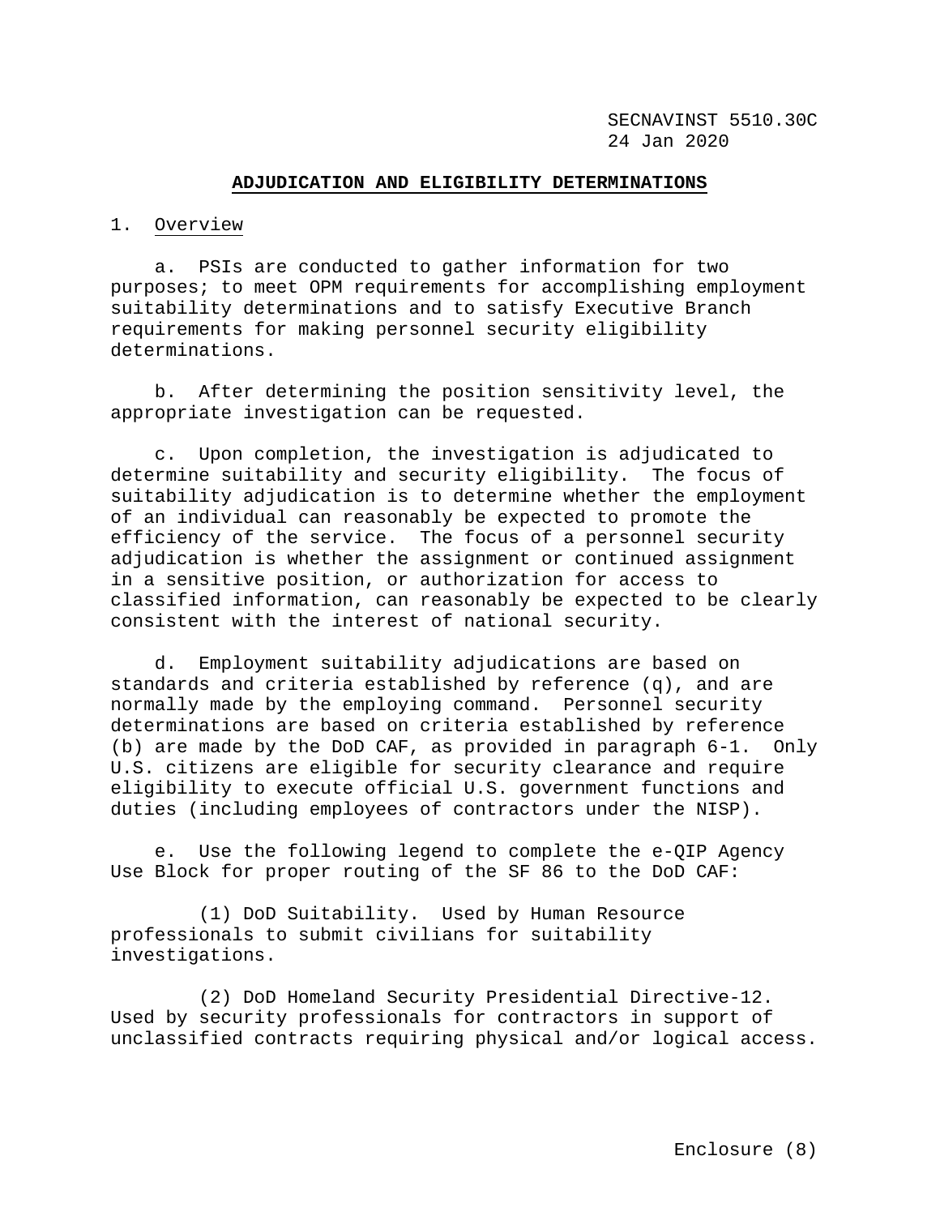## ADJUDICATION AND ELIGIBILITY DETERMINATIONS

1. Overview

a. PSIs are conducted to gather information for two purposes; to meet OPM requirements for accomplishing employment suitability determinations and to satisfy Executive Branch requirements for making personnel security eligibility determinations.

b. After determining the position sensitivity level, the appropriate investigation can be requested.

c. Upon completion, the investigation is adjudicated to determine suitability and security eligibility. The focus of suitability adjudication is to determine whether the employment of an individual can reasonably be expected to promote the efficiency of the service. The focus of a personnel security adjudication is whether the assignment or continued assignment in a sensitive position, or authorization for access to classified information, can reasonably be expected to be clearly consistent with the interest of national security.

d. Employment suitability adjudications are based on standards and criteria established by reference (q), and are normally made by the employing command. Personnel security determinations are based on criteria established by reference (b) are made by the DoD CAF, as provided in paragraph 6-1. Only U.S. citizens are eligible for security clearance and require eligibility to execute official U.S. government functions and duties (including employees of contractors under the NISP).

e. Use the following legend to complete the e-QIP Agency Use Block for proper routing of the SF 86 to the DoD CAF:

(1) DoD Suitability. Used by Human Resource professionals to submit civilians for suitability investigations.

(2) DoD Homeland Security Presidential Directive-12. Used by security professionals for contractors in support of unclassified contracts requiring physical and/or logical access.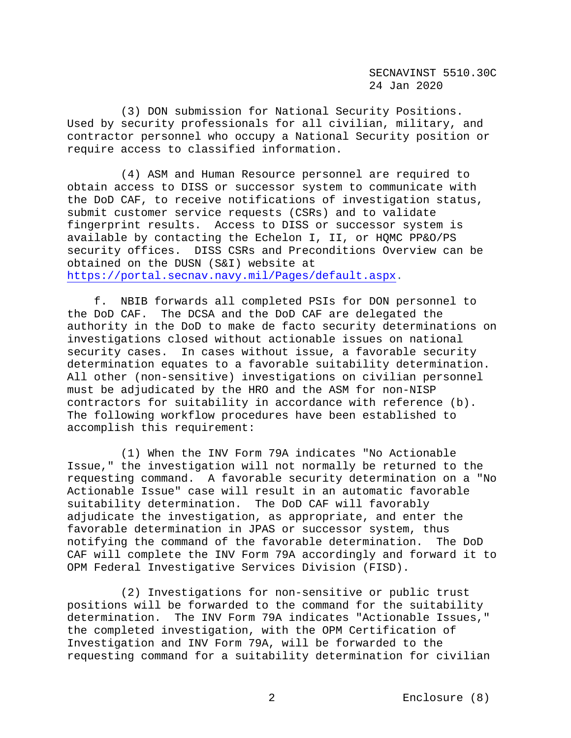(3) DON submission for National Security Positions. Used by security professionals for all civilian, military, and contractor personnel who occupy a National Security position or require access to classified information.

(4) ASM and Human Resource personnel are required to obtain access to DISS or successor system to communicate with the DoD CAF, to receive notifications of investigation status, submit customer service requests (CSRs) and to validate fingerprint results. Access to DISS or successor system is available by contacting the Echelon I, II, or HQMC PP&O/PS security offices. DISS CSRs and Preconditions Overview can be obtained on the DUSN (S&I) website at https://portal.secnav.navy.mil/Pages/default.aspx.

f. NBIB forwards all completed PSIs for DON personnel to the DoD CAF. The DCSA and the DoD CAF are delegated the authority in the DoD to make de facto security determinations on investigations closed without actionable issues on national security cases. In cases without issue, a favorable security determination equates to a favorable suitability determination. All other (non-sensitive) investigations on civilian personnel must be adjudicated by the HRO and the ASM for non-NISP contractors for suitability in accordance with reference (b). The following workflow procedures have been established to accomplish this requirement:

(1) When the INV Form 79A indicates "No Actionable Issue," the investigation will not normally be returned to the requesting command. A favorable security determination on a "No Actionable Issue" case will result in an automatic favorable suitability determination. The DoD CAF will favorably adjudicate the investigation, as appropriate, and enter the favorable determination in JPAS or successor system, thus notifying the command of the favorable determination. The DoD CAF will complete the INV Form 79A accordingly and forward it to OPM Federal Investigative Services Division (FISD).

(2) Investigations for non-sensitive or public trust positions will be forwarded to the command for the suitability determination. The INV Form 79A indicates "Actionable Issues," the completed investigation, with the OPM Certification of Investigation and INV Form 79A, will be forwarded to the requesting command for a suitability determination for civilian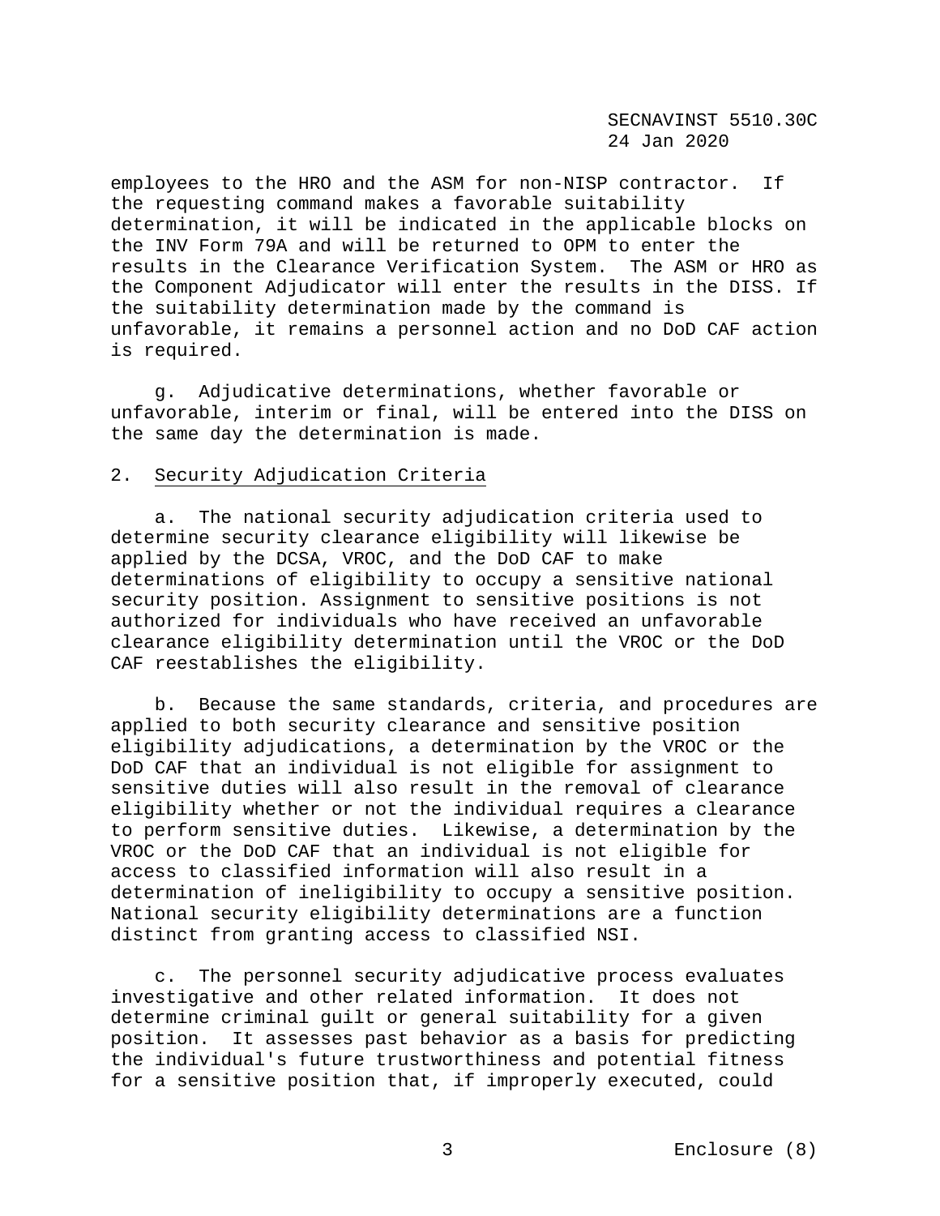employees to the HRO and the ASM for non-NISP contractor. If the requesting command makes a favorable suitability determination, it will be indicated in the applicable blocks on the INV Form 79A and will be returned to OPM to enter the results in the Clearance Verification System. The ASM or HRO as the Component Adjudicator will enter the results in the DISS. If the suitability determination made by the command is unfavorable, it remains a personnel action and no DoD CAF action is required.

g. Adjudicative determinations, whether favorable or unfavorable, interim or final, will be entered into the DISS on the same day the determination is made.

## 2. Security Adjudication Criteria

a. The national security adjudication criteria used to determine security clearance eligibility will likewise be applied by the DCSA, VROC, and the DoD CAF to make determinations of eligibility to occupy a sensitive national security position. Assignment to sensitive positions is not authorized for individuals who have received an unfavorable clearance eligibility determination until the VROC or the DoD CAF reestablishes the eligibility.

b. Because the same standards, criteria, and procedures are applied to both security clearance and sensitive position eligibility adjudications, a determination by the VROC or the DoD CAF that an individual is not eligible for assignment to sensitive duties will also result in the removal of clearance eligibility whether or not the individual requires a clearance to perform sensitive duties. Likewise, a determination by the VROC or the DoD CAF that an individual is not eligible for access to classified information will also result in a determination of ineligibility to occupy a sensitive position. National security eligibility determinations are a function distinct from granting access to classified NSI.

c. The personnel security adjudicative process evaluates investigative and other related information. It does not determine criminal guilt or general suitability for a given position. It assesses past behavior as a basis for predicting the individual's future trustworthiness and potential fitness for a sensitive position that, if improperly executed, could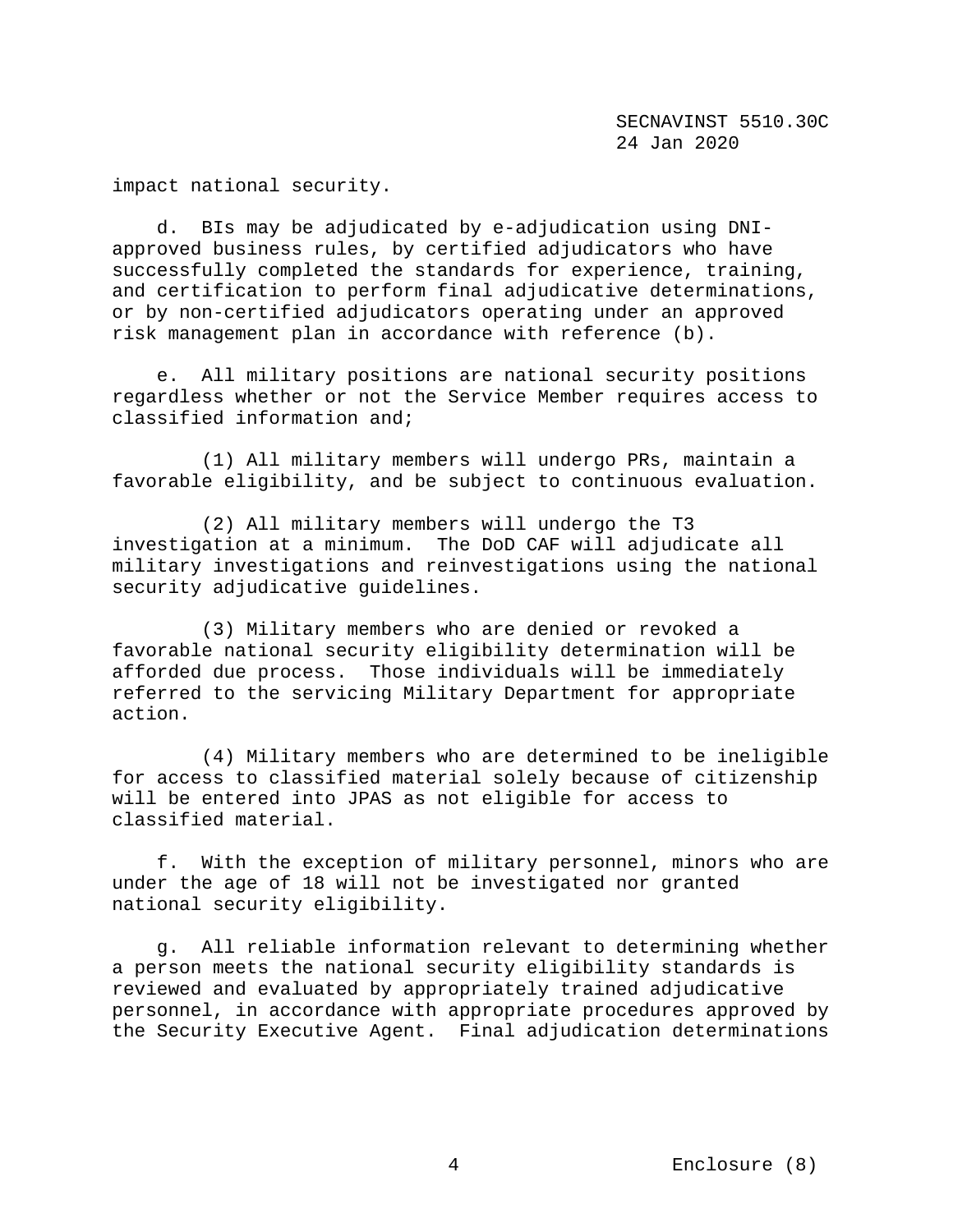impact national security.

d. BIs may be adjudicated by e-adjudication using DNI-approved business rules, by certified adjudicators who have successfully completed the standards for experience, training, and certification to perform final adjudicative determinations, or by non-certified adjudicators operating under an approved risk management plan in accordance with reference (b).

e. All military positions are national security positions regardless whether or not the Service Member requires access to classified information and;

(1) All military members will undergo PRs, maintain a favorable eligibility, and be subject to continuous evaluation.

(2) All military members will undergo the T3 investigation at a minimum. The DoD CAF will adjudicate all military investigations and reinvestigations using the national security adjudicative guidelines.

(3) Military members who are denied or revoked a favorable national security eligibility determination will be afforded due process. Those individuals will be immediately referred to the servicing Military Department for appropriate action.

(4) Military members who are determined to be ineligible for access to classified material solely because of citizenship will be entered into JPAS as not eligible for access to classified material.

f. With the exception of military personnel, minors who are under the age of 18 will not be investigated nor granted national security eligibility.

g. All reliable information relevant to determining whether a person meets the national security eligibility standards is reviewed and evaluated by appropriately trained adjudicative personnel, in accordance with appropriate procedures approved by the Security Executive Agent. Final adjudication determinations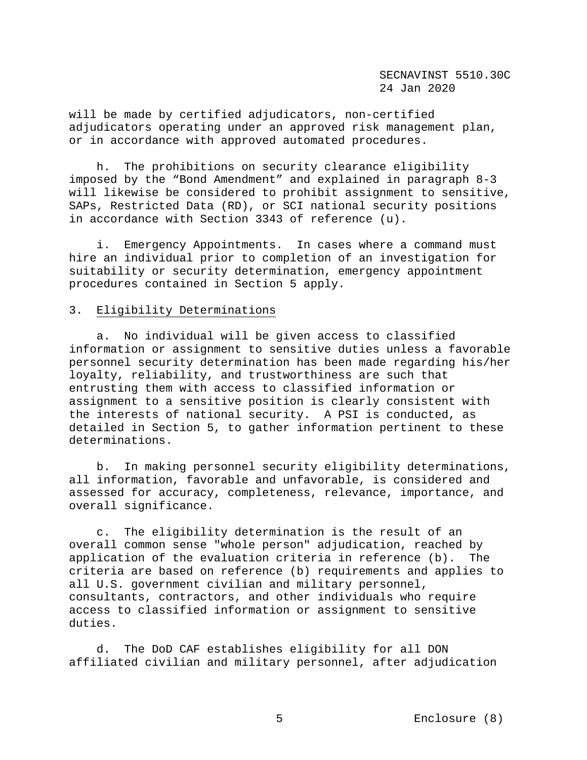will be made by certified adjudicators, non-certified adjudicators operating under an approved risk management plan, or in accordance with approved automated procedures.

h. The prohibitions on security clearance eligibility imposed by the “Bond Amendment” and explained in paragraph 8-3 will likewise be considered to prohibit assignment to sensitive, SAPs, Restricted Data (RD), or SCI national security positions in accordance with Section 3343 of reference (u).

i. Emergency Appointments. In cases where a command must hire an individual prior to completion of an investigation for suitability or security determination, emergency appointment procedures contained in Section 5 apply.

3. Eligibility Determinations

a. No individual will be given access to classified information or assignment to sensitive duties unless a favorable personnel security determination has been made regarding his/her loyalty, reliability, and trustworthiness are such that entrusting them with access to classified information or assignment to a sensitive position is clearly consistent with the interests of national security. A PSI is conducted, as detailed in Section 5, to gather information pertinent to these determinations.

b. In making personnel security eligibility determinations, all information, favorable and unfavorable, is considered and assessed for accuracy, completeness, relevance, importance, and overall significance.

c. The eligibility determination is the result of an overall common sense "whole person" adjudication, reached by application of the evaluation criteria in reference (b). The criteria are based on reference (b) requirements and applies to all U.S. government civilian and military personnel, consultants, contractors, and other individuals who require access to classified information or assignment to sensitive duties.

d. The DoD CAF establishes eligibility for all DON affiliated civilian and military personnel, after adjudication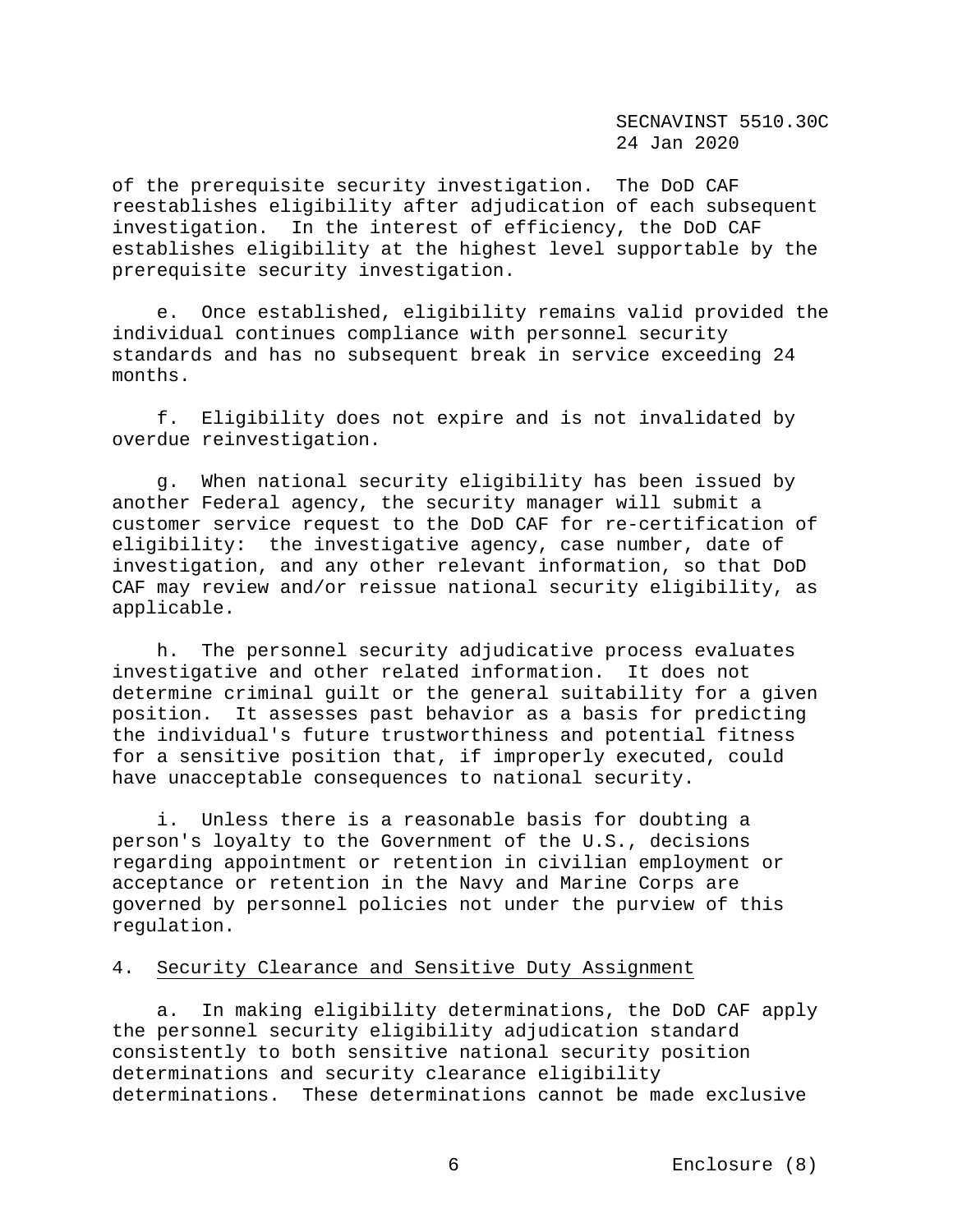of the prerequisite security investigation. The DoD CAF reestablishes eligibility after adjudication of each subsequent investigation. In the interest of efficiency, the DoD CAF establishes eligibility at the highest level supportable by the prerequisite security investigation.

e. Once established, eligibility remains valid provided the individual continues compliance with personnel security standards and has no subsequent break in service exceeding 24 months.

f. Eligibility does not expire and is not invalidated by overdue reinvestigation.

g. When national security eligibility has been issued by another Federal agency, the security manager will submit a customer service request to the DoD CAF for re-certification of eligibility: the investigative agency, case number, date of investigation, and any other relevant information, so that DoD CAF may review and/or reissue national security eligibility, as applicable.

h. The personnel security adjudicative process evaluates investigative and other related information. It does not determine criminal guilt or the general suitability for a given position. It assesses past behavior as a basis for predicting the individual's future trustworthiness and potential fitness for a sensitive position that, if improperly executed, could have unacceptable consequences to national security.

i. Unless there is a reasonable basis for doubting a person's loyalty to the Government of the U.S., decisions regarding appointment or retention in civilian employment or acceptance or retention in the Navy and Marine Corps are governed by personnel policies not under the purview of this regulation.

4. <u>Security Clearance and Sensitive Duty Assignment</u>

a. In making eligibility determinations, the DoD CAF apply the personnel security eligibility adjudication standard consistently to both sensitive national security position determinations and security clearance eligibility determinations. These determinations cannot be made exclusive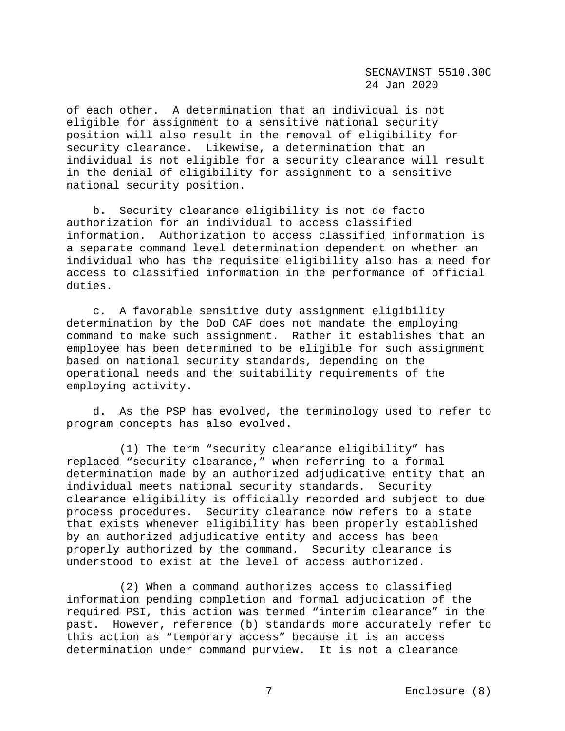of each other. A determination that an individual is not eligible for assignment to a sensitive national security position will also result in the removal of eligibility for security clearance. Likewise, a determination that an individual is not eligible for a security clearance will result in the denial of eligibility for assignment to a sensitive national security position.

b. Security clearance eligibility is not de facto authorization for an individual to access classified information. Authorization to access classified information is a separate command level determination dependent on whether an individual who has the requisite eligibility also has a need for access to classified information in the performance of official duties.

c. A favorable sensitive duty assignment eligibility determination by the DoD CAF does not mandate the employing command to make such assignment. Rather it establishes that an employee has been determined to be eligible for such assignment based on national security standards, depending on the operational needs and the suitability requirements of the employing activity.

d. As the PSP has evolved, the terminology used to refer to program concepts has also evolved.

(1) The term "security clearance eligibility" has replaced "security clearance," when referring to a formal determination made by an authorized adjudicative entity that an individual meets national security standards. Security clearance eligibility is officially recorded and subject to due process procedures. Security clearance now refers to a state that exists whenever eligibility has been properly established by an authorized adjudicative entity and access has been properly authorized by the command. Security clearance is understood to exist at the level of access authorized.

(2) When a command authorizes access to classified information pending completion and formal adjudication of the required PSI, this action was termed "interim clearance" in the past. However, reference (b) standards more accurately refer to this action as "temporary access" because it is an access determination under command purview. It is not a clearance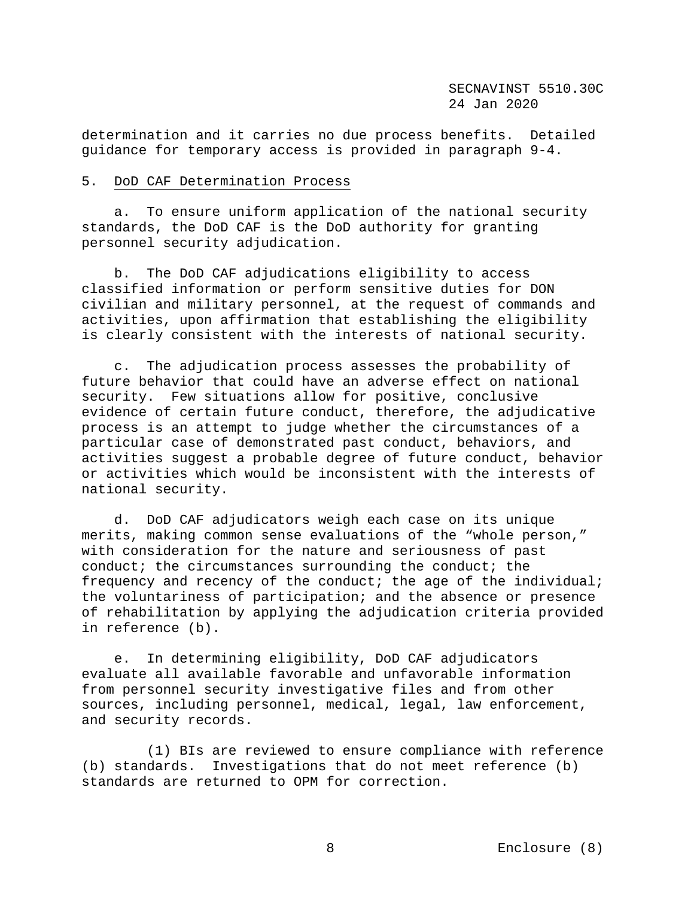determination and it carries no due process benefits. Detailed guidance for temporary access is provided in paragraph 9-4.

5. <u>DoD CAF Determination Process</u>

a. To ensure uniform application of the national security standards, the DoD CAF is the DoD authority for granting personnel security adjudication.

b. The DoD CAF adjudications eligibility to access classified information or perform sensitive duties for DON civilian and military personnel, at the request of commands and activities, upon affirmation that establishing the eligibility is clearly consistent with the interests of national security.

c. The adjudication process assesses the probability of future behavior that could have an adverse effect on national security. Few situations allow for positive, conclusive evidence of certain future conduct, therefore, the adjudicative process is an attempt to judge whether the circumstances of a particular case of demonstrated past conduct, behaviors, and activities suggest a probable degree of future conduct, behavior or activities which would be inconsistent with the interests of national security.

d. DoD CAF adjudicators weigh each case on its unique merits, making common sense evaluations of the "whole person," with consideration for the nature and seriousness of past conduct; the circumstances surrounding the conduct; the frequency and recency of the conduct; the age of the individual; the voluntariness of participation; and the absence or presence of rehabilitation by applying the adjudication criteria provided in reference (b).

e. In determining eligibility, DoD CAF adjudicators evaluate all available favorable and unfavorable information from personnel security investigative files and from other sources, including personnel, medical, legal, law enforcement, and security records.

(1) BIs are reviewed to ensure compliance with reference (b) standards. Investigations that do not meet reference (b) standards are returned to OPM for correction.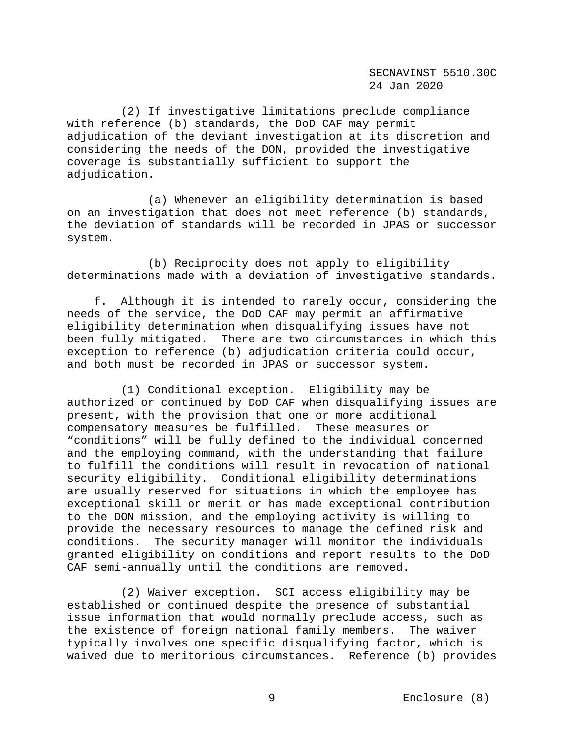(2) If investigative limitations preclude compliance with reference (b) standards, the DoD CAF may permit adjudication of the deviant investigation at its discretion and considering the needs of the DON, provided the investigative coverage is substantially sufficient to support the adjudication.

(a) Whenever an eligibility determination is based on an investigation that does not meet reference (b) standards, the deviation of standards will be recorded in JPAS or successor system.

(b) Reciprocity does not apply to eligibility determinations made with a deviation of investigative standards.

f. Although it is intended to rarely occur, considering the needs of the service, the DoD CAF may permit an affirmative eligibility determination when disqualifying issues have not been fully mitigated. There are two circumstances in which this exception to reference (b) adjudication criteria could occur, and both must be recorded in JPAS or successor system.

(1) Conditional exception. Eligibility may be authorized or continued by DoD CAF when disqualifying issues are present, with the provision that one or more additional compensatory measures be fulfilled. These measures or "conditions" will be fully defined to the individual concerned and the employing command, with the understanding that failure to fulfill the conditions will result in revocation of national security eligibility. Conditional eligibility determinations are usually reserved for situations in which the employee has exceptional skill or merit or has made exceptional contribution to the DON mission, and the employing activity is willing to provide the necessary resources to manage the defined risk and conditions. The security manager will monitor the individuals granted eligibility on conditions and report results to the DoD CAF semi-annually until the conditions are removed.

(2) Waiver exception. SCI access eligibility may be established or continued despite the presence of substantial issue information that would normally preclude access, such as the existence of foreign national family members. The waiver typically involves one specific disqualifying factor, which is waived due to meritorious circumstances. Reference (b) provides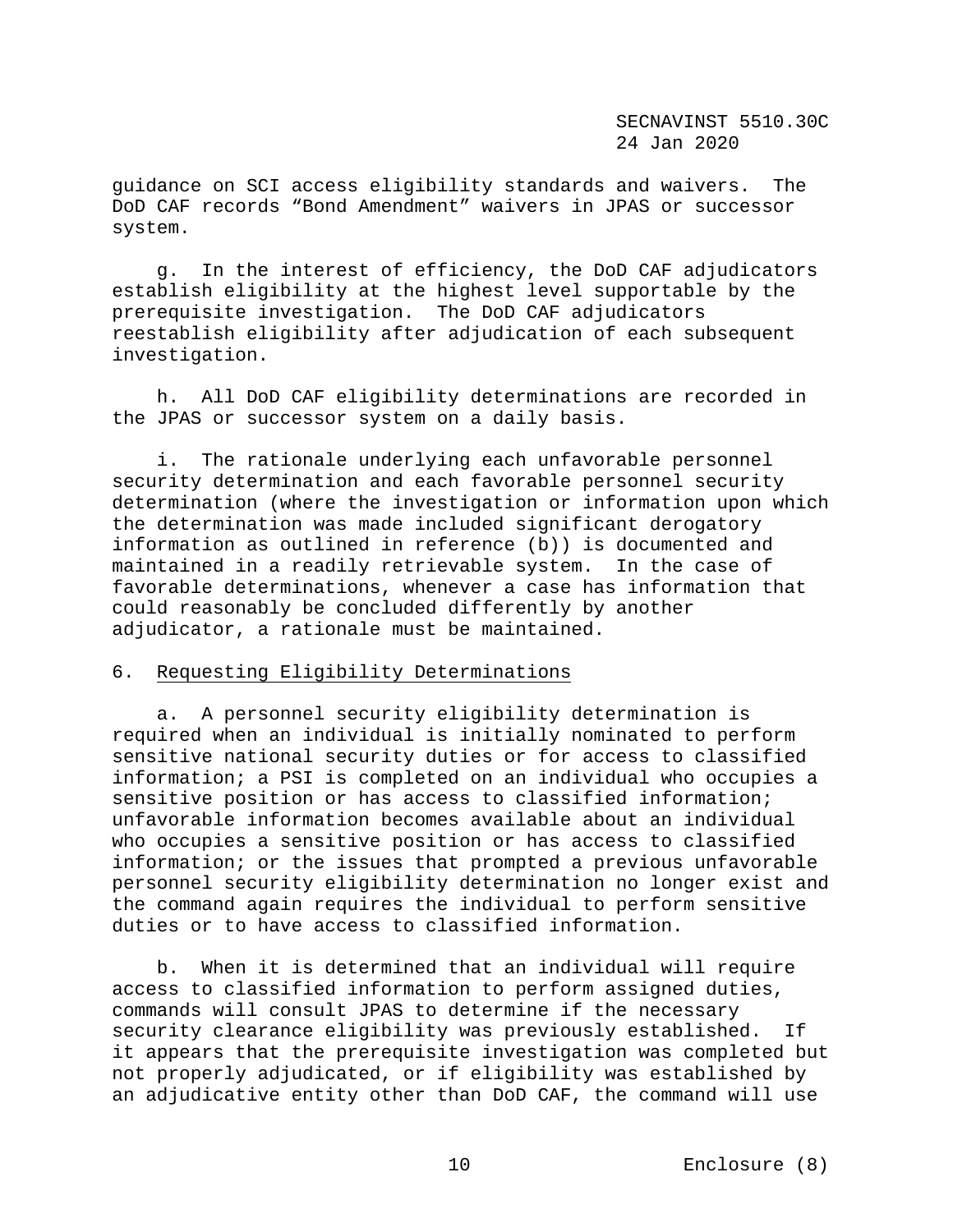guidance on SCI access eligibility standards and waivers. The DoD CAF records "Bond Amendment" waivers in JPAS or successor system.

g. In the interest of efficiency, the DoD CAF adjudicators establish eligibility at the highest level supportable by the prerequisite investigation. The DoD CAF adjudicators reestablish eligibility after adjudication of each subsequent investigation.

h. All DoD CAF eligibility determinations are recorded in the JPAS or successor system on a daily basis.

i. The rationale underlying each unfavorable personnel security determination and each favorable personnel security determination (where the investigation or information upon which the determination was made included significant derogatory information as outlined in reference (b)) is documented and maintained in a readily retrievable system. In the case of favorable determinations, whenever a case has information that could reasonably be concluded differently by another adjudicator, a rationale must be maintained.

6. Requesting Eligibility Determinations

a. A personnel security eligibility determination is required when an individual is initially nominated to perform sensitive national security duties or for access to classified information; a PSI is completed on an individual who occupies a sensitive position or has access to classified information; unfavorable information becomes available about an individual who occupies a sensitive position or has access to classified information; or the issues that prompted a previous unfavorable personnel security eligibility determination no longer exist and the command again requires the individual to perform sensitive duties or to have access to classified information.

b. When it is determined that an individual will require access to classified information to perform assigned duties, commands will consult JPAS to determine if the necessary security clearance eligibility was previously established. If it appears that the prerequisite investigation was completed but not properly adjudicated, or if eligibility was established by an adjudicative entity other than DoD CAF, the command will use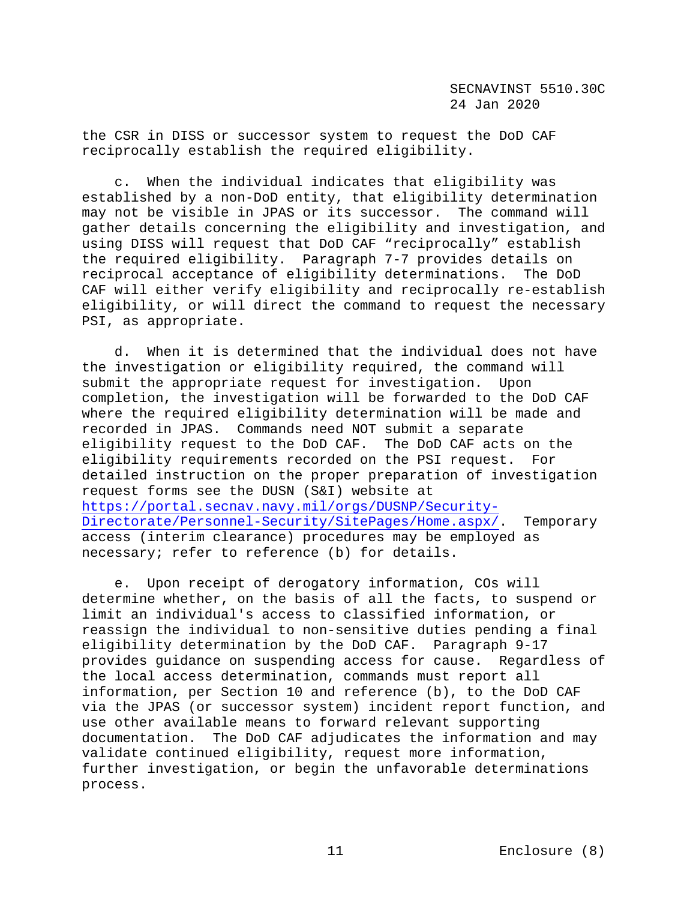the CSR in DISS or successor system to request the DoD CAF reciprocally establish the required eligibility.

c. When the individual indicates that eligibility was established by a non-DoD entity, that eligibility determination may not be visible in JPAS or its successor. The command will gather details concerning the eligibility and investigation, and using DISS will request that DoD CAF "reciprocally" establish the required eligibility. Paragraph 7-7 provides details on reciprocal acceptance of eligibility determinations. The DoD CAF will either verify eligibility and reciprocally re-establish eligibility, or will direct the command to request the necessary PSI, as appropriate.

d. When it is determined that the individual does not have the investigation or eligibility required, the command will submit the appropriate request for investigation. Upon completion, the investigation will be forwarded to the DoD CAF where the required eligibility determination will be made and recorded in JPAS. Commands need NOT submit a separate eligibility request to the DoD CAF. The DoD CAF acts on the eligibility requirements recorded on the PSI request. For detailed instruction on the proper preparation of investigation request forms see the DUSN (S&I) website at https://portal.secnav.navy.mil/orgs/DUSNP/Security-Directorate/Personnel-Security/SitePages/Home.aspx/. Temporary access (interim clearance) procedures may be employed as necessary; refer to reference (b) for details.

e. Upon receipt of derogatory information, COs will determine whether, on the basis of all the facts, to suspend or limit an individual's access to classified information, or reassign the individual to non-sensitive duties pending a final eligibility determination by the DoD CAF. Paragraph 9-17 provides guidance on suspending access for cause. Regardless of the local access determination, commands must report all information, per Section 10 and reference (b), to the DoD CAF via the JPAS (or successor system) incident report function, and use other available means to forward relevant supporting documentation. The DoD CAF adjudicates the information and may validate continued eligibility, request more information, further investigation, or begin the unfavorable determinations process.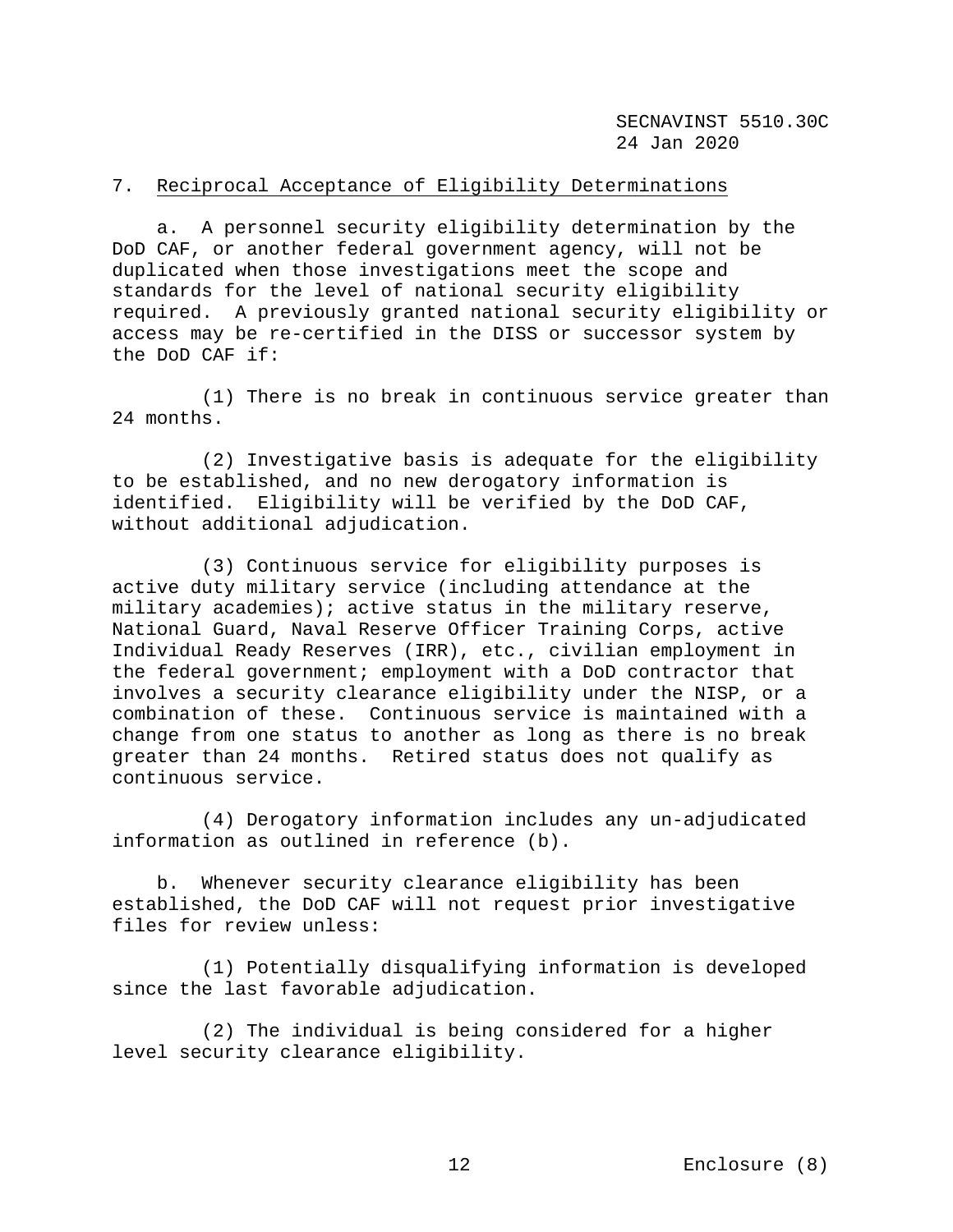## 7. Reciprocal Acceptance of Eligibility Determinations

a. A personnel security eligibility determination by the DoD CAF, or another federal government agency, will not be duplicated when those investigations meet the scope and standards for the level of national security eligibility required. A previously granted national security eligibility or access may be re-certified in the DISS or successor system by the DoD CAF if:

(1) There is no break in continuous service greater than 24 months.

(2) Investigative basis is adequate for the eligibility to be established, and no new derogatory information is identified. Eligibility will be verified by the DoD CAF, without additional adjudication.

(3) Continuous service for eligibility purposes is active duty military service (including attendance at the military academies); active status in the military reserve, National Guard, Naval Reserve Officer Training Corps, active Individual Ready Reserves (IRR), etc., civilian employment in the federal government; employment with a DoD contractor that involves a security clearance eligibility under the NISP, or a combination of these. Continuous service is maintained with a change from one status to another as long as there is no break greater than 24 months. Retired status does not qualify as continuous service.

(4) Derogatory information includes any un-adjudicated information as outlined in reference (b).

b. Whenever security clearance eligibility has been established, the DoD CAF will not request prior investigative files for review unless:

(1) Potentially disqualifying information is developed since the last favorable adjudication.

(2) The individual is being considered for a higher level security clearance eligibility.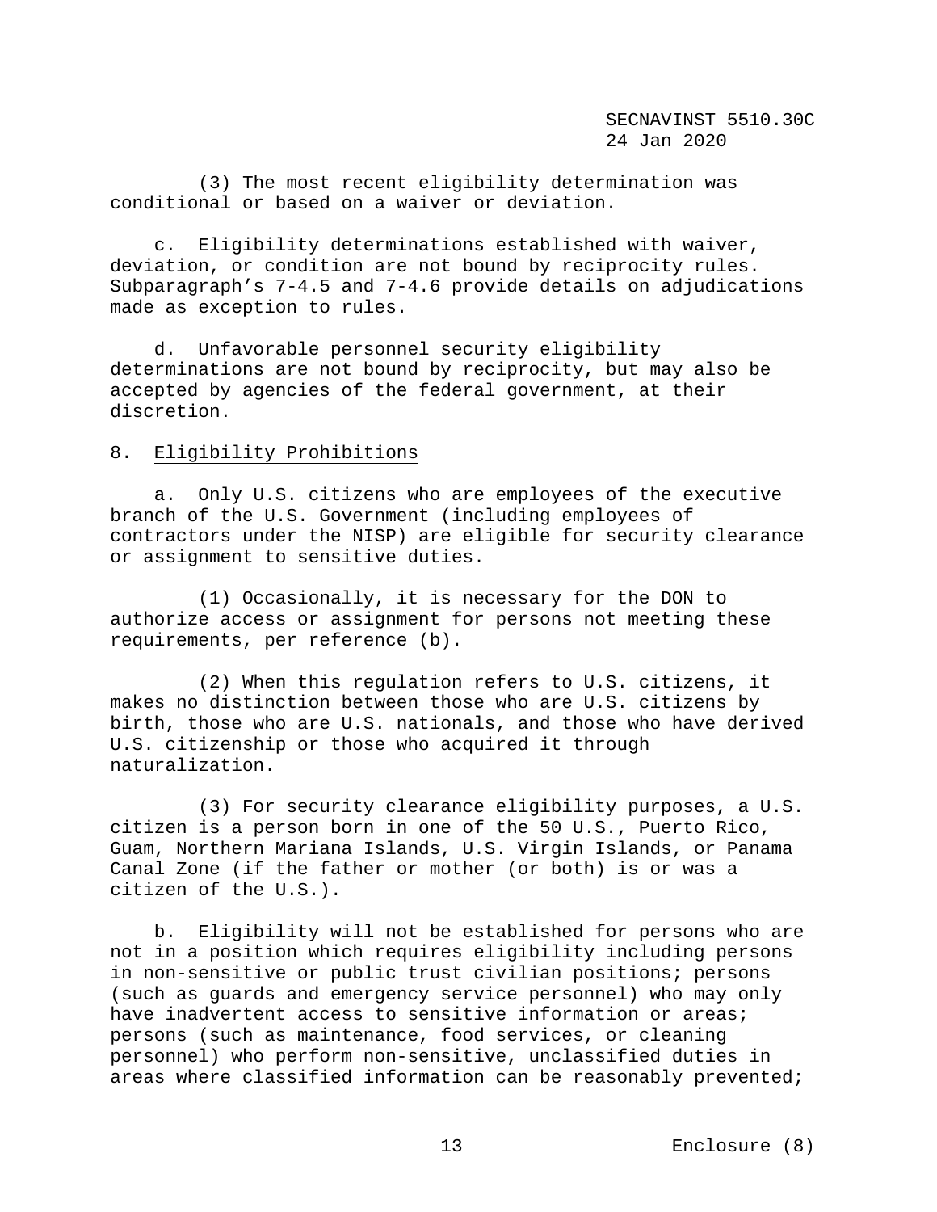(3) The most recent eligibility determination was conditional or based on a waiver or deviation.

c. Eligibility determinations established with waiver, deviation, or condition are not bound by reciprocity rules. Subparagraph's 7-4.5 and 7-4.6 provide details on adjudications made as exception to rules.

d. Unfavorable personnel security eligibility determinations are not bound by reciprocity, but may also be accepted by agencies of the federal government, at their discretion.

8. Eligibility Prohibitions

a. Only U.S. citizens who are employees of the executive branch of the U.S. Government (including employees of contractors under the NISP) are eligible for security clearance or assignment to sensitive duties.

(1) Occasionally, it is necessary for the DON to authorize access or assignment for persons not meeting these requirements, per reference (b).

(2) When this regulation refers to U.S. citizens, it makes no distinction between those who are U.S. citizens by birth, those who are U.S. nationals, and those who have derived U.S. citizenship or those who acquired it through naturalization.

(3) For security clearance eligibility purposes, a U.S. citizen is a person born in one of the 50 U.S., Puerto Rico, Guam, Northern Mariana Islands, U.S. Virgin Islands, or Panama Canal Zone (if the father or mother (or both) is or was a citizen of the U.S.).

b. Eligibility will not be established for persons who are not in a position which requires eligibility including persons in non-sensitive or public trust civilian positions; persons (such as guards and emergency service personnel) who may only have inadvertent access to sensitive information or areas; persons (such as maintenance, food services, or cleaning personnel) who perform non-sensitive, unclassified duties in areas where classified information can be reasonably prevented;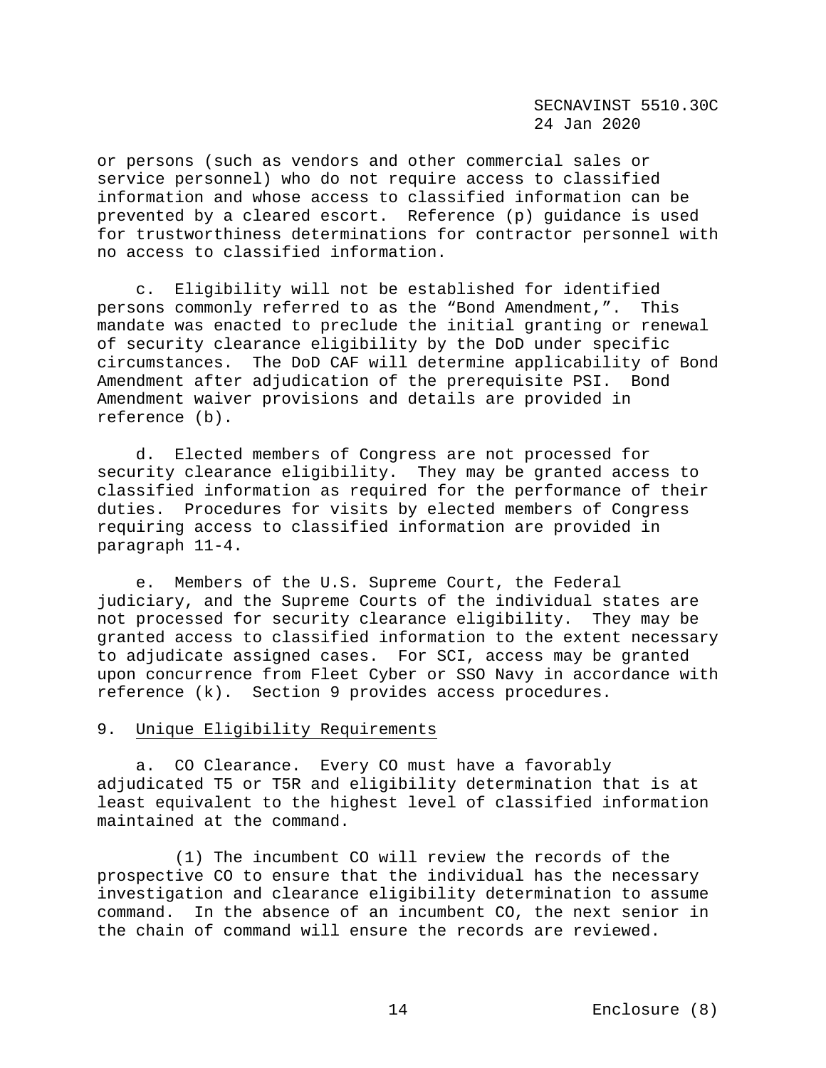or persons (such as vendors and other commercial sales or service personnel) who do not require access to classified information and whose access to classified information can be prevented by a cleared escort. Reference (p) guidance is used for trustworthiness determinations for contractor personnel with no access to classified information.

c. Eligibility will not be established for identified persons commonly referred to as the "Bond Amendment,". This mandate was enacted to preclude the initial granting or renewal of security clearance eligibility by the DoD under specific circumstances. The DoD CAF will determine applicability of Bond Amendment after adjudication of the prerequisite PSI. Bond Amendment waiver provisions and details are provided in reference (b).

d. Elected members of Congress are not processed for security clearance eligibility. They may be granted access to classified information as required for the performance of their duties. Procedures for visits by elected members of Congress requiring access to classified information are provided in paragraph 11-4.

e. Members of the U.S. Supreme Court, the Federal judiciary, and the Supreme Courts of the individual states are not processed for security clearance eligibility. They may be granted access to classified information to the extent necessary to adjudicate assigned cases. For SCI, access may be granted upon concurrence from Fleet Cyber or SSO Navy in accordance with reference (k). Section 9 provides access procedures.

9. Unique Eligibility Requirements

a. CO Clearance. Every CO must have a favorably adjudicated T5 or T5R and eligibility determination that is at least equivalent to the highest level of classified information maintained at the command.

(1) The incumbent CO will review the records of the prospective CO to ensure that the individual has the necessary investigation and clearance eligibility determination to assume command. In the absence of an incumbent CO, the next senior in the chain of command will ensure the records are reviewed.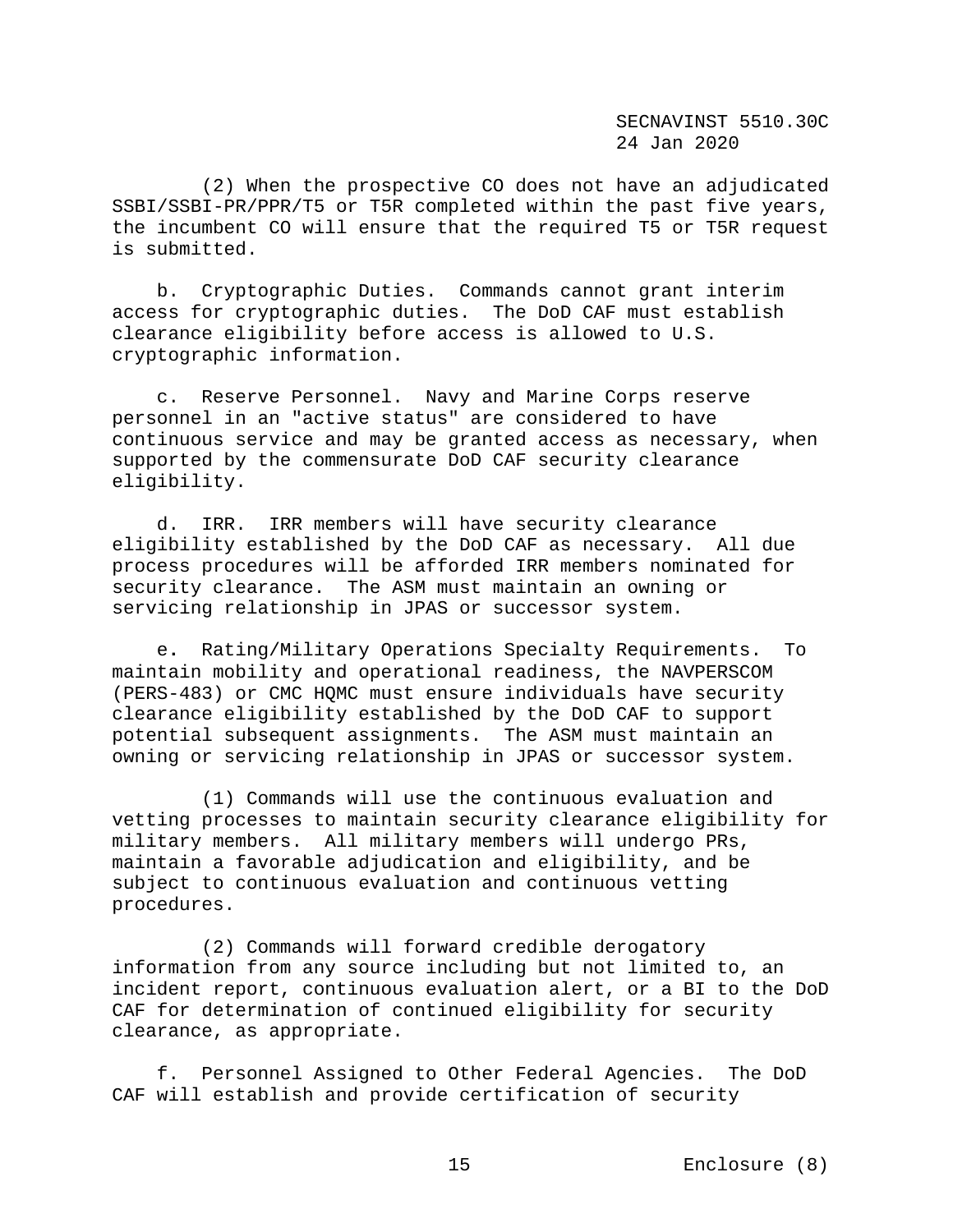(2) When the prospective CO does not have an adjudicated SSBI/SSBI-PR/PPR/T5 or T5R completed within the past five years, the incumbent CO will ensure that the required T5 or T5R request is submitted.

b. Cryptographic Duties. Commands cannot grant interim access for cryptographic duties. The DoD CAF must establish clearance eligibility before access is allowed to U.S. cryptographic information.

c. Reserve Personnel. Navy and Marine Corps reserve personnel in an "active status" are considered to have continuous service and may be granted access as necessary, when supported by the commensurate DoD CAF security clearance eligibility.

d. IRR. IRR members will have security clearance eligibility established by the DoD CAF as necessary. All due process procedures will be afforded IRR members nominated for security clearance. The ASM must maintain an owning or servicing relationship in JPAS or successor system.

e. Rating/Military Operations Specialty Requirements. To maintain mobility and operational readiness, the NAVPERSCOM (PERS-483) or CMC HQMC must ensure individuals have security clearance eligibility established by the DoD CAF to support potential subsequent assignments. The ASM must maintain an owning or servicing relationship in JPAS or successor system.

(1) Commands will use the continuous evaluation and vetting processes to maintain security clearance eligibility for military members. All military members will undergo PRs, maintain a favorable adjudication and eligibility, and be subject to continuous evaluation and continuous vetting procedures.

(2) Commands will forward credible derogatory information from any source including but not limited to, an incident report, continuous evaluation alert, or a BI to the DoD CAF for determination of continued eligibility for security clearance, as appropriate.

f. Personnel Assigned to Other Federal Agencies. The DoD CAF will establish and provide certification of security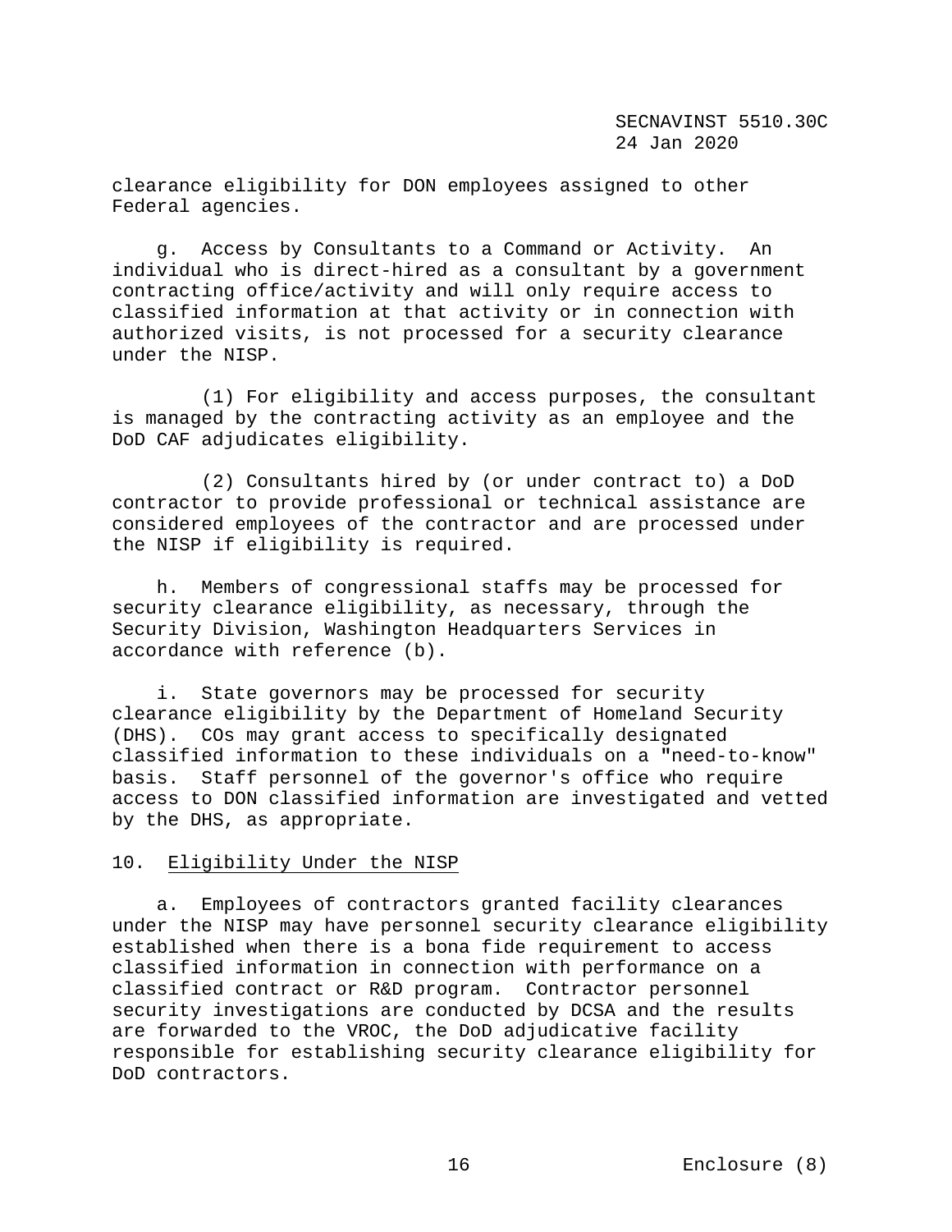clearance eligibility for DON employees assigned to other Federal agencies.

g. Access by Consultants to a Command or Activity. An individual who is direct-hired as a consultant by a government contracting office/activity and will only require access to classified information at that activity or in connection with authorized visits, is not processed for a security clearance under the NISP.

(1) For eligibility and access purposes, the consultant is managed by the contracting activity as an employee and the DoD CAF adjudicates eligibility.

(2) Consultants hired by (or under contract to) a DoD contractor to provide professional or technical assistance are considered employees of the contractor and are processed under the NISP if eligibility is required.

h. Members of congressional staffs may be processed for security clearance eligibility, as necessary, through the Security Division, Washington Headquarters Services in accordance with reference (b).

i. State governors may be processed for security clearance eligibility by the Department of Homeland Security (DHS). COs may grant access to specifically designated classified information to these individuals on a "need-to-know" basis. Staff personnel of the governor's office who require access to DON classified information are investigated and vetted by the DHS, as appropriate.

10. <u>Eligibility Under the NISP</u>

a. Employees of contractors granted facility clearances under the NISP may have personnel security clearance eligibility established when there is a bona fide requirement to access classified information in connection with performance on a classified contract or R&D program. Contractor personnel security investigations are conducted by DCSA and the results are forwarded to the VROC, the DoD adjudicative facility responsible for establishing security clearance eligibility for DoD contractors.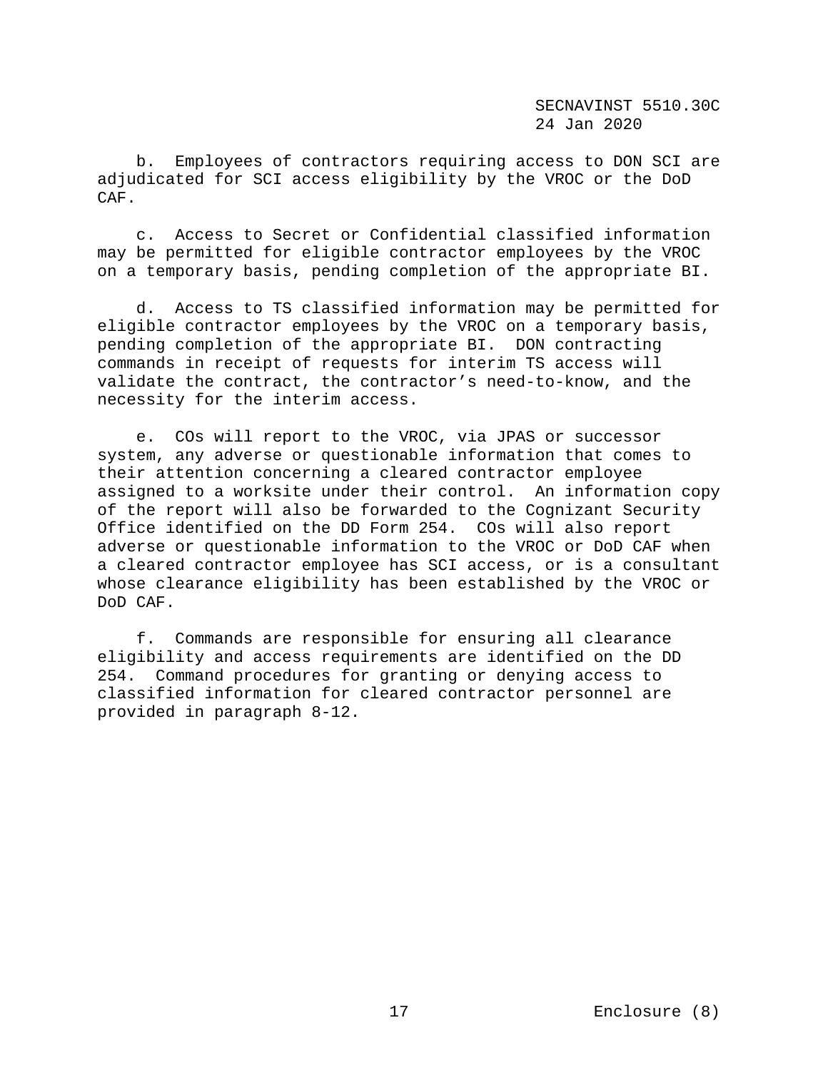b. Employees of contractors requiring access to DON SCI are adjudicated for SCI access eligibility by the VROC or the DoD CAF.

c. Access to Secret or Confidential classified information may be permitted for eligible contractor employees by the VROC on a temporary basis, pending completion of the appropriate BI.

d. Access to TS classified information may be permitted for eligible contractor employees by the VROC on a temporary basis, pending completion of the appropriate BI. DON contracting commands in receipt of requests for interim TS access will validate the contract, the contractor's need-to-know, and the necessity for the interim access.

e. COs will report to the VROC, via JPAS or successor system, any adverse or questionable information that comes to their attention concerning a cleared contractor employee assigned to a worksite under their control. An information copy of the report will also be forwarded to the Cognizant Security Office identified on the DD Form 254. COs will also report adverse or questionable information to the VROC or DoD CAF when a cleared contractor employee has SCI access, or is a consultant whose clearance eligibility has been established by the VROC or DoD CAF.

f. Commands are responsible for ensuring all clearance eligibility and access requirements are identified on the DD 254. Command procedures for granting or denying access to classified information for cleared contractor personnel are provided in paragraph 8-12.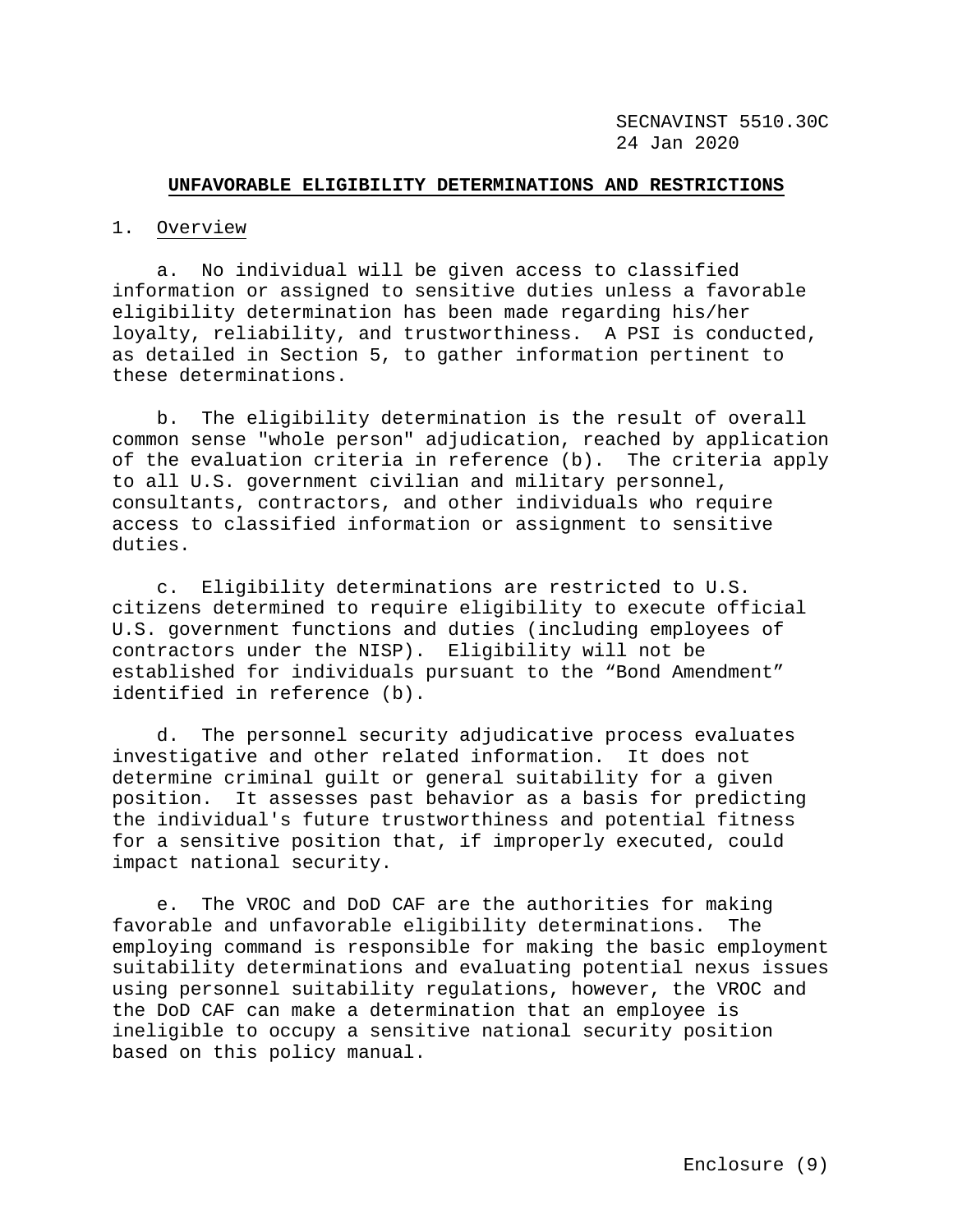## UNFAVORABLE ELIGIBILITY DETERMINATIONS AND RESTRICTIONS

1. Overview

a. No individual will be given access to classified information or assigned to sensitive duties unless a favorable eligibility determination has been made regarding his/her loyalty, reliability, and trustworthiness. A PSI is conducted, as detailed in Section 5, to gather information pertinent to these determinations.

b. The eligibility determination is the result of overall common sense "whole person" adjudication, reached by application of the evaluation criteria in reference (b). The criteria apply to all U.S. government civilian and military personnel, consultants, contractors, and other individuals who require access to classified information or assignment to sensitive duties.

c. Eligibility determinations are restricted to U.S. citizens determined to require eligibility to execute official U.S. government functions and duties (including employees of contractors under the NISP). Eligibility will not be established for individuals pursuant to the "Bond Amendment" identified in reference (b).

d. The personnel security adjudicative process evaluates investigative and other related information. It does not determine criminal guilt or general suitability for a given position. It assesses past behavior as a basis for predicting the individual's future trustworthiness and potential fitness for a sensitive position that, if improperly executed, could impact national security.

e. The VROC and DoD CAF are the authorities for making favorable and unfavorable eligibility determinations. The employing command is responsible for making the basic employment suitability determinations and evaluating potential nexus issues using personnel suitability regulations, however, the VROC and the DoD CAF can make a determination that an employee is ineligible to occupy a sensitive national security position based on this policy manual.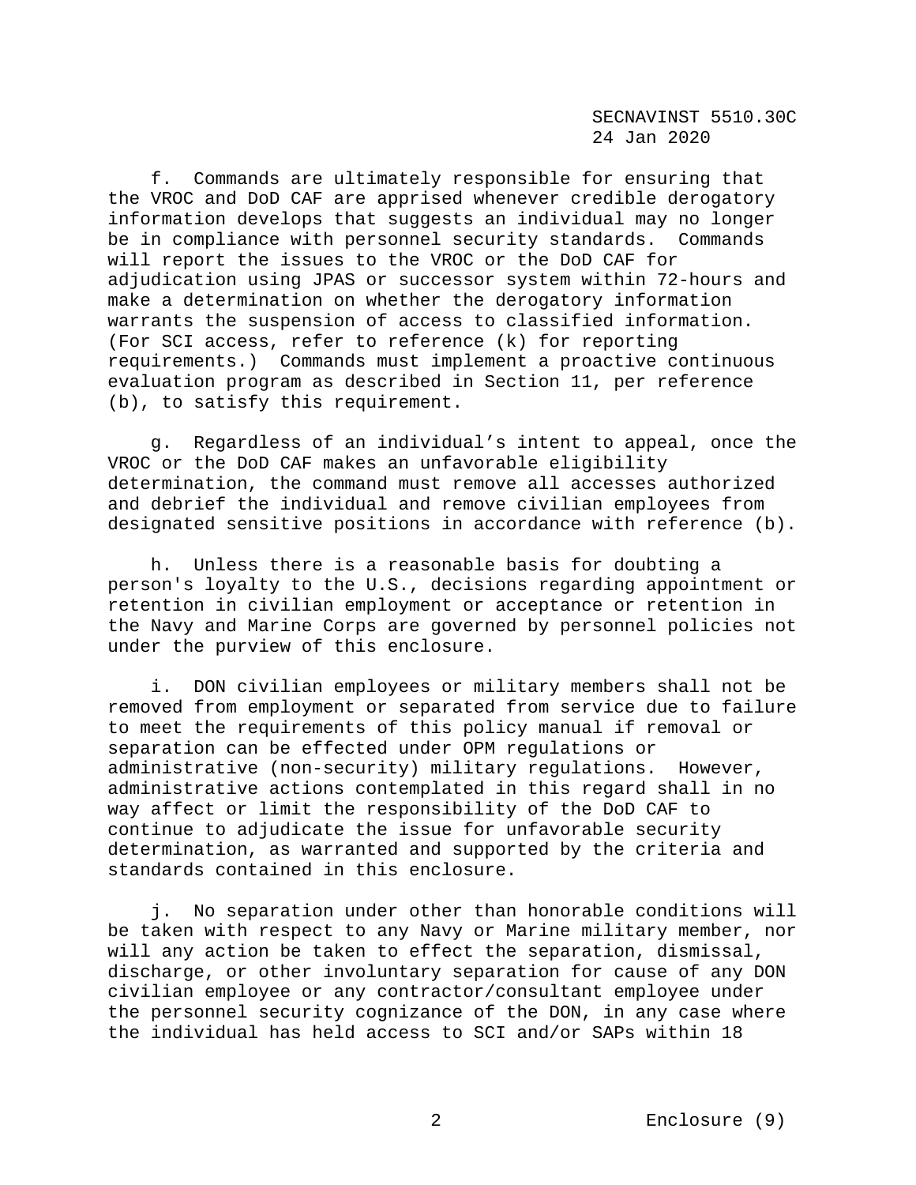f. Commands are ultimately responsible for ensuring that the VROC and DoD CAF are apprised whenever credible derogatory information develops that suggests an individual may no longer be in compliance with personnel security standards. Commands will report the issues to the VROC or the DoD CAF for adjudication using JPAS or successor system within 72-hours and make a determination on whether the derogatory information warrants the suspension of access to classified information. (For SCI access, refer to reference (k) for reporting requirements.) Commands must implement a proactive continuous evaluation program as described in Section 11, per reference (b), to satisfy this requirement.

g. Regardless of an individual's intent to appeal, once the VROC or the DoD CAF makes an unfavorable eligibility determination, the command must remove all accesses authorized and debrief the individual and remove civilian employees from designated sensitive positions in accordance with reference (b).

h. Unless there is a reasonable basis for doubting a person's loyalty to the U.S., decisions regarding appointment or retention in civilian employment or acceptance or retention in the Navy and Marine Corps are governed by personnel policies not under the purview of this enclosure.

i. DON civilian employees or military members shall not be removed from employment or separated from service due to failure to meet the requirements of this policy manual if removal or separation can be effected under OPM regulations or administrative (non-security) military regulations. However, administrative actions contemplated in this regard shall in no way affect or limit the responsibility of the DoD CAF to continue to adjudicate the issue for unfavorable security determination, as warranted and supported by the criteria and standards contained in this enclosure.

j. No separation under other than honorable conditions will be taken with respect to any Navy or Marine military member, nor will any action be taken to effect the separation, dismissal, discharge, or other involuntary separation for cause of any DON civilian employee or any contractor/consultant employee under the personnel security cognizance of the DON, in any case where the individual has held access to SCI and/or SAPs within 18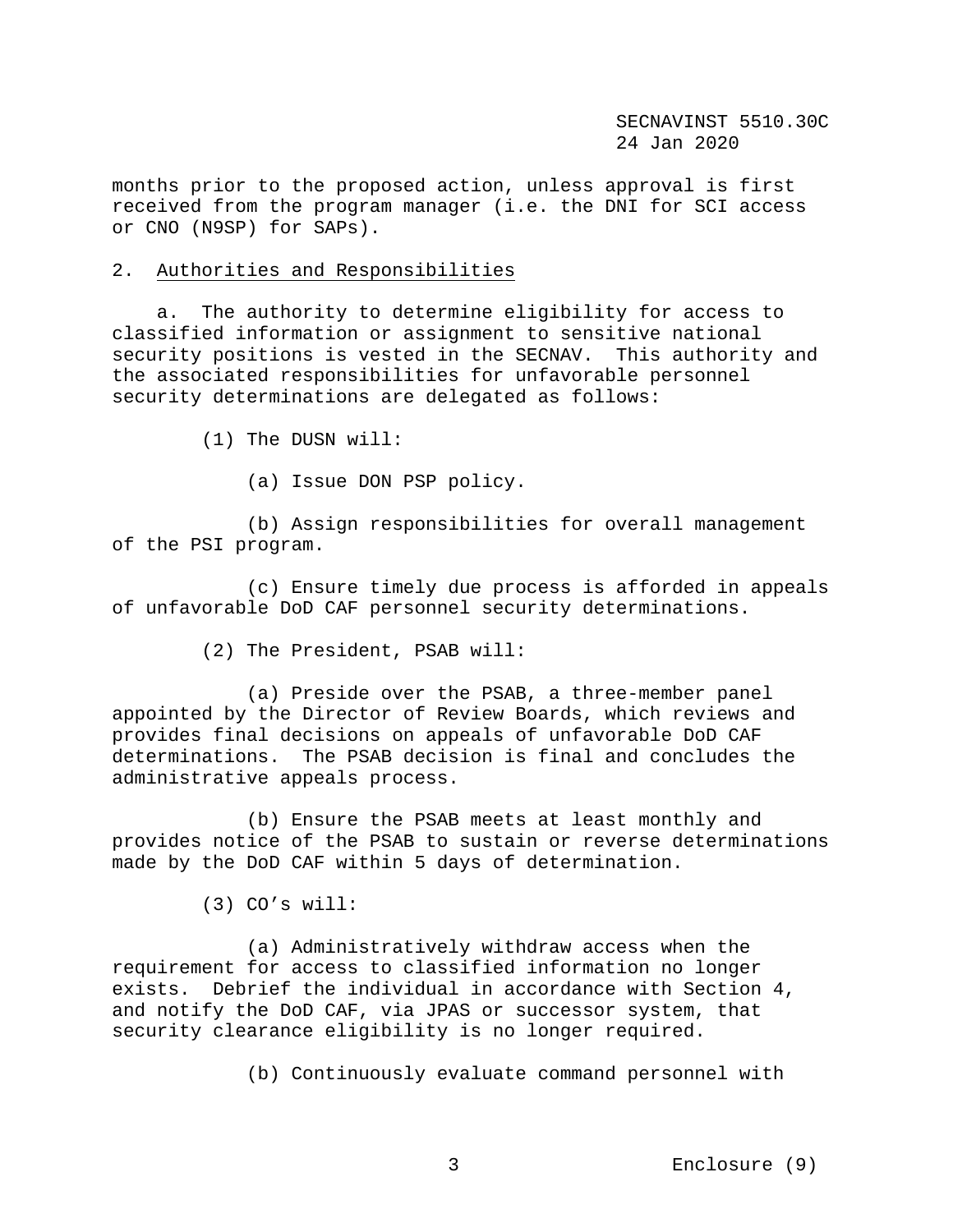months prior to the proposed action, unless approval is first received from the program manager (i.e. the DNI for SCI access or CNO (N9SP) for SAPs).

2. Authorities and Responsibilities

a. The authority to determine eligibility for access to classified information or assignment to sensitive national security positions is vested in the SECNAV. This authority and the associated responsibilities for unfavorable personnel security determinations are delegated as follows:

(1) The DUSN will:

(a) Issue DON PSP policy.

(b) Assign responsibilities for overall management of the PSI program.

(c) Ensure timely due process is afforded in appeals of unfavorable DoD CAF personnel security determinations.

(2) The President, PSAB will:

(a) Preside over the PSAB, a three-member panel appointed by the Director of Review Boards, which reviews and provides final decisions on appeals of unfavorable DoD CAF determinations. The PSAB decision is final and concludes the administrative appeals process.

(b) Ensure the PSAB meets at least monthly and provides notice of the PSAB to sustain or reverse determinations made by the DoD CAF within 5 days of determination.

(3) CO's will:

(a) Administratively withdraw access when the requirement for access to classified information no longer exists. Debrief the individual in accordance with Section 4, and notify the DoD CAF, via JPAS or successor system, that security clearance eligibility is no longer required.

(b) Continuously evaluate command personnel with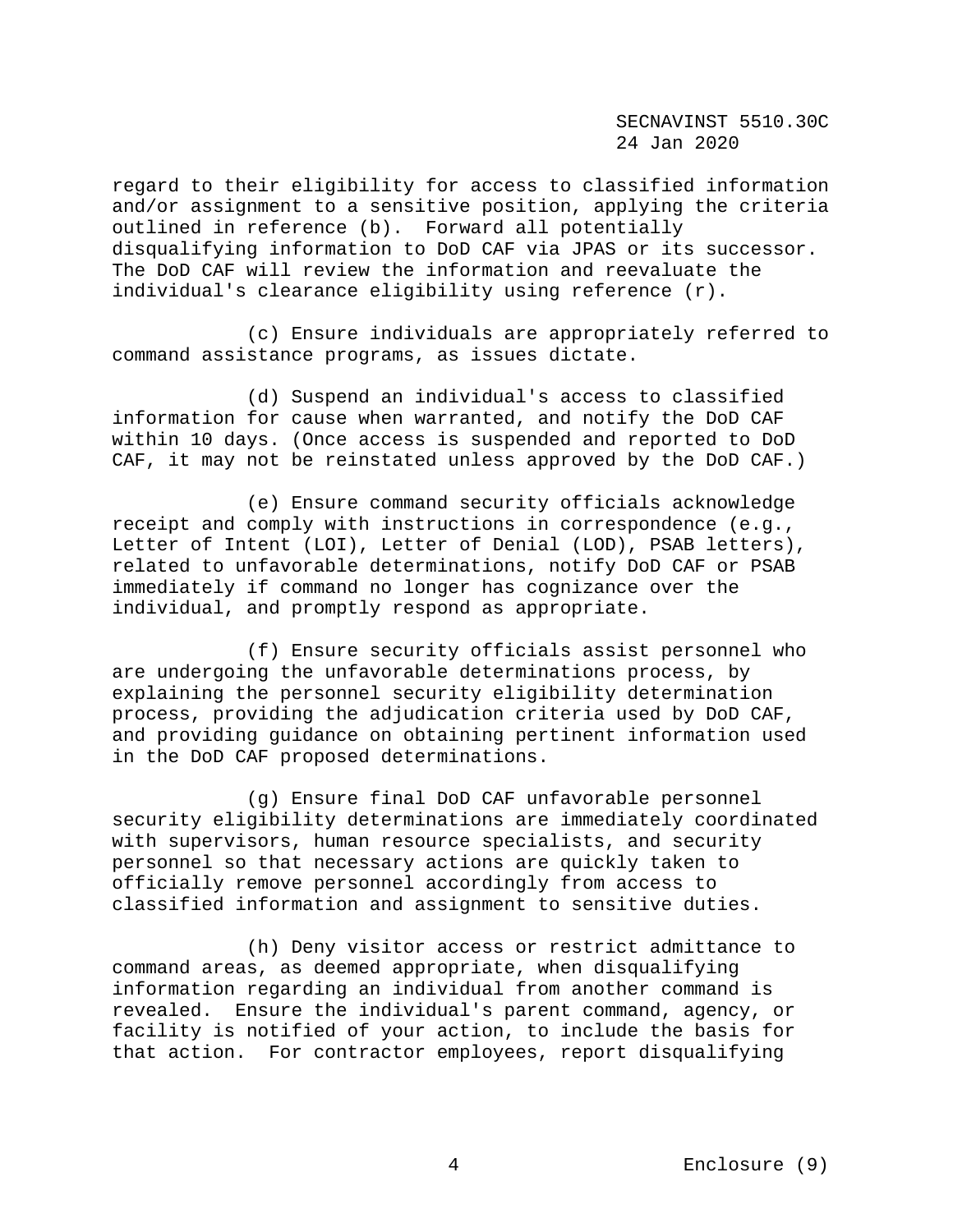regard to their eligibility for access to classified information and/or assignment to a sensitive position, applying the criteria outlined in reference (b). Forward all potentially disqualifying information to DoD CAF via JPAS or its successor. The DoD CAF will review the information and reevaluate the individual's clearance eligibility using reference (r).

(c) Ensure individuals are appropriately referred to command assistance programs, as issues dictate.

(d) Suspend an individual's access to classified information for cause when warranted, and notify the DoD CAF within 10 days. (Once access is suspended and reported to DoD CAF, it may not be reinstated unless approved by the DoD CAF.)

(e) Ensure command security officials acknowledge receipt and comply with instructions in correspondence (e.g., Letter of Intent (LOI), Letter of Denial (LOD), PSAB letters), related to unfavorable determinations, notify DoD CAF or PSAB immediately if command no longer has cognizance over the individual, and promptly respond as appropriate.

(f) Ensure security officials assist personnel who are undergoing the unfavorable determinations process, by explaining the personnel security eligibility determination process, providing the adjudication criteria used by DoD CAF, and providing guidance on obtaining pertinent information used in the DoD CAF proposed determinations.

(g) Ensure final DoD CAF unfavorable personnel security eligibility determinations are immediately coordinated with supervisors, human resource specialists, and security personnel so that necessary actions are quickly taken to officially remove personnel accordingly from access to classified information and assignment to sensitive duties.

(h) Deny visitor access or restrict admittance to command areas, as deemed appropriate, when disqualifying information regarding an individual from another command is revealed. Ensure the individual's parent command, agency, or facility is notified of your action, to include the basis for that action. For contractor employees, report disqualifying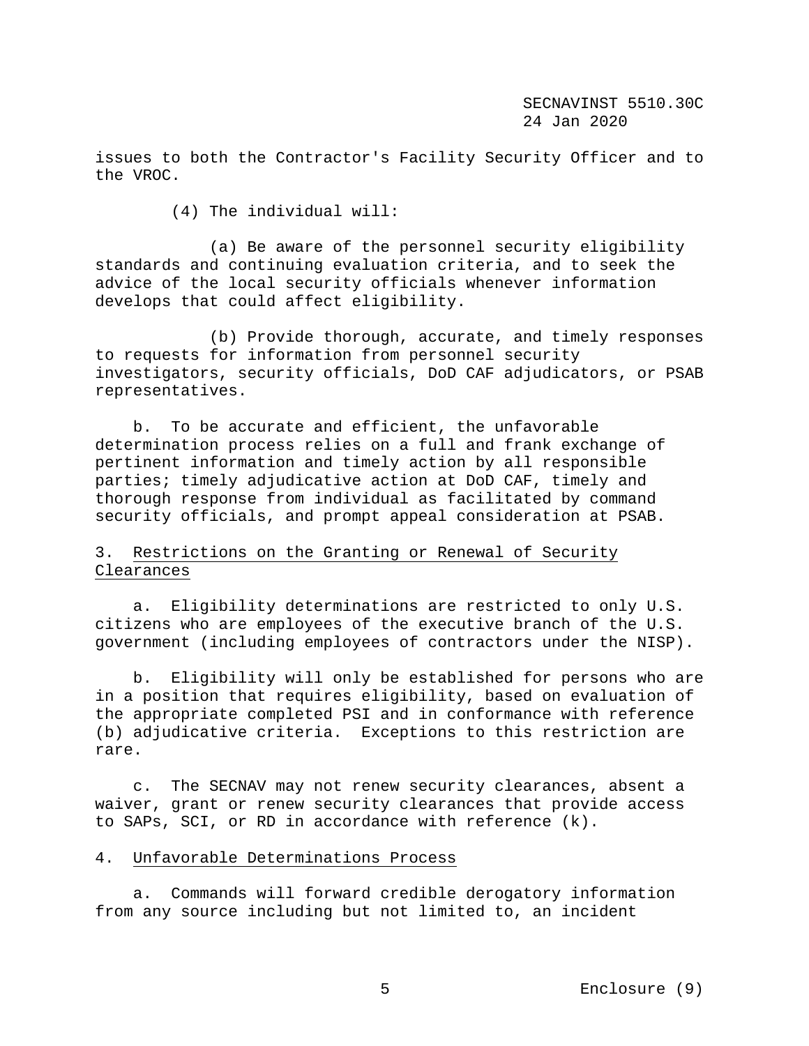issues to both the Contractor's Facility Security Officer and to the VROC.

(4) The individual will:

(a) Be aware of the personnel security eligibility standards and continuing evaluation criteria, and to seek the advice of the local security officials whenever information develops that could affect eligibility.

(b) Provide thorough, accurate, and timely responses to requests for information from personnel security investigators, security officials, DoD CAF adjudicators, or PSAB representatives.

b. To be accurate and efficient, the unfavorable determination process relies on a full and frank exchange of pertinent information and timely action by all responsible parties; timely adjudicative action at DoD CAF, timely and thorough response from individual as facilitated by command security officials, and prompt appeal consideration at PSAB.

3. Restrictions on the Granting or Renewal of Security Clearances

a. Eligibility determinations are restricted to only U.S. citizens who are employees of the executive branch of the U.S. government (including employees of contractors under the NISP).

b. Eligibility will only be established for persons who are in a position that requires eligibility, based on evaluation of the appropriate completed PSI and in conformance with reference (b) adjudicative criteria. Exceptions to this restriction are rare.

c. The SECNAV may not renew security clearances, absent a waiver, grant or renew security clearances that provide access to SAPs, SCI, or RD in accordance with reference (k).

4. Unfavorable Determinations Process

a. Commands will forward credible derogatory information from any source including but not limited to, an incident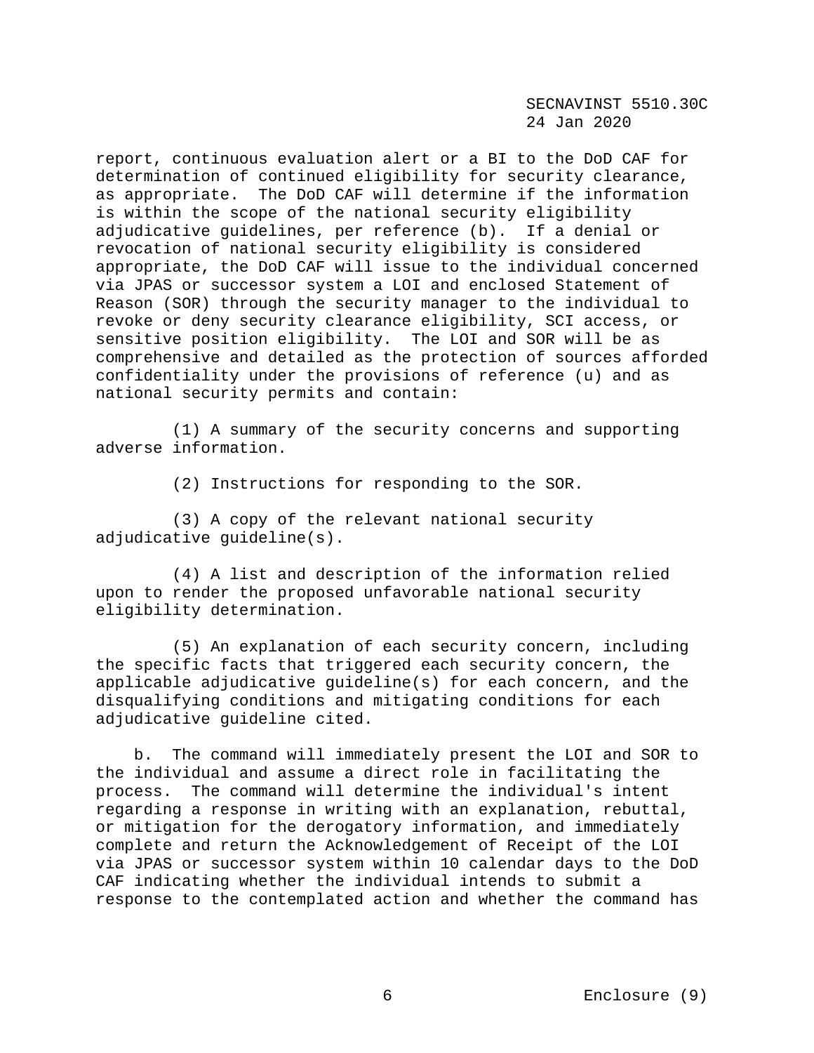report, continuous evaluation alert or a BI to the DoD CAF for determination of continued eligibility for security clearance, as appropriate. The DoD CAF will determine if the information is within the scope of the national security eligibility adjudicative guidelines, per reference (b). If a denial or revocation of national security eligibility is considered appropriate, the DoD CAF will issue to the individual concerned via JPAS or successor system a LOI and enclosed Statement of Reason (SOR) through the security manager to the individual to revoke or deny security clearance eligibility, SCI access, or sensitive position eligibility. The LOI and SOR will be as comprehensive and detailed as the protection of sources afforded confidentiality under the provisions of reference (u) and as national security permits and contain:

(1) A summary of the security concerns and supporting adverse information.

(2) Instructions for responding to the SOR.

(3) A copy of the relevant national security adjudicative guideline(s).

(4) A list and description of the information relied upon to render the proposed unfavorable national security eligibility determination.

(5) An explanation of each security concern, including the specific facts that triggered each security concern, the applicable adjudicative guideline(s) for each concern, and the disqualifying conditions and mitigating conditions for each adjudicative guideline cited.

b. The command will immediately present the LOI and SOR to the individual and assume a direct role in facilitating the process. The command will determine the individual's intent regarding a response in writing with an explanation, rebuttal, or mitigation for the derogatory information, and immediately complete and return the Acknowledgement of Receipt of the LOI via JPAS or successor system within 10 calendar days to the DoD CAF indicating whether the individual intends to submit a response to the contemplated action and whether the command has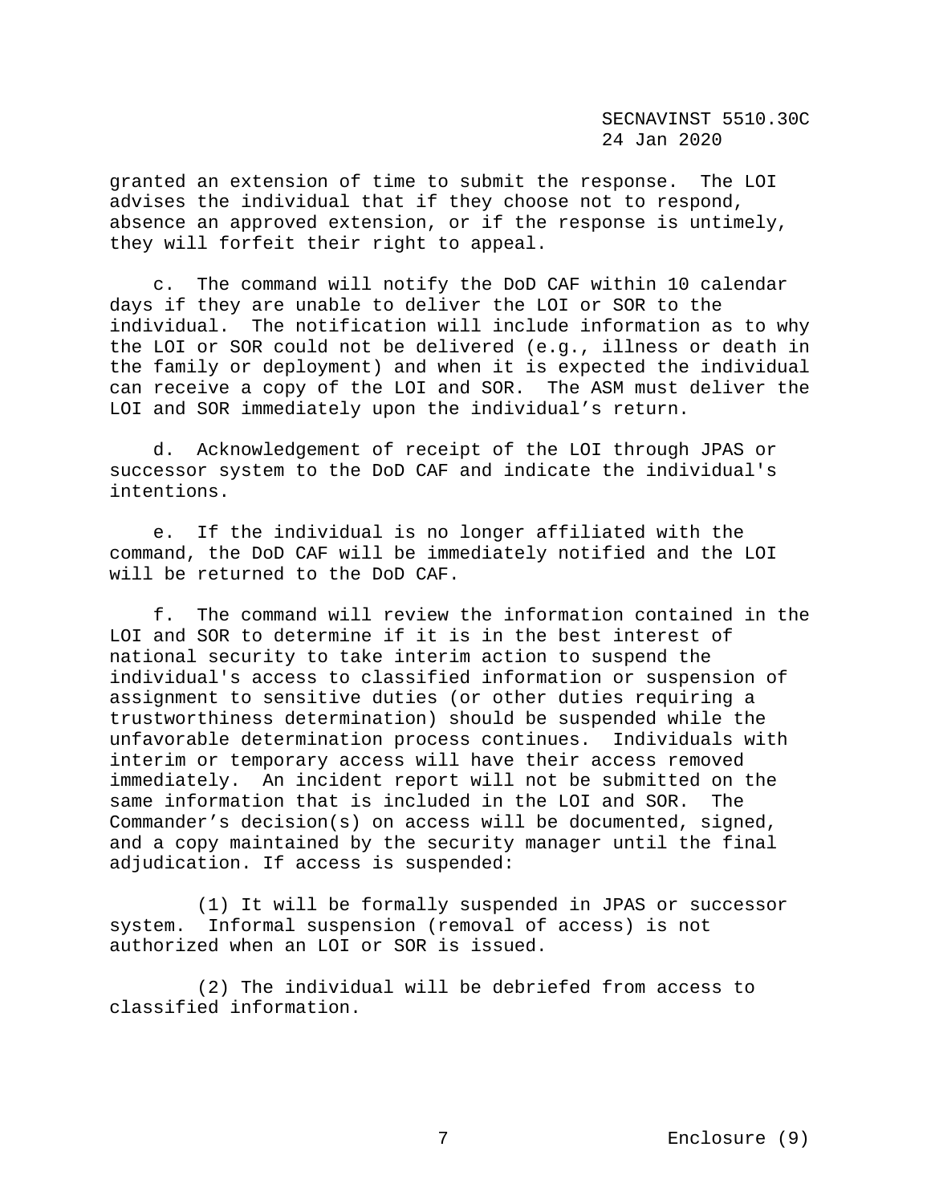granted an extension of time to submit the response. The LOI advises the individual that if they choose not to respond, absence an approved extension, or if the response is untimely, they will forfeit their right to appeal.

c. The command will notify the DoD CAF within 10 calendar days if they are unable to deliver the LOI or SOR to the individual. The notification will include information as to why the LOI or SOR could not be delivered (e.g., illness or death in the family or deployment) and when it is expected the individual can receive a copy of the LOI and SOR. The ASM must deliver the LOI and SOR immediately upon the individual's return.

d. Acknowledgement of receipt of the LOI through JPAS or successor system to the DoD CAF and indicate the individual's intentions.

e. If the individual is no longer affiliated with the command, the DoD CAF will be immediately notified and the LOI will be returned to the DoD CAF.

f. The command will review the information contained in the LOI and SOR to determine if it is in the best interest of national security to take interim action to suspend the individual's access to classified information or suspension of assignment to sensitive duties (or other duties requiring a trustworthiness determination) should be suspended while the unfavorable determination process continues. Individuals with interim or temporary access will have their access removed immediately. An incident report will not be submitted on the same information that is included in the LOI and SOR. The Commander's decision(s) on access will be documented, signed, and a copy maintained by the security manager until the final adjudication. If access is suspended:

(1) It will be formally suspended in JPAS or successor system. Informal suspension (removal of access) is not authorized when an LOI or SOR is issued.

(2) The individual will be debriefed from access to classified information.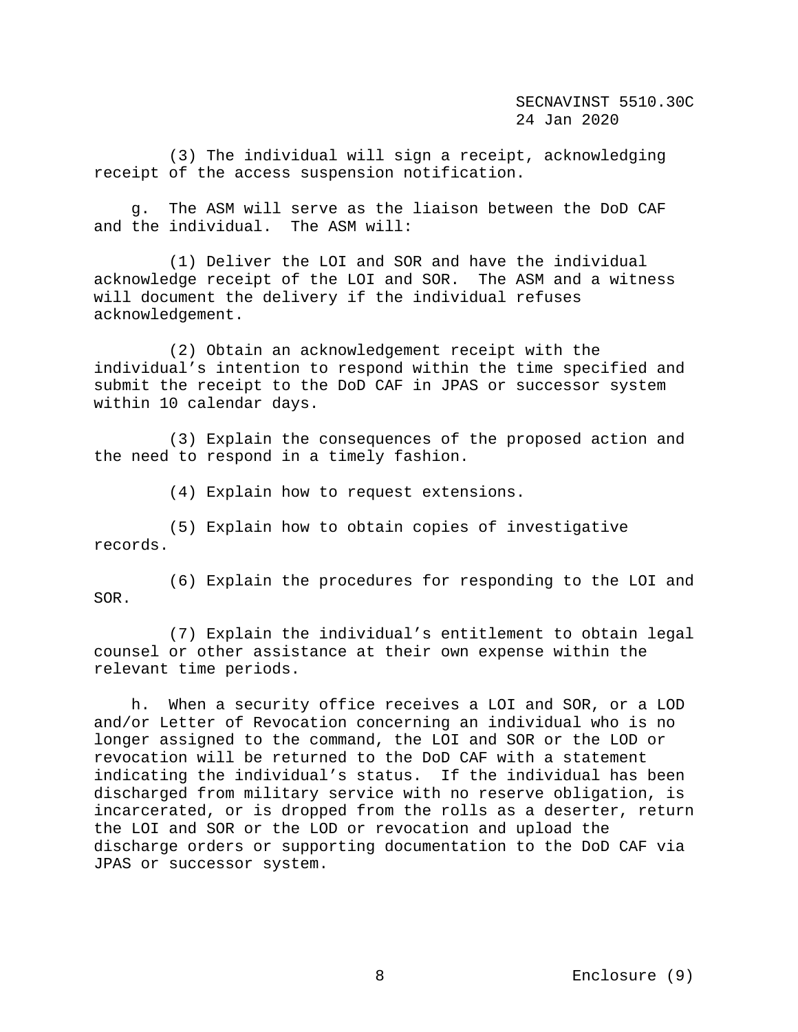(3) The individual will sign a receipt, acknowledging receipt of the access suspension notification.

g. The ASM will serve as the liaison between the DoD CAF and the individual. The ASM will:

(1) Deliver the LOI and SOR and have the individual acknowledge receipt of the LOI and SOR. The ASM and a witness will document the delivery if the individual refuses acknowledgement.

(2) Obtain an acknowledgement receipt with the individual's intention to respond within the time specified and submit the receipt to the DoD CAF in JPAS or successor system within 10 calendar days.

(3) Explain the consequences of the proposed action and the need to respond in a timely fashion.

(4) Explain how to request extensions.

(5) Explain how to obtain copies of investigative records.

(6) Explain the procedures for responding to the LOI and SOR.

(7) Explain the individual's entitlement to obtain legal counsel or other assistance at their own expense within the relevant time periods.

h. When a security office receives a LOI and SOR, or a LOD and/or Letter of Revocation concerning an individual who is no longer assigned to the command, the LOI and SOR or the LOD or revocation will be returned to the DoD CAF with a statement indicating the individual's status. If the individual has been discharged from military service with no reserve obligation, is incarcerated, or is dropped from the rolls as a deserter, return the LOI and SOR or the LOD or revocation and upload the discharge orders or supporting documentation to the DoD CAF via JPAS or successor system.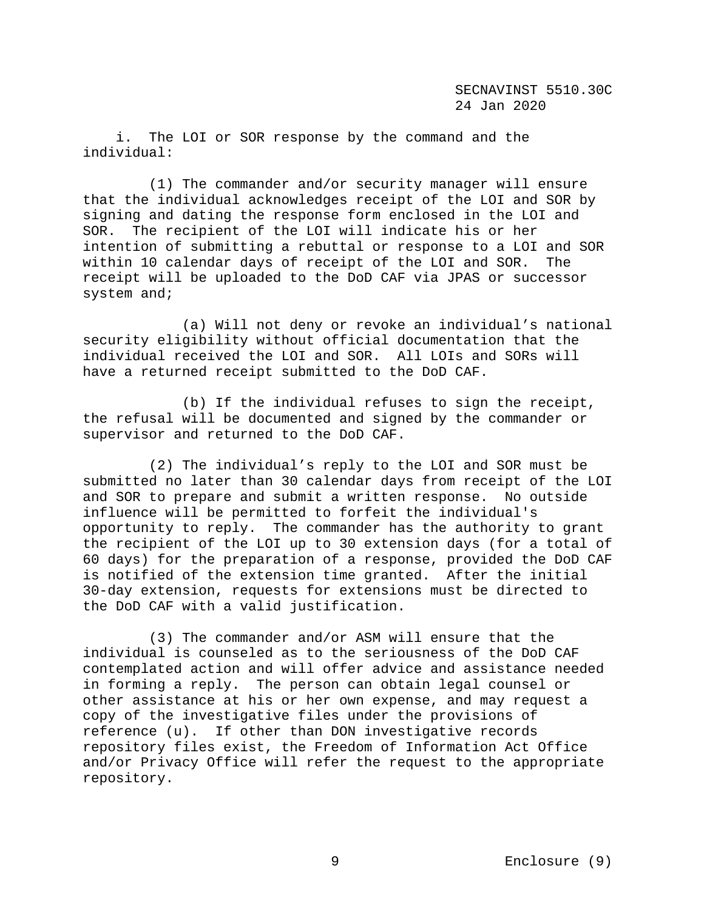i. The LOI or SOR response by the command and the individual:

(1) The commander and/or security manager will ensure that the individual acknowledges receipt of the LOI and SOR by signing and dating the response form enclosed in the LOI and SOR. The recipient of the LOI will indicate his or her intention of submitting a rebuttal or response to a LOI and SOR within 10 calendar days of receipt of the LOI and SOR. The receipt will be uploaded to the DoD CAF via JPAS or successor system and;

(a) Will not deny or revoke an individual's national security eligibility without official documentation that the individual received the LOI and SOR. All LOIs and SORs will have a returned receipt submitted to the DoD CAF.

(b) If the individual refuses to sign the receipt, the refusal will be documented and signed by the commander or supervisor and returned to the DoD CAF.

(2) The individual's reply to the LOI and SOR must be submitted no later than 30 calendar days from receipt of the LOI and SOR to prepare and submit a written response. No outside influence will be permitted to forfeit the individual's opportunity to reply. The commander has the authority to grant the recipient of the LOI up to 30 extension days (for a total of 60 days) for the preparation of a response, provided the DoD CAF is notified of the extension time granted. After the initial 30-day extension, requests for extensions must be directed to the DoD CAF with a valid justification.

(3) The commander and/or ASM will ensure that the individual is counseled as to the seriousness of the DoD CAF contemplated action and will offer advice and assistance needed in forming a reply. The person can obtain legal counsel or other assistance at his or her own expense, and may request a copy of the investigative files under the provisions of reference (u). If other than DON investigative records repository files exist, the Freedom of Information Act Office and/or Privacy Office will refer the request to the appropriate repository.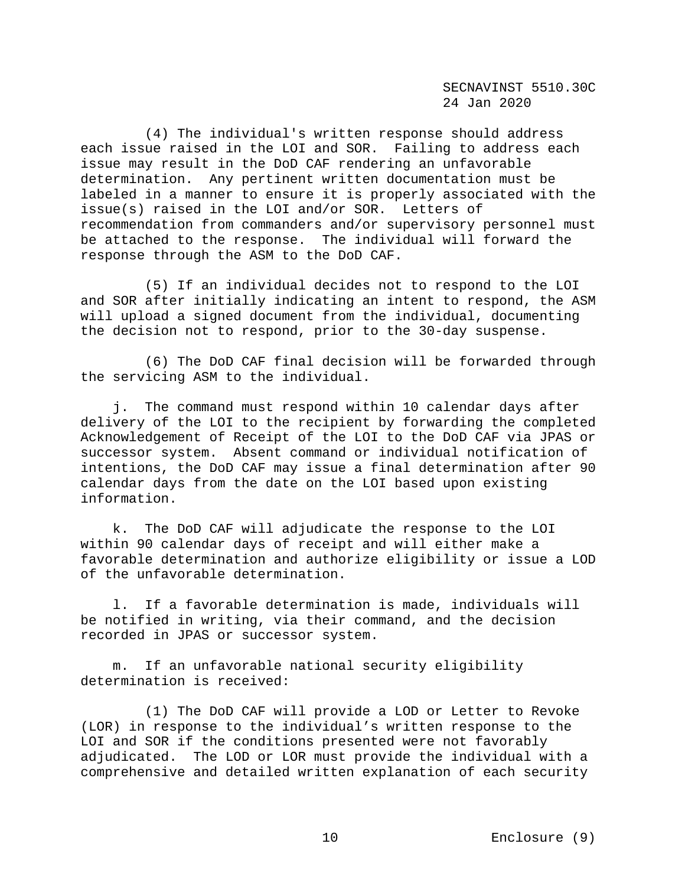(4) The individual's written response should address each issue raised in the LOI and SOR. Failing to address each issue may result in the DoD CAF rendering an unfavorable determination. Any pertinent written documentation must be labeled in a manner to ensure it is properly associated with the issue(s) raised in the LOI and/or SOR. Letters of recommendation from commanders and/or supervisory personnel must be attached to the response. The individual will forward the response through the ASM to the DoD CAF.

(5) If an individual decides not to respond to the LOI and SOR after initially indicating an intent to respond, the ASM will upload a signed document from the individual, documenting the decision not to respond, prior to the 30-day suspense.

(6) The DoD CAF final decision will be forwarded through the servicing ASM to the individual.

j. The command must respond within 10 calendar days after delivery of the LOI to the recipient by forwarding the completed Acknowledgement of Receipt of the LOI to the DoD CAF via JPAS or successor system. Absent command or individual notification of intentions, the DoD CAF may issue a final determination after 90 calendar days from the date on the LOI based upon existing information.

k. The DoD CAF will adjudicate the response to the LOI within 90 calendar days of receipt and will either make a favorable determination and authorize eligibility or issue a LOD of the unfavorable determination.

l. If a favorable determination is made, individuals will be notified in writing, via their command, and the decision recorded in JPAS or successor system.

m. If an unfavorable national security eligibility determination is received:

(1) The DoD CAF will provide a LOD or Letter to Revoke (LOR) in response to the individual's written response to the LOI and SOR if the conditions presented were not favorably adjudicated. The LOD or LOR must provide the individual with a comprehensive and detailed written explanation of each security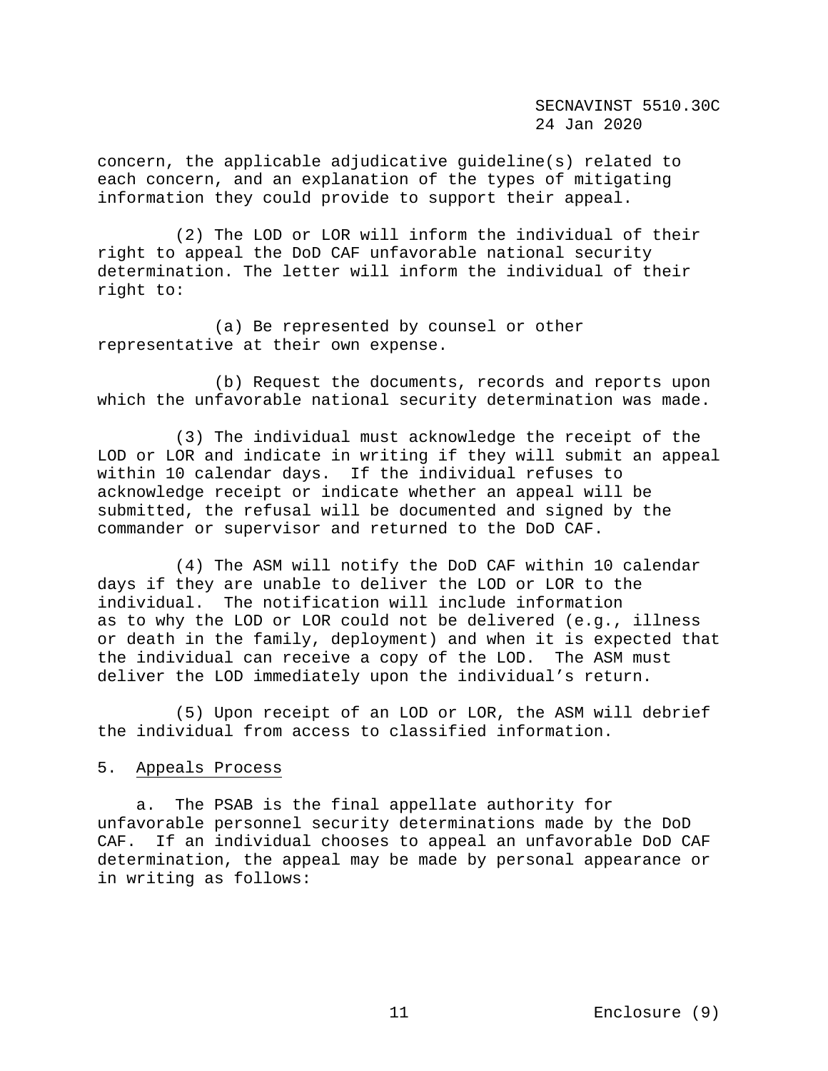concern, the applicable adjudicative guideline(s) related to each concern, and an explanation of the types of mitigating information they could provide to support their appeal.

(2) The LOD or LOR will inform the individual of their right to appeal the DoD CAF unfavorable national security determination. The letter will inform the individual of their right to:

(a) Be represented by counsel or other representative at their own expense.

(b) Request the documents, records and reports upon which the unfavorable national security determination was made.

(3) The individual must acknowledge the receipt of the LOD or LOR and indicate in writing if they will submit an appeal within 10 calendar days. If the individual refuses to acknowledge receipt or indicate whether an appeal will be submitted, the refusal will be documented and signed by the commander or supervisor and returned to the DoD CAF.

(4) The ASM will notify the DoD CAF within 10 calendar days if they are unable to deliver the LOD or LOR to the individual. The notification will include information as to why the LOD or LOR could not be delivered (e.g., illness or death in the family, deployment) and when it is expected that the individual can receive a copy of the LOD. The ASM must deliver the LOD immediately upon the individual's return.

(5) Upon receipt of an LOD or LOR, the ASM will debrief the individual from access to classified information.

5. Appeals Process

a. The PSAB is the final appellate authority for unfavorable personnel security determinations made by the DoD CAF. If an individual chooses to appeal an unfavorable DoD CAF determination, the appeal may be made by personal appearance or in writing as follows: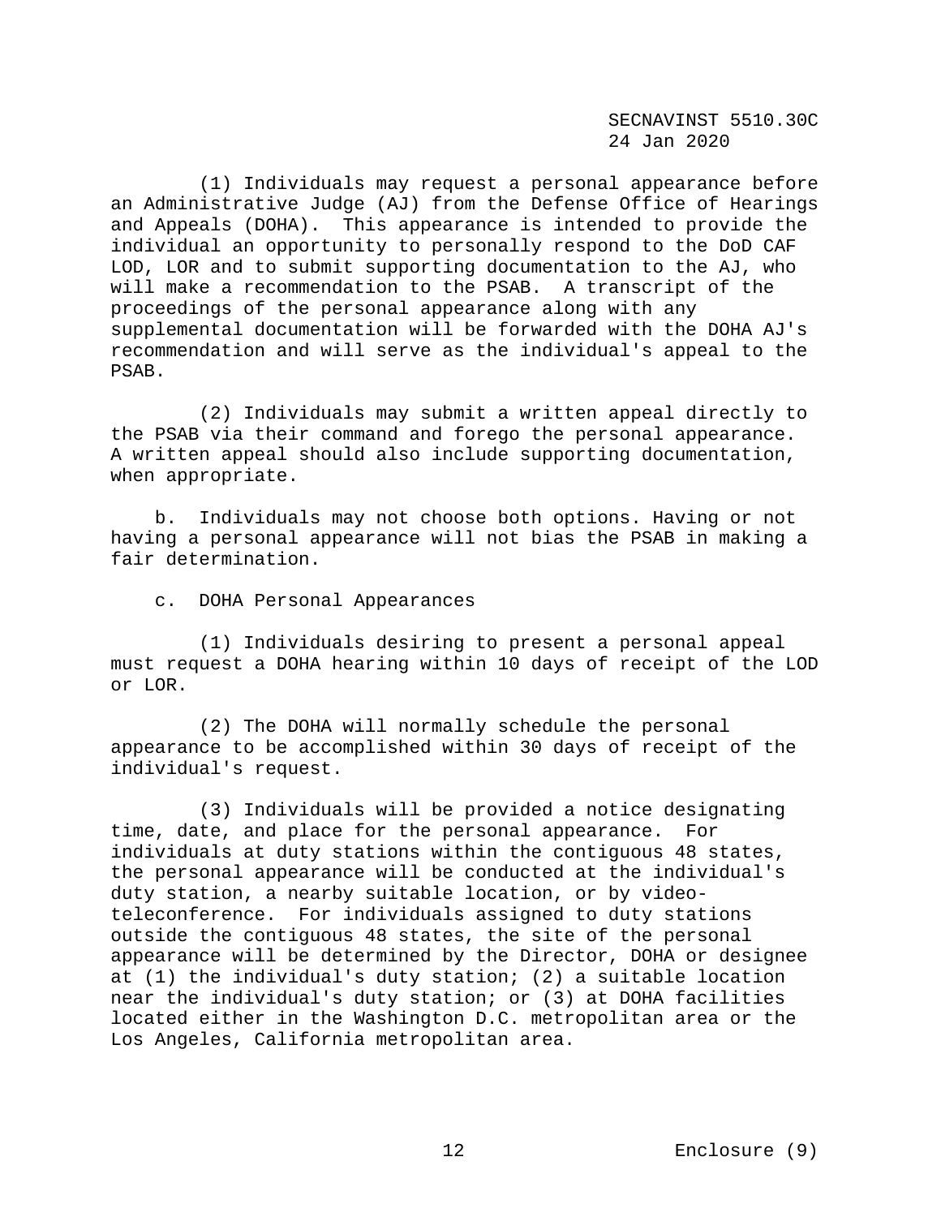(1) Individuals may request a personal appearance before an Administrative Judge (AJ) from the Defense Office of Hearings and Appeals (DOHA). This appearance is intended to provide the individual an opportunity to personally respond to the DoD CAF LOD, LOR and to submit supporting documentation to the AJ, who will make a recommendation to the PSAB. A transcript of the proceedings of the personal appearance along with any supplemental documentation will be forwarded with the DOHA AJ's recommendation and will serve as the individual's appeal to the PSAB.

(2) Individuals may submit a written appeal directly to the PSAB via their command and forego the personal appearance. A written appeal should also include supporting documentation, when appropriate.

b. Individuals may not choose both options. Having or not having a personal appearance will not bias the PSAB in making a fair determination.

c. DOHA Personal Appearances

(1) Individuals desiring to present a personal appeal must request a DOHA hearing within 10 days of receipt of the LOD or LOR.

(2) The DOHA will normally schedule the personal appearance to be accomplished within 30 days of receipt of the individual's request.

(3) Individuals will be provided a notice designating time, date, and place for the personal appearance. For individuals at duty stations within the contiguous 48 states, the personal appearance will be conducted at the individual's duty station, a nearby suitable location, or by video-teleconference. For individuals assigned to duty stations outside the contiguous 48 states, the site of the personal appearance will be determined by the Director, DOHA or designee at (1) the individual's duty station; (2) a suitable location near the individual's duty station; or (3) at DOHA facilities located either in the Washington D.C. metropolitan area or the Los Angeles, California metropolitan area.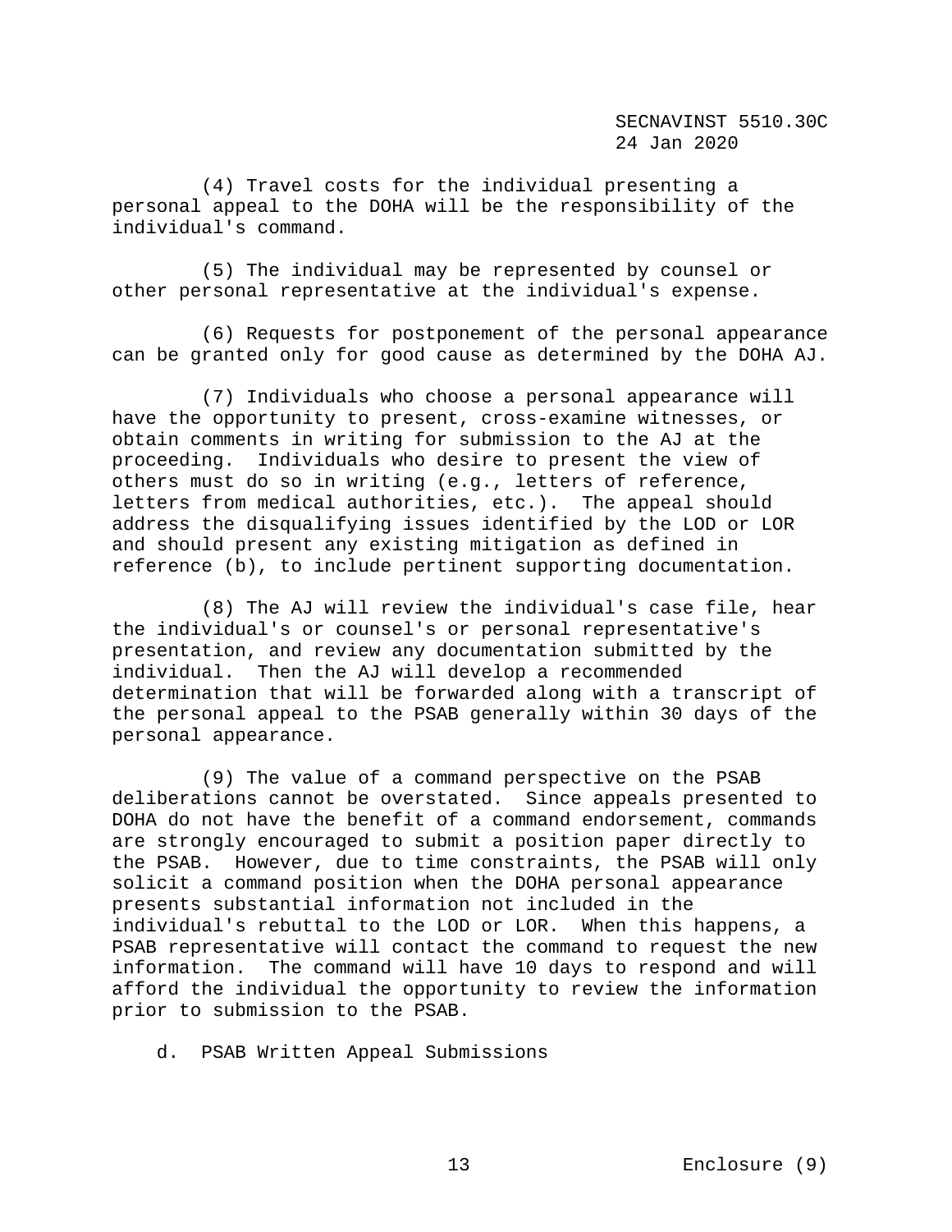(4) Travel costs for the individual presenting a personal appeal to the DOHA will be the responsibility of the individual's command.

(5) The individual may be represented by counsel or other personal representative at the individual's expense.

(6) Requests for postponement of the personal appearance can be granted only for good cause as determined by the DOHA AJ.

(7) Individuals who choose a personal appearance will have the opportunity to present, cross-examine witnesses, or obtain comments in writing for submission to the AJ at the proceeding. Individuals who desire to present the view of others must do so in writing (e.g., letters of reference, letters from medical authorities, etc.). The appeal should address the disqualifying issues identified by the LOD or LOR and should present any existing mitigation as defined in reference (b), to include pertinent supporting documentation.

(8) The AJ will review the individual's case file, hear the individual's or counsel's or personal representative's presentation, and review any documentation submitted by the individual. Then the AJ will develop a recommended determination that will be forwarded along with a transcript of the personal appeal to the PSAB generally within 30 days of the personal appearance.

(9) The value of a command perspective on the PSAB deliberations cannot be overstated. Since appeals presented to DOHA do not have the benefit of a command endorsement, commands are strongly encouraged to submit a position paper directly to the PSAB. However, due to time constraints, the PSAB will only solicit a command position when the DOHA personal appearance presents substantial information not included in the individual's rebuttal to the LOD or LOR. When this happens, a PSAB representative will contact the command to request the new information. The command will have 10 days to respond and will afford the individual the opportunity to review the information prior to submission to the PSAB.

d. PSAB Written Appeal Submissions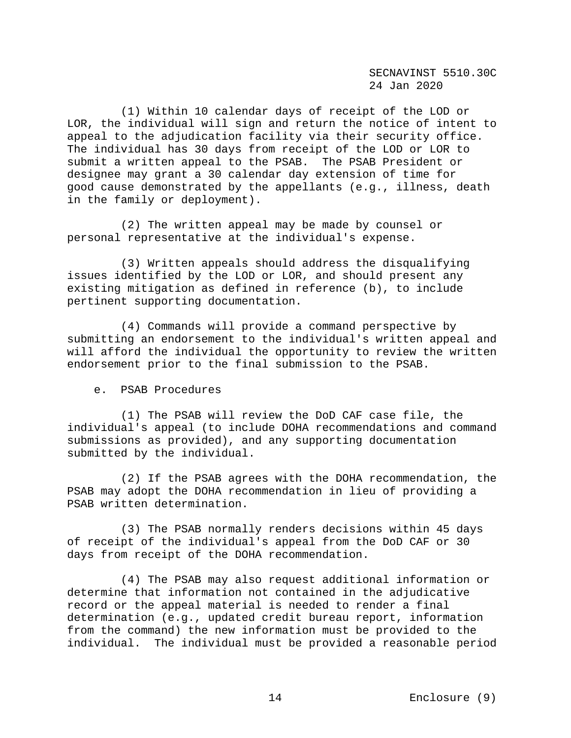(1) Within 10 calendar days of receipt of the LOD or LOR, the individual will sign and return the notice of intent to appeal to the adjudication facility via their security office. The individual has 30 days from receipt of the LOD or LOR to submit a written appeal to the PSAB. The PSAB President or designee may grant a 30 calendar day extension of time for good cause demonstrated by the appellants (e.g., illness, death in the family or deployment).

(2) The written appeal may be made by counsel or personal representative at the individual's expense.

(3) Written appeals should address the disqualifying issues identified by the LOD or LOR, and should present any existing mitigation as defined in reference (b), to include pertinent supporting documentation.

(4) Commands will provide a command perspective by submitting an endorsement to the individual's written appeal and will afford the individual the opportunity to review the written endorsement prior to the final submission to the PSAB.

e. PSAB Procedures

(1) The PSAB will review the DoD CAF case file, the individual's appeal (to include DOHA recommendations and command submissions as provided), and any supporting documentation submitted by the individual.

(2) If the PSAB agrees with the DOHA recommendation, the PSAB may adopt the DOHA recommendation in lieu of providing a PSAB written determination.

(3) The PSAB normally renders decisions within 45 days of receipt of the individual's appeal from the DoD CAF or 30 days from receipt of the DOHA recommendation.

(4) The PSAB may also request additional information or determine that information not contained in the adjudicative record or the appeal material is needed to render a final determination (e.g., updated credit bureau report, information from the command) the new information must be provided to the individual. The individual must be provided a reasonable period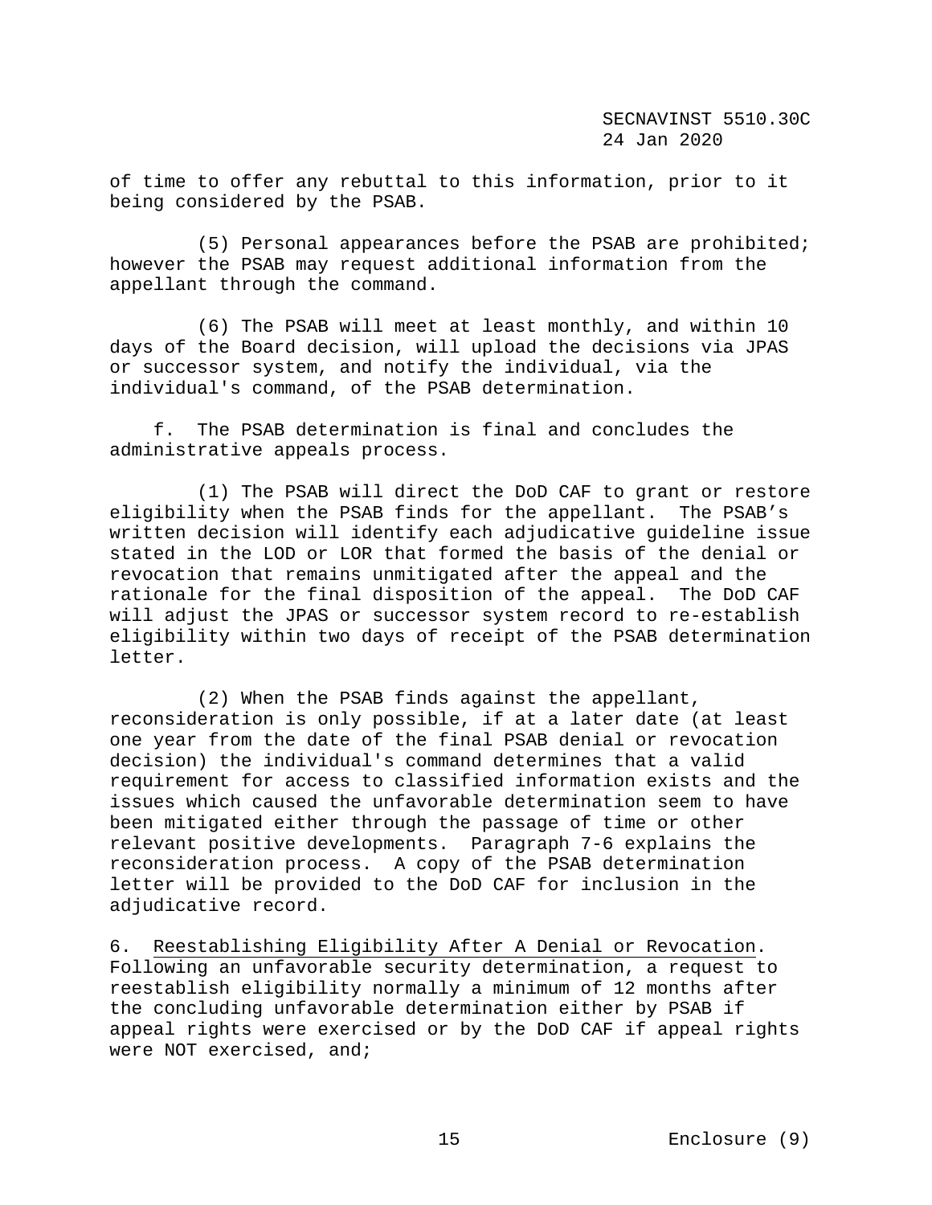of time to offer any rebuttal to this information, prior to it being considered by the PSAB.

(5) Personal appearances before the PSAB are prohibited; however the PSAB may request additional information from the appellant through the command.

(6) The PSAB will meet at least monthly, and within 10 days of the Board decision, will upload the decisions via JPAS or successor system, and notify the individual, via the individual's command, of the PSAB determination.

f. The PSAB determination is final and concludes the administrative appeals process.

(1) The PSAB will direct the DoD CAF to grant or restore eligibility when the PSAB finds for the appellant. The PSAB's written decision will identify each adjudicative guideline issue stated in the LOD or LOR that formed the basis of the denial or revocation that remains unmitigated after the appeal and the rationale for the final disposition of the appeal. The DoD CAF will adjust the JPAS or successor system record to re-establish eligibility within two days of receipt of the PSAB determination letter.

(2) When the PSAB finds against the appellant, reconsideration is only possible, if at a later date (at least one year from the date of the final PSAB denial or revocation decision) the individual's command determines that a valid requirement for access to classified information exists and the issues which caused the unfavorable determination seem to have been mitigated either through the passage of time or other relevant positive developments. Paragraph 7-6 explains the reconsideration process. A copy of the PSAB determination letter will be provided to the DoD CAF for inclusion in the adjudicative record.

6. <u>Reestablishing Eligibility After A Denial or Revocation</u>. Following an unfavorable security determination, a request to reestablish eligibility normally a minimum of 12 months after the concluding unfavorable determination either by PSAB if appeal rights were exercised or by the DoD CAF if appeal rights were NOT exercised, and;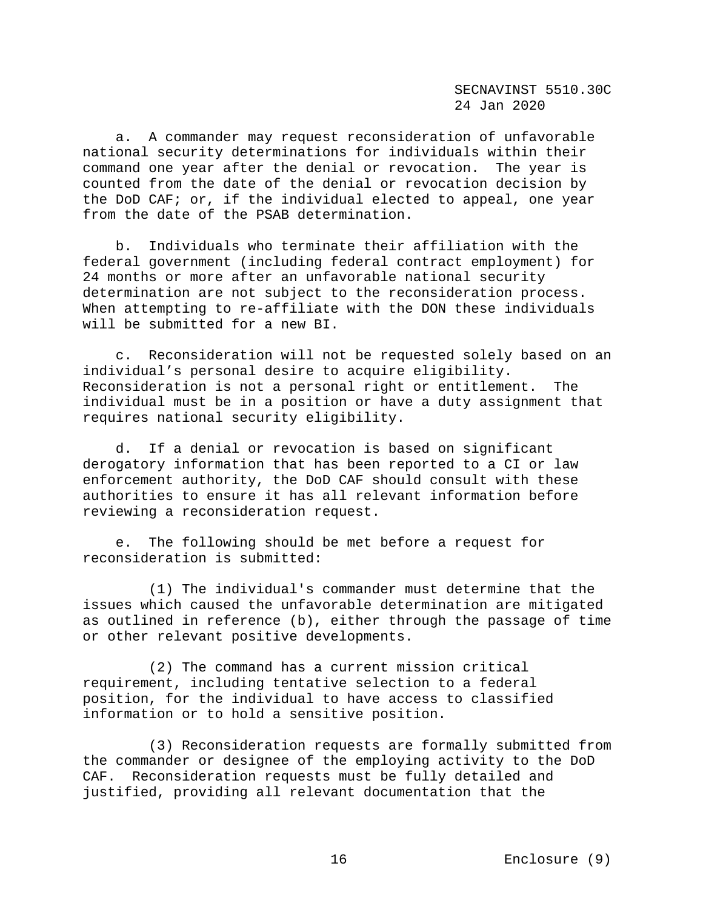a. A commander may request reconsideration of unfavorable national security determinations for individuals within their command one year after the denial or revocation. The year is counted from the date of the denial or revocation decision by the DoD CAF; or, if the individual elected to appeal, one year from the date of the PSAB determination.

b. Individuals who terminate their affiliation with the federal government (including federal contract employment) for 24 months or more after an unfavorable national security determination are not subject to the reconsideration process. When attempting to re-affiliate with the DON these individuals will be submitted for a new BI.

c. Reconsideration will not be requested solely based on an individual's personal desire to acquire eligibility. Reconsideration is not a personal right or entitlement. The individual must be in a position or have a duty assignment that requires national security eligibility.

d. If a denial or revocation is based on significant derogatory information that has been reported to a CI or law enforcement authority, the DoD CAF should consult with these authorities to ensure it has all relevant information before reviewing a reconsideration request.

e. The following should be met before a request for reconsideration is submitted:

(1) The individual's commander must determine that the issues which caused the unfavorable determination are mitigated as outlined in reference (b), either through the passage of time or other relevant positive developments.

(2) The command has a current mission critical requirement, including tentative selection to a federal position, for the individual to have access to classified information or to hold a sensitive position.

(3) Reconsideration requests are formally submitted from the commander or designee of the employing activity to the DoD CAF. Reconsideration requests must be fully detailed and justified, providing all relevant documentation that the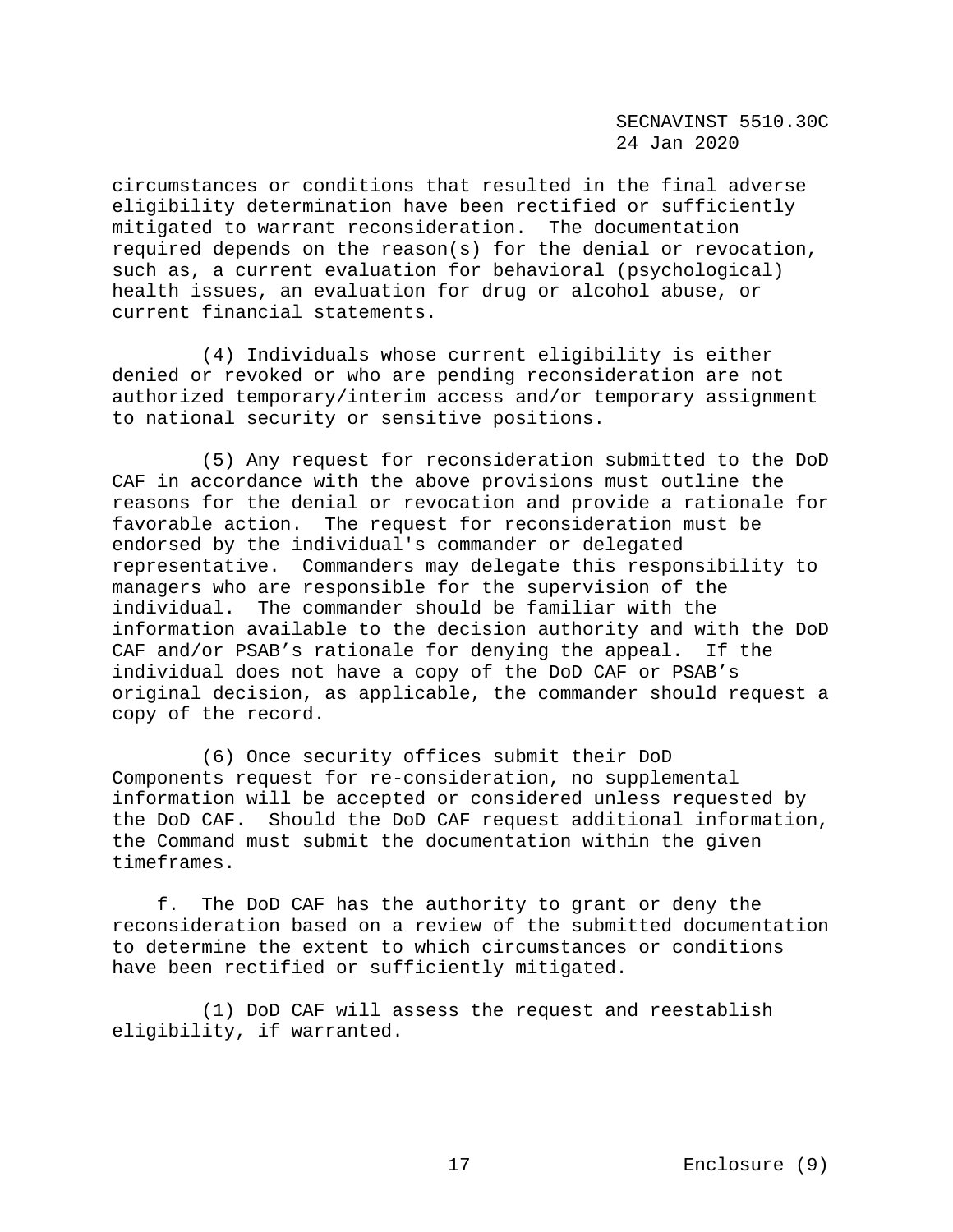circumstances or conditions that resulted in the final adverse eligibility determination have been rectified or sufficiently mitigated to warrant reconsideration. The documentation required depends on the reason(s) for the denial or revocation, such as, a current evaluation for behavioral (psychological) health issues, an evaluation for drug or alcohol abuse, or current financial statements.

(4) Individuals whose current eligibility is either denied or revoked or who are pending reconsideration are not authorized temporary/interim access and/or temporary assignment to national security or sensitive positions.

(5) Any request for reconsideration submitted to the DoD CAF in accordance with the above provisions must outline the reasons for the denial or revocation and provide a rationale for favorable action. The request for reconsideration must be endorsed by the individual's commander or delegated representative. Commanders may delegate this responsibility to managers who are responsible for the supervision of the individual. The commander should be familiar with the information available to the decision authority and with the DoD CAF and/or PSAB's rationale for denying the appeal. If the individual does not have a copy of the DoD CAF or PSAB's original decision, as applicable, the commander should request a copy of the record.

(6) Once security offices submit their DoD Components request for re-consideration, no supplemental information will be accepted or considered unless requested by the DoD CAF. Should the DoD CAF request additional information, the Command must submit the documentation within the given timeframes.

f. The DoD CAF has the authority to grant or deny the reconsideration based on a review of the submitted documentation to determine the extent to which circumstances or conditions have been rectified or sufficiently mitigated.

(1) DoD CAF will assess the request and reestablish eligibility, if warranted.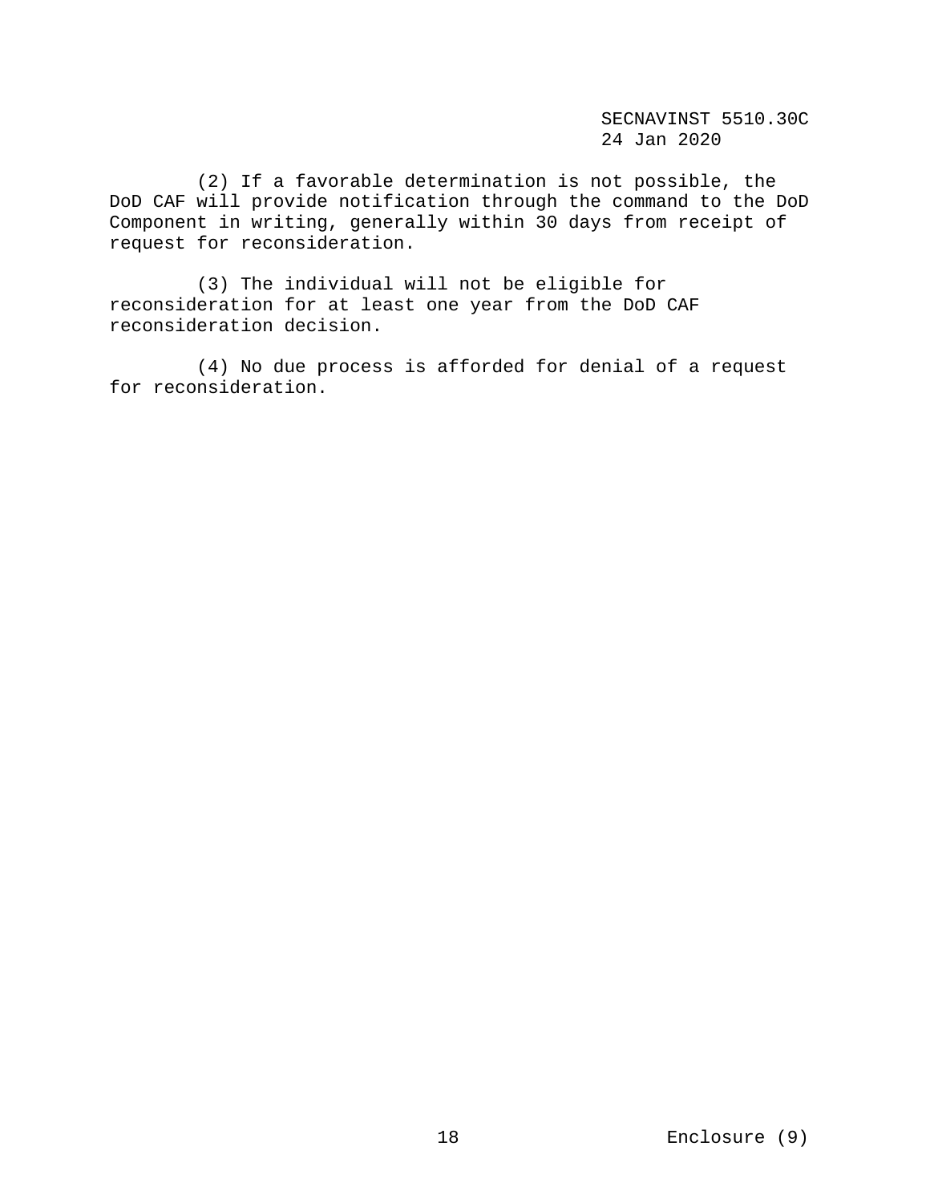(2) If a favorable determination is not possible, the DoD CAF will provide notification through the command to the DoD Component in writing, generally within 30 days from receipt of request for reconsideration.

(3) The individual will not be eligible for reconsideration for at least one year from the DoD CAF reconsideration decision.

(4) No due process is afforded for denial of a request for reconsideration.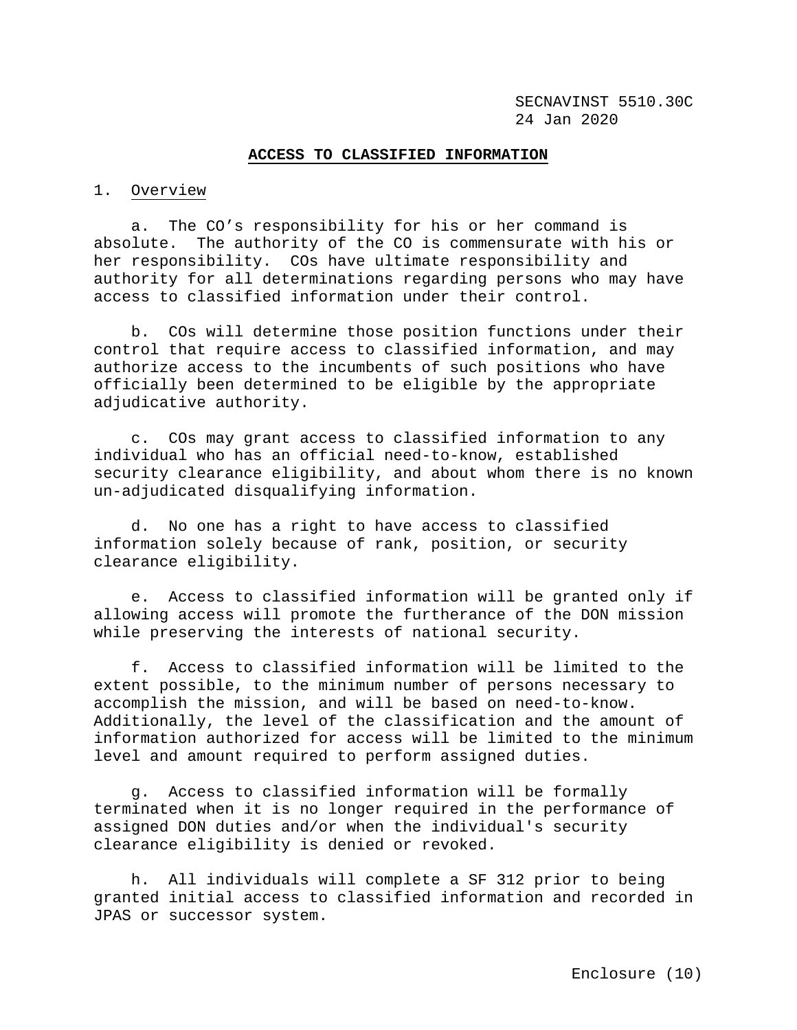## ACCESS TO CLASSIFIED INFORMATION

1. Overview

a. The CO's responsibility for his or her command is absolute. The authority of the CO is commensurate with his or her responsibility. COs have ultimate responsibility and authority for all determinations regarding persons who may have access to classified information under their control.

b. COs will determine those position functions under their control that require access to classified information, and may authorize access to the incumbents of such positions who have officially been determined to be eligible by the appropriate adjudicative authority.

c. COs may grant access to classified information to any individual who has an official need-to-know, established security clearance eligibility, and about whom there is no known un-adjudicated disqualifying information.

d. No one has a right to have access to classified information solely because of rank, position, or security clearance eligibility.

e. Access to classified information will be granted only if allowing access will promote the furtherance of the DON mission while preserving the interests of national security.

f. Access to classified information will be limited to the extent possible, to the minimum number of persons necessary to accomplish the mission, and will be based on need-to-know. Additionally, the level of the classification and the amount of information authorized for access will be limited to the minimum level and amount required to perform assigned duties.

g. Access to classified information will be formally terminated when it is no longer required in the performance of assigned DON duties and/or when the individual's security clearance eligibility is denied or revoked.

h. All individuals will complete a SF 312 prior to being granted initial access to classified information and recorded in JPAS or successor system.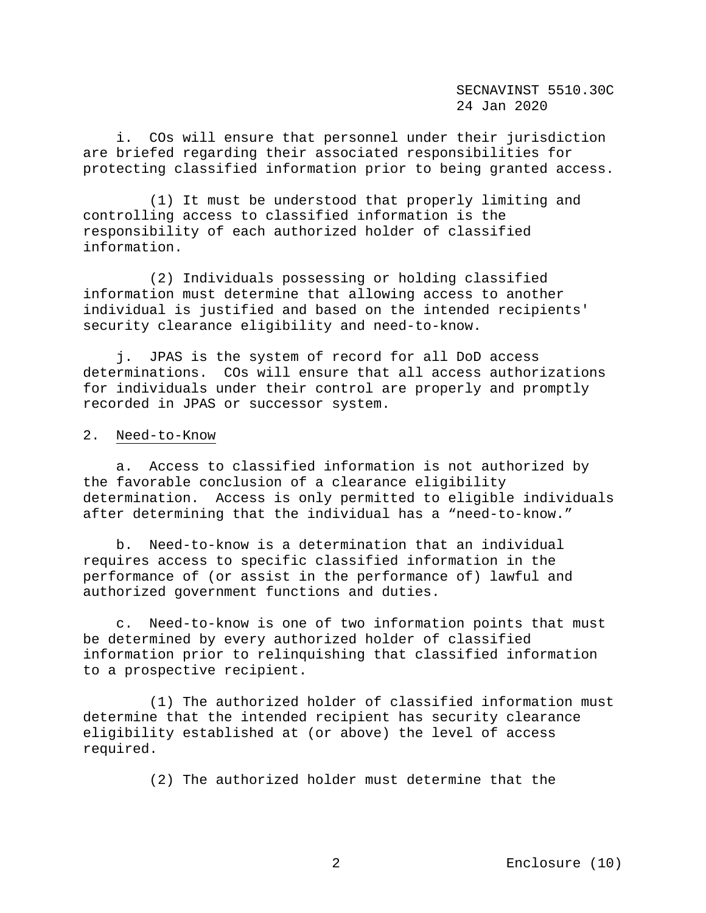i. COs will ensure that personnel under their jurisdiction are briefed regarding their associated responsibilities for protecting classified information prior to being granted access.

(1) It must be understood that properly limiting and controlling access to classified information is the responsibility of each authorized holder of classified information.

(2) Individuals possessing or holding classified information must determine that allowing access to another individual is justified and based on the intended recipients' security clearance eligibility and need-to-know.

j. JPAS is the system of record for all DoD access determinations. COs will ensure that all access authorizations for individuals under their control are properly and promptly recorded in JPAS or successor system.

2. Need-to-Know

a. Access to classified information is not authorized by the favorable conclusion of a clearance eligibility determination. Access is only permitted to eligible individuals after determining that the individual has a "need-to-know."

b. Need-to-know is a determination that an individual requires access to specific classified information in the performance of (or assist in the performance of) lawful and authorized government functions and duties.

c. Need-to-know is one of two information points that must be determined by every authorized holder of classified information prior to relinquishing that classified information to a prospective recipient.

(1) The authorized holder of classified information must determine that the intended recipient has security clearance eligibility established at (or above) the level of access required.

(2) The authorized holder must determine that the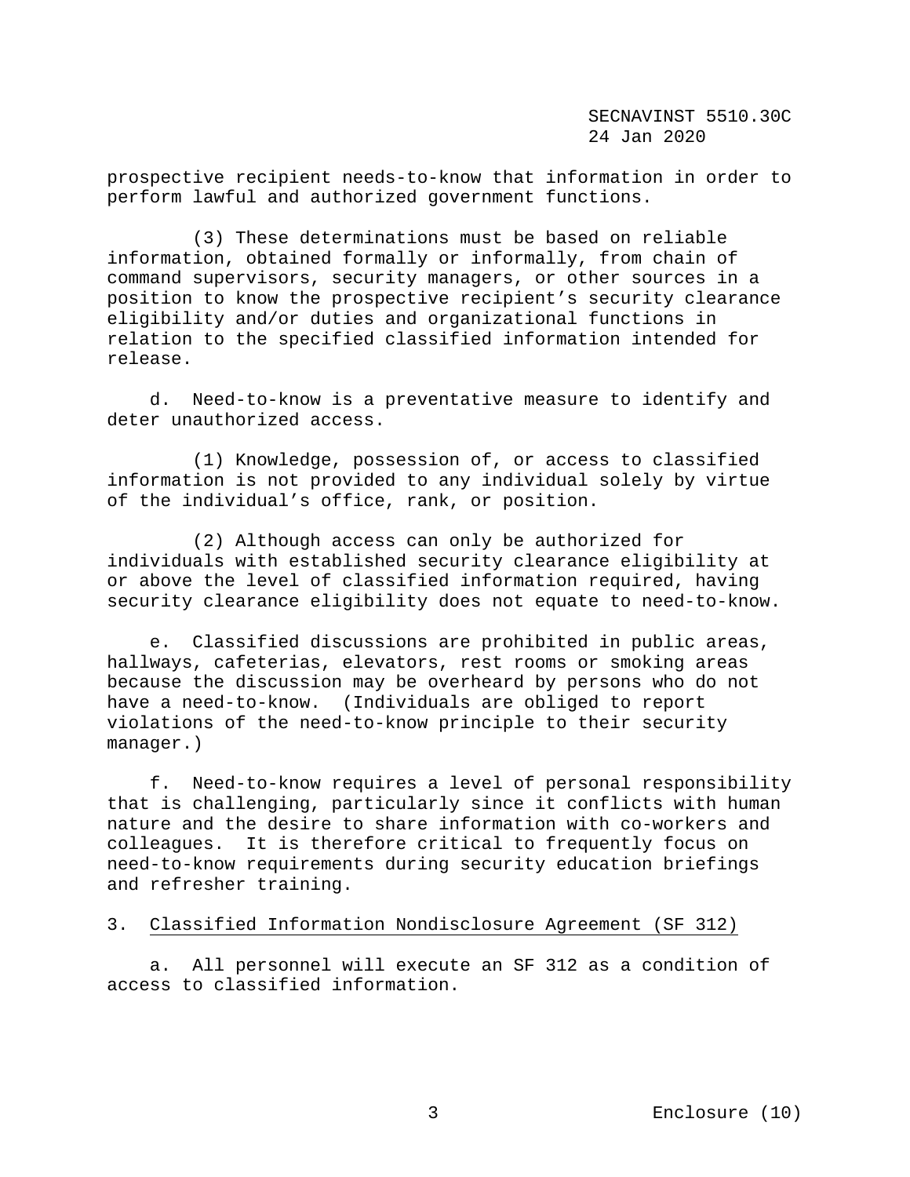prospective recipient needs-to-know that information in order to perform lawful and authorized government functions.

(3) These determinations must be based on reliable information, obtained formally or informally, from chain of command supervisors, security managers, or other sources in a position to know the prospective recipient's security clearance eligibility and/or duties and organizational functions in relation to the specified classified information intended for release.

d. Need-to-know is a preventative measure to identify and deter unauthorized access.

(1) Knowledge, possession of, or access to classified information is not provided to any individual solely by virtue of the individual's office, rank, or position.

(2) Although access can only be authorized for individuals with established security clearance eligibility at or above the level of classified information required, having security clearance eligibility does not equate to need-to-know.

e. Classified discussions are prohibited in public areas, hallways, cafeterias, elevators, rest rooms or smoking areas because the discussion may be overheard by persons who do not have a need-to-know. (Individuals are obliged to report violations of the need-to-know principle to their security manager.)

f. Need-to-know requires a level of personal responsibility that is challenging, particularly since it conflicts with human nature and the desire to share information with co-workers and colleagues. It is therefore critical to frequently focus on need-to-know requirements during security education briefings and refresher training.

3. Classified Information Nondisclosure Agreement (SF 312)

a. All personnel will execute an SF 312 as a condition of access to classified information.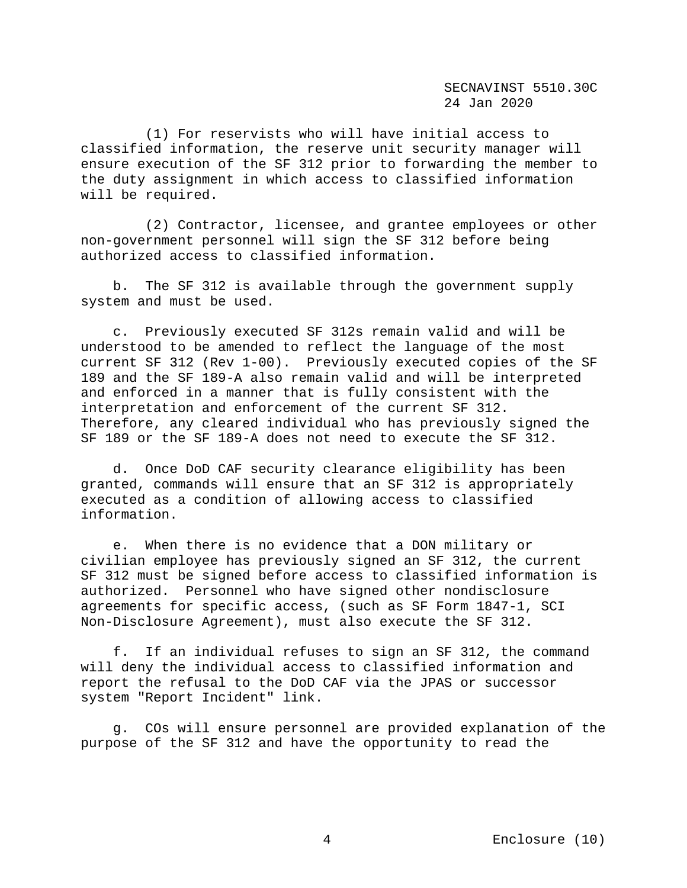(1) For reservists who will have initial access to classified information, the reserve unit security manager will ensure execution of the SF 312 prior to forwarding the member to the duty assignment in which access to classified information will be required.

(2) Contractor, licensee, and grantee employees or other non-government personnel will sign the SF 312 before being authorized access to classified information.

b. The SF 312 is available through the government supply system and must be used.

c. Previously executed SF 312s remain valid and will be understood to be amended to reflect the language of the most current SF 312 (Rev 1-00). Previously executed copies of the SF 189 and the SF 189-A also remain valid and will be interpreted and enforced in a manner that is fully consistent with the interpretation and enforcement of the current SF 312. Therefore, any cleared individual who has previously signed the SF 189 or the SF 189-A does not need to execute the SF 312.

d. Once DoD CAF security clearance eligibility has been granted, commands will ensure that an SF 312 is appropriately executed as a condition of allowing access to classified information.

e. When there is no evidence that a DON military or civilian employee has previously signed an SF 312, the current SF 312 must be signed before access to classified information is authorized. Personnel who have signed other nondisclosure agreements for specific access, (such as SF Form 1847-1, SCI Non-Disclosure Agreement), must also execute the SF 312.

f. If an individual refuses to sign an SF 312, the command will deny the individual access to classified information and report the refusal to the DoD CAF via the JPAS or successor system "Report Incident" link.

g. COs will ensure personnel are provided explanation of the purpose of the SF 312 and have the opportunity to read the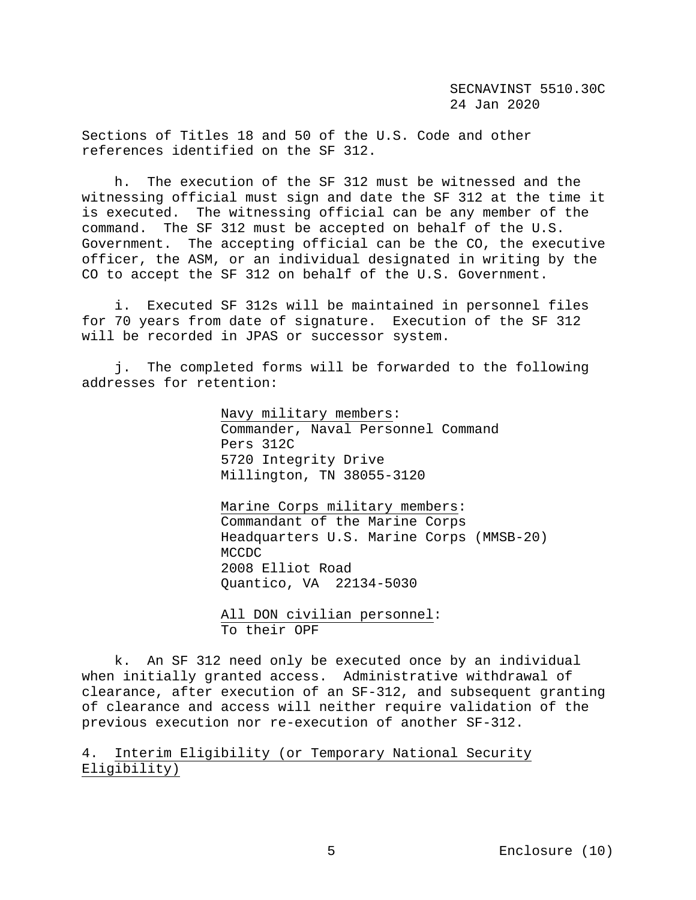Sections of Titles 18 and 50 of the U.S. Code and other references identified on the SF 312.

h. The execution of the SF 312 must be witnessed and the witnessing official must sign and date the SF 312 at the time it is executed. The witnessing official can be any member of the command. The SF 312 must be accepted on behalf of the U.S. Government. The accepting official can be the CO, the executive officer, the ASM, or an individual designated in writing by the CO to accept the SF 312 on behalf of the U.S. Government.

i. Executed SF 312s will be maintained in personnel files for 70 years from date of signature. Execution of the SF 312 will be recorded in JPAS or successor system.

j. The completed forms will be forwarded to the following addresses for retention:

> Navy military members:
> Commander, Naval Personnel Command
> Pers 312C
> 5720 Integrity Drive
> Millington, TN 38055-3120
>
> Marine Corps military members:
> Commandant of the Marine Corps
> Headquarters U.S. Marine Corps (MMSB-20)
> MCCDC
> 2008 Elliot Road
> Quantico, VA 22134-5030
>
> All DON civilian personnel:
> To their OPF

k. An SF 312 need only be executed once by an individual when initially granted access. Administrative withdrawal of clearance, after execution of an SF-312, and subsequent granting of clearance and access will neither require validation of the previous execution nor re-execution of another SF-312.

4. Interim Eligibility (or Temporary National Security Eligibility)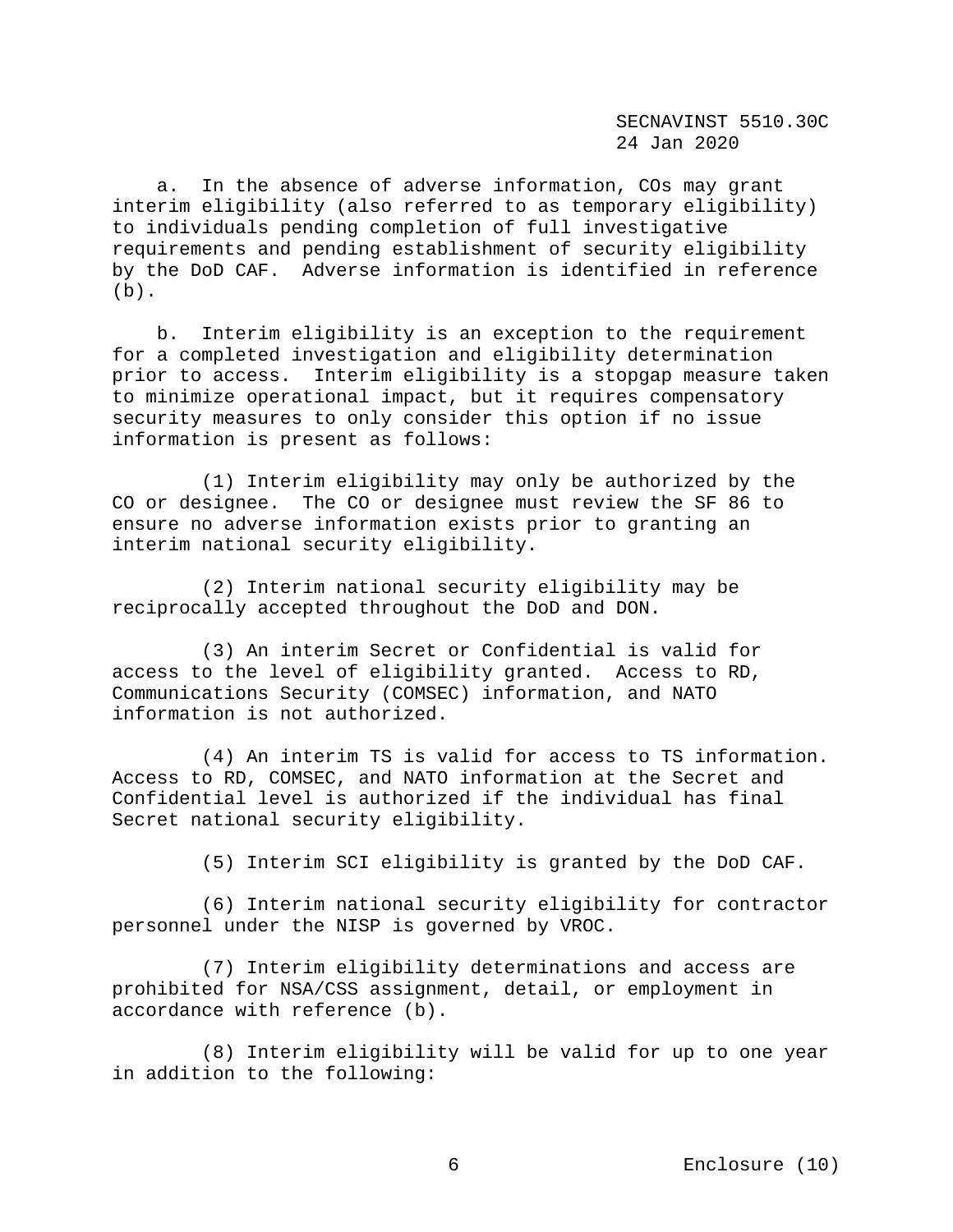a. In the absence of adverse information, COs may grant interim eligibility (also referred to as temporary eligibility) to individuals pending completion of full investigative requirements and pending establishment of security eligibility by the DoD CAF. Adverse information is identified in reference (b).

b. Interim eligibility is an exception to the requirement for a completed investigation and eligibility determination prior to access. Interim eligibility is a stopgap measure taken to minimize operational impact, but it requires compensatory security measures to only consider this option if no issue information is present as follows:

(1) Interim eligibility may only be authorized by the CO or designee. The CO or designee must review the SF 86 to ensure no adverse information exists prior to granting an interim national security eligibility.

(2) Interim national security eligibility may be reciprocally accepted throughout the DoD and DON.

(3) An interim Secret or Confidential is valid for access to the level of eligibility granted. Access to RD, Communications Security (COMSEC) information, and NATO information is not authorized.

(4) An interim TS is valid for access to TS information. Access to RD, COMSEC, and NATO information at the Secret and Confidential level is authorized if the individual has final Secret national security eligibility.

(5) Interim SCI eligibility is granted by the DoD CAF.

(6) Interim national security eligibility for contractor personnel under the NISP is governed by VROC.

(7) Interim eligibility determinations and access are prohibited for NSA/CSS assignment, detail, or employment in accordance with reference (b).

(8) Interim eligibility will be valid for up to one year in addition to the following: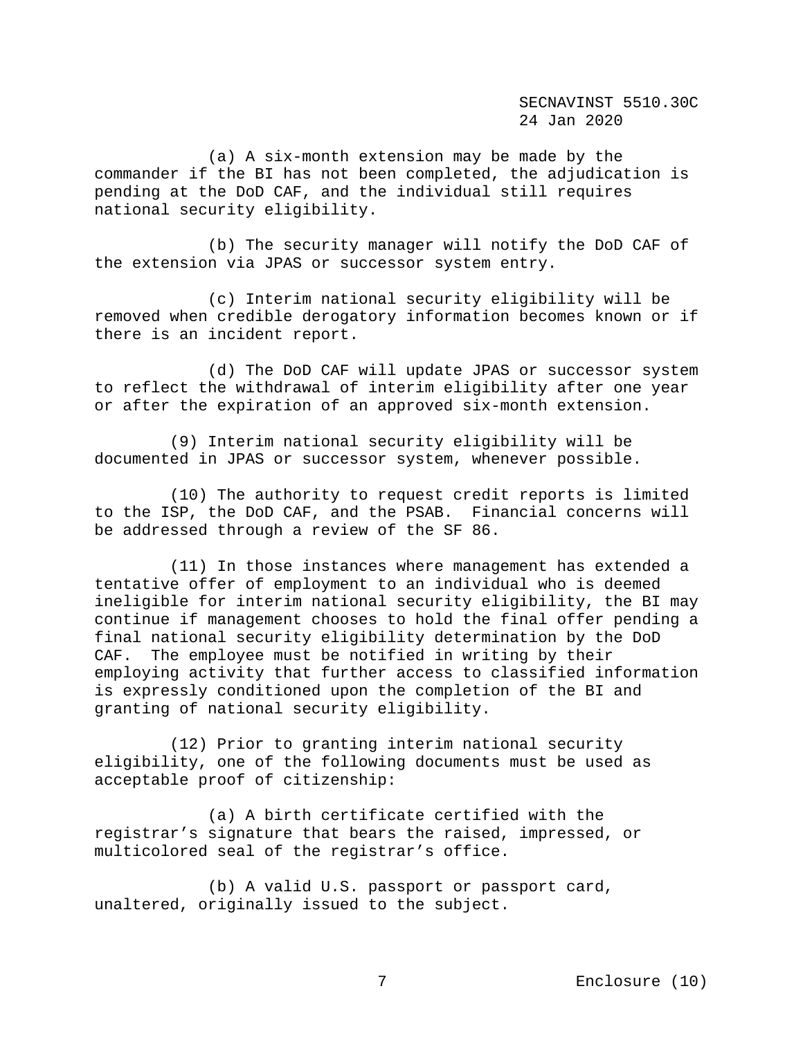(a) A six-month extension may be made by the commander if the BI has not been completed, the adjudication is pending at the DoD CAF, and the individual still requires national security eligibility.

(b) The security manager will notify the DoD CAF of the extension via JPAS or successor system entry.

(c) Interim national security eligibility will be removed when credible derogatory information becomes known or if there is an incident report.

(d) The DoD CAF will update JPAS or successor system to reflect the withdrawal of interim eligibility after one year or after the expiration of an approved six-month extension.

(9) Interim national security eligibility will be documented in JPAS or successor system, whenever possible.

(10) The authority to request credit reports is limited to the ISP, the DoD CAF, and the PSAB. Financial concerns will be addressed through a review of the SF 86.

(11) In those instances where management has extended a tentative offer of employment to an individual who is deemed ineligible for interim national security eligibility, the BI may continue if management chooses to hold the final offer pending a final national security eligibility determination by the DoD CAF. The employee must be notified in writing by their employing activity that further access to classified information is expressly conditioned upon the completion of the BI and granting of national security eligibility.

(12) Prior to granting interim national security eligibility, one of the following documents must be used as acceptable proof of citizenship:

(a) A birth certificate certified with the registrar's signature that bears the raised, impressed, or multicolored seal of the registrar's office.

(b) A valid U.S. passport or passport card, unaltered, originally issued to the subject.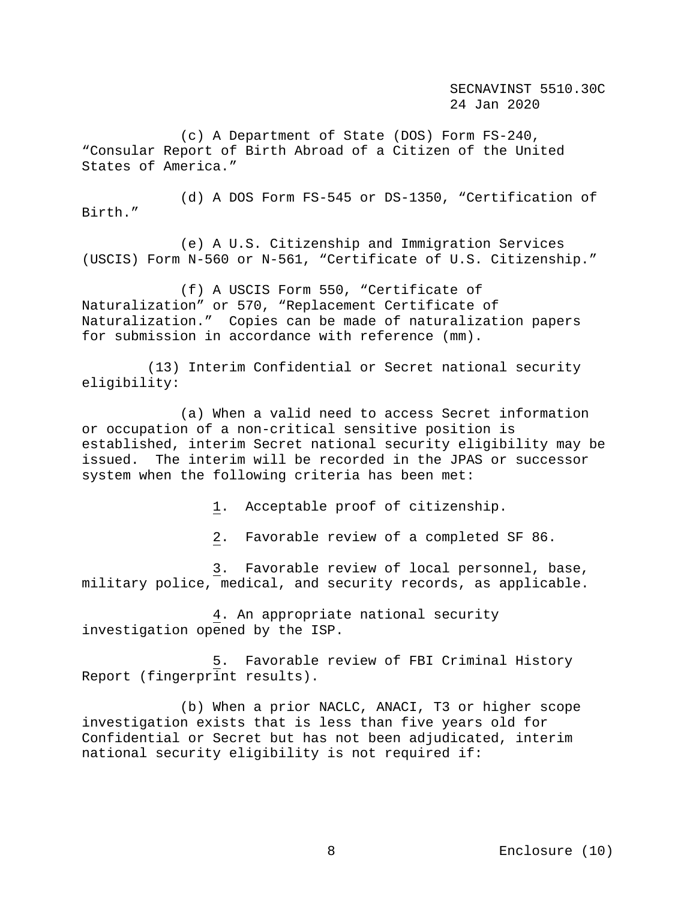(c) A Department of State (DOS) Form FS-240, "Consular Report of Birth Abroad of a Citizen of the United States of America."

(d) A DOS Form FS-545 or DS-1350, "Certification of Birth."

(e) A U.S. Citizenship and Immigration Services (USCIS) Form N-560 or N-561, "Certificate of U.S. Citizenship."

(f) A USCIS Form 550, "Certificate of Naturalization" or 570, "Replacement Certificate of Naturalization." Copies can be made of naturalization papers for submission in accordance with reference (mm).

(13) Interim Confidential or Secret national security eligibility:

(a) When a valid need to access Secret information or occupation of a non-critical sensitive position is established, interim Secret national security eligibility may be issued. The interim will be recorded in the JPAS or successor system when the following criteria has been met:

1. Acceptable proof of citizenship.

2. Favorable review of a completed SF 86.

3. Favorable review of local personnel, base, military police, medical, and security records, as applicable.

4. An appropriate national security investigation opened by the ISP.

5. Favorable review of FBI Criminal History Report (fingerprint results).

(b) When a prior NACLC, ANACI, T3 or higher scope investigation exists that is less than five years old for Confidential or Secret but has not been adjudicated, interim national security eligibility is not required if: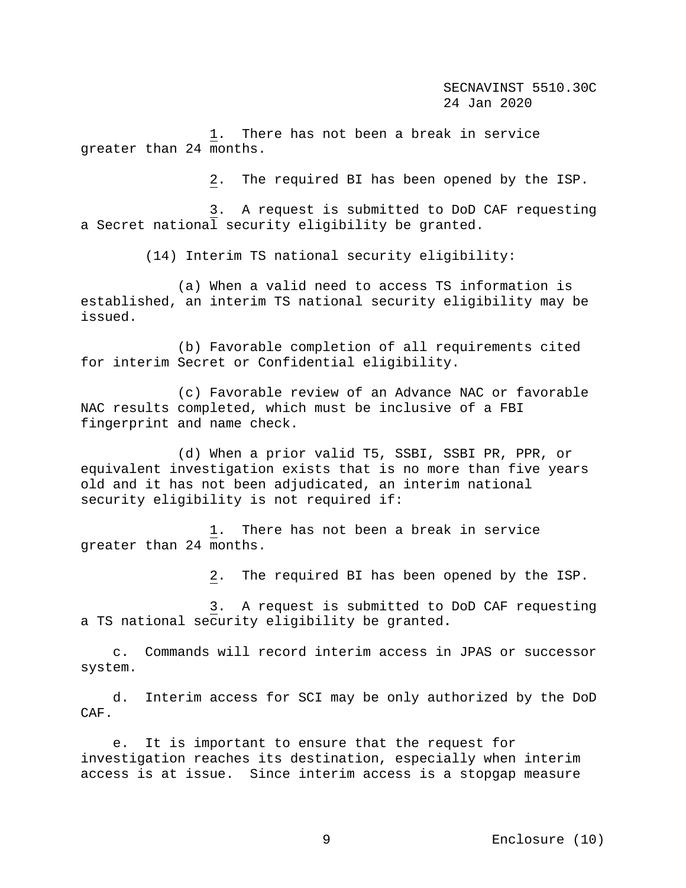1. There has not been a break in service greater than 24 months.

2. The required BI has been opened by the ISP.

3. A request is submitted to DoD CAF requesting a Secret national security eligibility be granted.

(14) Interim TS national security eligibility:

(a) When a valid need to access TS information is established, an interim TS national security eligibility may be issued.

(b) Favorable completion of all requirements cited for interim Secret or Confidential eligibility.

(c) Favorable review of an Advance NAC or favorable NAC results completed, which must be inclusive of a FBI fingerprint and name check.

(d) When a prior valid T5, SSBI, SSBI PR, PPR, or equivalent investigation exists that is no more than five years old and it has not been adjudicated, an interim national security eligibility is not required if:

1. There has not been a break in service greater than 24 months.

2. The required BI has been opened by the ISP.

3. A request is submitted to DoD CAF requesting a TS national security eligibility be granted.

c. Commands will record interim access in JPAS or successor system.

d. Interim access for SCI may be only authorized by the DoD CAF.

e. It is important to ensure that the request for investigation reaches its destination, especially when interim access is at issue. Since interim access is a stopgap measure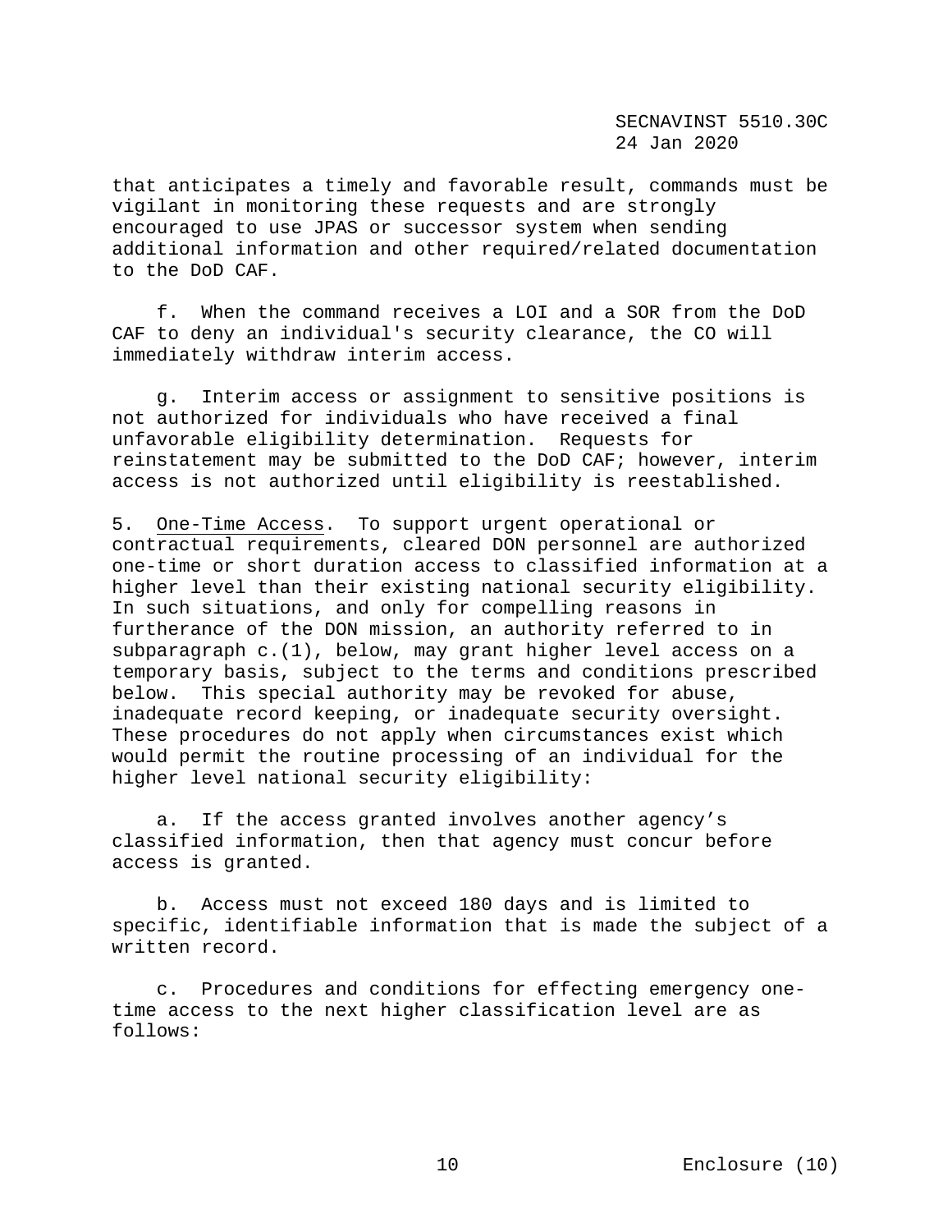that anticipates a timely and favorable result, commands must be vigilant in monitoring these requests and are strongly encouraged to use JPAS or successor system when sending additional information and other required/related documentation to the DoD CAF.

f. When the command receives a LOI and a SOR from the DoD CAF to deny an individual's security clearance, the CO will immediately withdraw interim access.

g. Interim access or assignment to sensitive positions is not authorized for individuals who have received a final unfavorable eligibility determination. Requests for reinstatement may be submitted to the DoD CAF; however, interim access is not authorized until eligibility is reestablished.

5. <u>One-Time Access</u>. To support urgent operational or contractual requirements, cleared DON personnel are authorized one-time or short duration access to classified information at a higher level than their existing national security eligibility. In such situations, and only for compelling reasons in furtherance of the DON mission, an authority referred to in subparagraph c.(1), below, may grant higher level access on a temporary basis, subject to the terms and conditions prescribed below. This special authority may be revoked for abuse, inadequate record keeping, or inadequate security oversight. These procedures do not apply when circumstances exist which would permit the routine processing of an individual for the higher level national security eligibility:

a. If the access granted involves another agency's classified information, then that agency must concur before access is granted.

b. Access must not exceed 180 days and is limited to specific, identifiable information that is made the subject of a written record.

c. Procedures and conditions for effecting emergency one-time access to the next higher classification level are as follows: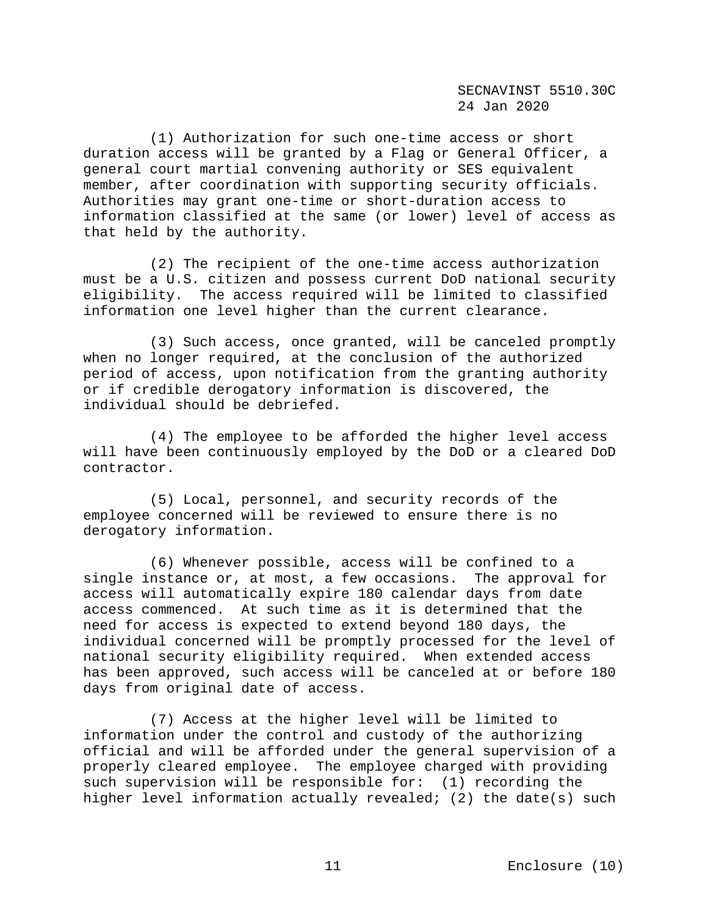(1) Authorization for such one-time access or short duration access will be granted by a Flag or General Officer, a general court martial convening authority or SES equivalent member, after coordination with supporting security officials. Authorities may grant one-time or short-duration access to information classified at the same (or lower) level of access as that held by the authority.

(2) The recipient of the one-time access authorization must be a U.S. citizen and possess current DoD national security eligibility. The access required will be limited to classified information one level higher than the current clearance.

(3) Such access, once granted, will be canceled promptly when no longer required, at the conclusion of the authorized period of access, upon notification from the granting authority or if credible derogatory information is discovered, the individual should be debriefed.

(4) The employee to be afforded the higher level access will have been continuously employed by the DoD or a cleared DoD contractor.

(5) Local, personnel, and security records of the employee concerned will be reviewed to ensure there is no derogatory information.

(6) Whenever possible, access will be confined to a single instance or, at most, a few occasions. The approval for access will automatically expire 180 calendar days from date access commenced. At such time as it is determined that the need for access is expected to extend beyond 180 days, the individual concerned will be promptly processed for the level of national security eligibility required. When extended access has been approved, such access will be canceled at or before 180 days from original date of access.

(7) Access at the higher level will be limited to information under the control and custody of the authorizing official and will be afforded under the general supervision of a properly cleared employee. The employee charged with providing such supervision will be responsible for: (1) recording the higher level information actually revealed; (2) the date(s) such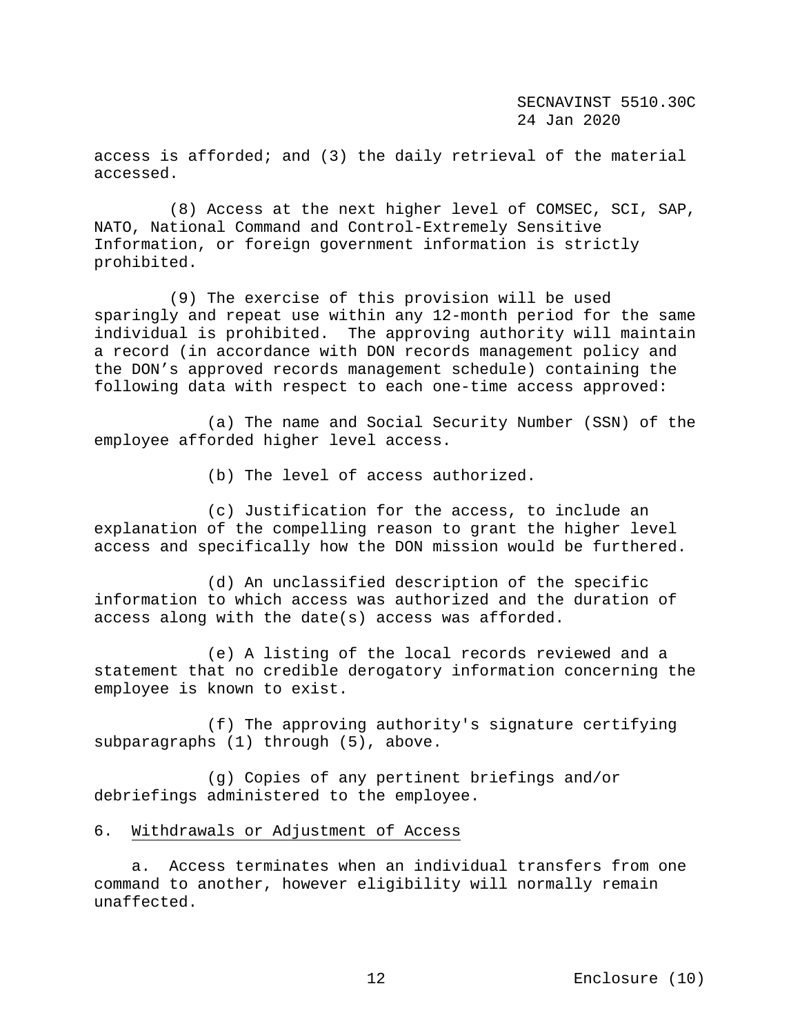access is afforded; and (3) the daily retrieval of the material accessed.

(8) Access at the next higher level of COMSEC, SCI, SAP, NATO, National Command and Control-Extremely Sensitive Information, or foreign government information is strictly prohibited.

(9) The exercise of this provision will be used sparingly and repeat use within any 12-month period for the same individual is prohibited. The approving authority will maintain a record (in accordance with DON records management policy and the DON's approved records management schedule) containing the following data with respect to each one-time access approved:

(a) The name and Social Security Number (SSN) of the employee afforded higher level access.

(b) The level of access authorized.

(c) Justification for the access, to include an explanation of the compelling reason to grant the higher level access and specifically how the DON mission would be furthered.

(d) An unclassified description of the specific information to which access was authorized and the duration of access along with the date(s) access was afforded.

(e) A listing of the local records reviewed and a statement that no credible derogatory information concerning the employee is known to exist.

(f) The approving authority's signature certifying subparagraphs (1) through (5), above.

(g) Copies of any pertinent briefings and/or debriefings administered to the employee.

6. Withdrawals or Adjustment of Access

a. Access terminates when an individual transfers from one command to another, however eligibility will normally remain unaffected.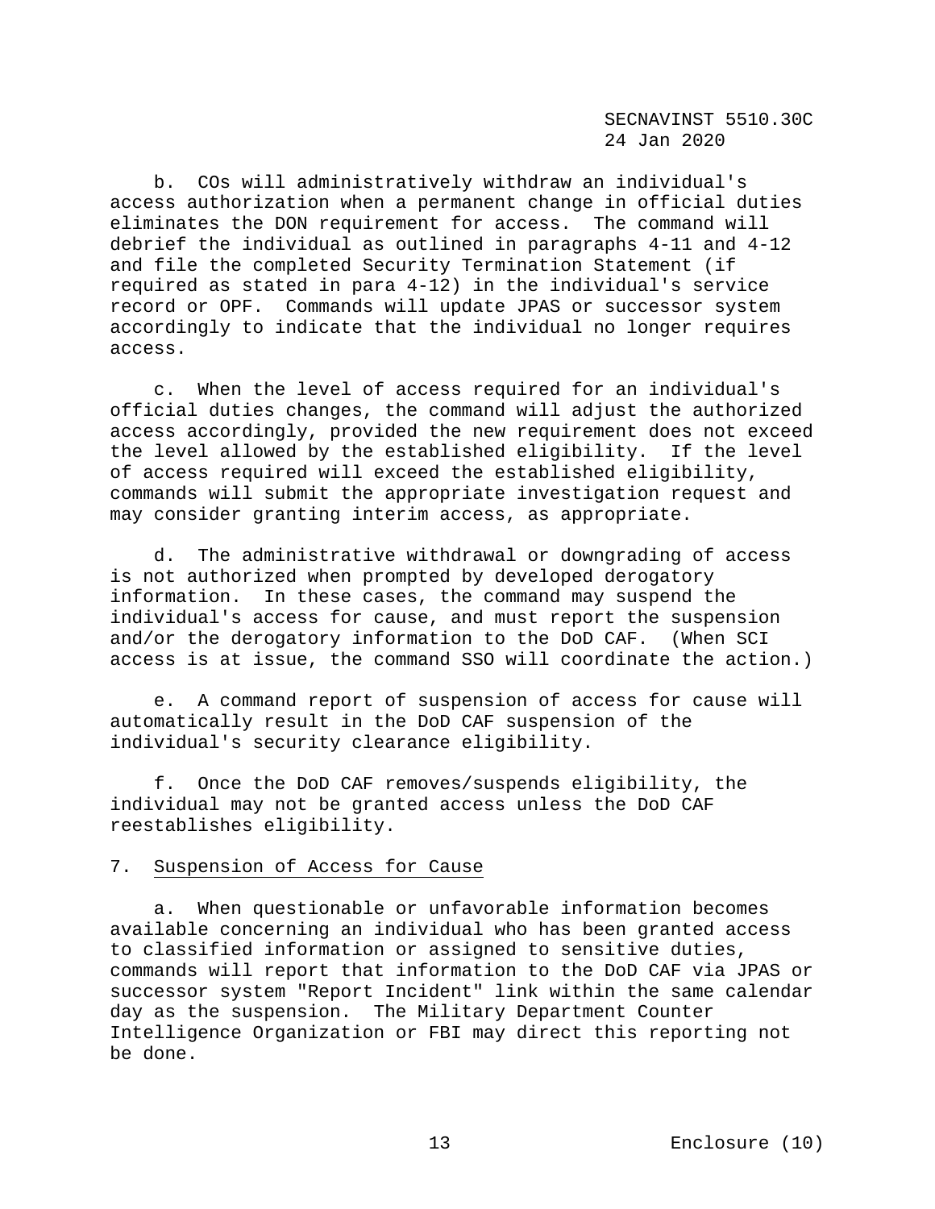b. COs will administratively withdraw an individual's access authorization when a permanent change in official duties eliminates the DON requirement for access. The command will debrief the individual as outlined in paragraphs 4-11 and 4-12 and file the completed Security Termination Statement (if required as stated in para 4-12) in the individual's service record or OPF. Commands will update JPAS or successor system accordingly to indicate that the individual no longer requires access.

c. When the level of access required for an individual's official duties changes, the command will adjust the authorized access accordingly, provided the new requirement does not exceed the level allowed by the established eligibility. If the level of access required will exceed the established eligibility, commands will submit the appropriate investigation request and may consider granting interim access, as appropriate.

d. The administrative withdrawal or downgrading of access is not authorized when prompted by developed derogatory information. In these cases, the command may suspend the individual's access for cause, and must report the suspension and/or the derogatory information to the DoD CAF. (When SCI access is at issue, the command SSO will coordinate the action.)

e. A command report of suspension of access for cause will automatically result in the DoD CAF suspension of the individual's security clearance eligibility.

f. Once the DoD CAF removes/suspends eligibility, the individual may not be granted access unless the DoD CAF reestablishes eligibility.

7. Suspension of Access for Cause

a. When questionable or unfavorable information becomes available concerning an individual who has been granted access to classified information or assigned to sensitive duties, commands will report that information to the DoD CAF via JPAS or successor system "Report Incident" link within the same calendar day as the suspension. The Military Department Counter Intelligence Organization or FBI may direct this reporting not be done.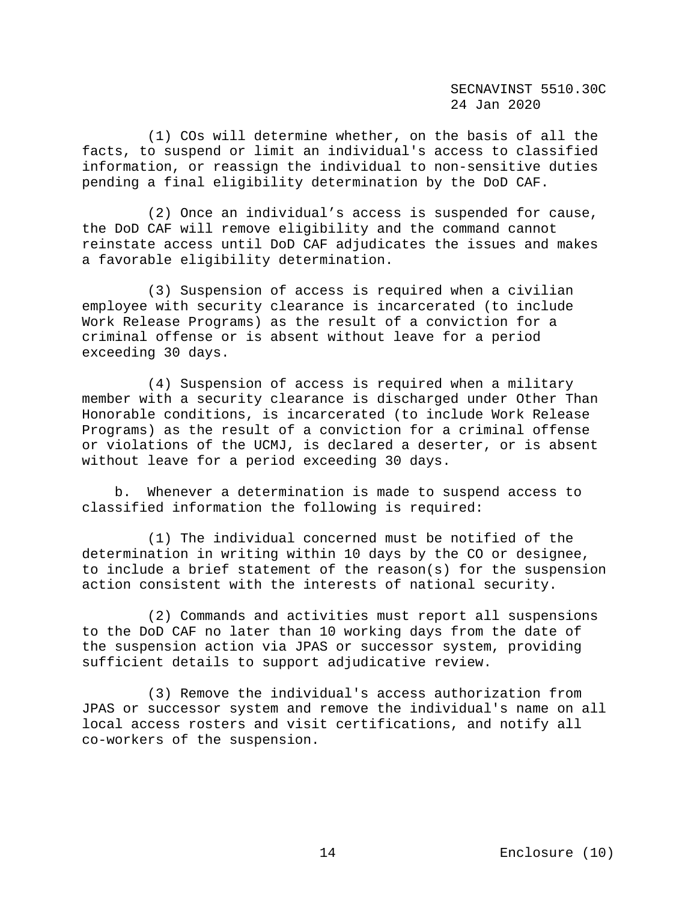(1) COs will determine whether, on the basis of all the facts, to suspend or limit an individual's access to classified information, or reassign the individual to non-sensitive duties pending a final eligibility determination by the DoD CAF.

(2) Once an individual's access is suspended for cause, the DoD CAF will remove eligibility and the command cannot reinstate access until DoD CAF adjudicates the issues and makes a favorable eligibility determination.

(3) Suspension of access is required when a civilian employee with security clearance is incarcerated (to include Work Release Programs) as the result of a conviction for a criminal offense or is absent without leave for a period exceeding 30 days.

(4) Suspension of access is required when a military member with a security clearance is discharged under Other Than Honorable conditions, is incarcerated (to include Work Release Programs) as the result of a conviction for a criminal offense or violations of the UCMJ, is declared a deserter, or is absent without leave for a period exceeding 30 days.

b. Whenever a determination is made to suspend access to classified information the following is required:

(1) The individual concerned must be notified of the determination in writing within 10 days by the CO or designee, to include a brief statement of the reason(s) for the suspension action consistent with the interests of national security.

(2) Commands and activities must report all suspensions to the DoD CAF no later than 10 working days from the date of the suspension action via JPAS or successor system, providing sufficient details to support adjudicative review.

(3) Remove the individual's access authorization from JPAS or successor system and remove the individual's name on all local access rosters and visit certifications, and notify all co-workers of the suspension.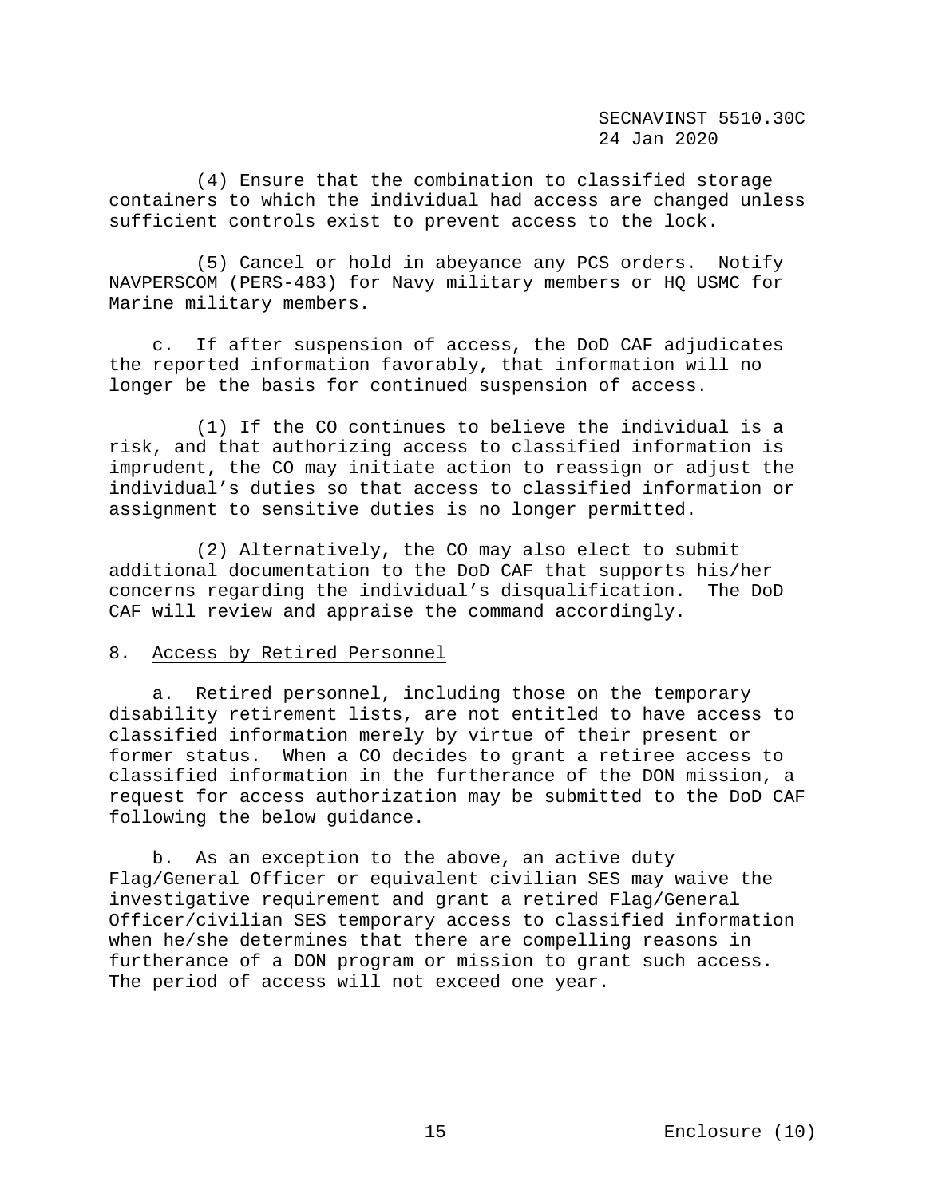(4) Ensure that the combination to classified storage containers to which the individual had access are changed unless sufficient controls exist to prevent access to the lock.

(5) Cancel or hold in abeyance any PCS orders. Notify NAVPERSCOM (PERS-483) for Navy military members or HQ USMC for Marine military members.

c. If after suspension of access, the DoD CAF adjudicates the reported information favorably, that information will no longer be the basis for continued suspension of access.

(1) If the CO continues to believe the individual is a risk, and that authorizing access to classified information is imprudent, the CO may initiate action to reassign or adjust the individual's duties so that access to classified information or assignment to sensitive duties is no longer permitted.

(2) Alternatively, the CO may also elect to submit additional documentation to the DoD CAF that supports his/her concerns regarding the individual's disqualification. The DoD CAF will review and appraise the command accordingly.

8. Access by Retired Personnel

a. Retired personnel, including those on the temporary disability retirement lists, are not entitled to have access to classified information merely by virtue of their present or former status. When a CO decides to grant a retiree access to classified information in the furtherance of the DON mission, a request for access authorization may be submitted to the DoD CAF following the below guidance.

b. As an exception to the above, an active duty Flag/General Officer or equivalent civilian SES may waive the investigative requirement and grant a retired Flag/General Officer/civilian SES temporary access to classified information when he/she determines that there are compelling reasons in furtherance of a DON program or mission to grant such access. The period of access will not exceed one year.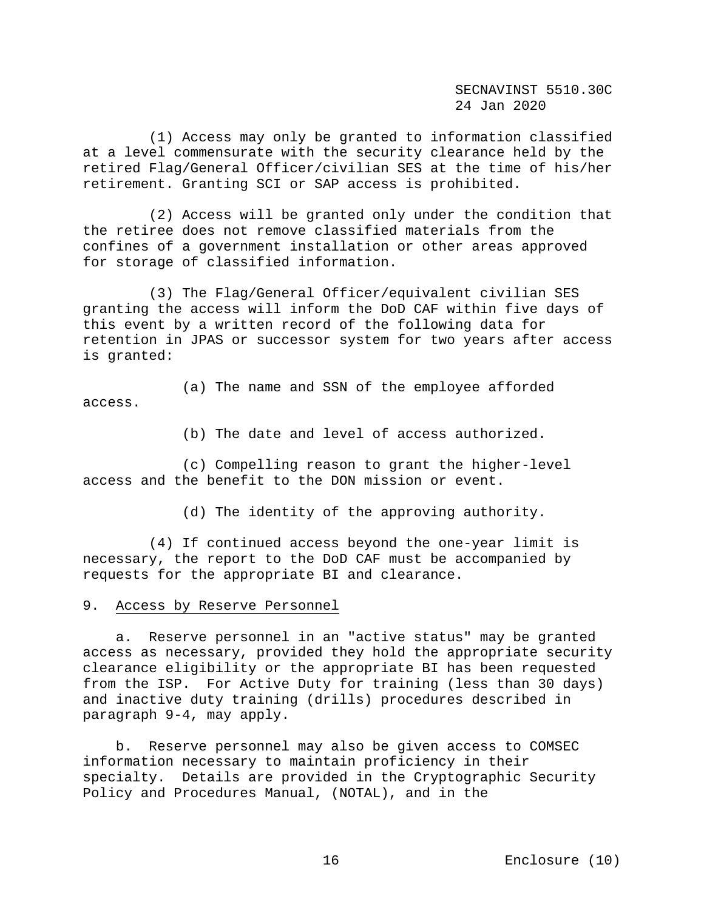(1) Access may only be granted to information classified at a level commensurate with the security clearance held by the retired Flag/General Officer/civilian SES at the time of his/her retirement. Granting SCI or SAP access is prohibited.

(2) Access will be granted only under the condition that the retiree does not remove classified materials from the confines of a government installation or other areas approved for storage of classified information.

(3) The Flag/General Officer/equivalent civilian SES granting the access will inform the DoD CAF within five days of this event by a written record of the following data for retention in JPAS or successor system for two years after access is granted:

(a) The name and SSN of the employee afforded access.

(b) The date and level of access authorized.

(c) Compelling reason to grant the higher-level access and the benefit to the DON mission or event.

(d) The identity of the approving authority.

(4) If continued access beyond the one-year limit is necessary, the report to the DoD CAF must be accompanied by requests for the appropriate BI and clearance.

9. <u>Access by Reserve Personnel</u>

a. Reserve personnel in an "active status" may be granted access as necessary, provided they hold the appropriate security clearance eligibility or the appropriate BI has been requested from the ISP. For Active Duty for training (less than 30 days) and inactive duty training (drills) procedures described in paragraph 9-4, may apply.

b. Reserve personnel may also be given access to COMSEC information necessary to maintain proficiency in their specialty. Details are provided in the Cryptographic Security Policy and Procedures Manual, (NOTAL), and in the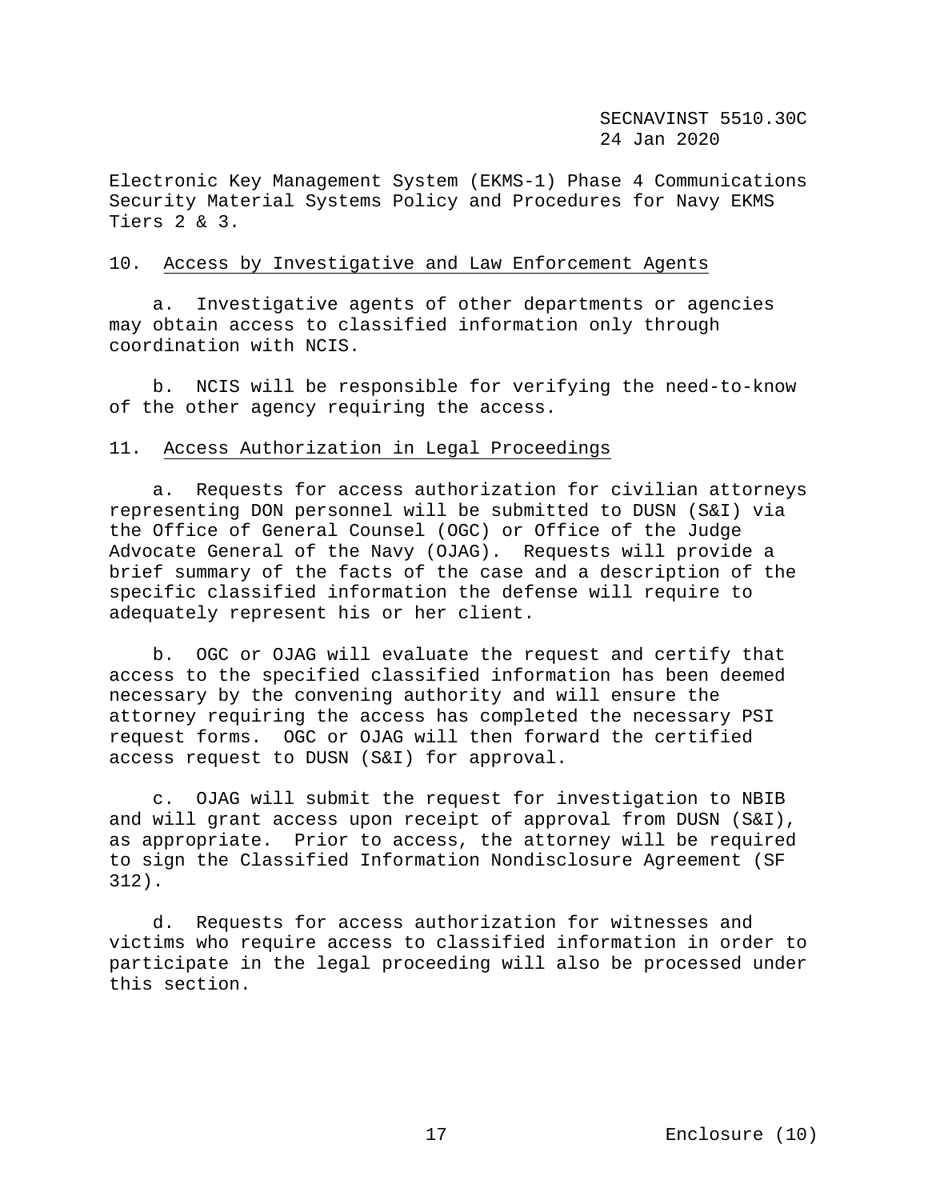Electronic Key Management System (EKMS-1) Phase 4 Communications Security Material Systems Policy and Procedures for Navy EKMS Tiers 2 & 3.

10. Access by Investigative and Law Enforcement Agents

a. Investigative agents of other departments or agencies may obtain access to classified information only through coordination with NCIS.

b. NCIS will be responsible for verifying the need-to-know of the other agency requiring the access.

11. Access Authorization in Legal Proceedings

a. Requests for access authorization for civilian attorneys representing DON personnel will be submitted to DUSN (S&I) via the Office of General Counsel (OGC) or Office of the Judge Advocate General of the Navy (OJAG). Requests will provide a brief summary of the facts of the case and a description of the specific classified information the defense will require to adequately represent his or her client.

b. OGC or OJAG will evaluate the request and certify that access to the specified classified information has been deemed necessary by the convening authority and will ensure the attorney requiring the access has completed the necessary PSI request forms. OGC or OJAG will then forward the certified access request to DUSN (S&I) for approval.

c. OJAG will submit the request for investigation to NBIB and will grant access upon receipt of approval from DUSN (S&I), as appropriate. Prior to access, the attorney will be required to sign the Classified Information Nondisclosure Agreement (SF 312).

d. Requests for access authorization for witnesses and victims who require access to classified information in order to participate in the legal proceeding will also be processed under this section.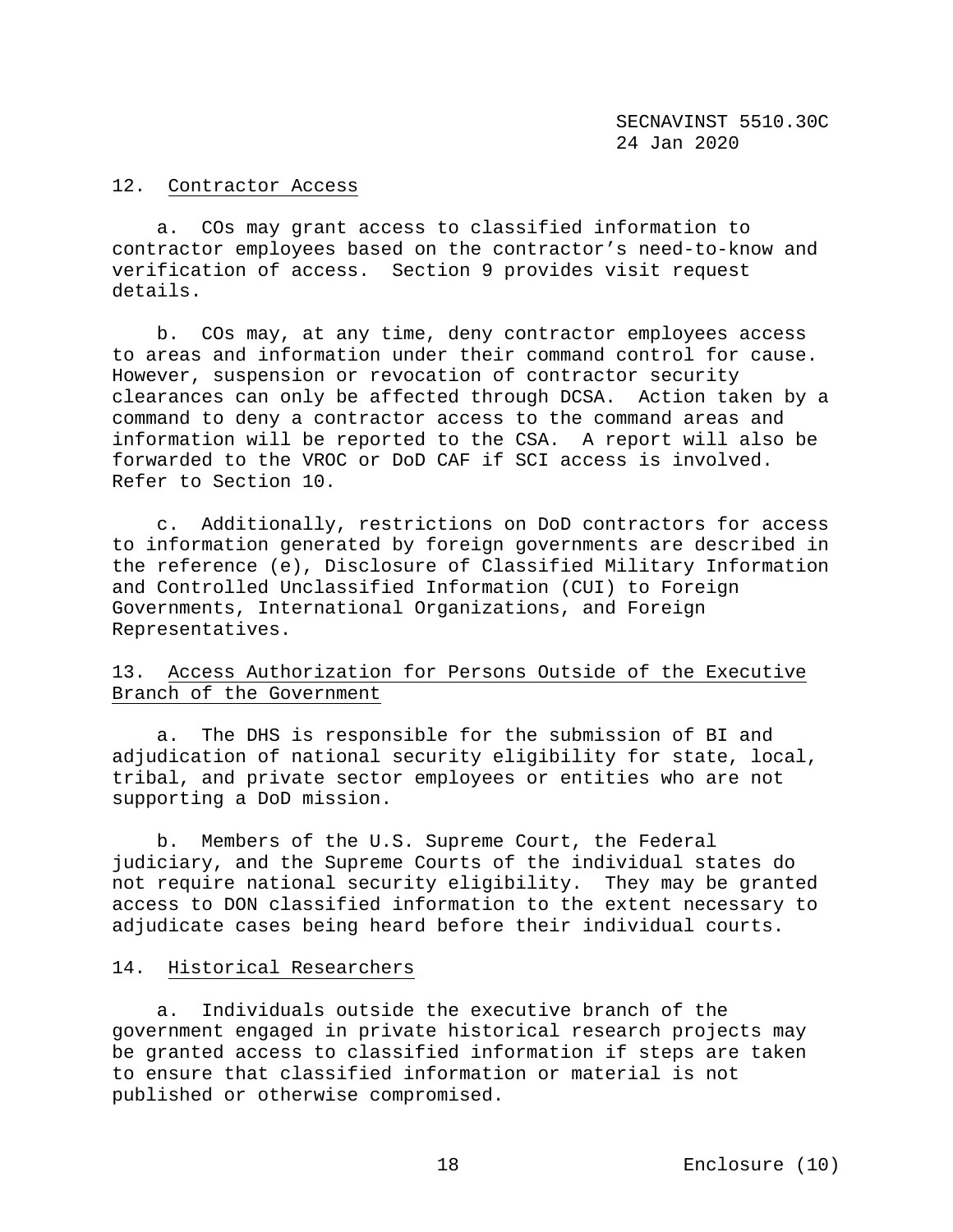12. Contractor Access

a. COs may grant access to classified information to contractor employees based on the contractor's need-to-know and verification of access. Section 9 provides visit request details.

b. COs may, at any time, deny contractor employees access to areas and information under their command control for cause. However, suspension or revocation of contractor security clearances can only be affected through DCSA. Action taken by a command to deny a contractor access to the command areas and information will be reported to the CSA. A report will also be forwarded to the VROC or DoD CAF if SCI access is involved. Refer to Section 10.

c. Additionally, restrictions on DoD contractors for access to information generated by foreign governments are described in the reference (e), Disclosure of Classified Military Information and Controlled Unclassified Information (CUI) to Foreign Governments, International Organizations, and Foreign Representatives.

13. Access Authorization for Persons Outside of the Executive Branch of the Government

a. The DHS is responsible for the submission of BI and adjudication of national security eligibility for state, local, tribal, and private sector employees or entities who are not supporting a DoD mission.

b. Members of the U.S. Supreme Court, the Federal judiciary, and the Supreme Courts of the individual states do not require national security eligibility. They may be granted access to DON classified information to the extent necessary to adjudicate cases being heard before their individual courts.

14. Historical Researchers

a. Individuals outside the executive branch of the government engaged in private historical research projects may be granted access to classified information if steps are taken to ensure that classified information or material is not published or otherwise compromised.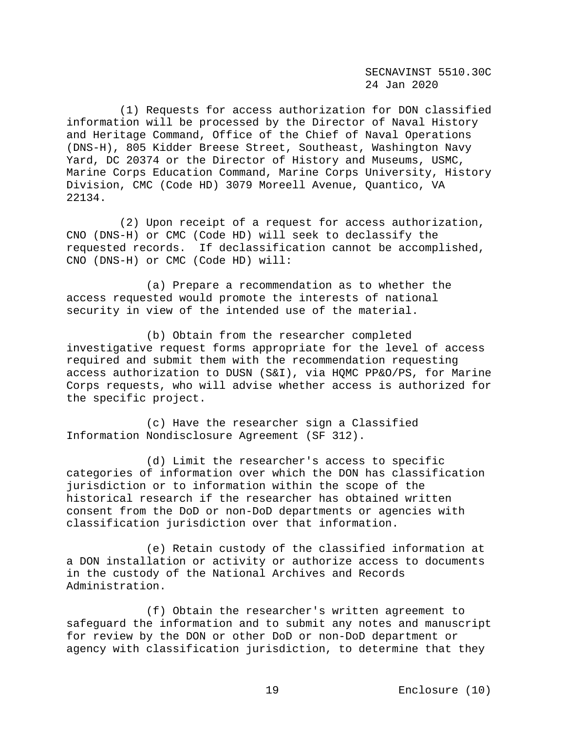(1) Requests for access authorization for DON classified information will be processed by the Director of Naval History and Heritage Command, Office of the Chief of Naval Operations (DNS-H), 805 Kidder Breese Street, Southeast, Washington Navy Yard, DC 20374 or the Director of History and Museums, USMC, Marine Corps Education Command, Marine Corps University, History Division, CMC (Code HD) 3079 Moreell Avenue, Quantico, VA 22134.

(2) Upon receipt of a request for access authorization, CNO (DNS-H) or CMC (Code HD) will seek to declassify the requested records. If declassification cannot be accomplished, CNO (DNS-H) or CMC (Code HD) will:

(a) Prepare a recommendation as to whether the access requested would promote the interests of national security in view of the intended use of the material.

(b) Obtain from the researcher completed investigative request forms appropriate for the level of access required and submit them with the recommendation requesting access authorization to DUSN (S&I), via HQMC PP&O/PS, for Marine Corps requests, who will advise whether access is authorized for the specific project.

(c) Have the researcher sign a Classified Information Nondisclosure Agreement (SF 312).

(d) Limit the researcher's access to specific categories of information over which the DON has classification jurisdiction or to information within the scope of the historical research if the researcher has obtained written consent from the DoD or non-DoD departments or agencies with classification jurisdiction over that information.

(e) Retain custody of the classified information at a DON installation or activity or authorize access to documents in the custody of the National Archives and Records Administration.

(f) Obtain the researcher's written agreement to safeguard the information and to submit any notes and manuscript for review by the DON or other DoD or non-DoD department or agency with classification jurisdiction, to determine that they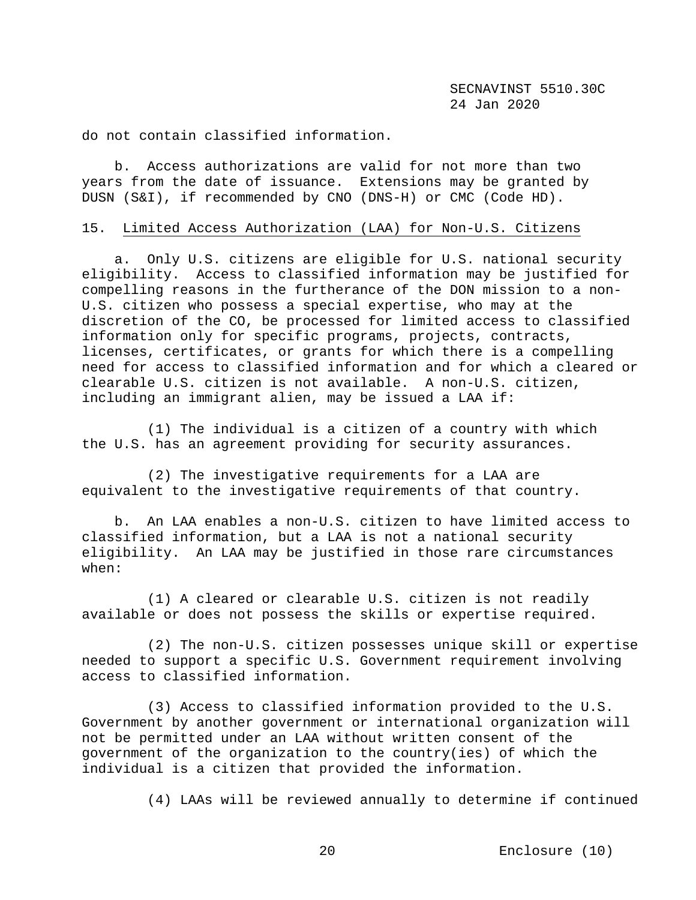do not contain classified information.

b. Access authorizations are valid for not more than two years from the date of issuance. Extensions may be granted by DUSN (S&I), if recommended by CNO (DNS-H) or CMC (Code HD).

15. Limited Access Authorization (LAA) for Non-U.S. Citizens

a. Only U.S. citizens are eligible for U.S. national security eligibility. Access to classified information may be justified for compelling reasons in the furtherance of the DON mission to a non-U.S. citizen who possess a special expertise, who may at the discretion of the CO, be processed for limited access to classified information only for specific programs, projects, contracts, licenses, certificates, or grants for which there is a compelling need for access to classified information and for which a cleared or clearable U.S. citizen is not available. A non-U.S. citizen, including an immigrant alien, may be issued a LAA if:

(1) The individual is a citizen of a country with which the U.S. has an agreement providing for security assurances.

(2) The investigative requirements for a LAA are equivalent to the investigative requirements of that country.

b. An LAA enables a non-U.S. citizen to have limited access to classified information, but a LAA is not a national security eligibility. An LAA may be justified in those rare circumstances when:

(1) A cleared or clearable U.S. citizen is not readily available or does not possess the skills or expertise required.

(2) The non-U.S. citizen possesses unique skill or expertise needed to support a specific U.S. Government requirement involving access to classified information.

(3) Access to classified information provided to the U.S. Government by another government or international organization will not be permitted under an LAA without written consent of the government of the organization to the country(ies) of which the individual is a citizen that provided the information.

(4) LAAs will be reviewed annually to determine if continued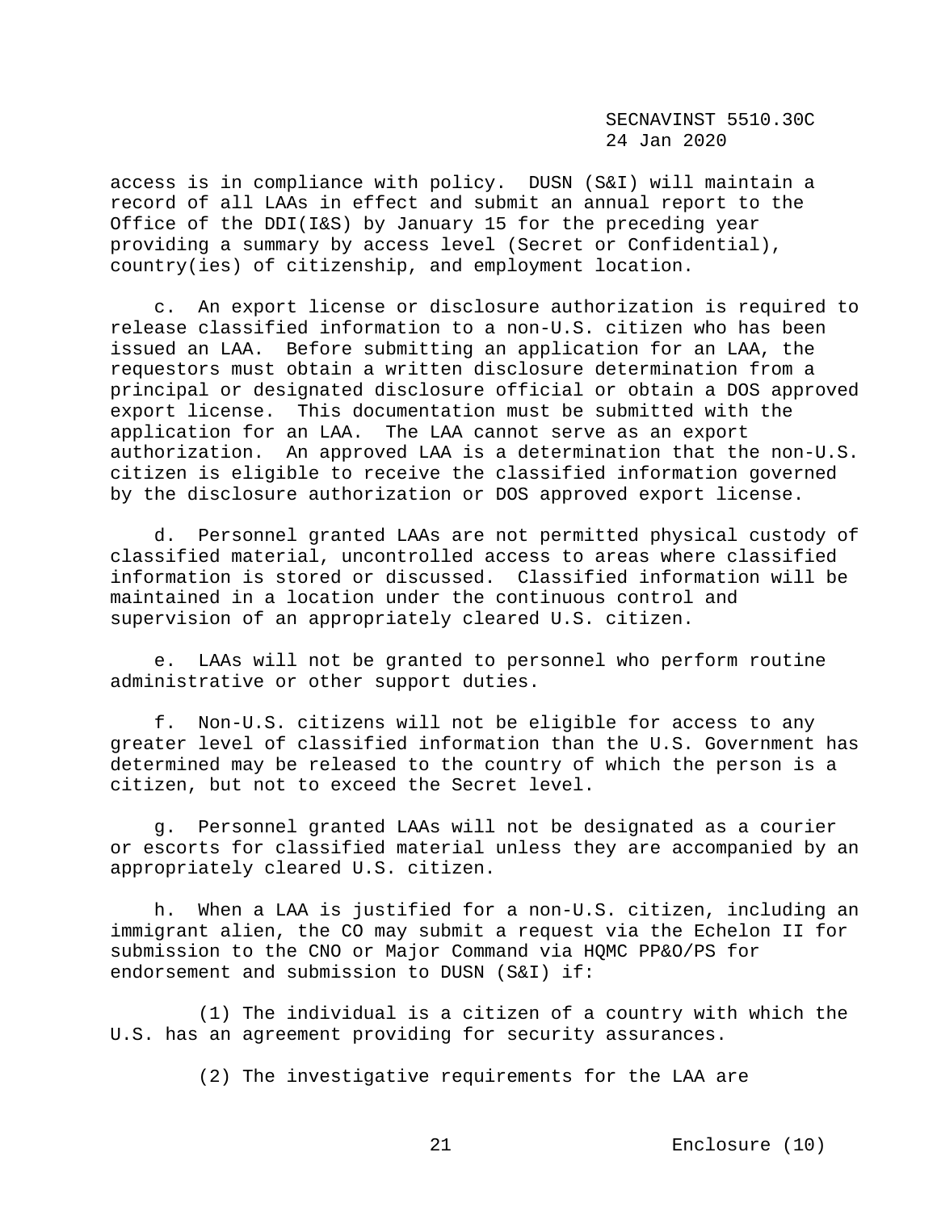access is in compliance with policy. DUSN (S&I) will maintain a record of all LAAs in effect and submit an annual report to the Office of the DDI(I&S) by January 15 for the preceding year providing a summary by access level (Secret or Confidential), country(ies) of citizenship, and employment location.

c. An export license or disclosure authorization is required to release classified information to a non-U.S. citizen who has been issued an LAA. Before submitting an application for an LAA, the requestors must obtain a written disclosure determination from a principal or designated disclosure official or obtain a DOS approved export license. This documentation must be submitted with the application for an LAA. The LAA cannot serve as an export authorization. An approved LAA is a determination that the non-U.S. citizen is eligible to receive the classified information governed by the disclosure authorization or DOS approved export license.

d. Personnel granted LAAs are not permitted physical custody of classified material, uncontrolled access to areas where classified information is stored or discussed. Classified information will be maintained in a location under the continuous control and supervision of an appropriately cleared U.S. citizen.

e. LAAs will not be granted to personnel who perform routine administrative or other support duties.

f. Non-U.S. citizens will not be eligible for access to any greater level of classified information than the U.S. Government has determined may be released to the country of which the person is a citizen, but not to exceed the Secret level.

g. Personnel granted LAAs will not be designated as a courier or escorts for classified material unless they are accompanied by an appropriately cleared U.S. citizen.

h. When a LAA is justified for a non-U.S. citizen, including an immigrant alien, the CO may submit a request via the Echelon II for submission to the CNO or Major Command via HQMC PP&O/PS for endorsement and submission to DUSN (S&I) if:

(1) The individual is a citizen of a country with which the U.S. has an agreement providing for security assurances.

(2) The investigative requirements for the LAA are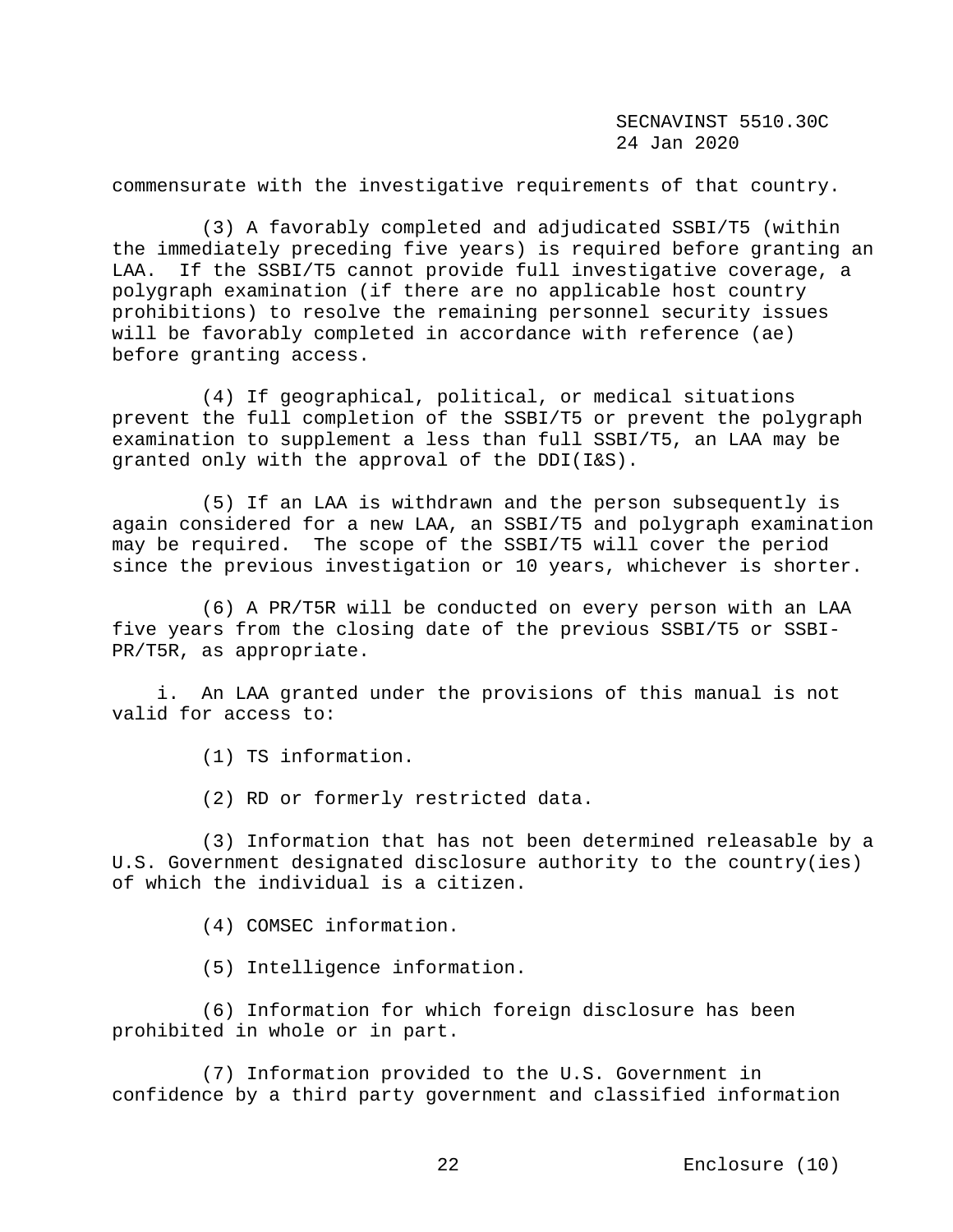commensurate with the investigative requirements of that country.

(3) A favorably completed and adjudicated SSBI/T5 (within the immediately preceding five years) is required before granting an LAA. If the SSBI/T5 cannot provide full investigative coverage, a polygraph examination (if there are no applicable host country prohibitions) to resolve the remaining personnel security issues will be favorably completed in accordance with reference (ae) before granting access.

(4) If geographical, political, or medical situations prevent the full completion of the SSBI/T5 or prevent the polygraph examination to supplement a less than full SSBI/T5, an LAA may be granted only with the approval of the DDI(I&S).

(5) If an LAA is withdrawn and the person subsequently is again considered for a new LAA, an SSBI/T5 and polygraph examination may be required. The scope of the SSBI/T5 will cover the period since the previous investigation or 10 years, whichever is shorter.

(6) A PR/T5R will be conducted on every person with an LAA five years from the closing date of the previous SSBI/T5 or SSBI-PR/T5R, as appropriate.

i. An LAA granted under the provisions of this manual is not valid for access to:

(1) TS information.

(2) RD or formerly restricted data.

(3) Information that has not been determined releasable by a U.S. Government designated disclosure authority to the country(ies) of which the individual is a citizen.

(4) COMSEC information.

(5) Intelligence information.

(6) Information for which foreign disclosure has been prohibited in whole or in part.

(7) Information provided to the U.S. Government in confidence by a third party government and classified information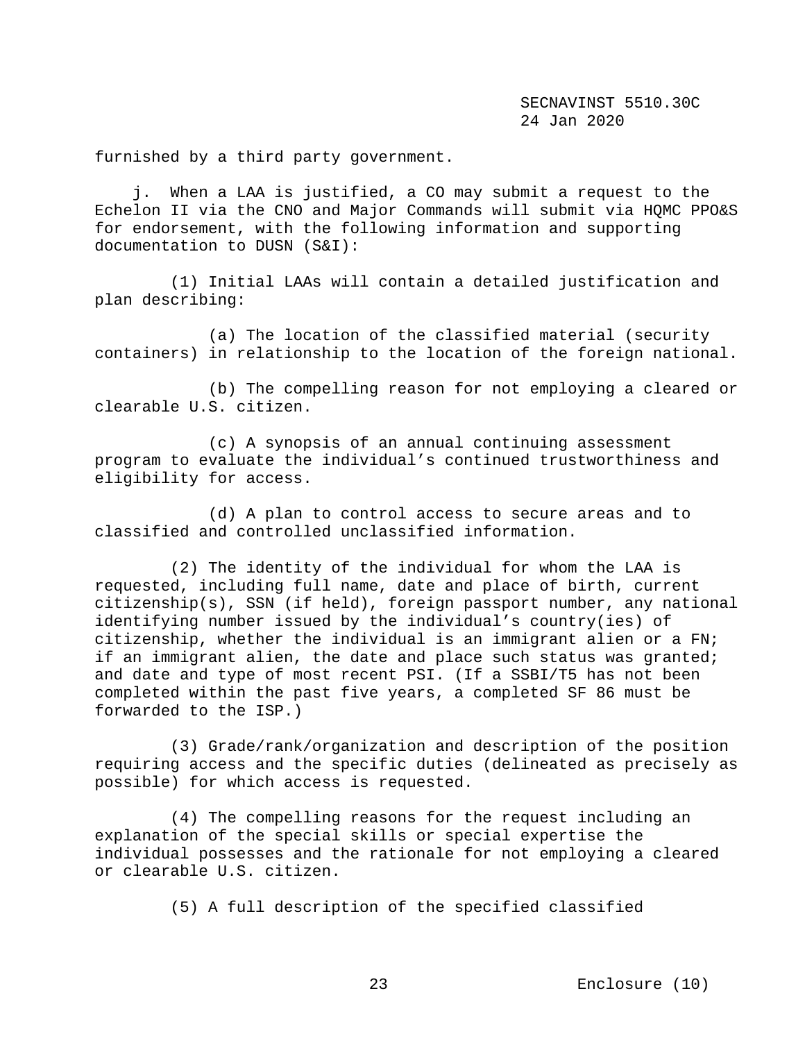furnished by a third party government.

j. When a LAA is justified, a CO may submit a request to the Echelon II via the CNO and Major Commands will submit via HQMC PPO&S for endorsement, with the following information and supporting documentation to DUSN (S&I):

(1) Initial LAAs will contain a detailed justification and plan describing:

(a) The location of the classified material (security containers) in relationship to the location of the foreign national.

(b) The compelling reason for not employing a cleared or clearable U.S. citizen.

(c) A synopsis of an annual continuing assessment program to evaluate the individual's continued trustworthiness and eligibility for access.

(d) A plan to control access to secure areas and to classified and controlled unclassified information.

(2) The identity of the individual for whom the LAA is requested, including full name, date and place of birth, current citizenship(s), SSN (if held), foreign passport number, any national identifying number issued by the individual's country(ies) of citizenship, whether the individual is an immigrant alien or a FN; if an immigrant alien, the date and place such status was granted; and date and type of most recent PSI. (If a SSBI/T5 has not been completed within the past five years, a completed SF 86 must be forwarded to the ISP.)

(3) Grade/rank/organization and description of the position requiring access and the specific duties (delineated as precisely as possible) for which access is requested.

(4) The compelling reasons for the request including an explanation of the special skills or special expertise the individual possesses and the rationale for not employing a cleared or clearable U.S. citizen.

(5) A full description of the specified classified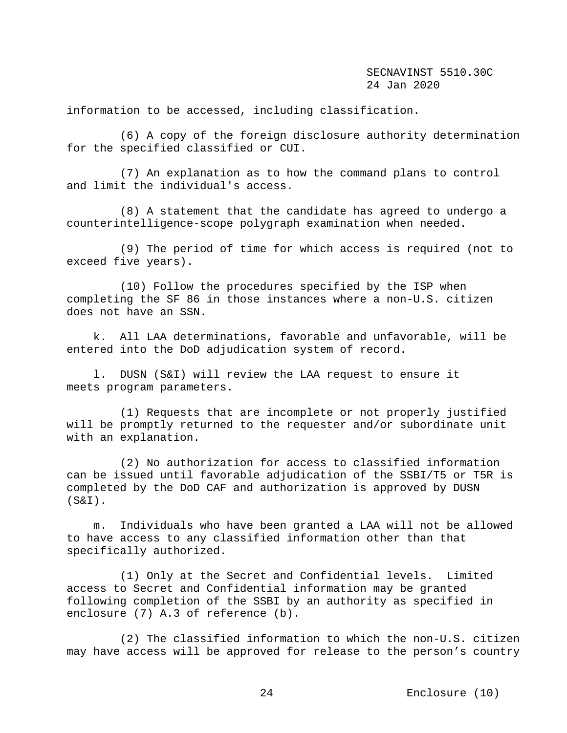information to be accessed, including classification.

(6) A copy of the foreign disclosure authority determination for the specified classified or CUI.

(7) An explanation as to how the command plans to control and limit the individual's access.

(8) A statement that the candidate has agreed to undergo a counterintelligence-scope polygraph examination when needed.

(9) The period of time for which access is required (not to exceed five years).

(10) Follow the procedures specified by the ISP when completing the SF 86 in those instances where a non-U.S. citizen does not have an SSN.

k. All LAA determinations, favorable and unfavorable, will be entered into the DoD adjudication system of record.

l. DUSN (S&I) will review the LAA request to ensure it meets program parameters.

(1) Requests that are incomplete or not properly justified will be promptly returned to the requester and/or subordinate unit with an explanation.

(2) No authorization for access to classified information can be issued until favorable adjudication of the SSBI/T5 or T5R is completed by the DoD CAF and authorization is approved by DUSN (S&I).

m. Individuals who have been granted a LAA will not be allowed to have access to any classified information other than that specifically authorized.

(1) Only at the Secret and Confidential levels. Limited access to Secret and Confidential information may be granted following completion of the SSBI by an authority as specified in enclosure (7) A.3 of reference (b).

(2) The classified information to which the non-U.S. citizen may have access will be approved for release to the person's country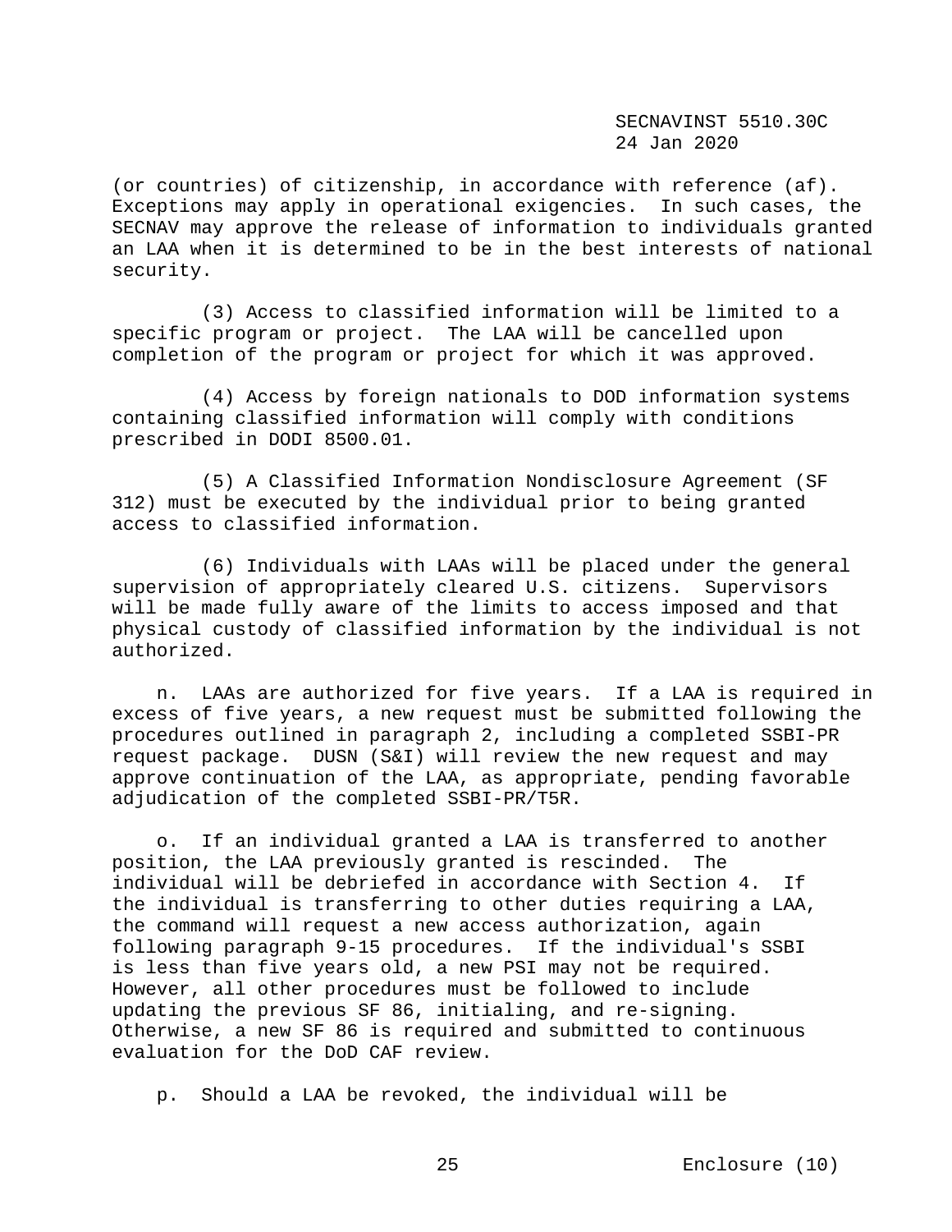(or countries) of citizenship, in accordance with reference (af). Exceptions may apply in operational exigencies. In such cases, the SECNAV may approve the release of information to individuals granted an LAA when it is determined to be in the best interests of national security.

(3) Access to classified information will be limited to a specific program or project. The LAA will be cancelled upon completion of the program or project for which it was approved.

(4) Access by foreign nationals to DOD information systems containing classified information will comply with conditions prescribed in DODI 8500.01.

(5) A Classified Information Nondisclosure Agreement (SF 312) must be executed by the individual prior to being granted access to classified information.

(6) Individuals with LAAs will be placed under the general supervision of appropriately cleared U.S. citizens. Supervisors will be made fully aware of the limits to access imposed and that physical custody of classified information by the individual is not authorized.

n. LAAs are authorized for five years. If a LAA is required in excess of five years, a new request must be submitted following the procedures outlined in paragraph 2, including a completed SSBI-PR request package. DUSN (S&I) will review the new request and may approve continuation of the LAA, as appropriate, pending favorable adjudication of the completed SSBI-PR/T5R.

o. If an individual granted a LAA is transferred to another position, the LAA previously granted is rescinded. The individual will be debriefed in accordance with Section 4. If the individual is transferring to other duties requiring a LAA, the command will request a new access authorization, again following paragraph 9-15 procedures. If the individual's SSBI is less than five years old, a new PSI may not be required. However, all other procedures must be followed to include updating the previous SF 86, initialing, and re-signing. Otherwise, a new SF 86 is required and submitted to continuous evaluation for the DoD CAF review.

p. Should a LAA be revoked, the individual will be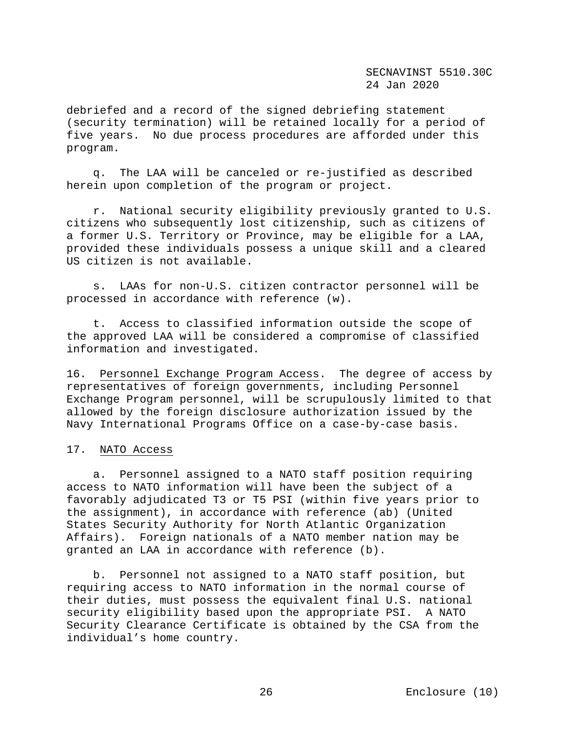debriefed and a record of the signed debriefing statement (security termination) will be retained locally for a period of five years. No due process procedures are afforded under this program.

q. The LAA will be canceled or re-justified as described herein upon completion of the program or project.

r. National security eligibility previously granted to U.S. citizens who subsequently lost citizenship, such as citizens of a former U.S. Territory or Province, may be eligible for a LAA, provided these individuals possess a unique skill and a cleared US citizen is not available.

s. LAAs for non-U.S. citizen contractor personnel will be processed in accordance with reference (w).

t. Access to classified information outside the scope of the approved LAA will be considered a compromise of classified information and investigated.

16. Personnel Exchange Program Access. The degree of access by representatives of foreign governments, including Personnel Exchange Program personnel, will be scrupulously limited to that allowed by the foreign disclosure authorization issued by the Navy International Programs Office on a case-by-case basis.

17. NATO Access

a. Personnel assigned to a NATO staff position requiring access to NATO information will have been the subject of a favorably adjudicated T3 or T5 PSI (within five years prior to the assignment), in accordance with reference (ab) (United States Security Authority for North Atlantic Organization Affairs). Foreign nationals of a NATO member nation may be granted an LAA in accordance with reference (b).

b. Personnel not assigned to a NATO staff position, but requiring access to NATO information in the normal course of their duties, must possess the equivalent final U.S. national security eligibility based upon the appropriate PSI. A NATO Security Clearance Certificate is obtained by the CSA from the individual's home country.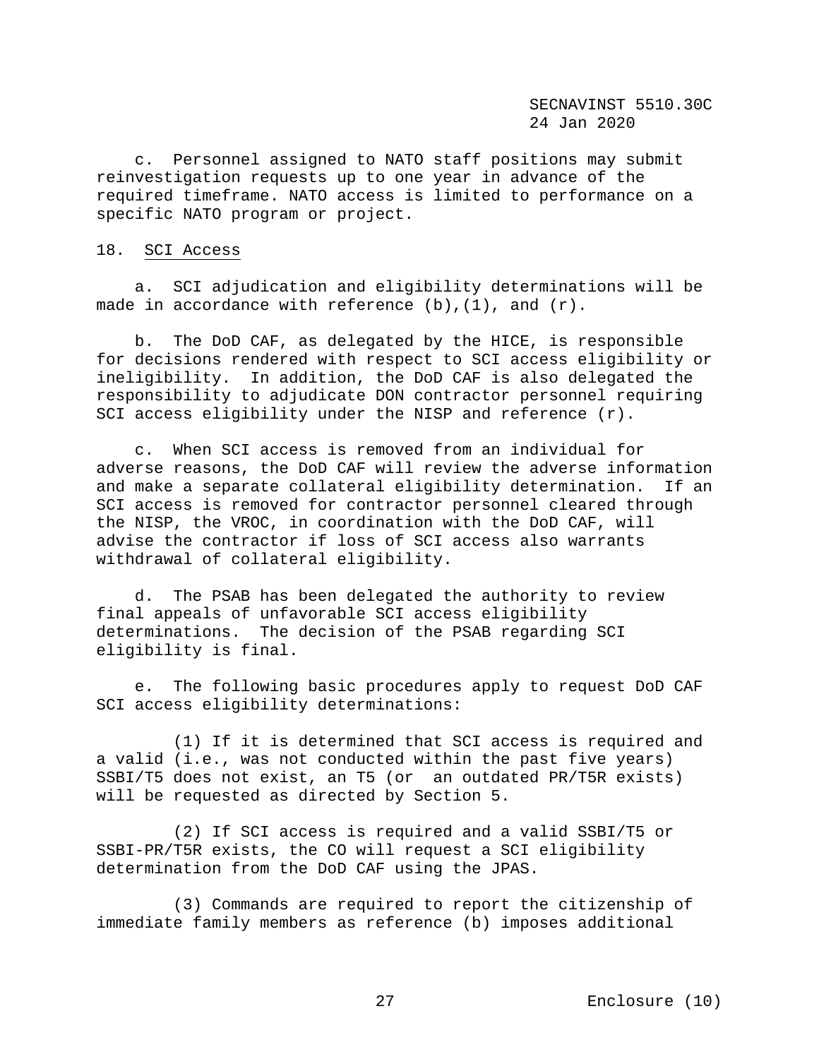c. Personnel assigned to NATO staff positions may submit reinvestigation requests up to one year in advance of the required timeframe. NATO access is limited to performance on a specific NATO program or project.

18. SCI Access

a. SCI adjudication and eligibility determinations will be made in accordance with reference (b),(1), and (r).

b. The DoD CAF, as delegated by the HICE, is responsible for decisions rendered with respect to SCI access eligibility or ineligibility. In addition, the DoD CAF is also delegated the responsibility to adjudicate DON contractor personnel requiring SCI access eligibility under the NISP and reference (r).

c. When SCI access is removed from an individual for adverse reasons, the DoD CAF will review the adverse information and make a separate collateral eligibility determination. If an SCI access is removed for contractor personnel cleared through the NISP, the VROC, in coordination with the DoD CAF, will advise the contractor if loss of SCI access also warrants withdrawal of collateral eligibility.

d. The PSAB has been delegated the authority to review final appeals of unfavorable SCI access eligibility determinations. The decision of the PSAB regarding SCI eligibility is final.

e. The following basic procedures apply to request DoD CAF SCI access eligibility determinations:

(1) If it is determined that SCI access is required and a valid (i.e., was not conducted within the past five years) SSBI/T5 does not exist, an T5 (or an outdated PR/T5R exists) will be requested as directed by Section 5.

(2) If SCI access is required and a valid SSBI/T5 or SSBI-PR/T5R exists, the CO will request a SCI eligibility determination from the DoD CAF using the JPAS.

(3) Commands are required to report the citizenship of immediate family members as reference (b) imposes additional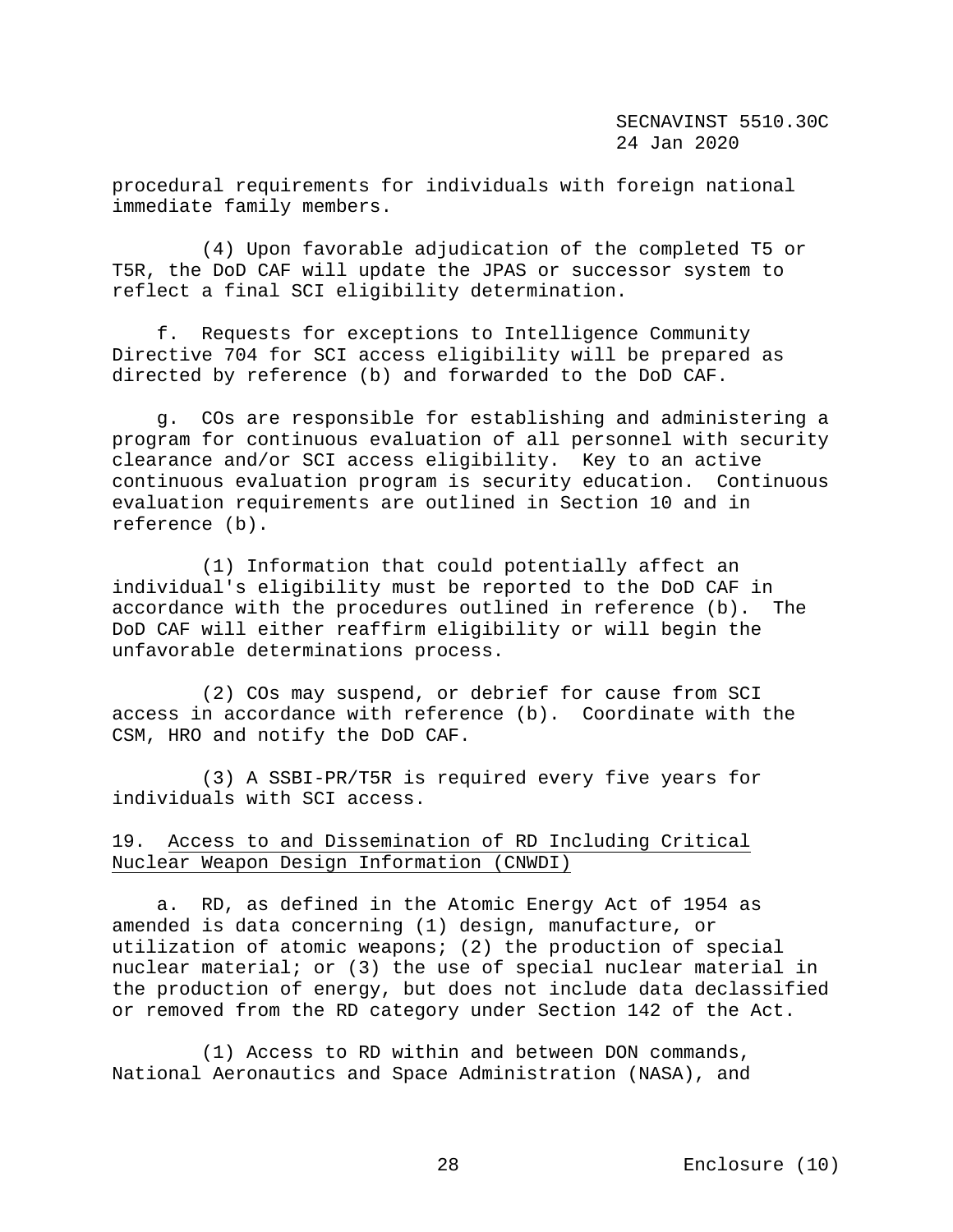procedural requirements for individuals with foreign national immediate family members.

(4) Upon favorable adjudication of the completed T5 or T5R, the DoD CAF will update the JPAS or successor system to reflect a final SCI eligibility determination.

f. Requests for exceptions to Intelligence Community Directive 704 for SCI access eligibility will be prepared as directed by reference (b) and forwarded to the DoD CAF.

g. COs are responsible for establishing and administering a program for continuous evaluation of all personnel with security clearance and/or SCI access eligibility. Key to an active continuous evaluation program is security education. Continuous evaluation requirements are outlined in Section 10 and in reference (b).

(1) Information that could potentially affect an individual's eligibility must be reported to the DoD CAF in accordance with the procedures outlined in reference (b). The DoD CAF will either reaffirm eligibility or will begin the unfavorable determinations process.

(2) COs may suspend, or debrief for cause from SCI access in accordance with reference (b). Coordinate with the CSM, HRO and notify the DoD CAF.

(3) A SSBI-PR/T5R is required every five years for individuals with SCI access.

19. Access to and Dissemination of RD Including Critical Nuclear Weapon Design Information (CNWDI)

a. RD, as defined in the Atomic Energy Act of 1954 as amended is data concerning (1) design, manufacture, or utilization of atomic weapons; (2) the production of special nuclear material; or (3) the use of special nuclear material in the production of energy, but does not include data declassified or removed from the RD category under Section 142 of the Act.

(1) Access to RD within and between DON commands, National Aeronautics and Space Administration (NASA), and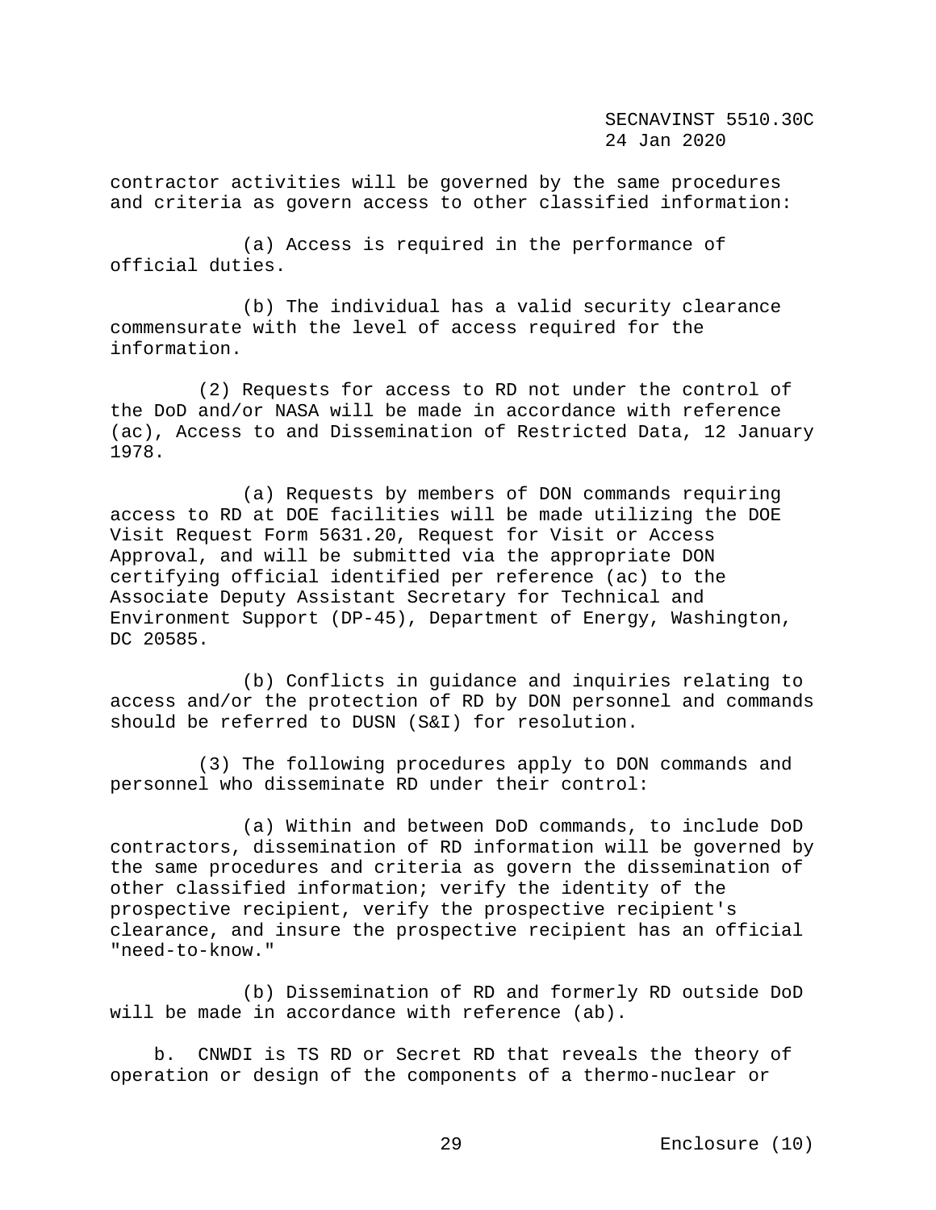contractor activities will be governed by the same procedures and criteria as govern access to other classified information:

(a) Access is required in the performance of official duties.

(b) The individual has a valid security clearance commensurate with the level of access required for the information.

(2) Requests for access to RD not under the control of the DoD and/or NASA will be made in accordance with reference (ac), Access to and Dissemination of Restricted Data, 12 January 1978.

(a) Requests by members of DON commands requiring access to RD at DOE facilities will be made utilizing the DOE Visit Request Form 5631.20, Request for Visit or Access Approval, and will be submitted via the appropriate DON certifying official identified per reference (ac) to the Associate Deputy Assistant Secretary for Technical and Environment Support (DP-45), Department of Energy, Washington, DC 20585.

(b) Conflicts in guidance and inquiries relating to access and/or the protection of RD by DON personnel and commands should be referred to DUSN (S&I) for resolution.

(3) The following procedures apply to DON commands and personnel who disseminate RD under their control:

(a) Within and between DoD commands, to include DoD contractors, dissemination of RD information will be governed by the same procedures and criteria as govern the dissemination of other classified information; verify the identity of the prospective recipient, verify the prospective recipient's clearance, and insure the prospective recipient has an official "need-to-know."

(b) Dissemination of RD and formerly RD outside DoD will be made in accordance with reference (ab).

b. CNWDI is TS RD or Secret RD that reveals the theory of operation or design of the components of a thermo-nuclear or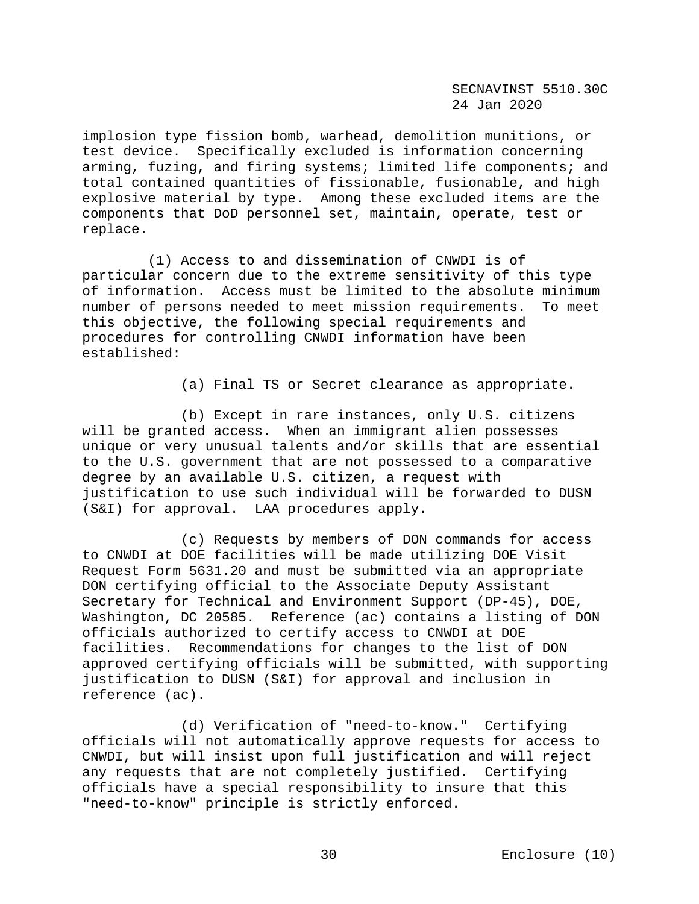implosion type fission bomb, warhead, demolition munitions, or test device. Specifically excluded is information concerning arming, fuzing, and firing systems; limited life components; and total contained quantities of fissionable, fusionable, and high explosive material by type. Among these excluded items are the components that DoD personnel set, maintain, operate, test or replace.

(1) Access to and dissemination of CNWDI is of particular concern due to the extreme sensitivity of this type of information. Access must be limited to the absolute minimum number of persons needed to meet mission requirements. To meet this objective, the following special requirements and procedures for controlling CNWDI information have been established:

(a) Final TS or Secret clearance as appropriate.

(b) Except in rare instances, only U.S. citizens will be granted access. When an immigrant alien possesses unique or very unusual talents and/or skills that are essential to the U.S. government that are not possessed to a comparative degree by an available U.S. citizen, a request with justification to use such individual will be forwarded to DUSN (S&I) for approval. LAA procedures apply.

(c) Requests by members of DON commands for access to CNWDI at DOE facilities will be made utilizing DOE Visit Request Form 5631.20 and must be submitted via an appropriate DON certifying official to the Associate Deputy Assistant Secretary for Technical and Environment Support (DP-45), DOE, Washington, DC 20585. Reference (ac) contains a listing of DON officials authorized to certify access to CNWDI at DOE facilities. Recommendations for changes to the list of DON approved certifying officials will be submitted, with supporting justification to DUSN (S&I) for approval and inclusion in reference (ac).

(d) Verification of "need-to-know." Certifying officials will not automatically approve requests for access to CNWDI, but will insist upon full justification and will reject any requests that are not completely justified. Certifying officials have a special responsibility to insure that this "need-to-know" principle is strictly enforced.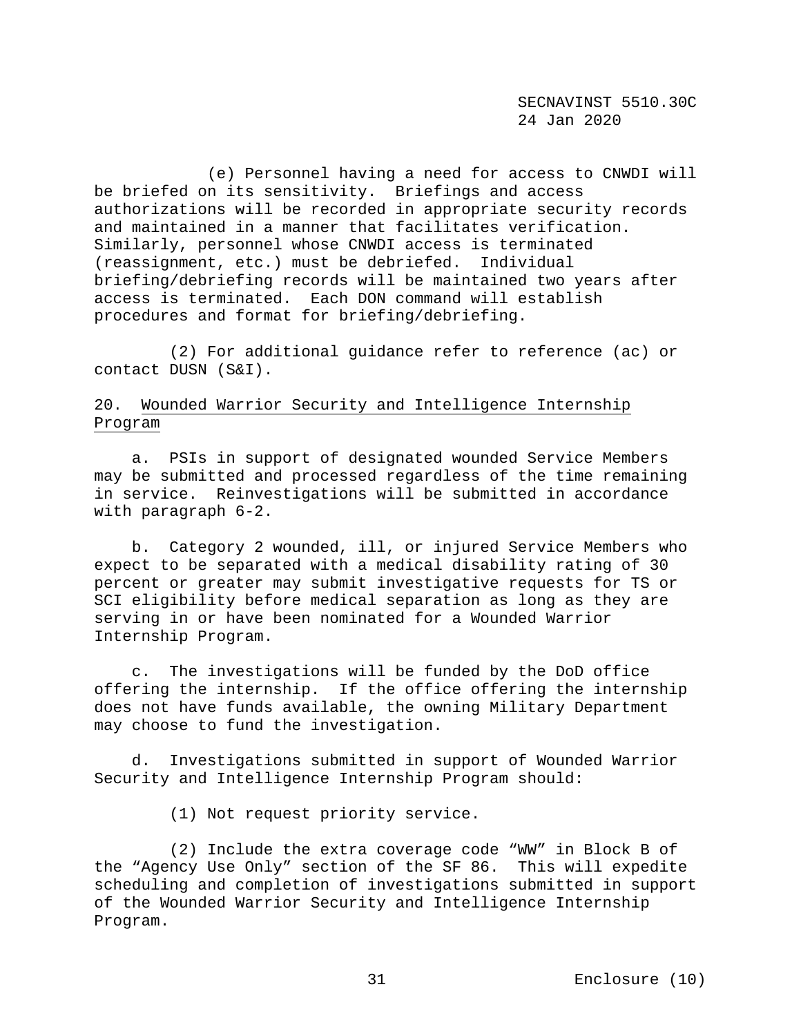(e) Personnel having a need for access to CNWDI will be briefed on its sensitivity. Briefings and access authorizations will be recorded in appropriate security records and maintained in a manner that facilitates verification. Similarly, personnel whose CNWDI access is terminated (reassignment, etc.) must be debriefed. Individual briefing/debriefing records will be maintained two years after access is terminated. Each DON command will establish procedures and format for briefing/debriefing.

(2) For additional guidance refer to reference (ac) or contact DUSN (S&I).

20. Wounded Warrior Security and Intelligence Internship Program

a. PSIs in support of designated wounded Service Members may be submitted and processed regardless of the time remaining in service. Reinvestigations will be submitted in accordance with paragraph 6-2.

b. Category 2 wounded, ill, or injured Service Members who expect to be separated with a medical disability rating of 30 percent or greater may submit investigative requests for TS or SCI eligibility before medical separation as long as they are serving in or have been nominated for a Wounded Warrior Internship Program.

c. The investigations will be funded by the DoD office offering the internship. If the office offering the internship does not have funds available, the owning Military Department may choose to fund the investigation.

d. Investigations submitted in support of Wounded Warrior Security and Intelligence Internship Program should:

(1) Not request priority service.

(2) Include the extra coverage code "WW" in Block B of the "Agency Use Only" section of the SF 86. This will expedite scheduling and completion of investigations submitted in support of the Wounded Warrior Security and Intelligence Internship Program.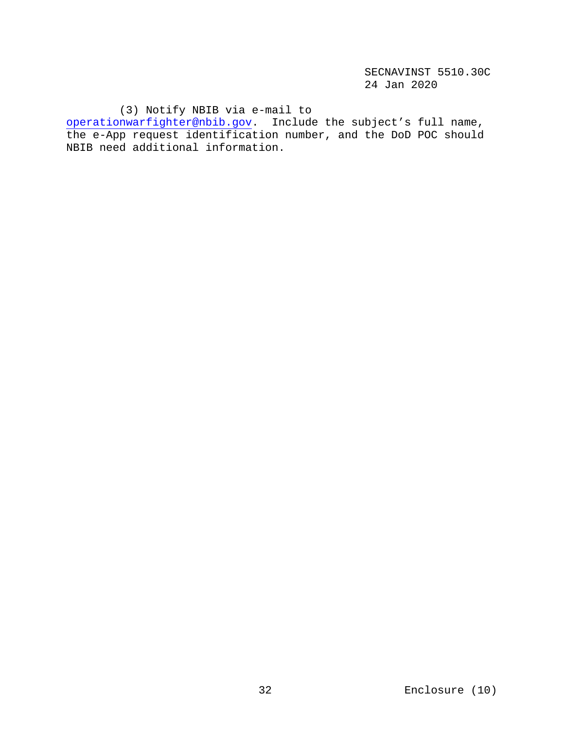(3) Notify NBIB via e-mail to operationwarfighter@nbib.gov. Include the subject's full name, the e-App request identification number, and the DoD POC should NBIB need additional information.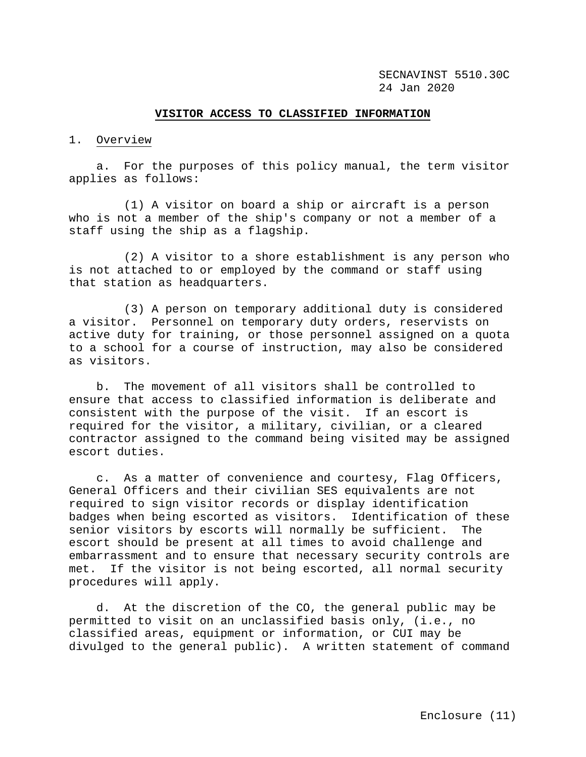# VISITOR ACCESS TO CLASSIFIED INFORMATION

1. Overview

a. For the purposes of this policy manual, the term visitor applies as follows:

(1) A visitor on board a ship or aircraft is a person who is not a member of the ship's company or not a member of a staff using the ship as a flagship.

(2) A visitor to a shore establishment is any person who is not attached to or employed by the command or staff using that station as headquarters.

(3) A person on temporary additional duty is considered a visitor. Personnel on temporary duty orders, reservists on active duty for training, or those personnel assigned on a quota to a school for a course of instruction, may also be considered as visitors.

b. The movement of all visitors shall be controlled to ensure that access to classified information is deliberate and consistent with the purpose of the visit. If an escort is required for the visitor, a military, civilian, or a cleared contractor assigned to the command being visited may be assigned escort duties.

c. As a matter of convenience and courtesy, Flag Officers, General Officers and their civilian SES equivalents are not required to sign visitor records or display identification badges when being escorted as visitors. Identification of these senior visitors by escorts will normally be sufficient. The escort should be present at all times to avoid challenge and embarrassment and to ensure that necessary security controls are met. If the visitor is not being escorted, all normal security procedures will apply.

d. At the discretion of the CO, the general public may be permitted to visit on an unclassified basis only, (i.e., no classified areas, equipment or information, or CUI may be divulged to the general public). A written statement of command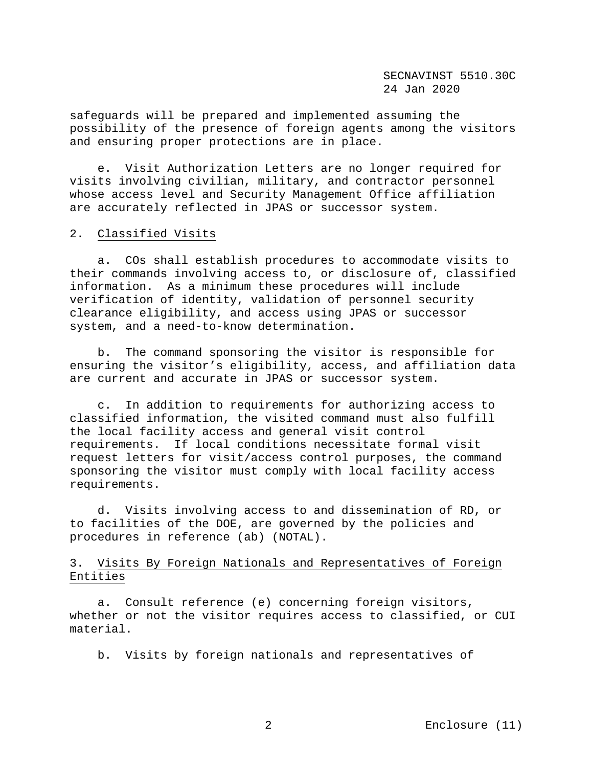safeguards will be prepared and implemented assuming the possibility of the presence of foreign agents among the visitors and ensuring proper protections are in place.

e. Visit Authorization Letters are no longer required for visits involving civilian, military, and contractor personnel whose access level and Security Management Office affiliation are accurately reflected in JPAS or successor system.

2. Classified Visits

a. COs shall establish procedures to accommodate visits to their commands involving access to, or disclosure of, classified information. As a minimum these procedures will include verification of identity, validation of personnel security clearance eligibility, and access using JPAS or successor system, and a need-to-know determination.

b. The command sponsoring the visitor is responsible for ensuring the visitor's eligibility, access, and affiliation data are current and accurate in JPAS or successor system.

c. In addition to requirements for authorizing access to classified information, the visited command must also fulfill the local facility access and general visit control requirements. If local conditions necessitate formal visit request letters for visit/access control purposes, the command sponsoring the visitor must comply with local facility access requirements.

d. Visits involving access to and dissemination of RD, or to facilities of the DOE, are governed by the policies and procedures in reference (ab) (NOTAL).

3. Visits By Foreign Nationals and Representatives of Foreign Entities

a. Consult reference (e) concerning foreign visitors, whether or not the visitor requires access to classified, or CUI material.

b. Visits by foreign nationals and representatives of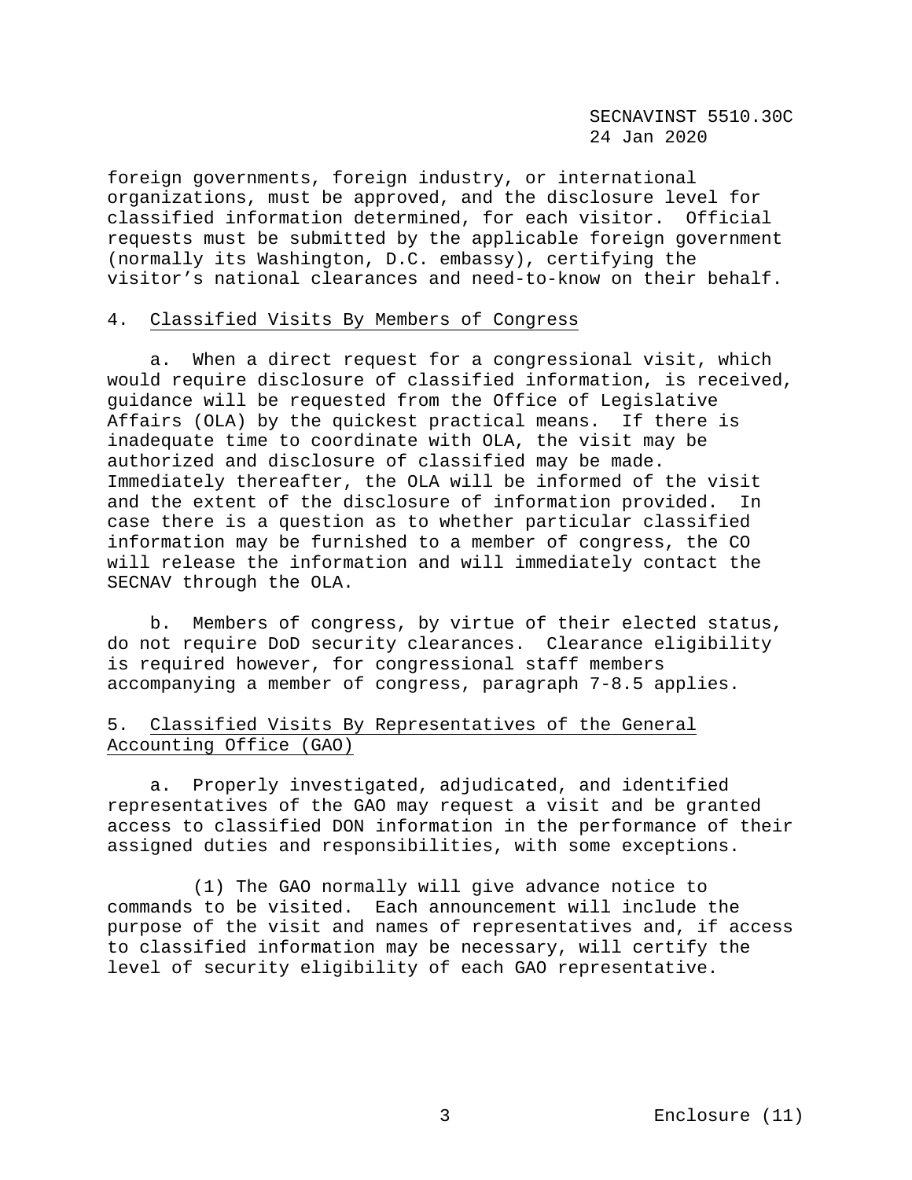foreign governments, foreign industry, or international organizations, must be approved, and the disclosure level for classified information determined, for each visitor. Official requests must be submitted by the applicable foreign government (normally its Washington, D.C. embassy), certifying the visitor's national clearances and need-to-know on their behalf.

4. Classified Visits By Members of Congress

a. When a direct request for a congressional visit, which would require disclosure of classified information, is received, guidance will be requested from the Office of Legislative Affairs (OLA) by the quickest practical means. If there is inadequate time to coordinate with OLA, the visit may be authorized and disclosure of classified may be made. Immediately thereafter, the OLA will be informed of the visit and the extent of the disclosure of information provided. In case there is a question as to whether particular classified information may be furnished to a member of congress, the CO will release the information and will immediately contact the SECNAV through the OLA.

b. Members of congress, by virtue of their elected status, do not require DoD security clearances. Clearance eligibility is required however, for congressional staff members accompanying a member of congress, paragraph 7-8.5 applies.

5. Classified Visits By Representatives of the General Accounting Office (GAO)

a. Properly investigated, adjudicated, and identified representatives of the GAO may request a visit and be granted access to classified DON information in the performance of their assigned duties and responsibilities, with some exceptions.

(1) The GAO normally will give advance notice to commands to be visited. Each announcement will include the purpose of the visit and names of representatives and, if access to classified information may be necessary, will certify the level of security eligibility of each GAO representative.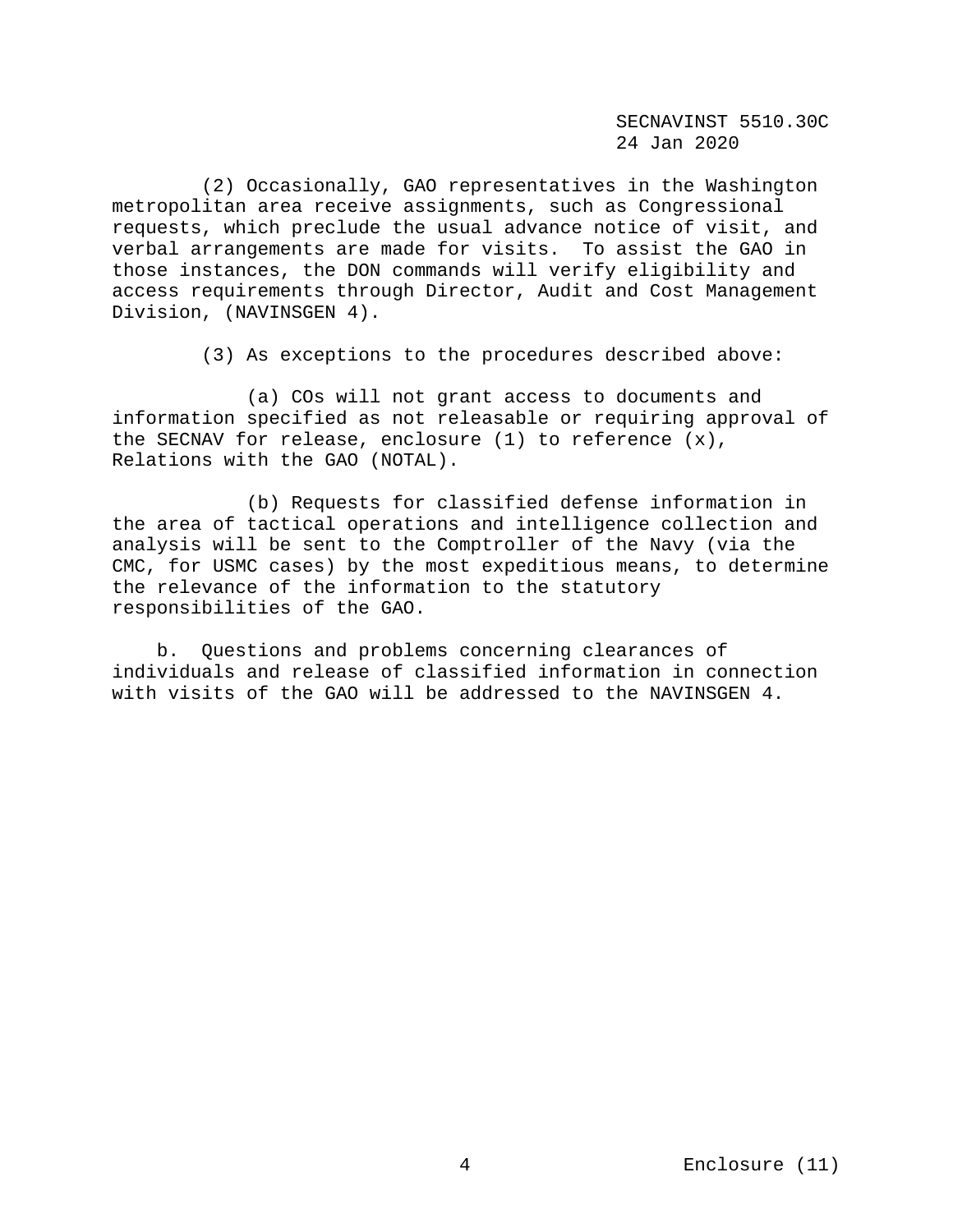(2) Occasionally, GAO representatives in the Washington metropolitan area receive assignments, such as Congressional requests, which preclude the usual advance notice of visit, and verbal arrangements are made for visits. To assist the GAO in those instances, the DON commands will verify eligibility and access requirements through Director, Audit and Cost Management Division, (NAVINSGEN 4).

(3) As exceptions to the procedures described above:

(a) COs will not grant access to documents and information specified as not releasable or requiring approval of the SECNAV for release, enclosure (1) to reference (x), Relations with the GAO (NOTAL).

(b) Requests for classified defense information in the area of tactical operations and intelligence collection and analysis will be sent to the Comptroller of the Navy (via the CMC, for USMC cases) by the most expeditious means, to determine the relevance of the information to the statutory responsibilities of the GAO.

b. Questions and problems concerning clearances of individuals and release of classified information in connection with visits of the GAO will be addressed to the NAVINSGEN 4.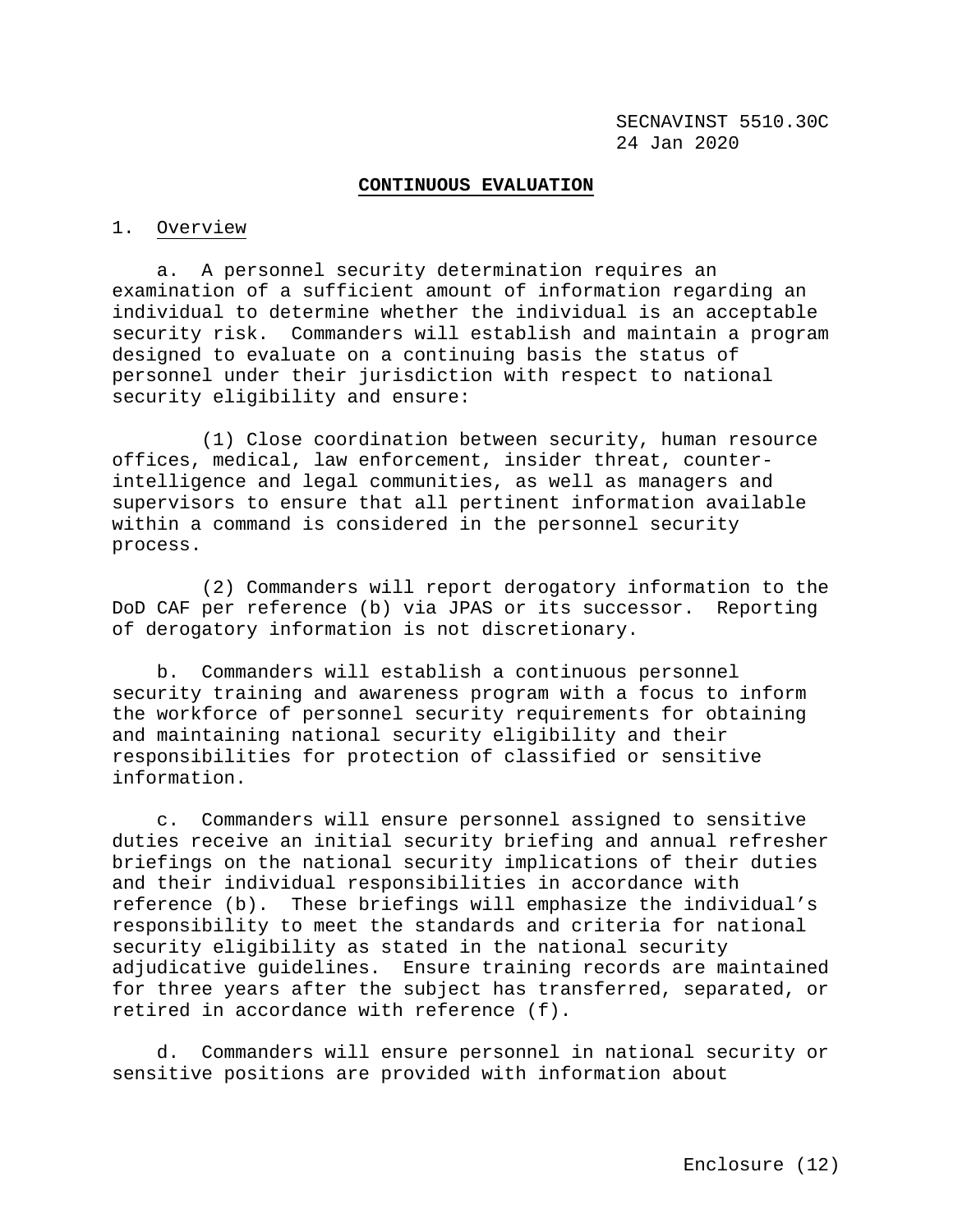# CONTINUOUS EVALUATION

1. Overview

a. A personnel security determination requires an examination of a sufficient amount of information regarding an individual to determine whether the individual is an acceptable security risk. Commanders will establish and maintain a program designed to evaluate on a continuing basis the status of personnel under their jurisdiction with respect to national security eligibility and ensure:

(1) Close coordination between security, human resource offices, medical, law enforcement, insider threat, counter-intelligence and legal communities, as well as managers and supervisors to ensure that all pertinent information available within a command is considered in the personnel security process.

(2) Commanders will report derogatory information to the DoD CAF per reference (b) via JPAS or its successor. Reporting of derogatory information is not discretionary.

b. Commanders will establish a continuous personnel security training and awareness program with a focus to inform the workforce of personnel security requirements for obtaining and maintaining national security eligibility and their responsibilities for protection of classified or sensitive information.

c. Commanders will ensure personnel assigned to sensitive duties receive an initial security briefing and annual refresher briefings on the national security implications of their duties and their individual responsibilities in accordance with reference (b). These briefings will emphasize the individual's responsibility to meet the standards and criteria for national security eligibility as stated in the national security adjudicative guidelines. Ensure training records are maintained for three years after the subject has transferred, separated, or retired in accordance with reference (f).

d. Commanders will ensure personnel in national security or sensitive positions are provided with information about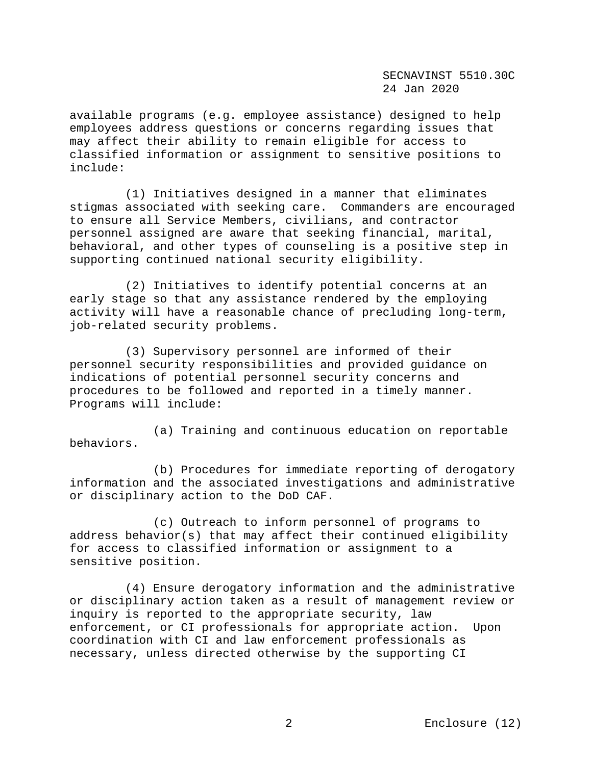available programs (e.g. employee assistance) designed to help employees address questions or concerns regarding issues that may affect their ability to remain eligible for access to classified information or assignment to sensitive positions to include:

(1) Initiatives designed in a manner that eliminates stigmas associated with seeking care. Commanders are encouraged to ensure all Service Members, civilians, and contractor personnel assigned are aware that seeking financial, marital, behavioral, and other types of counseling is a positive step in supporting continued national security eligibility.

(2) Initiatives to identify potential concerns at an early stage so that any assistance rendered by the employing activity will have a reasonable chance of precluding long-term, job-related security problems.

(3) Supervisory personnel are informed of their personnel security responsibilities and provided guidance on indications of potential personnel security concerns and procedures to be followed and reported in a timely manner. Programs will include:

(a) Training and continuous education on reportable behaviors.

(b) Procedures for immediate reporting of derogatory information and the associated investigations and administrative or disciplinary action to the DoD CAF.

(c) Outreach to inform personnel of programs to address behavior(s) that may affect their continued eligibility for access to classified information or assignment to a sensitive position.

(4) Ensure derogatory information and the administrative or disciplinary action taken as a result of management review or inquiry is reported to the appropriate security, law enforcement, or CI professionals for appropriate action. Upon coordination with CI and law enforcement professionals as necessary, unless directed otherwise by the supporting CI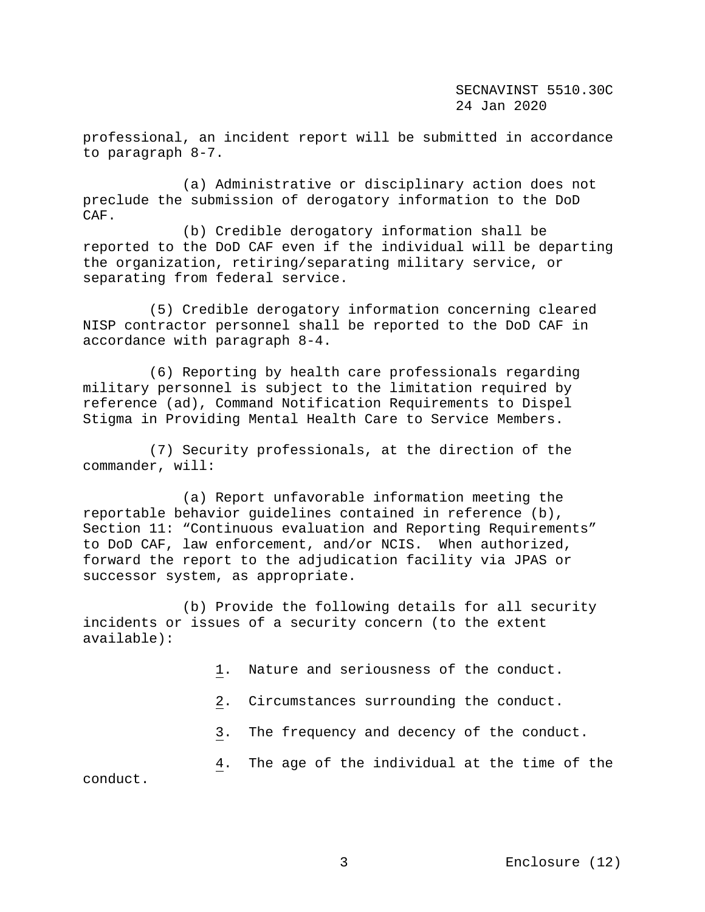professional, an incident report will be submitted in accordance to paragraph 8-7.

(a) Administrative or disciplinary action does not preclude the submission of derogatory information to the DoD CAF.

(b) Credible derogatory information shall be reported to the DoD CAF even if the individual will be departing the organization, retiring/separating military service, or separating from federal service.

(5) Credible derogatory information concerning cleared NISP contractor personnel shall be reported to the DoD CAF in accordance with paragraph 8-4.

(6) Reporting by health care professionals regarding military personnel is subject to the limitation required by reference (ad), Command Notification Requirements to Dispel Stigma in Providing Mental Health Care to Service Members.

(7) Security professionals, at the direction of the commander, will:

(a) Report unfavorable information meeting the reportable behavior guidelines contained in reference (b), Section 11: "Continuous evaluation and Reporting Requirements" to DoD CAF, law enforcement, and/or NCIS. When authorized, forward the report to the adjudication facility via JPAS or successor system, as appropriate.

(b) Provide the following details for all security incidents or issues of a security concern (to the extent available):

1. Nature and seriousness of the conduct.

2. Circumstances surrounding the conduct.

3. The frequency and decency of the conduct.

4. The age of the individual at the time of the conduct.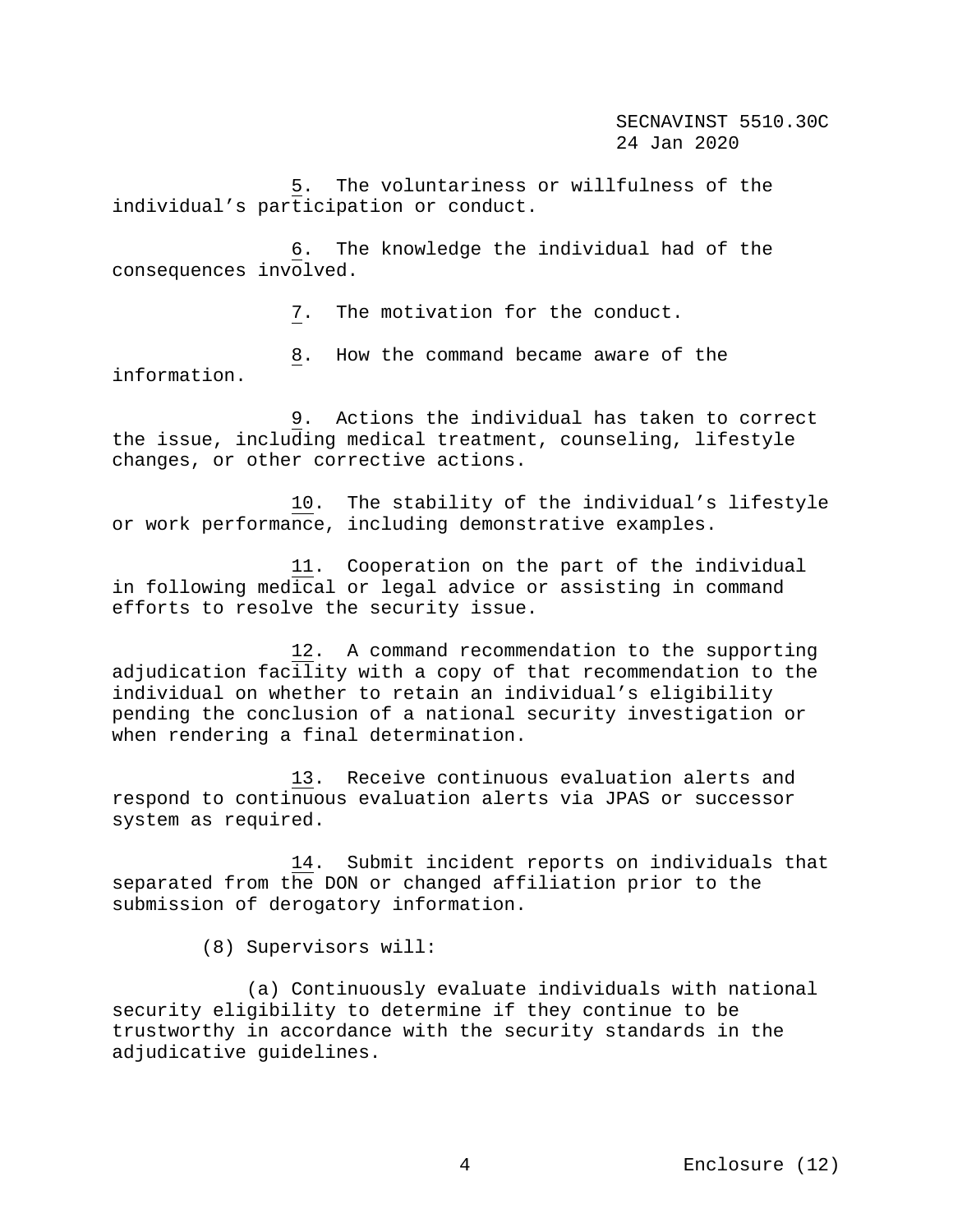5. The voluntariness or willfulness of the individual's participation or conduct.

6. The knowledge the individual had of the consequences involved.

7. The motivation for the conduct.

8. How the command became aware of the information.

9. Actions the individual has taken to correct the issue, including medical treatment, counseling, lifestyle changes, or other corrective actions.

10. The stability of the individual's lifestyle or work performance, including demonstrative examples.

11. Cooperation on the part of the individual in following medical or legal advice or assisting in command efforts to resolve the security issue.

12. A command recommendation to the supporting adjudication facility with a copy of that recommendation to the individual on whether to retain an individual's eligibility pending the conclusion of a national security investigation or when rendering a final determination.

13. Receive continuous evaluation alerts and respond to continuous evaluation alerts via JPAS or successor system as required.

14. Submit incident reports on individuals that separated from the DON or changed affiliation prior to the submission of derogatory information.

(8) Supervisors will:

(a) Continuously evaluate individuals with national security eligibility to determine if they continue to be trustworthy in accordance with the security standards in the adjudicative guidelines.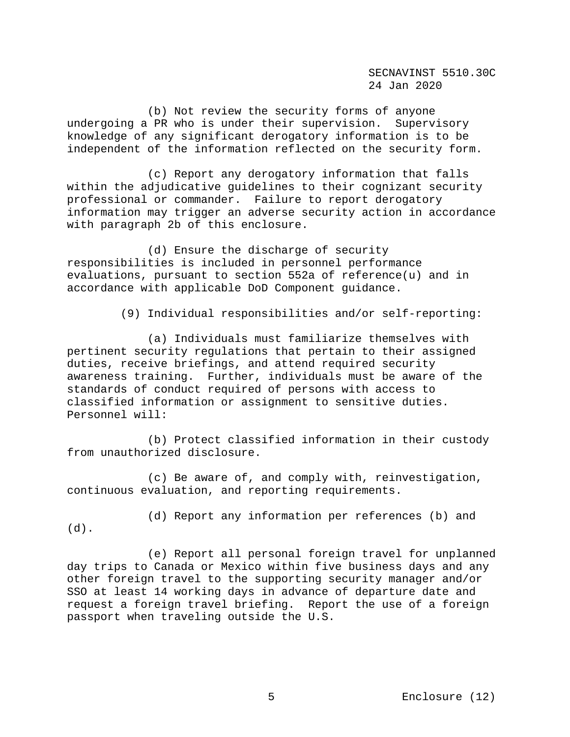(b) Not review the security forms of anyone undergoing a PR who is under their supervision. Supervisory knowledge of any significant derogatory information is to be independent of the information reflected on the security form.

(c) Report any derogatory information that falls within the adjudicative guidelines to their cognizant security professional or commander. Failure to report derogatory information may trigger an adverse security action in accordance with paragraph 2b of this enclosure.

(d) Ensure the discharge of security responsibilities is included in personnel performance evaluations, pursuant to section 552a of reference(u) and in accordance with applicable DoD Component guidance.

(9) Individual responsibilities and/or self-reporting:

(a) Individuals must familiarize themselves with pertinent security regulations that pertain to their assigned duties, receive briefings, and attend required security awareness training. Further, individuals must be aware of the standards of conduct required of persons with access to classified information or assignment to sensitive duties. Personnel will:

(b) Protect classified information in their custody from unauthorized disclosure.

(c) Be aware of, and comply with, reinvestigation, continuous evaluation, and reporting requirements.

(d) Report any information per references (b) and (d).

(e) Report all personal foreign travel for unplanned day trips to Canada or Mexico within five business days and any other foreign travel to the supporting security manager and/or SSO at least 14 working days in advance of departure date and request a foreign travel briefing. Report the use of a foreign passport when traveling outside the U.S.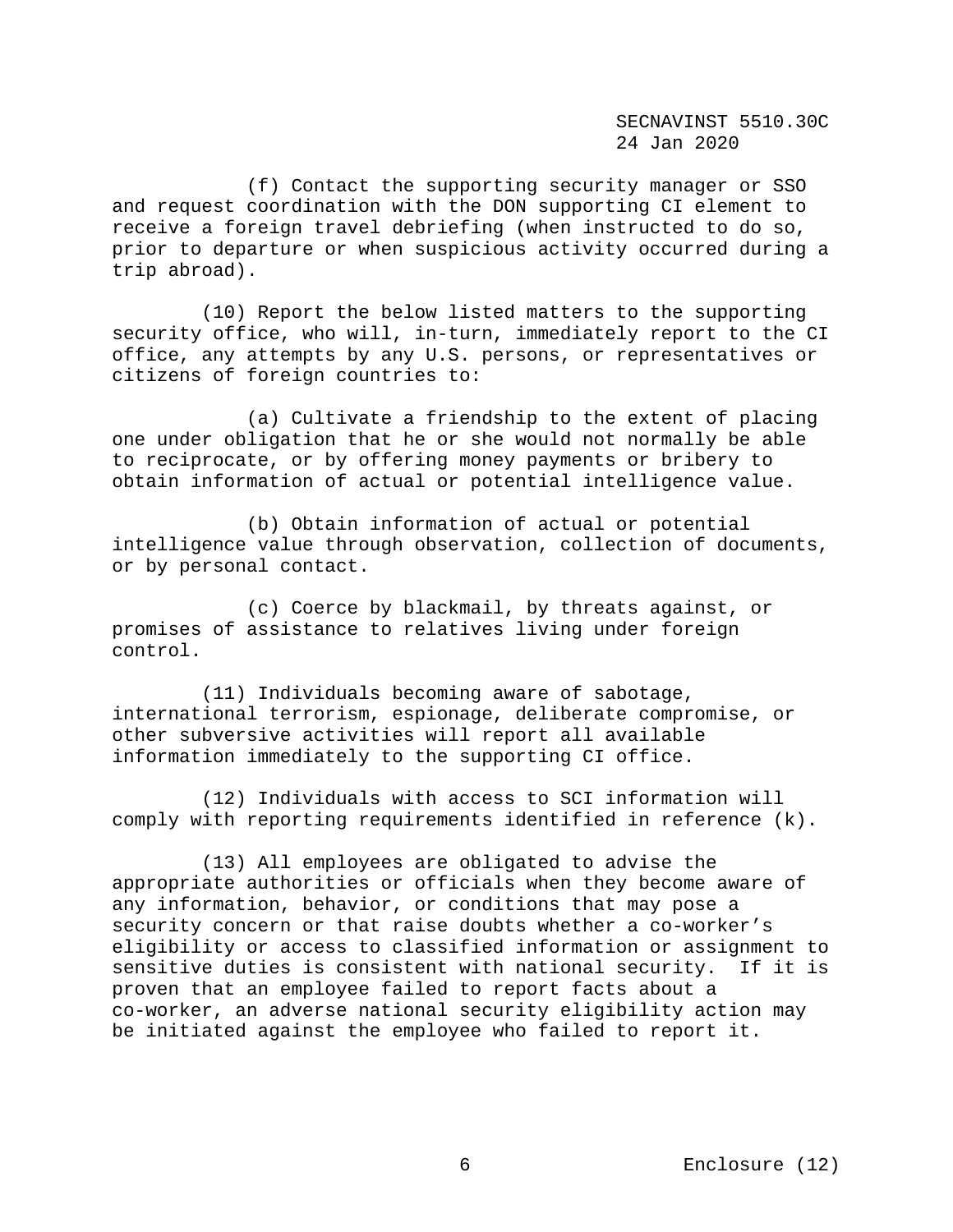(f) Contact the supporting security manager or SSO and request coordination with the DON supporting CI element to receive a foreign travel debriefing (when instructed to do so, prior to departure or when suspicious activity occurred during a trip abroad).

(10) Report the below listed matters to the supporting security office, who will, in-turn, immediately report to the CI office, any attempts by any U.S. persons, or representatives or citizens of foreign countries to:

(a) Cultivate a friendship to the extent of placing one under obligation that he or she would not normally be able to reciprocate, or by offering money payments or bribery to obtain information of actual or potential intelligence value.

(b) Obtain information of actual or potential intelligence value through observation, collection of documents, or by personal contact.

(c) Coerce by blackmail, by threats against, or promises of assistance to relatives living under foreign control.

(11) Individuals becoming aware of sabotage, international terrorism, espionage, deliberate compromise, or other subversive activities will report all available information immediately to the supporting CI office.

(12) Individuals with access to SCI information will comply with reporting requirements identified in reference (k).

(13) All employees are obligated to advise the appropriate authorities or officials when they become aware of any information, behavior, or conditions that may pose a security concern or that raise doubts whether a co-worker's eligibility or access to classified information or assignment to sensitive duties is consistent with national security. If it is proven that an employee failed to report facts about a co-worker, an adverse national security eligibility action may be initiated against the employee who failed to report it.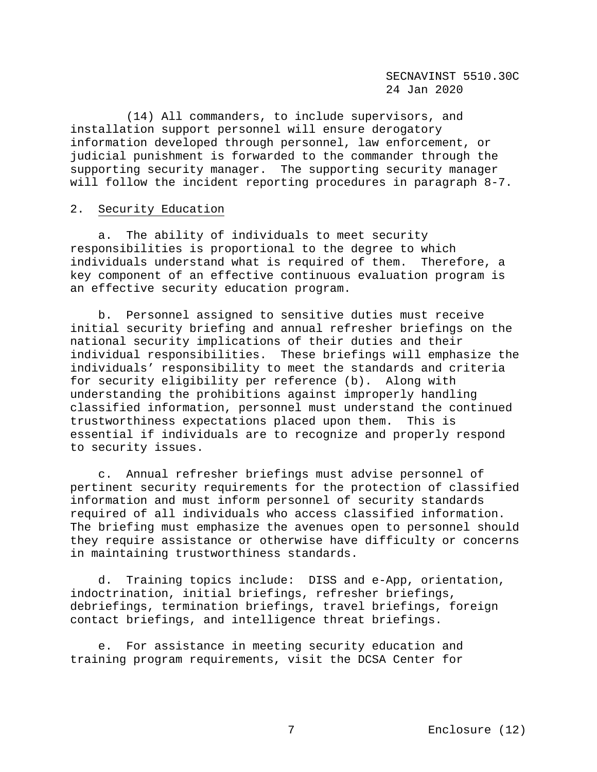(14) All commanders, to include supervisors, and installation support personnel will ensure derogatory information developed through personnel, law enforcement, or judicial punishment is forwarded to the commander through the supporting security manager. The supporting security manager will follow the incident reporting procedures in paragraph 8-7.

2. Security Education

a. The ability of individuals to meet security responsibilities is proportional to the degree to which individuals understand what is required of them. Therefore, a key component of an effective continuous evaluation program is an effective security education program.

b. Personnel assigned to sensitive duties must receive initial security briefing and annual refresher briefings on the national security implications of their duties and their individual responsibilities. These briefings will emphasize the individuals' responsibility to meet the standards and criteria for security eligibility per reference (b). Along with understanding the prohibitions against improperly handling classified information, personnel must understand the continued trustworthiness expectations placed upon them. This is essential if individuals are to recognize and properly respond to security issues.

c. Annual refresher briefings must advise personnel of pertinent security requirements for the protection of classified information and must inform personnel of security standards required of all individuals who access classified information. The briefing must emphasize the avenues open to personnel should they require assistance or otherwise have difficulty or concerns in maintaining trustworthiness standards.

d. Training topics include: DISS and e-App, orientation, indoctrination, initial briefings, refresher briefings, debriefings, termination briefings, travel briefings, foreign contact briefings, and intelligence threat briefings.

e. For assistance in meeting security education and training program requirements, visit the DCSA Center for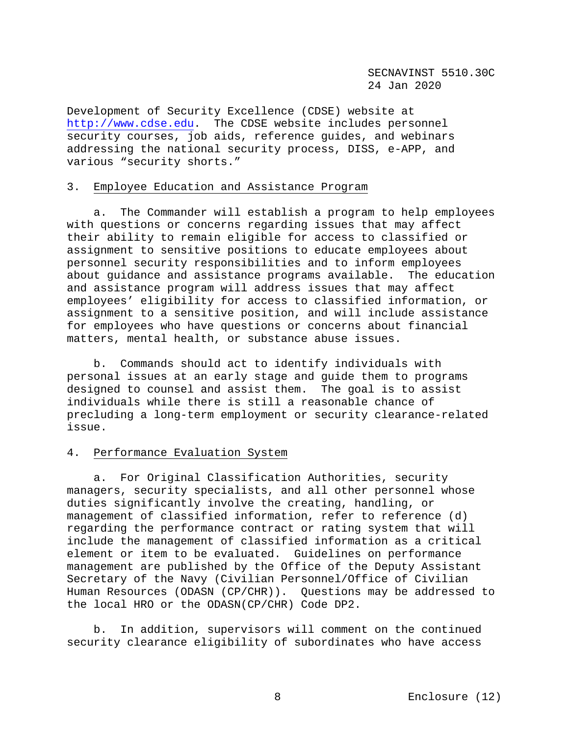Development of Security Excellence (CDSE) website at http://www.cdse.edu. The CDSE website includes personnel security courses, job aids, reference guides, and webinars addressing the national security process, DISS, e-APP, and various "security shorts."

3. Employee Education and Assistance Program

a. The Commander will establish a program to help employees with questions or concerns regarding issues that may affect their ability to remain eligible for access to classified or assignment to sensitive positions to educate employees about personnel security responsibilities and to inform employees about guidance and assistance programs available. The education and assistance program will address issues that may affect employees' eligibility for access to classified information, or assignment to a sensitive position, and will include assistance for employees who have questions or concerns about financial matters, mental health, or substance abuse issues.

b. Commands should act to identify individuals with personal issues at an early stage and guide them to programs designed to counsel and assist them. The goal is to assist individuals while there is still a reasonable chance of precluding a long-term employment or security clearance-related issue.

4. Performance Evaluation System

a. For Original Classification Authorities, security managers, security specialists, and all other personnel whose duties significantly involve the creating, handling, or management of classified information, refer to reference (d) regarding the performance contract or rating system that will include the management of classified information as a critical element or item to be evaluated. Guidelines on performance management are published by the Office of the Deputy Assistant Secretary of the Navy (Civilian Personnel/Office of Civilian Human Resources (ODASN (CP/CHR)). Questions may be addressed to the local HRO or the ODASN(CP/CHR) Code DP2.

b. In addition, supervisors will comment on the continued security clearance eligibility of subordinates who have access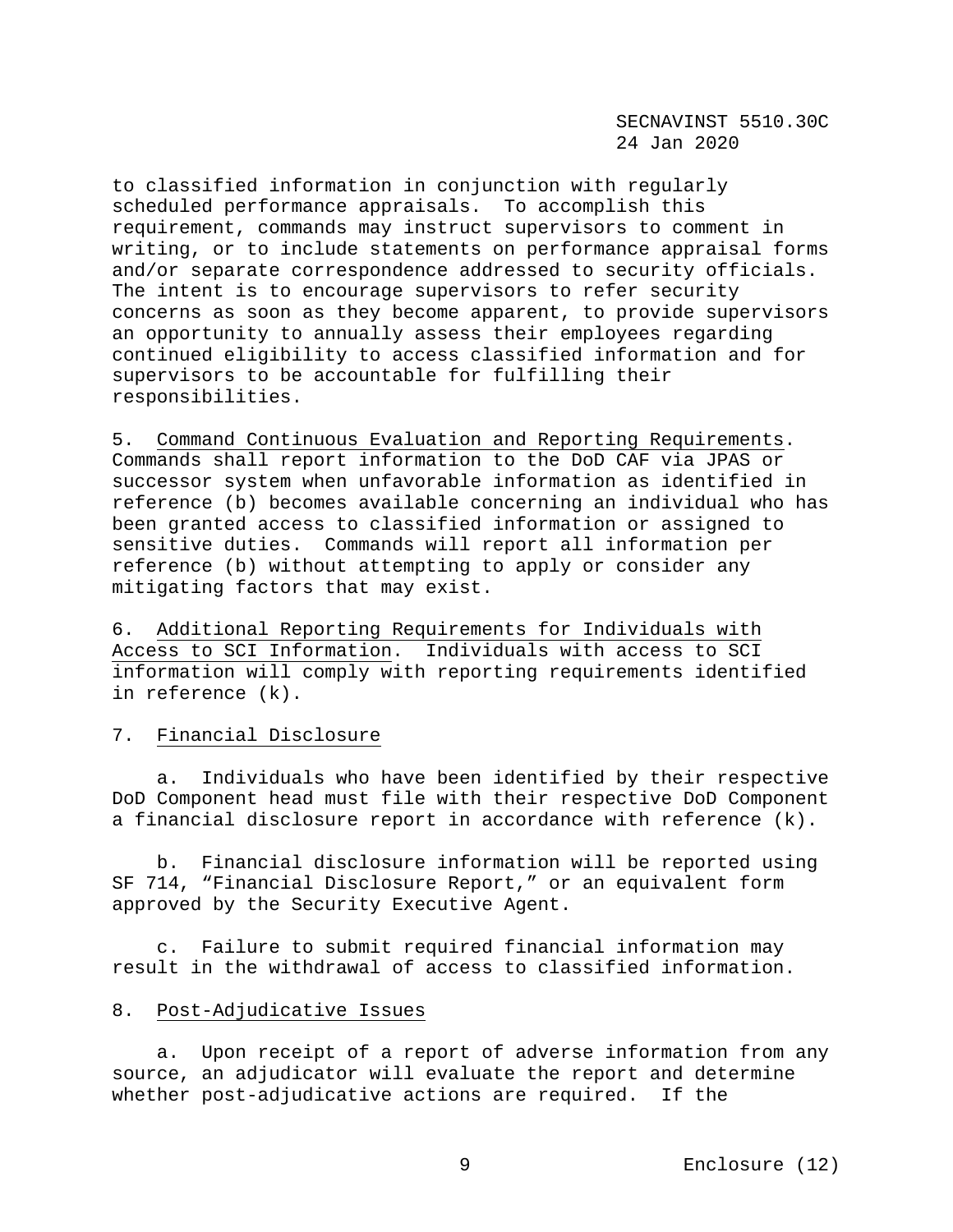to classified information in conjunction with regularly scheduled performance appraisals. To accomplish this requirement, commands may instruct supervisors to comment in writing, or to include statements on performance appraisal forms and/or separate correspondence addressed to security officials. The intent is to encourage supervisors to refer security concerns as soon as they become apparent, to provide supervisors an opportunity to annually assess their employees regarding continued eligibility to access classified information and for supervisors to be accountable for fulfilling their responsibilities.

5. Command Continuous Evaluation and Reporting Requirements. Commands shall report information to the DoD CAF via JPAS or successor system when unfavorable information as identified in reference (b) becomes available concerning an individual who has been granted access to classified information or assigned to sensitive duties. Commands will report all information per reference (b) without attempting to apply or consider any mitigating factors that may exist.

6. Additional Reporting Requirements for Individuals with Access to SCI Information. Individuals with access to SCI information will comply with reporting requirements identified in reference (k).

7. Financial Disclosure

a. Individuals who have been identified by their respective DoD Component head must file with their respective DoD Component a financial disclosure report in accordance with reference (k).

b. Financial disclosure information will be reported using SF 714, "Financial Disclosure Report," or an equivalent form approved by the Security Executive Agent.

c. Failure to submit required financial information may result in the withdrawal of access to classified information.

8. Post-Adjudicative Issues

a. Upon receipt of a report of adverse information from any source, an adjudicator will evaluate the report and determine whether post-adjudicative actions are required. If the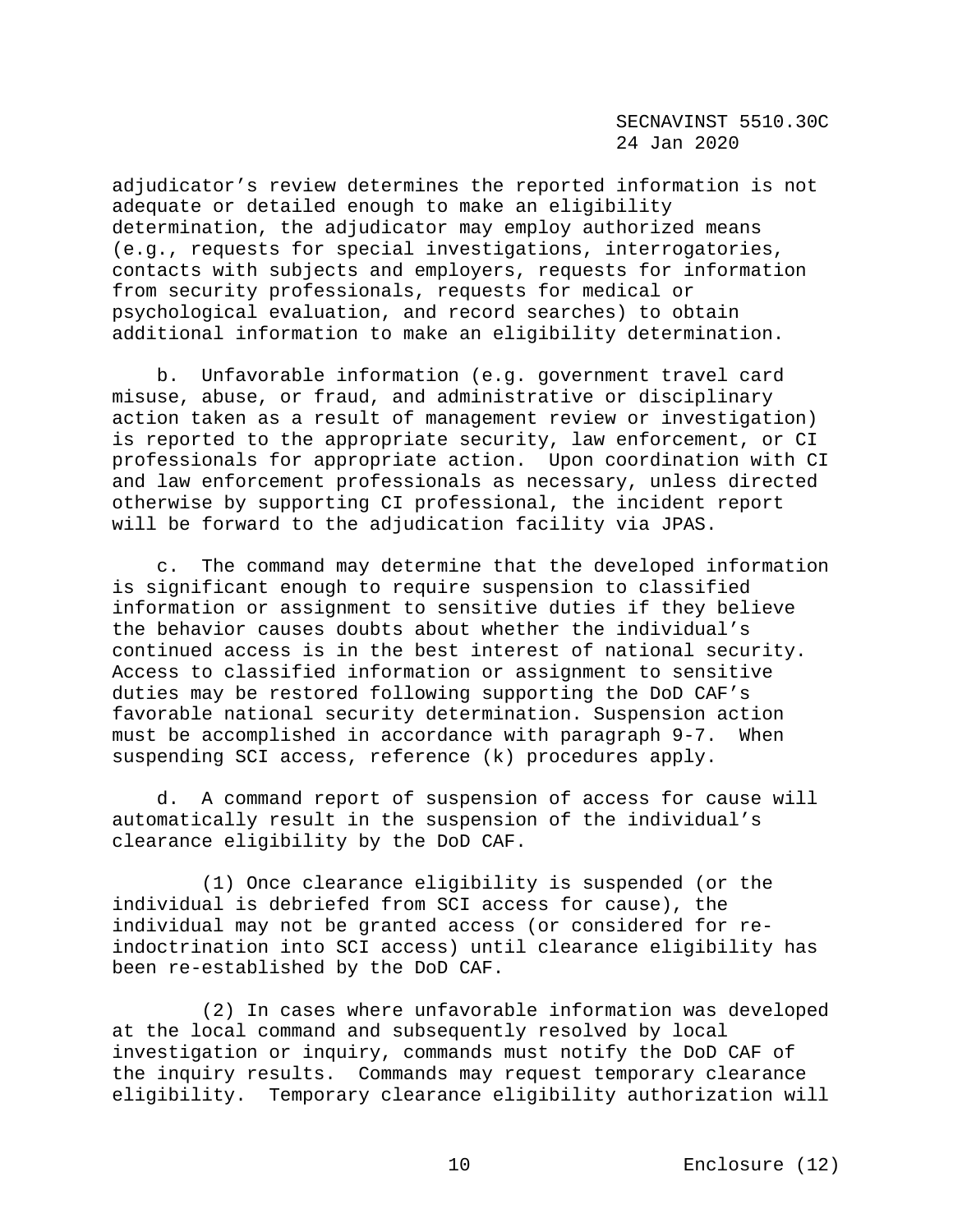adjudicator's review determines the reported information is not adequate or detailed enough to make an eligibility determination, the adjudicator may employ authorized means (e.g., requests for special investigations, interrogatories, contacts with subjects and employers, requests for information from security professionals, requests for medical or psychological evaluation, and record searches) to obtain additional information to make an eligibility determination.

b. Unfavorable information (e.g. government travel card misuse, abuse, or fraud, and administrative or disciplinary action taken as a result of management review or investigation) is reported to the appropriate security, law enforcement, or CI professionals for appropriate action. Upon coordination with CI and law enforcement professionals as necessary, unless directed otherwise by supporting CI professional, the incident report will be forward to the adjudication facility via JPAS.

c. The command may determine that the developed information is significant enough to require suspension to classified information or assignment to sensitive duties if they believe the behavior causes doubts about whether the individual's continued access is in the best interest of national security. Access to classified information or assignment to sensitive duties may be restored following supporting the DoD CAF's favorable national security determination. Suspension action must be accomplished in accordance with paragraph 9-7. When suspending SCI access, reference (k) procedures apply.

d. A command report of suspension of access for cause will automatically result in the suspension of the individual's clearance eligibility by the DoD CAF.

(1) Once clearance eligibility is suspended (or the individual is debriefed from SCI access for cause), the individual may not be granted access (or considered for re-indoctrination into SCI access) until clearance eligibility has been re-established by the DoD CAF.

(2) In cases where unfavorable information was developed at the local command and subsequently resolved by local investigation or inquiry, commands must notify the DoD CAF of the inquiry results. Commands may request temporary clearance eligibility. Temporary clearance eligibility authorization will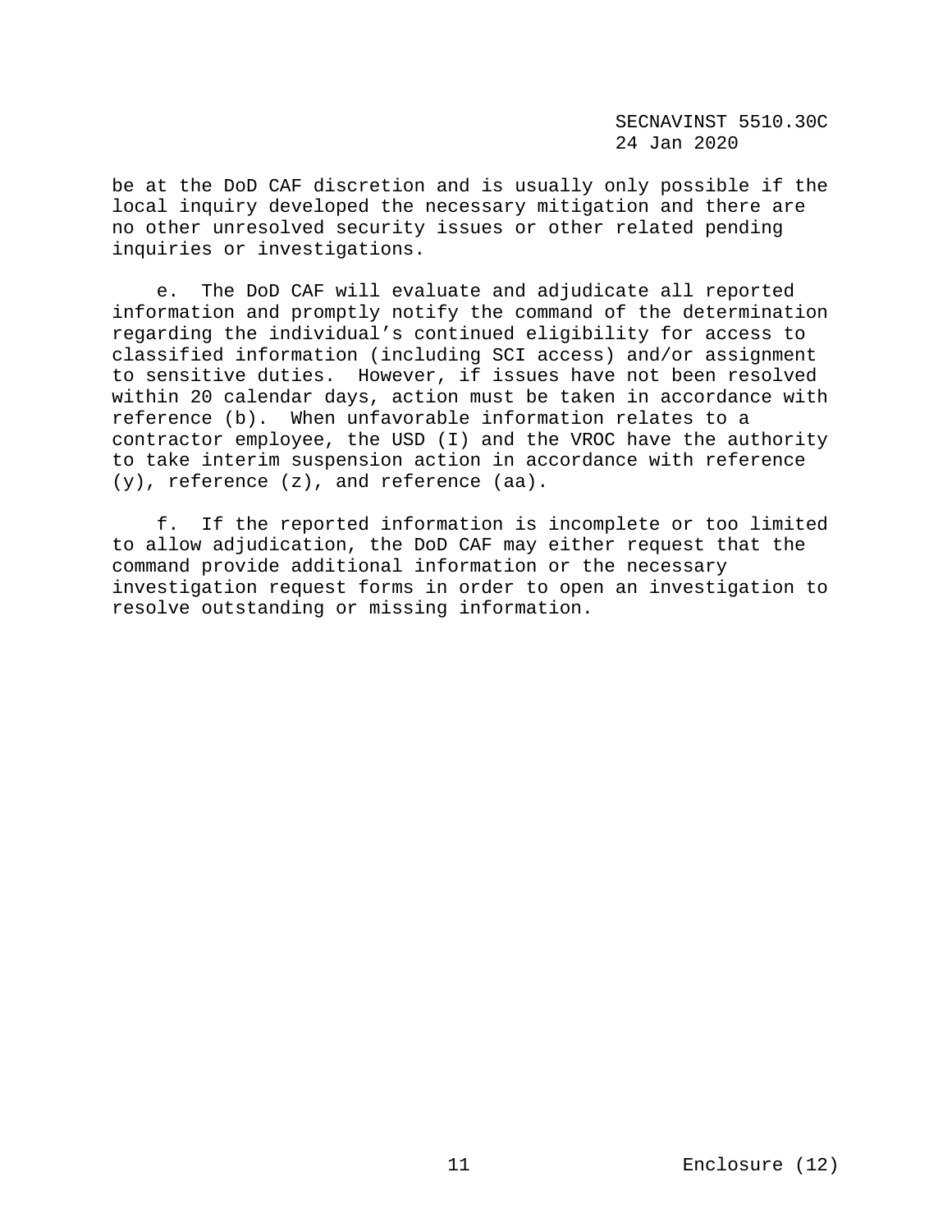be at the DoD CAF discretion and is usually only possible if the local inquiry developed the necessary mitigation and there are no other unresolved security issues or other related pending inquiries or investigations.

e. The DoD CAF will evaluate and adjudicate all reported information and promptly notify the command of the determination regarding the individual's continued eligibility for access to classified information (including SCI access) and/or assignment to sensitive duties. However, if issues have not been resolved within 20 calendar days, action must be taken in accordance with reference (b). When unfavorable information relates to a contractor employee, the USD (I) and the VROC have the authority to take interim suspension action in accordance with reference (y), reference (z), and reference (aa).

f. If the reported information is incomplete or too limited to allow adjudication, the DoD CAF may either request that the command provide additional information or the necessary investigation request forms in order to open an investigation to resolve outstanding or missing information.